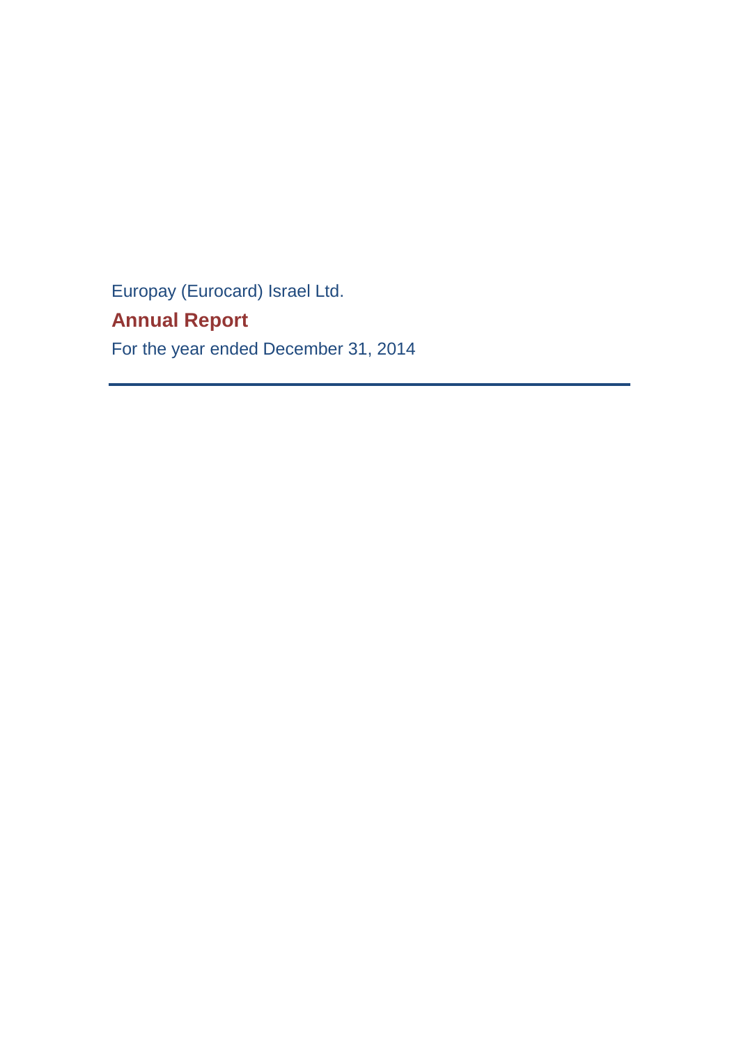Europay (Eurocard) Israel Ltd.

# Annual Report

For the year ended December 31, 2014

---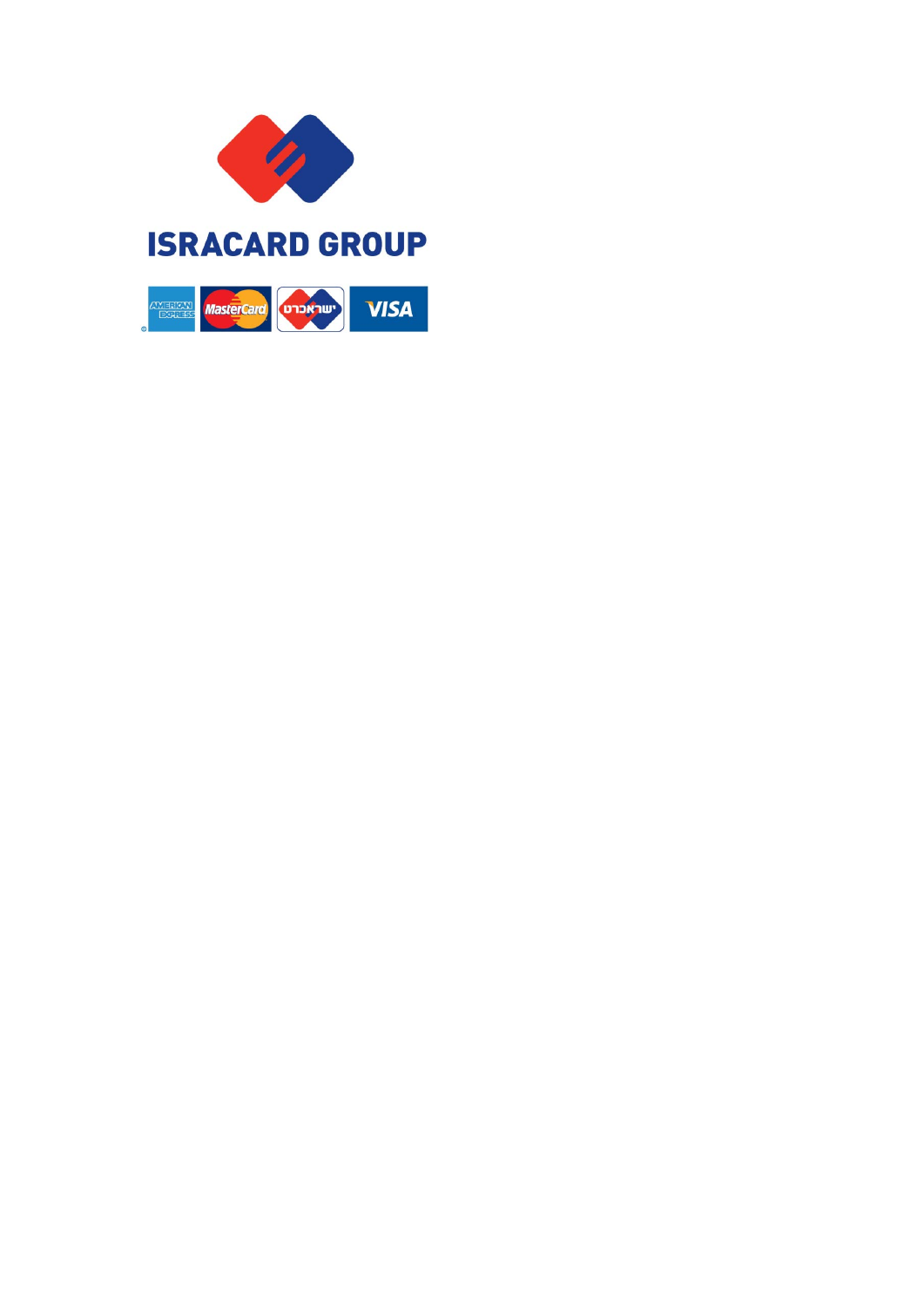ISRACARD GROUP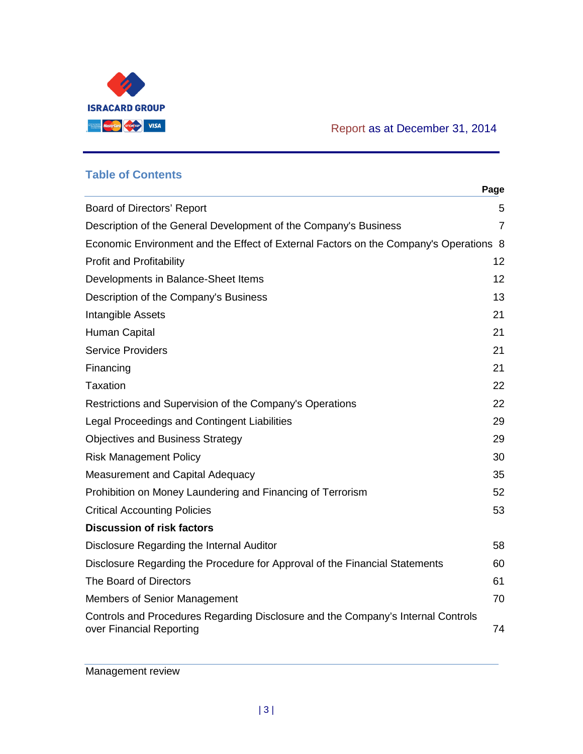ISRACARD GROUP

Report as at December 31, 2014

## Table of Contents

| | Page |
|---|---|
| Board of Directors' Report | 5 |
| Description of the General Development of the Company's Business | 7 |
| Economic Environment and the Effect of External Factors on the Company's Operations | 8 |
| Profit and Profitability | 12 |
| Developments in Balance-Sheet Items | 12 |
| Description of the Company's Business | 13 |
| Intangible Assets | 21 |
| Human Capital | 21 |
| Service Providers | 21 |
| Financing | 21 |
| Taxation | 22 |
| Restrictions and Supervision of the Company's Operations | 22 |
| Legal Proceedings and Contingent Liabilities | 29 |
| Objectives and Business Strategy | 29 |
| Risk Management Policy | 30 |
| Measurement and Capital Adequacy | 35 |
| Prohibition on Money Laundering and Financing of Terrorism | 52 |
| Critical Accounting Policies | 53 |
| **Discussion of risk factors** | |
| Disclosure Regarding the Internal Auditor | 58 |
| Disclosure Regarding the Procedure for Approval of the Financial Statements | 60 |
| The Board of Directors | 61 |
| Members of Senior Management | 70 |
| Controls and Procedures Regarding Disclosure and the Company's Internal Controls over Financial Reporting | 74 |

Management review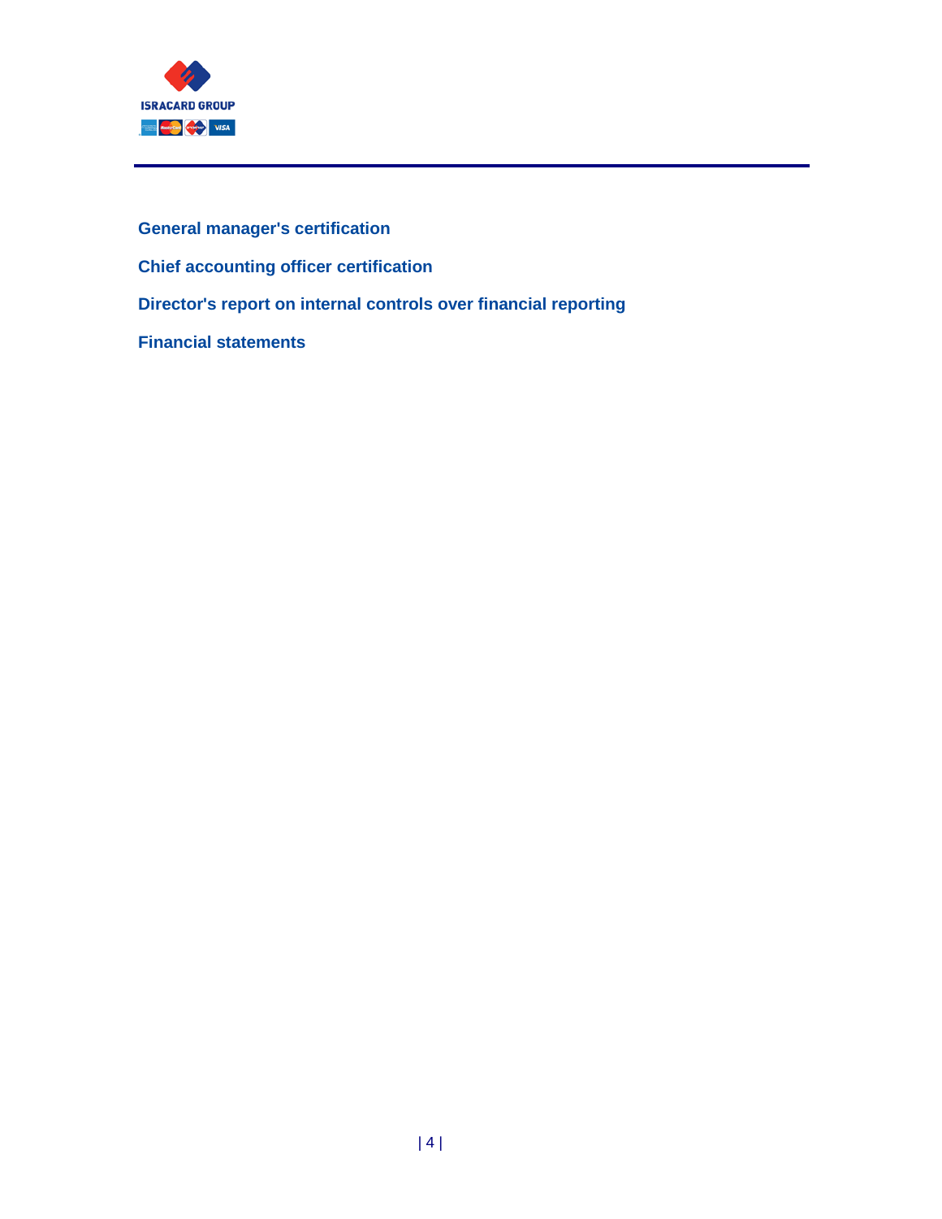**General manager's certification**

**Chief accounting officer certification**

**Director's report on internal controls over financial reporting**

**Financial statements**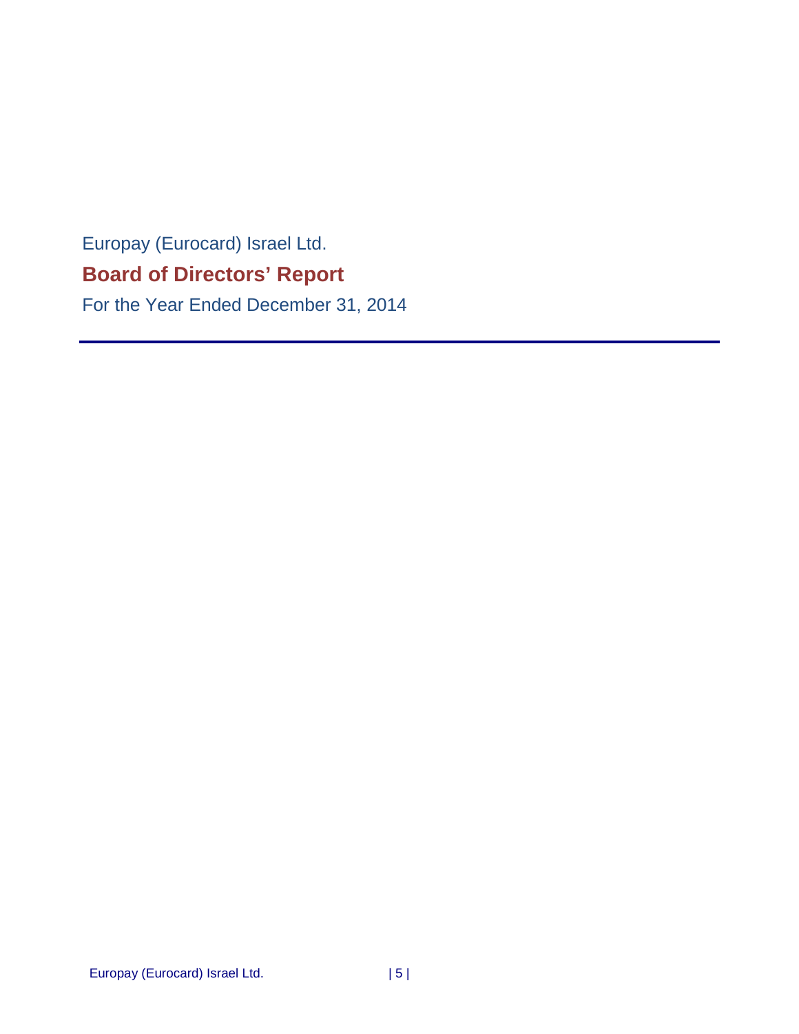Europay (Eurocard) Israel Ltd.

# Board of Directors' Report

For the Year Ended December 31, 2014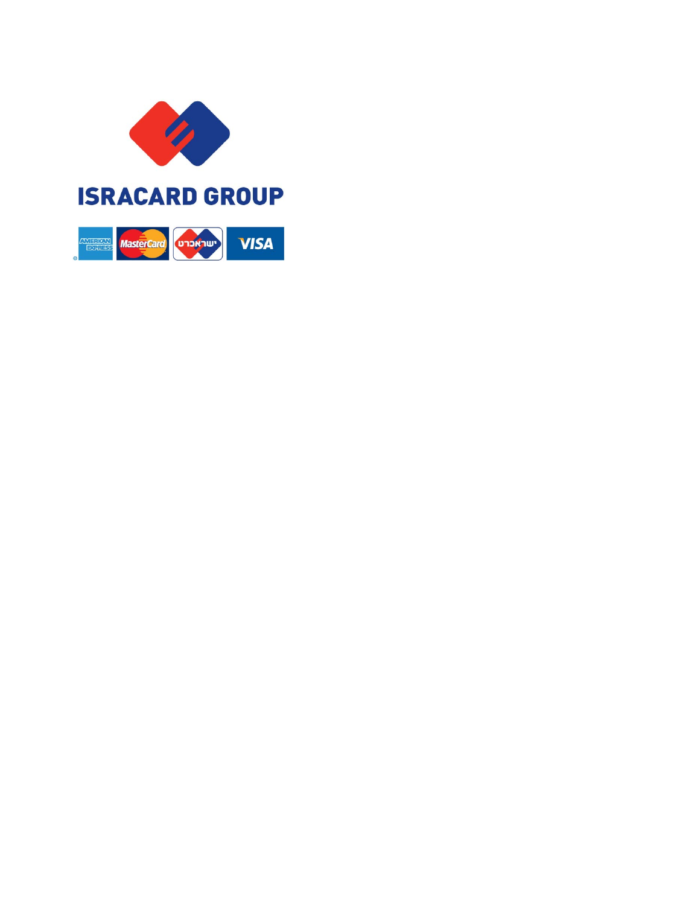ISRACARD GROUP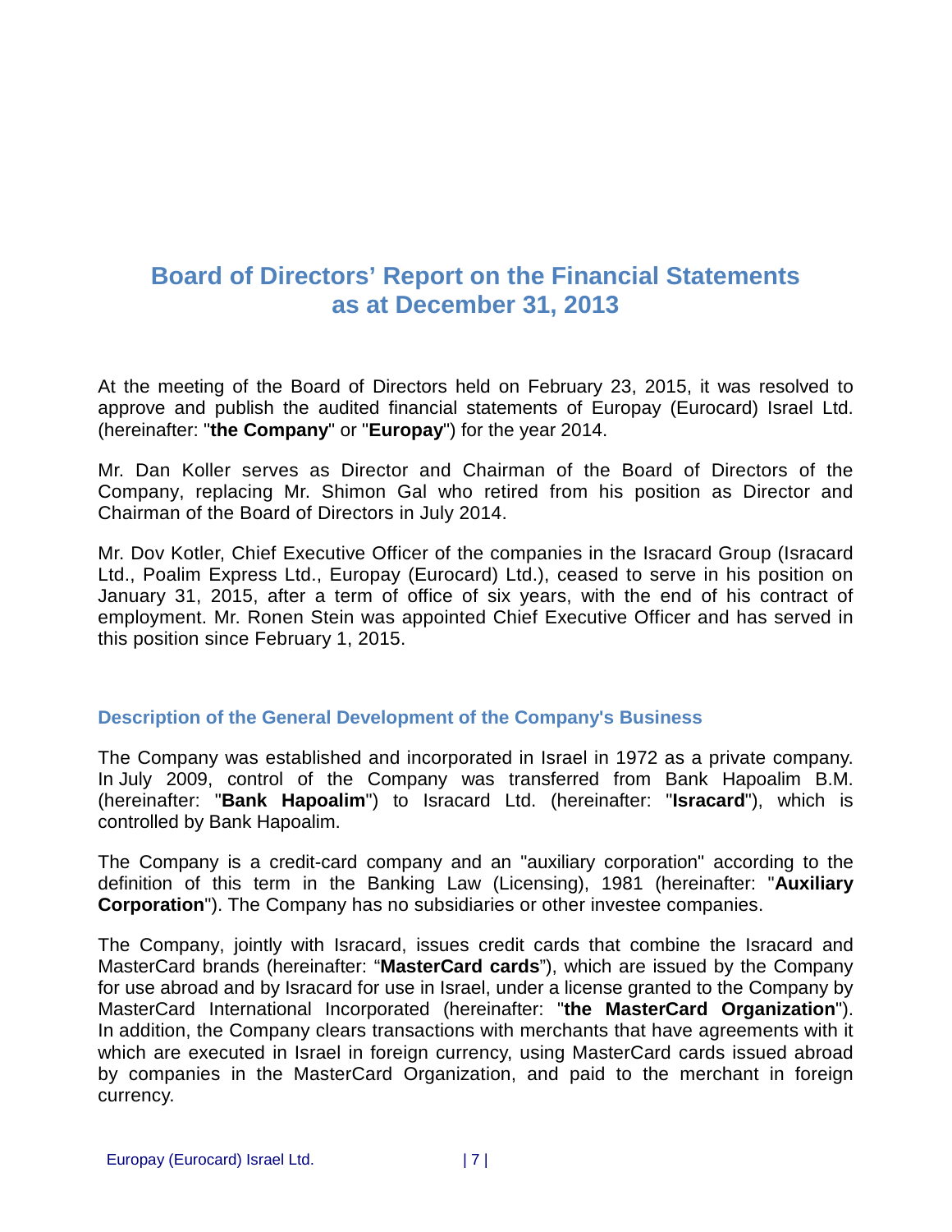# Board of Directors' Report on the Financial Statements as at December 31, 2013

At the meeting of the Board of Directors held on February 23, 2015, it was resolved to approve and publish the audited financial statements of Europay (Eurocard) Israel Ltd. (hereinafter: "**the Company**" or "**Europay**") for the year 2014.

Mr. Dan Koller serves as Director and Chairman of the Board of Directors of the Company, replacing Mr. Shimon Gal who retired from his position as Director and Chairman of the Board of Directors in July 2014.

Mr. Dov Kotler, Chief Executive Officer of the companies in the Isracard Group (Isracard Ltd., Poalim Express Ltd., Europay (Eurocard) Ltd.), ceased to serve in his position on January 31, 2015, after a term of office of six years, with the end of his contract of employment. Mr. Ronen Stein was appointed Chief Executive Officer and has served in this position since February 1, 2015.

## Description of the General Development of the Company's Business

The Company was established and incorporated in Israel in 1972 as a private company. In July 2009, control of the Company was transferred from Bank Hapoalim B.M. (hereinafter: "**Bank Hapoalim**") to Isracard Ltd. (hereinafter: "**Isracard**"), which is controlled by Bank Hapoalim.

The Company is a credit-card company and an "auxiliary corporation" according to the definition of this term in the Banking Law (Licensing), 1981 (hereinafter: "**Auxiliary Corporation**"). The Company has no subsidiaries or other investee companies.

The Company, jointly with Isracard, issues credit cards that combine the Isracard and MasterCard brands (hereinafter: "**MasterCard cards**"), which are issued by the Company for use abroad and by Isracard for use in Israel, under a license granted to the Company by MasterCard International Incorporated (hereinafter: "**the MasterCard Organization**"). In addition, the Company clears transactions with merchants that have agreements with it which are executed in Israel in foreign currency, using MasterCard cards issued abroad by companies in the MasterCard Organization, and paid to the merchant in foreign currency.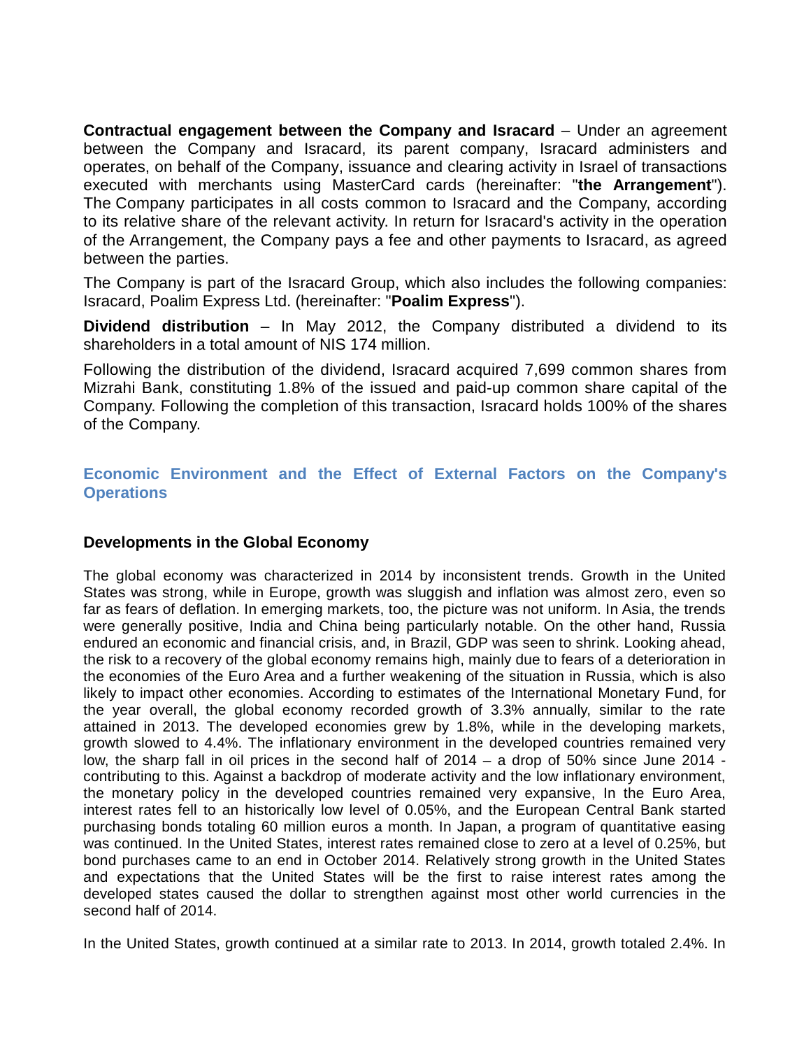**Contractual engagement between the Company and Isracard** – Under an agreement between the Company and Isracard, its parent company, Isracard administers and operates, on behalf of the Company, issuance and clearing activity in Israel of transactions executed with merchants using MasterCard cards (hereinafter: "**the Arrangement**"). The Company participates in all costs common to Isracard and the Company, according to its relative share of the relevant activity. In return for Isracard's activity in the operation of the Arrangement, the Company pays a fee and other payments to Isracard, as agreed between the parties.

The Company is part of the Isracard Group, which also includes the following companies: Isracard, Poalim Express Ltd. (hereinafter: "**Poalim Express**").

**Dividend distribution** – In May 2012, the Company distributed a dividend to its shareholders in a total amount of NIS 174 million.

Following the distribution of the dividend, Isracard acquired 7,699 common shares from Mizrahi Bank, constituting 1.8% of the issued and paid-up common share capital of the Company. Following the completion of this transaction, Isracard holds 100% of the shares of the Company.

## Economic Environment and the Effect of External Factors on the Company's Operations

### Developments in the Global Economy

The global economy was characterized in 2014 by inconsistent trends. Growth in the United States was strong, while in Europe, growth was sluggish and inflation was almost zero, even so far as fears of deflation. In emerging markets, too, the picture was not uniform. In Asia, the trends were generally positive, India and China being particularly notable. On the other hand, Russia endured an economic and financial crisis, and, in Brazil, GDP was seen to shrink. Looking ahead, the risk to a recovery of the global economy remains high, mainly due to fears of a deterioration in the economies of the Euro Area and a further weakening of the situation in Russia, which is also likely to impact other economies. According to estimates of the International Monetary Fund, for the year overall, the global economy recorded growth of 3.3% annually, similar to the rate attained in 2013. The developed economies grew by 1.8%, while in the developing markets, growth slowed to 4.4%. The inflationary environment in the developed countries remained very low, the sharp fall in oil prices in the second half of 2014 – a drop of 50% since June 2014 - contributing to this. Against a backdrop of moderate activity and the low inflationary environment, the monetary policy in the developed countries remained very expansive, In the Euro Area, interest rates fell to an historically low level of 0.05%, and the European Central Bank started purchasing bonds totaling 60 million euros a month. In Japan, a program of quantitative easing was continued. In the United States, interest rates remained close to zero at a level of 0.25%, but bond purchases came to an end in October 2014. Relatively strong growth in the United States and expectations that the United States will be the first to raise interest rates among the developed states caused the dollar to strengthen against most other world currencies in the second half of 2014.

In the United States, growth continued at a similar rate to 2013. In 2014, growth totaled 2.4%. In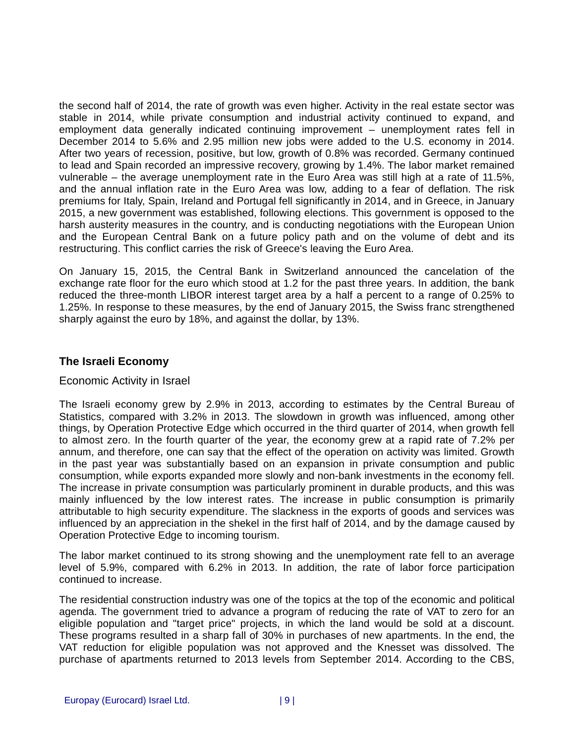the second half of 2014, the rate of growth was even higher. Activity in the real estate sector was stable in 2014, while private consumption and industrial activity continued to expand, and employment data generally indicated continuing improvement – unemployment rates fell in December 2014 to 5.6% and 2.95 million new jobs were added to the U.S. economy in 2014. After two years of recession, positive, but low, growth of 0.8% was recorded. Germany continued to lead and Spain recorded an impressive recovery, growing by 1.4%. The labor market remained vulnerable – the average unemployment rate in the Euro Area was still high at a rate of 11.5%, and the annual inflation rate in the Euro Area was low, adding to a fear of deflation. The risk premiums for Italy, Spain, Ireland and Portugal fell significantly in 2014, and in Greece, in January 2015, a new government was established, following elections. This government is opposed to the harsh austerity measures in the country, and is conducting negotiations with the European Union and the European Central Bank on a future policy path and on the volume of debt and its restructuring. This conflict carries the risk of Greece's leaving the Euro Area.

On January 15, 2015, the Central Bank in Switzerland announced the cancelation of the exchange rate floor for the euro which stood at 1.2 for the past three years. In addition, the bank reduced the three-month LIBOR interest target area by a half a percent to a range of 0.25% to 1.25%. In response to these measures, by the end of January 2015, the Swiss franc strengthened sharply against the euro by 18%, and against the dollar, by 13%.

## The Israeli Economy

### Economic Activity in Israel

The Israeli economy grew by 2.9% in 2013, according to estimates by the Central Bureau of Statistics, compared with 3.2% in 2013. The slowdown in growth was influenced, among other things, by Operation Protective Edge which occurred in the third quarter of 2014, when growth fell to almost zero. In the fourth quarter of the year, the economy grew at a rapid rate of 7.2% per annum, and therefore, one can say that the effect of the operation on activity was limited. Growth in the past year was substantially based on an expansion in private consumption and public consumption, while exports expanded more slowly and non-bank investments in the economy fell. The increase in private consumption was particularly prominent in durable products, and this was mainly influenced by the low interest rates. The increase in public consumption is primarily attributable to high security expenditure. The slackness in the exports of goods and services was influenced by an appreciation in the shekel in the first half of 2014, and by the damage caused by Operation Protective Edge to incoming tourism.

The labor market continued to its strong showing and the unemployment rate fell to an average level of 5.9%, compared with 6.2% in 2013. In addition, the rate of labor force participation continued to increase.

The residential construction industry was one of the topics at the top of the economic and political agenda. The government tried to advance a program of reducing the rate of VAT to zero for an eligible population and "target price" projects, in which the land would be sold at a discount. These programs resulted in a sharp fall of 30% in purchases of new apartments. In the end, the VAT reduction for eligible population was not approved and the Knesset was dissolved. The purchase of apartments returned to 2013 levels from September 2014. According to the CBS,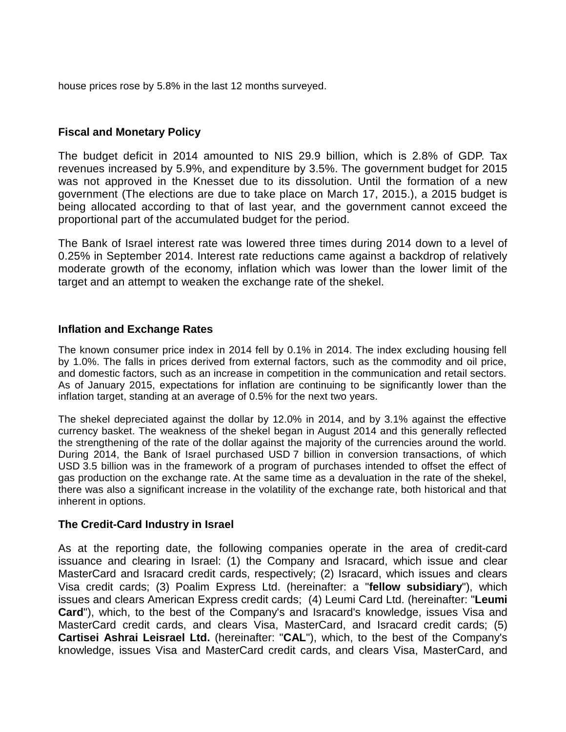house prices rose by 5.8% in the last 12 months surveyed.

### Fiscal and Monetary Policy

The budget deficit in 2014 amounted to NIS 29.9 billion, which is 2.8% of GDP. Tax revenues increased by 5.9%, and expenditure by 3.5%. The government budget for 2015 was not approved in the Knesset due to its dissolution. Until the formation of a new government (The elections are due to take place on March 17, 2015.), a 2015 budget is being allocated according to that of last year, and the government cannot exceed the proportional part of the accumulated budget for the period.

The Bank of Israel interest rate was lowered three times during 2014 down to a level of 0.25% in September 2014. Interest rate reductions came against a backdrop of relatively moderate growth of the economy, inflation which was lower than the lower limit of the target and an attempt to weaken the exchange rate of the shekel.

### Inflation and Exchange Rates

The known consumer price index in 2014 fell by 0.1% in 2014. The index excluding housing fell by 1.0%. The falls in prices derived from external factors, such as the commodity and oil price, and domestic factors, such as an increase in competition in the communication and retail sectors. As of January 2015, expectations for inflation are continuing to be significantly lower than the inflation target, standing at an average of 0.5% for the next two years.

The shekel depreciated against the dollar by 12.0% in 2014, and by 3.1% against the effective currency basket. The weakness of the shekel began in August 2014 and this generally reflected the strengthening of the rate of the dollar against the majority of the currencies around the world. During 2014, the Bank of Israel purchased USD 7 billion in conversion transactions, of which USD 3.5 billion was in the framework of a program of purchases intended to offset the effect of gas production on the exchange rate. At the same time as a devaluation in the rate of the shekel, there was also a significant increase in the volatility of the exchange rate, both historical and that inherent in options.

### The Credit-Card Industry in Israel

As at the reporting date, the following companies operate in the area of credit-card issuance and clearing in Israel: (1) the Company and Isracard, which issue and clear MasterCard and Isracard credit cards, respectively; (2) Isracard, which issues and clears Visa credit cards; (3) Poalim Express Ltd. (hereinafter: a "**fellow subsidiary**"), which issues and clears American Express credit cards; (4) Leumi Card Ltd. (hereinafter: "**Leumi Card**"), which, to the best of the Company's and Isracard's knowledge, issues Visa and MasterCard credit cards, and clears Visa, MasterCard, and Isracard credit cards; (5) **Cartisei Ashrai Leisrael Ltd.** (hereinafter: "**CAL**"), which, to the best of the Company's knowledge, issues Visa and MasterCard credit cards, and clears Visa, MasterCard, and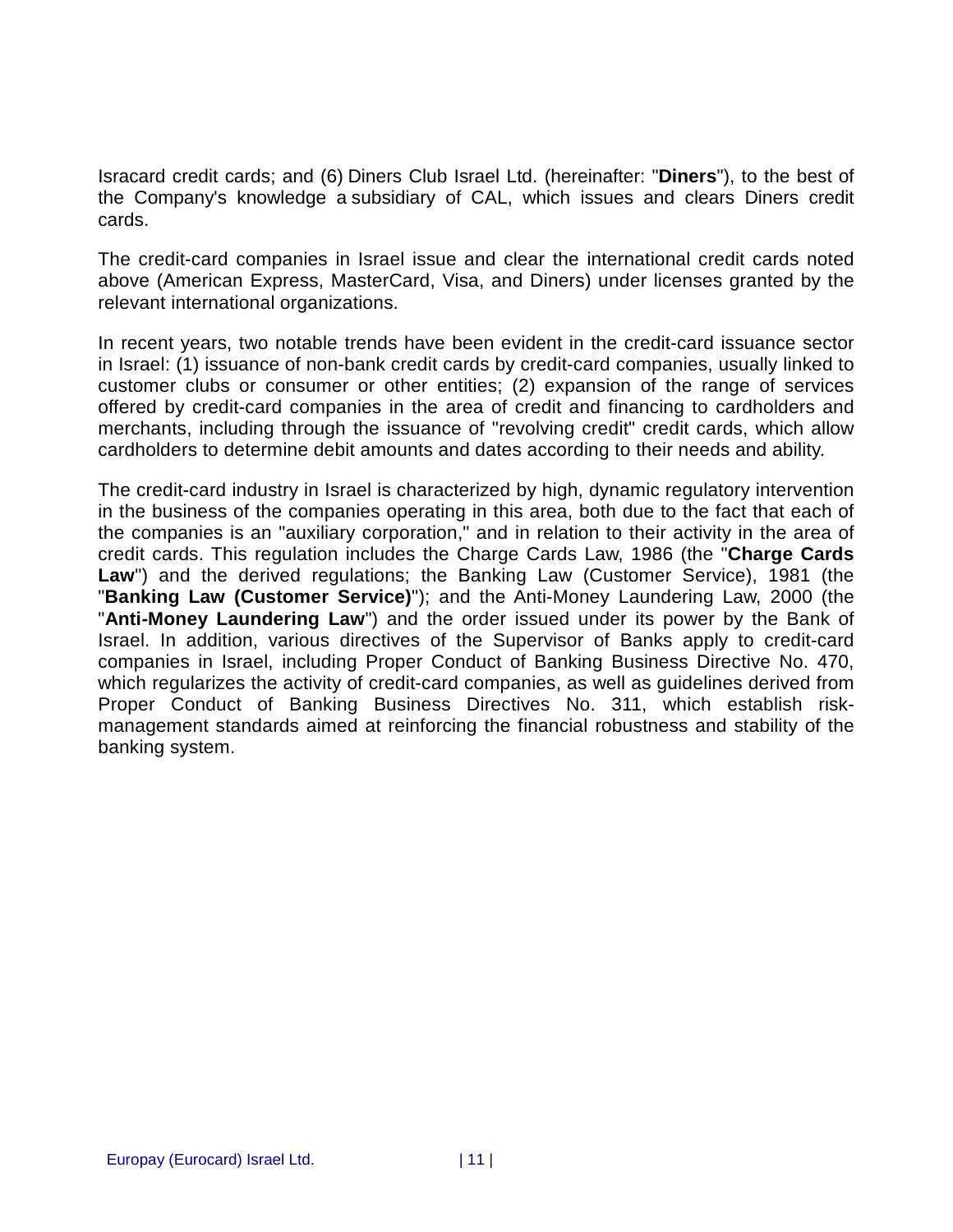Isracard credit cards; and (6) Diners Club Israel Ltd. (hereinafter: "**Diners**"), to the best of the Company's knowledge a subsidiary of CAL, which issues and clears Diners credit cards.

The credit-card companies in Israel issue and clear the international credit cards noted above (American Express, MasterCard, Visa, and Diners) under licenses granted by the relevant international organizations.

In recent years, two notable trends have been evident in the credit-card issuance sector in Israel: (1) issuance of non-bank credit cards by credit-card companies, usually linked to customer clubs or consumer or other entities; (2) expansion of the range of services offered by credit-card companies in the area of credit and financing to cardholders and merchants, including through the issuance of "revolving credit" credit cards, which allow cardholders to determine debit amounts and dates according to their needs and ability.

The credit-card industry in Israel is characterized by high, dynamic regulatory intervention in the business of the companies operating in this area, both due to the fact that each of the companies is an "auxiliary corporation," and in relation to their activity in the area of credit cards. This regulation includes the Charge Cards Law, 1986 (the "**Charge Cards Law**") and the derived regulations; the Banking Law (Customer Service), 1981 (the "**Banking Law (Customer Service)**"); and the Anti-Money Laundering Law, 2000 (the "**Anti-Money Laundering Law**") and the order issued under its power by the Bank of Israel. In addition, various directives of the Supervisor of Banks apply to credit-card companies in Israel, including Proper Conduct of Banking Business Directive No. 470, which regularizes the activity of credit-card companies, as well as guidelines derived from Proper Conduct of Banking Business Directives No. 311, which establish risk-management standards aimed at reinforcing the financial robustness and stability of the banking system.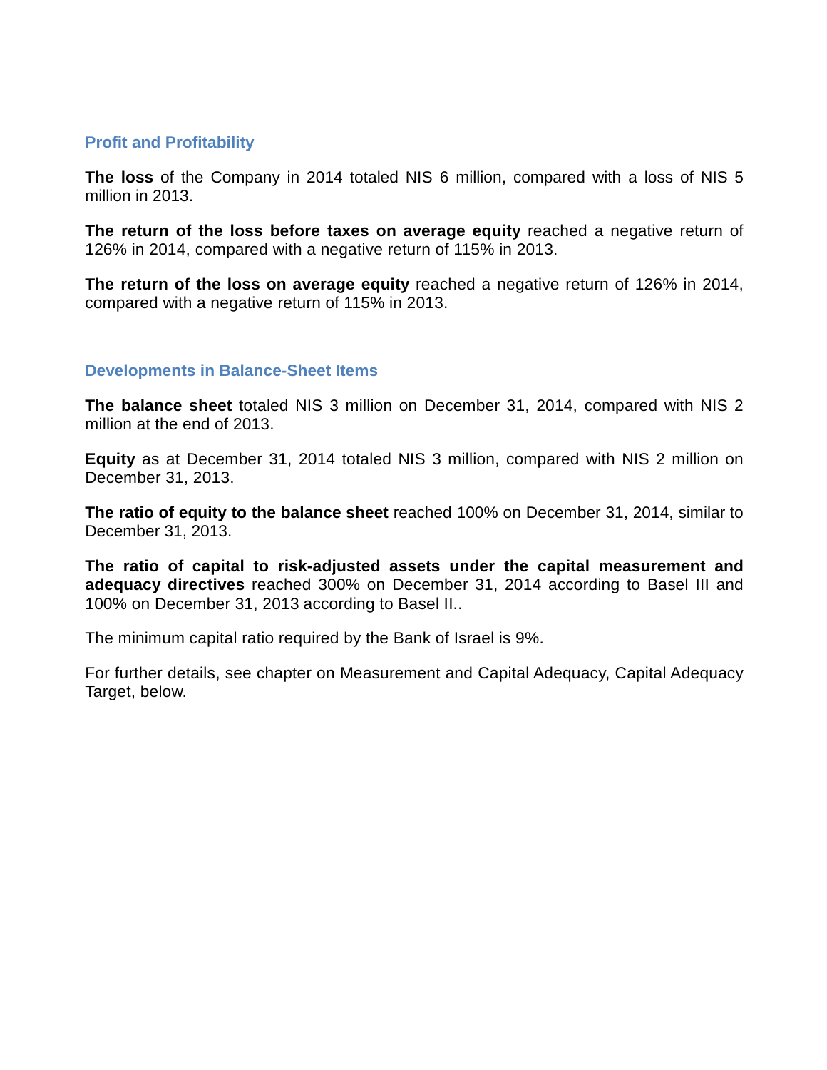## Profit and Profitability

**The loss** of the Company in 2014 totaled NIS 6 million, compared with a loss of NIS 5 million in 2013.

**The return of the loss before taxes on average equity** reached a negative return of 126% in 2014, compared with a negative return of 115% in 2013.

**The return of the loss on average equity** reached a negative return of 126% in 2014, compared with a negative return of 115% in 2013.

## Developments in Balance-Sheet Items

**The balance sheet** totaled NIS 3 million on December 31, 2014, compared with NIS 2 million at the end of 2013.

**Equity** as at December 31, 2014 totaled NIS 3 million, compared with NIS 2 million on December 31, 2013.

**The ratio of equity to the balance sheet** reached 100% on December 31, 2014, similar to December 31, 2013.

**The ratio of capital to risk-adjusted assets under the capital measurement and adequacy directives** reached 300% on December 31, 2014 according to Basel III and 100% on December 31, 2013 according to Basel II..

The minimum capital ratio required by the Bank of Israel is 9%.

For further details, see chapter on Measurement and Capital Adequacy, Capital Adequacy Target, below.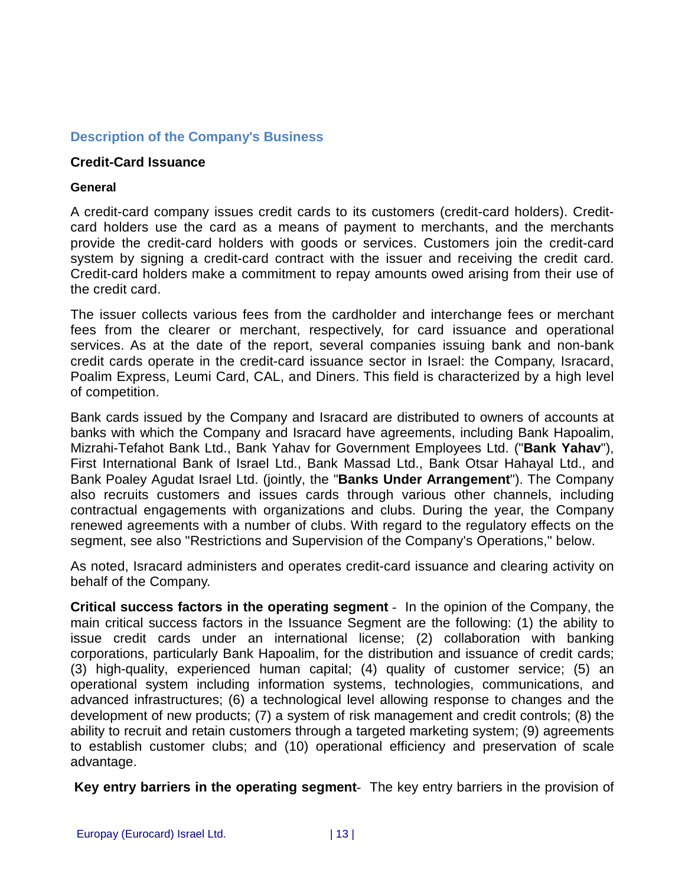## Description of the Company's Business

### Credit-Card Issuance

#### General

A credit-card company issues credit cards to its customers (credit-card holders). Credit-card holders use the card as a means of payment to merchants, and the merchants provide the credit-card holders with goods or services. Customers join the credit-card system by signing a credit-card contract with the issuer and receiving the credit card. Credit-card holders make a commitment to repay amounts owed arising from their use of the credit card.

The issuer collects various fees from the cardholder and interchange fees or merchant fees from the clearer or merchant, respectively, for card issuance and operational services. As at the date of the report, several companies issuing bank and non-bank credit cards operate in the credit-card issuance sector in Israel: the Company, Isracard, Poalim Express, Leumi Card, CAL, and Diners. This field is characterized by a high level of competition.

Bank cards issued by the Company and Isracard are distributed to owners of accounts at banks with which the Company and Isracard have agreements, including Bank Hapoalim, Mizrahi-Tefahot Bank Ltd., Bank Yahav for Government Employees Ltd. ("**Bank Yahav**"), First International Bank of Israel Ltd., Bank Massad Ltd., Bank Otsar Hahayal Ltd., and Bank Poaley Agudat Israel Ltd. (jointly, the "**Banks Under Arrangement**"). The Company also recruits customers and issues cards through various other channels, including contractual engagements with organizations and clubs. During the year, the Company renewed agreements with a number of clubs. With regard to the regulatory effects on the segment, see also "Restrictions and Supervision of the Company's Operations," below.

As noted, Isracard administers and operates credit-card issuance and clearing activity on behalf of the Company.

**Critical success factors in the operating segment** - In the opinion of the Company, the main critical success factors in the Issuance Segment are the following: (1) the ability to issue credit cards under an international license; (2) collaboration with banking corporations, particularly Bank Hapoalim, for the distribution and issuance of credit cards; (3) high-quality, experienced human capital; (4) quality of customer service; (5) an operational system including information systems, technologies, communications, and advanced infrastructures; (6) a technological level allowing response to changes and the development of new products; (7) a system of risk management and credit controls; (8) the ability to recruit and retain customers through a targeted marketing system; (9) agreements to establish customer clubs; and (10) operational efficiency and preservation of scale advantage.

**Key entry barriers in the operating segment**- The key entry barriers in the provision of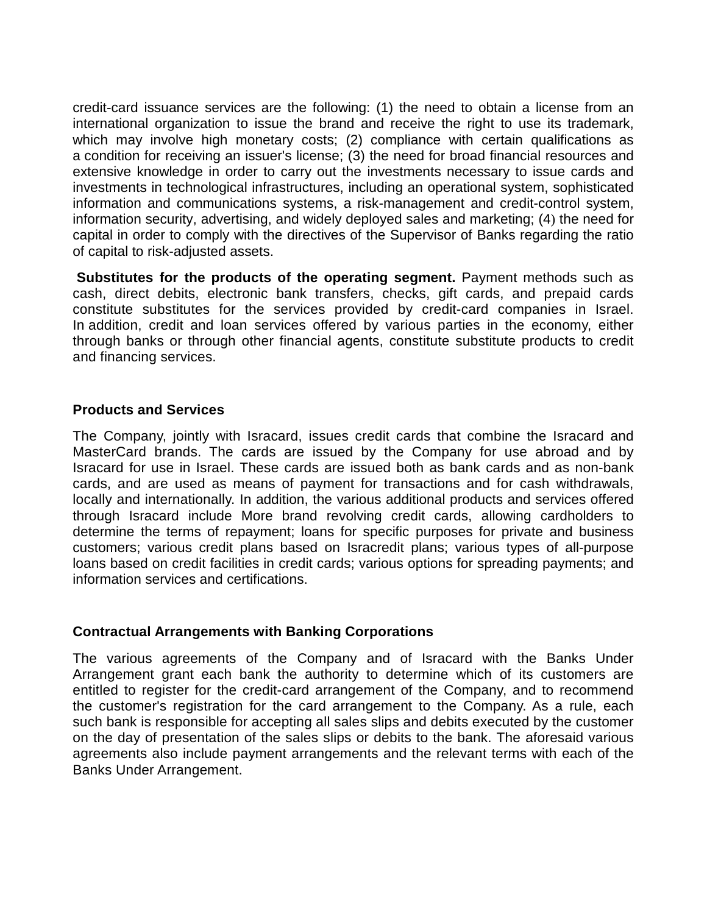credit-card issuance services are the following: (1) the need to obtain a license from an international organization to issue the brand and receive the right to use its trademark, which may involve high monetary costs; (2) compliance with certain qualifications as a condition for receiving an issuer's license; (3) the need for broad financial resources and extensive knowledge in order to carry out the investments necessary to issue cards and investments in technological infrastructures, including an operational system, sophisticated information and communications systems, a risk-management and credit-control system, information security, advertising, and widely deployed sales and marketing; (4) the need for capital in order to comply with the directives of the Supervisor of Banks regarding the ratio of capital to risk-adjusted assets.

**Substitutes for the products of the operating segment.** Payment methods such as cash, direct debits, electronic bank transfers, checks, gift cards, and prepaid cards constitute substitutes for the services provided by credit-card companies in Israel. In addition, credit and loan services offered by various parties in the economy, either through banks or through other financial agents, constitute substitute products to credit and financing services.

**Products and Services**

The Company, jointly with Isracard, issues credit cards that combine the Isracard and MasterCard brands. The cards are issued by the Company for use abroad and by Isracard for use in Israel. These cards are issued both as bank cards and as non-bank cards, and are used as means of payment for transactions and for cash withdrawals, locally and internationally. In addition, the various additional products and services offered through Isracard include More brand revolving credit cards, allowing cardholders to determine the terms of repayment; loans for specific purposes for private and business customers; various credit plans based on Isracredit plans; various types of all-purpose loans based on credit facilities in credit cards; various options for spreading payments; and information services and certifications.

**Contractual Arrangements with Banking Corporations**

The various agreements of the Company and of Isracard with the Banks Under Arrangement grant each bank the authority to determine which of its customers are entitled to register for the credit-card arrangement of the Company, and to recommend the customer's registration for the card arrangement to the Company. As a rule, each such bank is responsible for accepting all sales slips and debits executed by the customer on the day of presentation of the sales slips or debits to the bank. The aforesaid various agreements also include payment arrangements and the relevant terms with each of the Banks Under Arrangement.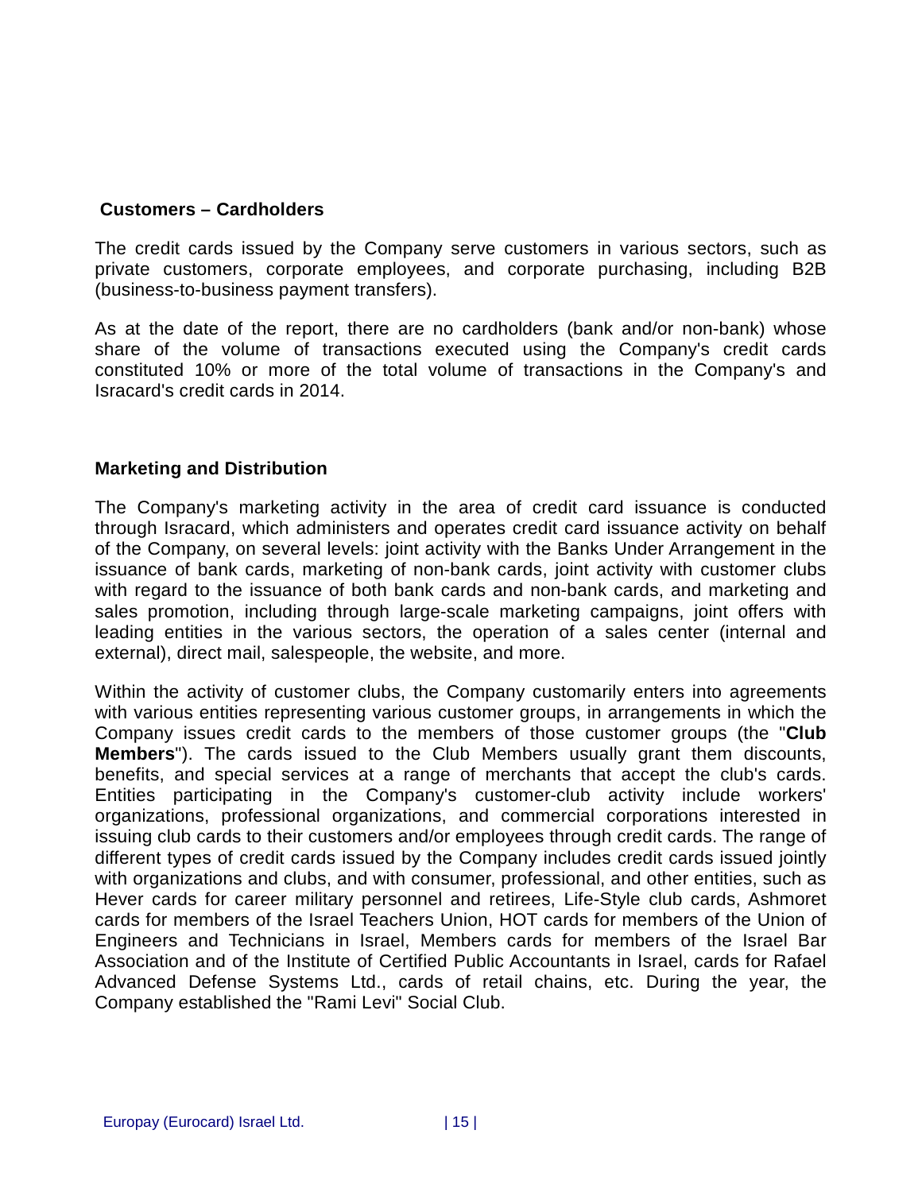### Customers – Cardholders

The credit cards issued by the Company serve customers in various sectors, such as private customers, corporate employees, and corporate purchasing, including B2B (business-to-business payment transfers).

As at the date of the report, there are no cardholders (bank and/or non-bank) whose share of the volume of transactions executed using the Company's credit cards constituted 10% or more of the total volume of transactions in the Company's and Isracard's credit cards in 2014.

### Marketing and Distribution

The Company's marketing activity in the area of credit card issuance is conducted through Isracard, which administers and operates credit card issuance activity on behalf of the Company, on several levels: joint activity with the Banks Under Arrangement in the issuance of bank cards, marketing of non-bank cards, joint activity with customer clubs with regard to the issuance of both bank cards and non-bank cards, and marketing and sales promotion, including through large-scale marketing campaigns, joint offers with leading entities in the various sectors, the operation of a sales center (internal and external), direct mail, salespeople, the website, and more.

Within the activity of customer clubs, the Company customarily enters into agreements with various entities representing various customer groups, in arrangements in which the Company issues credit cards to the members of those customer groups (the "**Club Members**"). The cards issued to the Club Members usually grant them discounts, benefits, and special services at a range of merchants that accept the club's cards. Entities participating in the Company's customer-club activity include workers' organizations, professional organizations, and commercial corporations interested in issuing club cards to their customers and/or employees through credit cards. The range of different types of credit cards issued by the Company includes credit cards issued jointly with organizations and clubs, and with consumer, professional, and other entities, such as Hever cards for career military personnel and retirees, Life-Style club cards, Ashmoret cards for members of the Israel Teachers Union, HOT cards for members of the Union of Engineers and Technicians in Israel, Members cards for members of the Israel Bar Association and of the Institute of Certified Public Accountants in Israel, cards for Rafael Advanced Defense Systems Ltd., cards of retail chains, etc. During the year, the Company established the "Rami Levi" Social Club.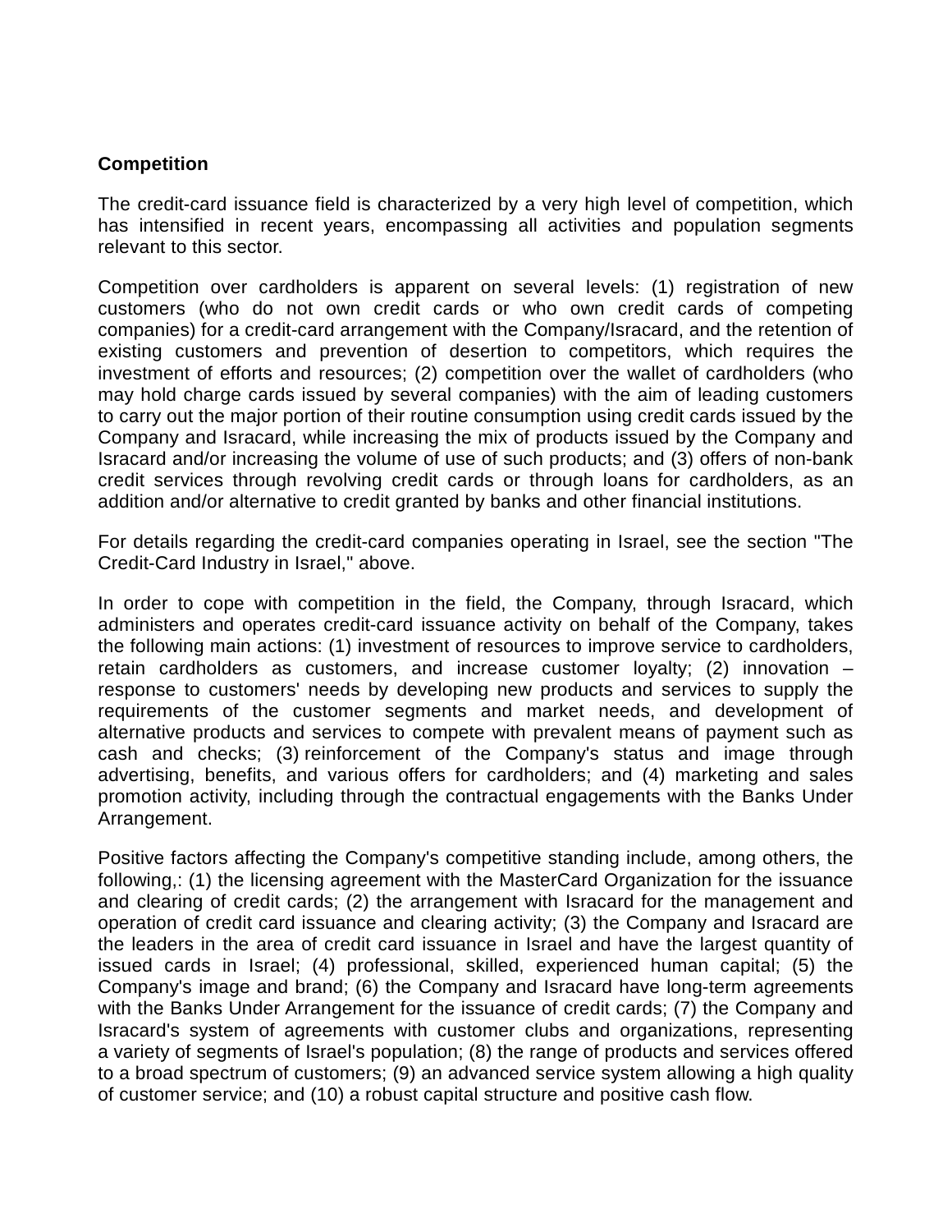**Competition**

The credit-card issuance field is characterized by a very high level of competition, which has intensified in recent years, encompassing all activities and population segments relevant to this sector.

Competition over cardholders is apparent on several levels: (1) registration of new customers (who do not own credit cards or who own credit cards of competing companies) for a credit-card arrangement with the Company/Isracard, and the retention of existing customers and prevention of desertion to competitors, which requires the investment of efforts and resources; (2) competition over the wallet of cardholders (who may hold charge cards issued by several companies) with the aim of leading customers to carry out the major portion of their routine consumption using credit cards issued by the Company and Isracard, while increasing the mix of products issued by the Company and Isracard and/or increasing the volume of use of such products; and (3) offers of non-bank credit services through revolving credit cards or through loans for cardholders, as an addition and/or alternative to credit granted by banks and other financial institutions.

For details regarding the credit-card companies operating in Israel, see the section "The Credit-Card Industry in Israel," above.

In order to cope with competition in the field, the Company, through Isracard, which administers and operates credit-card issuance activity on behalf of the Company, takes the following main actions: (1) investment of resources to improve service to cardholders, retain cardholders as customers, and increase customer loyalty; (2) innovation – response to customers' needs by developing new products and services to supply the requirements of the customer segments and market needs, and development of alternative products and services to compete with prevalent means of payment such as cash and checks; (3) reinforcement of the Company's status and image through advertising, benefits, and various offers for cardholders; and (4) marketing and sales promotion activity, including through the contractual engagements with the Banks Under Arrangement.

Positive factors affecting the Company's competitive standing include, among others, the following,: (1) the licensing agreement with the MasterCard Organization for the issuance and clearing of credit cards; (2) the arrangement with Isracard for the management and operation of credit card issuance and clearing activity; (3) the Company and Isracard are the leaders in the area of credit card issuance in Israel and have the largest quantity of issued cards in Israel; (4) professional, skilled, experienced human capital; (5) the Company's image and brand; (6) the Company and Isracard have long-term agreements with the Banks Under Arrangement for the issuance of credit cards; (7) the Company and Isracard's system of agreements with customer clubs and organizations, representing a variety of segments of Israel's population; (8) the range of products and services offered to a broad spectrum of customers; (9) an advanced service system allowing a high quality of customer service; and (10) a robust capital structure and positive cash flow.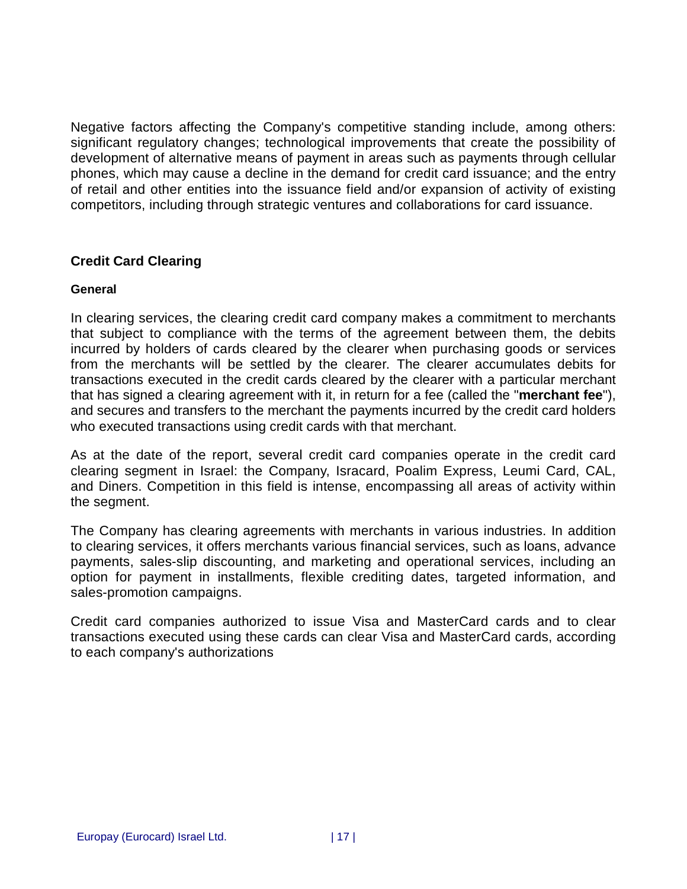Negative factors affecting the Company's competitive standing include, among others: significant regulatory changes; technological improvements that create the possibility of development of alternative means of payment in areas such as payments through cellular phones, which may cause a decline in the demand for credit card issuance; and the entry of retail and other entities into the issuance field and/or expansion of activity of existing competitors, including through strategic ventures and collaborations for card issuance.

## Credit Card Clearing

### General

In clearing services, the clearing credit card company makes a commitment to merchants that subject to compliance with the terms of the agreement between them, the debits incurred by holders of cards cleared by the clearer when purchasing goods or services from the merchants will be settled by the clearer. The clearer accumulates debits for transactions executed in the credit cards cleared by the clearer with a particular merchant that has signed a clearing agreement with it, in return for a fee (called the "**merchant fee**"), and secures and transfers to the merchant the payments incurred by the credit card holders who executed transactions using credit cards with that merchant.

As at the date of the report, several credit card companies operate in the credit card clearing segment in Israel: the Company, Isracard, Poalim Express, Leumi Card, CAL, and Diners. Competition in this field is intense, encompassing all areas of activity within the segment.

The Company has clearing agreements with merchants in various industries. In addition to clearing services, it offers merchants various financial services, such as loans, advance payments, sales-slip discounting, and marketing and operational services, including an option for payment in installments, flexible crediting dates, targeted information, and sales-promotion campaigns.

Credit card companies authorized to issue Visa and MasterCard cards and to clear transactions executed using these cards can clear Visa and MasterCard cards, according to each company's authorizations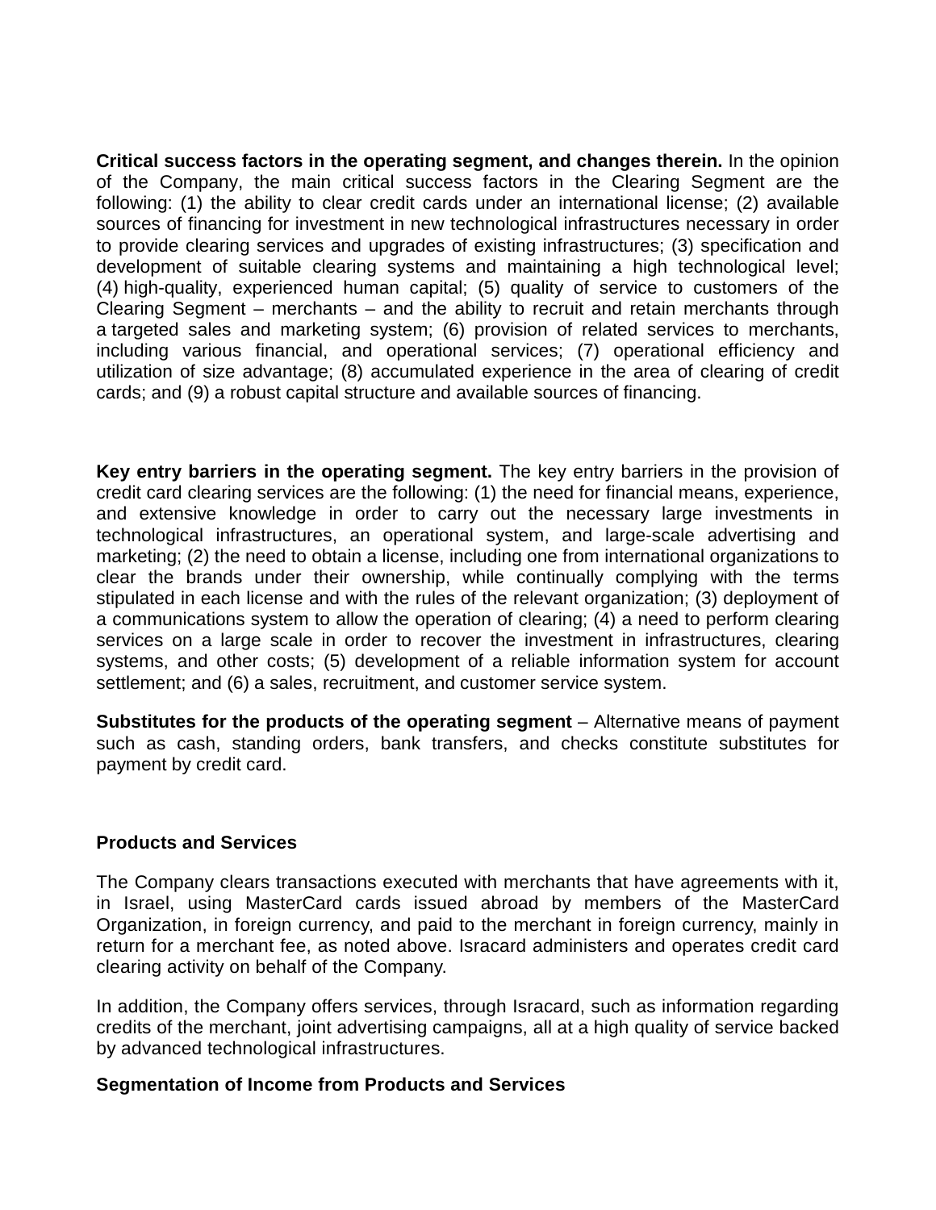**Critical success factors in the operating segment, and changes therein.** In the opinion of the Company, the main critical success factors in the Clearing Segment are the following: (1) the ability to clear credit cards under an international license; (2) available sources of financing for investment in new technological infrastructures necessary in order to provide clearing services and upgrades of existing infrastructures; (3) specification and development of suitable clearing systems and maintaining a high technological level; (4) high-quality, experienced human capital; (5) quality of service to customers of the Clearing Segment – merchants – and the ability to recruit and retain merchants through a targeted sales and marketing system; (6) provision of related services to merchants, including various financial, and operational services; (7) operational efficiency and utilization of size advantage; (8) accumulated experience in the area of clearing of credit cards; and (9) a robust capital structure and available sources of financing.

**Key entry barriers in the operating segment.** The key entry barriers in the provision of credit card clearing services are the following: (1) the need for financial means, experience, and extensive knowledge in order to carry out the necessary large investments in technological infrastructures, an operational system, and large-scale advertising and marketing; (2) the need to obtain a license, including one from international organizations to clear the brands under their ownership, while continually complying with the terms stipulated in each license and with the rules of the relevant organization; (3) deployment of a communications system to allow the operation of clearing; (4) a need to perform clearing services on a large scale in order to recover the investment in infrastructures, clearing systems, and other costs; (5) development of a reliable information system for account settlement; and (6) a sales, recruitment, and customer service system.

**Substitutes for the products of the operating segment** – Alternative means of payment such as cash, standing orders, bank transfers, and checks constitute substitutes for payment by credit card.

**Products and Services**

The Company clears transactions executed with merchants that have agreements with it, in Israel, using MasterCard cards issued abroad by members of the MasterCard Organization, in foreign currency, and paid to the merchant in foreign currency, mainly in return for a merchant fee, as noted above. Isracard administers and operates credit card clearing activity on behalf of the Company.

In addition, the Company offers services, through Isracard, such as information regarding credits of the merchant, joint advertising campaigns, all at a high quality of service backed by advanced technological infrastructures.

**Segmentation of Income from Products and Services**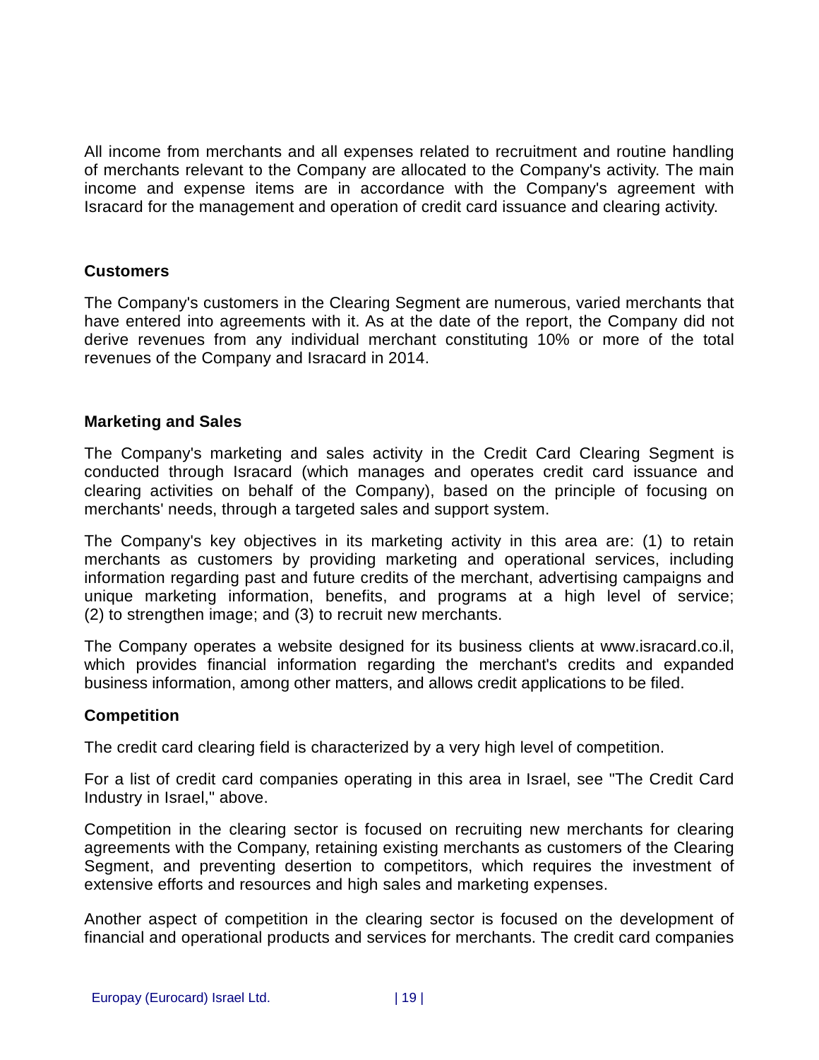All income from merchants and all expenses related to recruitment and routine handling of merchants relevant to the Company are allocated to the Company's activity. The main income and expense items are in accordance with the Company's agreement with Isracard for the management and operation of credit card issuance and clearing activity.

**Customers**

The Company's customers in the Clearing Segment are numerous, varied merchants that have entered into agreements with it. As at the date of the report, the Company did not derive revenues from any individual merchant constituting 10% or more of the total revenues of the Company and Isracard in 2014.

**Marketing and Sales**

The Company's marketing and sales activity in the Credit Card Clearing Segment is conducted through Isracard (which manages and operates credit card issuance and clearing activities on behalf of the Company), based on the principle of focusing on merchants' needs, through a targeted sales and support system.

The Company's key objectives in its marketing activity in this area are: (1) to retain merchants as customers by providing marketing and operational services, including information regarding past and future credits of the merchant, advertising campaigns and unique marketing information, benefits, and programs at a high level of service; (2) to strengthen image; and (3) to recruit new merchants.

The Company operates a website designed for its business clients at www.isracard.co.il, which provides financial information regarding the merchant's credits and expanded business information, among other matters, and allows credit applications to be filed.

**Competition**

The credit card clearing field is characterized by a very high level of competition.

For a list of credit card companies operating in this area in Israel, see "The Credit Card Industry in Israel," above.

Competition in the clearing sector is focused on recruiting new merchants for clearing agreements with the Company, retaining existing merchants as customers of the Clearing Segment, and preventing desertion to competitors, which requires the investment of extensive efforts and resources and high sales and marketing expenses.

Another aspect of competition in the clearing sector is focused on the development of financial and operational products and services for merchants. The credit card companies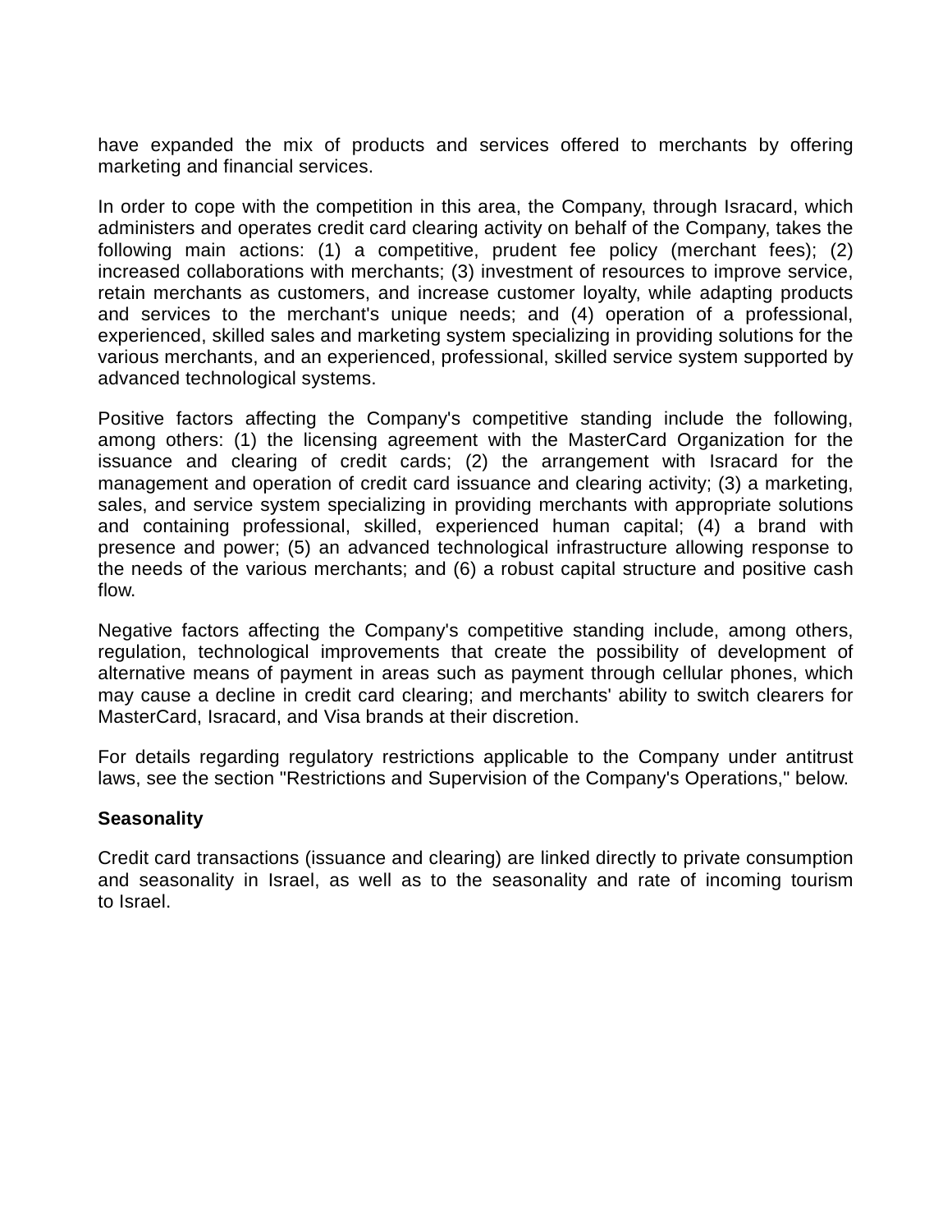have expanded the mix of products and services offered to merchants by offering marketing and financial services.

In order to cope with the competition in this area, the Company, through Isracard, which administers and operates credit card clearing activity on behalf of the Company, takes the following main actions: (1) a competitive, prudent fee policy (merchant fees); (2) increased collaborations with merchants; (3) investment of resources to improve service, retain merchants as customers, and increase customer loyalty, while adapting products and services to the merchant's unique needs; and (4) operation of a professional, experienced, skilled sales and marketing system specializing in providing solutions for the various merchants, and an experienced, professional, skilled service system supported by advanced technological systems.

Positive factors affecting the Company's competitive standing include the following, among others: (1) the licensing agreement with the MasterCard Organization for the issuance and clearing of credit cards; (2) the arrangement with Isracard for the management and operation of credit card issuance and clearing activity; (3) a marketing, sales, and service system specializing in providing merchants with appropriate solutions and containing professional, skilled, experienced human capital; (4) a brand with presence and power; (5) an advanced technological infrastructure allowing response to the needs of the various merchants; and (6) a robust capital structure and positive cash flow.

Negative factors affecting the Company's competitive standing include, among others, regulation, technological improvements that create the possibility of development of alternative means of payment in areas such as payment through cellular phones, which may cause a decline in credit card clearing; and merchants' ability to switch clearers for MasterCard, Isracard, and Visa brands at their discretion.

For details regarding regulatory restrictions applicable to the Company under antitrust laws, see the section "Restrictions and Supervision of the Company's Operations," below.

**Seasonality**

Credit card transactions (issuance and clearing) are linked directly to private consumption and seasonality in Israel, as well as to the seasonality and rate of incoming tourism to Israel.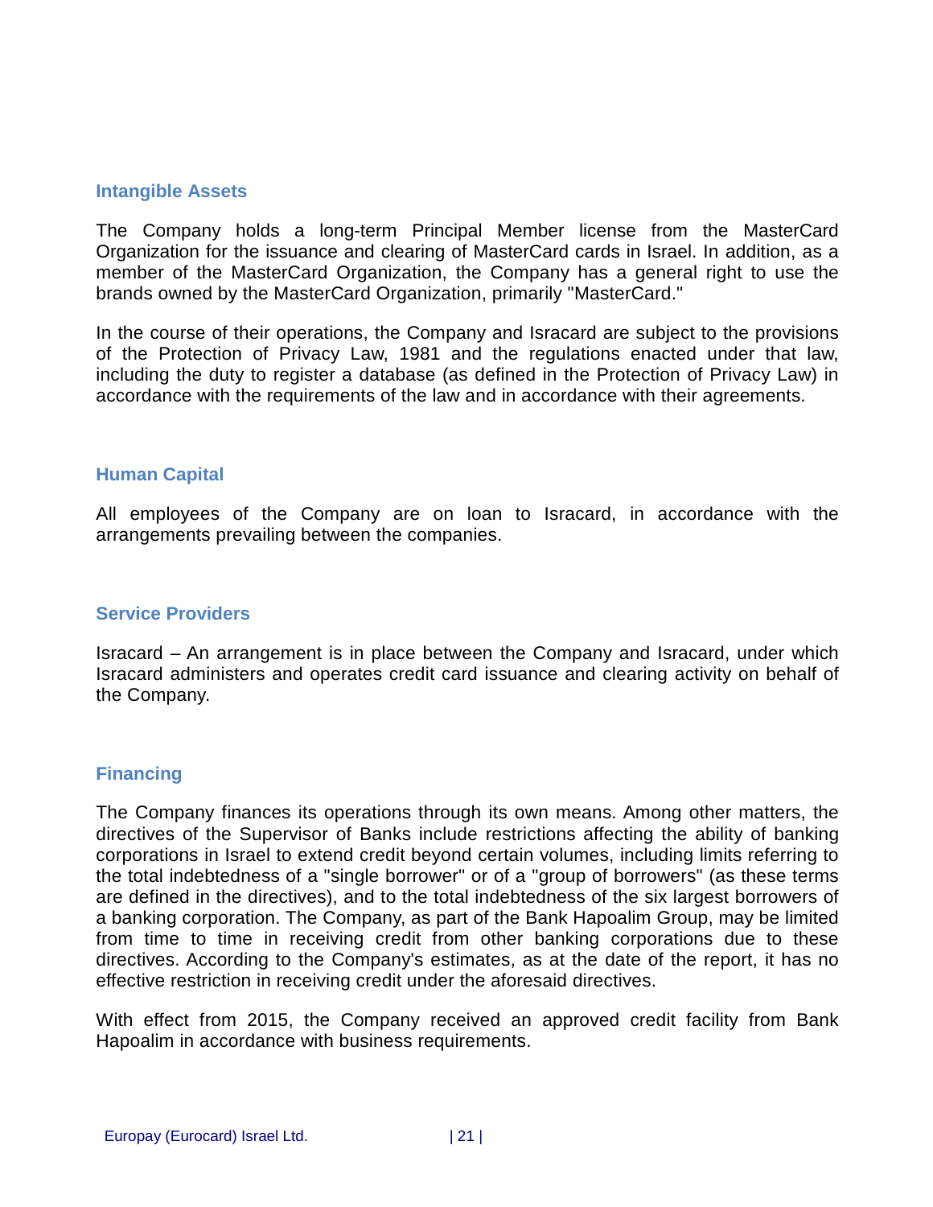## Intangible Assets

The Company holds a long-term Principal Member license from the MasterCard Organization for the issuance and clearing of MasterCard cards in Israel. In addition, as a member of the MasterCard Organization, the Company has a general right to use the brands owned by the MasterCard Organization, primarily "MasterCard."

In the course of their operations, the Company and Isracard are subject to the provisions of the Protection of Privacy Law, 1981 and the regulations enacted under that law, including the duty to register a database (as defined in the Protection of Privacy Law) in accordance with the requirements of the law and in accordance with their agreements.

## Human Capital

All employees of the Company are on loan to Isracard, in accordance with the arrangements prevailing between the companies.

## Service Providers

Isracard – An arrangement is in place between the Company and Isracard, under which Isracard administers and operates credit card issuance and clearing activity on behalf of the Company.

## Financing

The Company finances its operations through its own means. Among other matters, the directives of the Supervisor of Banks include restrictions affecting the ability of banking corporations in Israel to extend credit beyond certain volumes, including limits referring to the total indebtedness of a "single borrower" or of a "group of borrowers" (as these terms are defined in the directives), and to the total indebtedness of the six largest borrowers of a banking corporation. The Company, as part of the Bank Hapoalim Group, may be limited from time to time in receiving credit from other banking corporations due to these directives. According to the Company's estimates, as at the date of the report, it has no effective restriction in receiving credit under the aforesaid directives.

With effect from 2015, the Company received an approved credit facility from Bank Hapoalim in accordance with business requirements.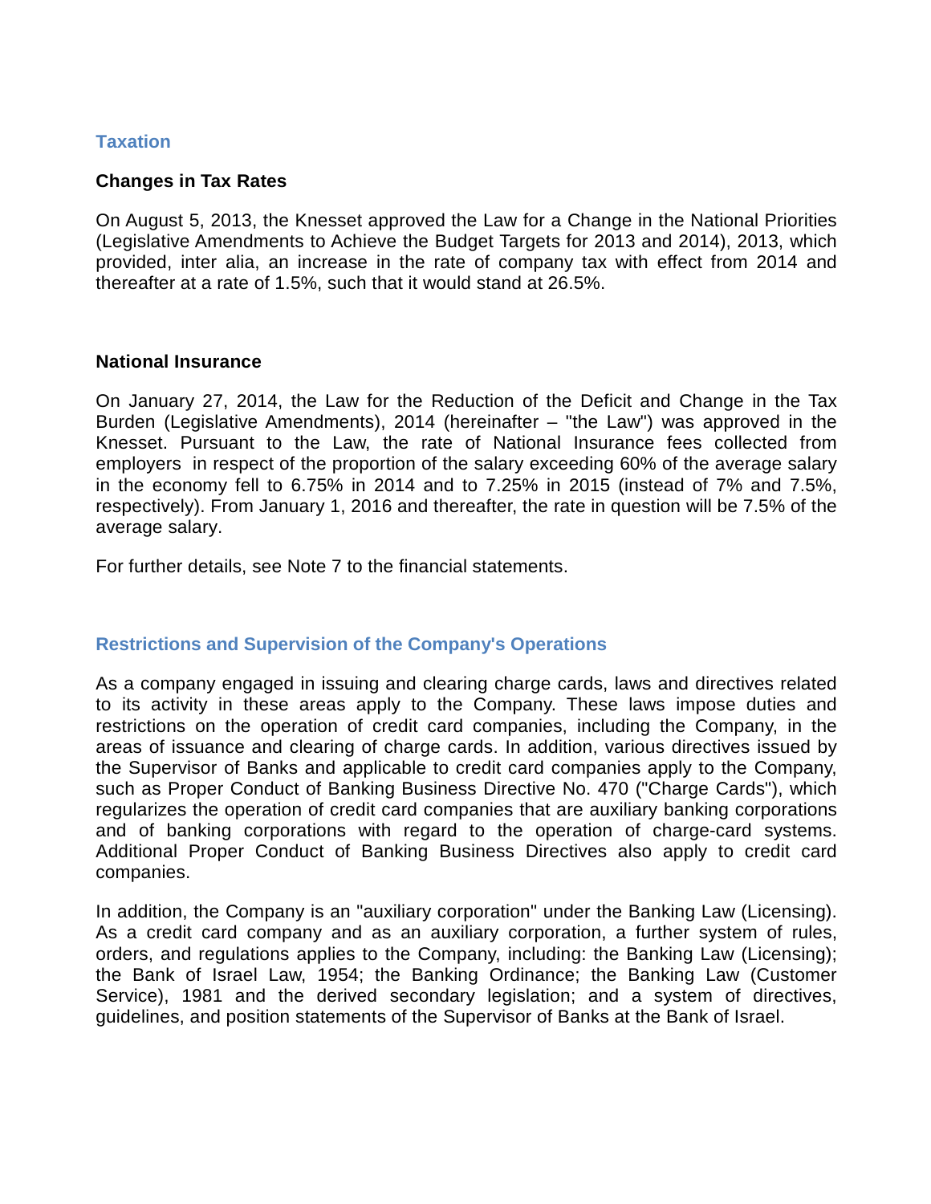## Taxation

### Changes in Tax Rates

On August 5, 2013, the Knesset approved the Law for a Change in the National Priorities (Legislative Amendments to Achieve the Budget Targets for 2013 and 2014), 2013, which provided, inter alia, an increase in the rate of company tax with effect from 2014 and thereafter at a rate of 1.5%, such that it would stand at 26.5%.

### National Insurance

On January 27, 2014, the Law for the Reduction of the Deficit and Change in the Tax Burden (Legislative Amendments), 2014 (hereinafter – "the Law") was approved in the Knesset. Pursuant to the Law, the rate of National Insurance fees collected from employers in respect of the proportion of the salary exceeding 60% of the average salary in the economy fell to 6.75% in 2014 and to 7.25% in 2015 (instead of 7% and 7.5%, respectively). From January 1, 2016 and thereafter, the rate in question will be 7.5% of the average salary.

For further details, see Note 7 to the financial statements.

## Restrictions and Supervision of the Company's Operations

As a company engaged in issuing and clearing charge cards, laws and directives related to its activity in these areas apply to the Company. These laws impose duties and restrictions on the operation of credit card companies, including the Company, in the areas of issuance and clearing of charge cards. In addition, various directives issued by the Supervisor of Banks and applicable to credit card companies apply to the Company, such as Proper Conduct of Banking Business Directive No. 470 ("Charge Cards"), which regularizes the operation of credit card companies that are auxiliary banking corporations and of banking corporations with regard to the operation of charge-card systems. Additional Proper Conduct of Banking Business Directives also apply to credit card companies.

In addition, the Company is an "auxiliary corporation" under the Banking Law (Licensing). As a credit card company and as an auxiliary corporation, a further system of rules, orders, and regulations applies to the Company, including: the Banking Law (Licensing); the Bank of Israel Law, 1954; the Banking Ordinance; the Banking Law (Customer Service), 1981 and the derived secondary legislation; and a system of directives, guidelines, and position statements of the Supervisor of Banks at the Bank of Israel.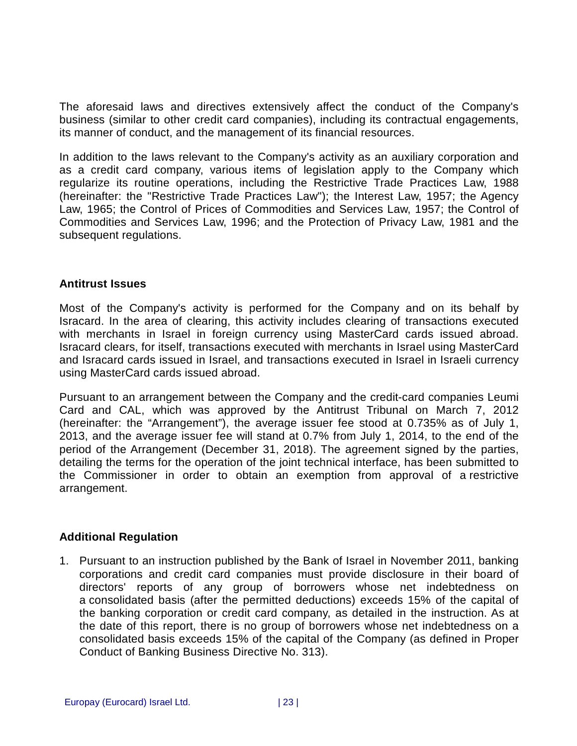The aforesaid laws and directives extensively affect the conduct of the Company's business (similar to other credit card companies), including its contractual engagements, its manner of conduct, and the management of its financial resources.

In addition to the laws relevant to the Company's activity as an auxiliary corporation and as a credit card company, various items of legislation apply to the Company which regularize its routine operations, including the Restrictive Trade Practices Law, 1988 (hereinafter: the "Restrictive Trade Practices Law"); the Interest Law, 1957; the Agency Law, 1965; the Control of Prices of Commodities and Services Law, 1957; the Control of Commodities and Services Law, 1996; and the Protection of Privacy Law, 1981 and the subsequent regulations.

**Antitrust Issues**

Most of the Company's activity is performed for the Company and on its behalf by Isracard. In the area of clearing, this activity includes clearing of transactions executed with merchants in Israel in foreign currency using MasterCard cards issued abroad. Isracard clears, for itself, transactions executed with merchants in Israel using MasterCard and Isracard cards issued in Israel, and transactions executed in Israel in Israeli currency using MasterCard cards issued abroad.

Pursuant to an arrangement between the Company and the credit-card companies Leumi Card and CAL, which was approved by the Antitrust Tribunal on March 7, 2012 (hereinafter: the “Arrangement”), the average issuer fee stood at 0.735% as of July 1, 2013, and the average issuer fee will stand at 0.7% from July 1, 2014, to the end of the period of the Arrangement (December 31, 2018). The agreement signed by the parties, detailing the terms for the operation of the joint technical interface, has been submitted to the Commissioner in order to obtain an exemption from approval of a restrictive arrangement.

**Additional Regulation**

1. Pursuant to an instruction published by the Bank of Israel in November 2011, banking corporations and credit card companies must provide disclosure in their board of directors' reports of any group of borrowers whose net indebtedness on a consolidated basis (after the permitted deductions) exceeds 15% of the capital of the banking corporation or credit card company, as detailed in the instruction. As at the date of this report, there is no group of borrowers whose net indebtedness on a consolidated basis exceeds 15% of the capital of the Company (as defined in Proper Conduct of Banking Business Directive No. 313).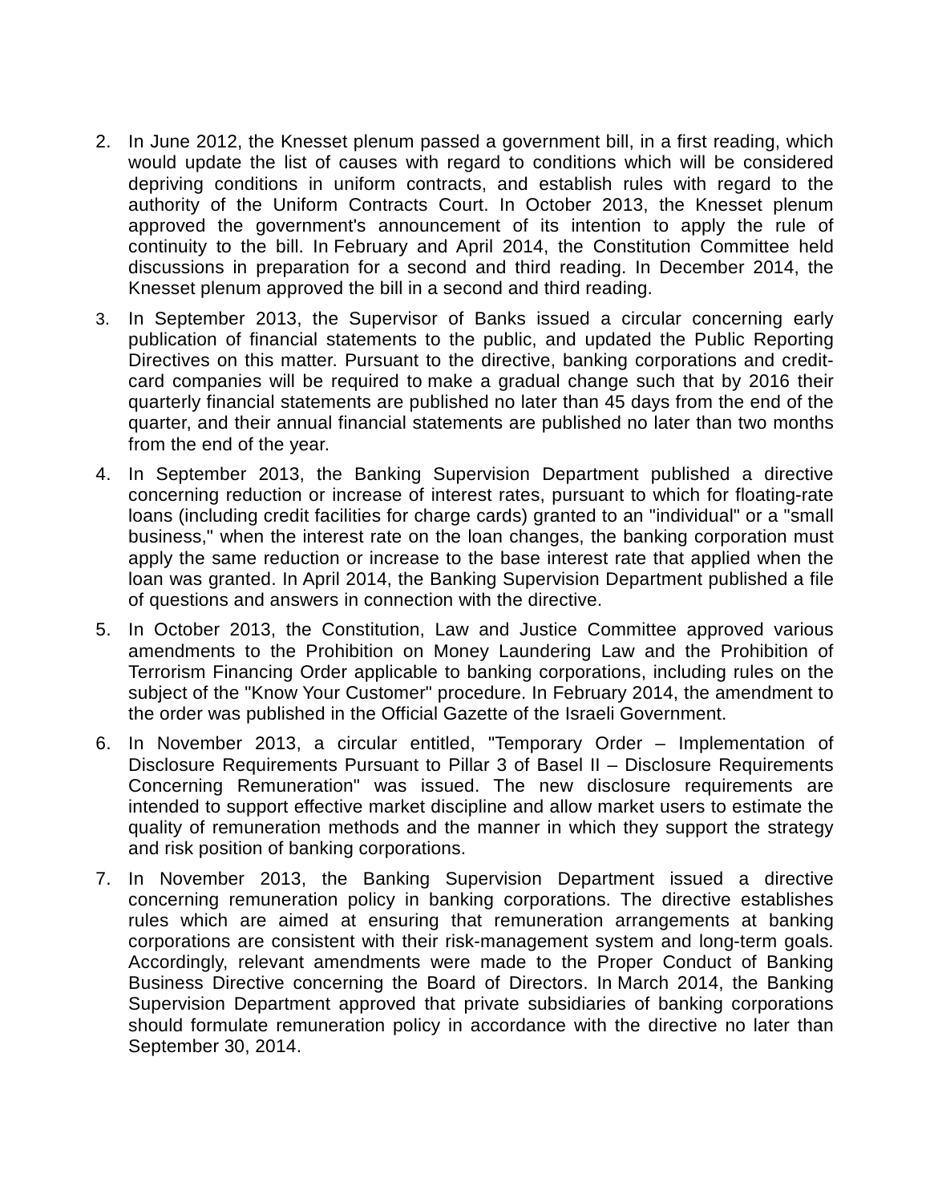2. In June 2012, the Knesset plenum passed a government bill, in a first reading, which would update the list of causes with regard to conditions which will be considered depriving conditions in uniform contracts, and establish rules with regard to the authority of the Uniform Contracts Court. In October 2013, the Knesset plenum approved the government's announcement of its intention to apply the rule of continuity to the bill. In February and April 2014, the Constitution Committee held discussions in preparation for a second and third reading. In December 2014, the Knesset plenum approved the bill in a second and third reading.

3. In September 2013, the Supervisor of Banks issued a circular concerning early publication of financial statements to the public, and updated the Public Reporting Directives on this matter. Pursuant to the directive, banking corporations and credit-card companies will be required to make a gradual change such that by 2016 their quarterly financial statements are published no later than 45 days from the end of the quarter, and their annual financial statements are published no later than two months from the end of the year.

4. In September 2013, the Banking Supervision Department published a directive concerning reduction or increase of interest rates, pursuant to which for floating-rate loans (including credit facilities for charge cards) granted to an "individual" or a "small business," when the interest rate on the loan changes, the banking corporation must apply the same reduction or increase to the base interest rate that applied when the loan was granted. In April 2014, the Banking Supervision Department published a file of questions and answers in connection with the directive.

5. In October 2013, the Constitution, Law and Justice Committee approved various amendments to the Prohibition on Money Laundering Law and the Prohibition of Terrorism Financing Order applicable to banking corporations, including rules on the subject of the "Know Your Customer" procedure. In February 2014, the amendment to the order was published in the Official Gazette of the Israeli Government.

6. In November 2013, a circular entitled, "Temporary Order – Implementation of Disclosure Requirements Pursuant to Pillar 3 of Basel II – Disclosure Requirements Concerning Remuneration" was issued. The new disclosure requirements are intended to support effective market discipline and allow market users to estimate the quality of remuneration methods and the manner in which they support the strategy and risk position of banking corporations.

7. In November 2013, the Banking Supervision Department issued a directive concerning remuneration policy in banking corporations. The directive establishes rules which are aimed at ensuring that remuneration arrangements at banking corporations are consistent with their risk-management system and long-term goals. Accordingly, relevant amendments were made to the Proper Conduct of Banking Business Directive concerning the Board of Directors. In March 2014, the Banking Supervision Department approved that private subsidiaries of banking corporations should formulate remuneration policy in accordance with the directive no later than September 30, 2014.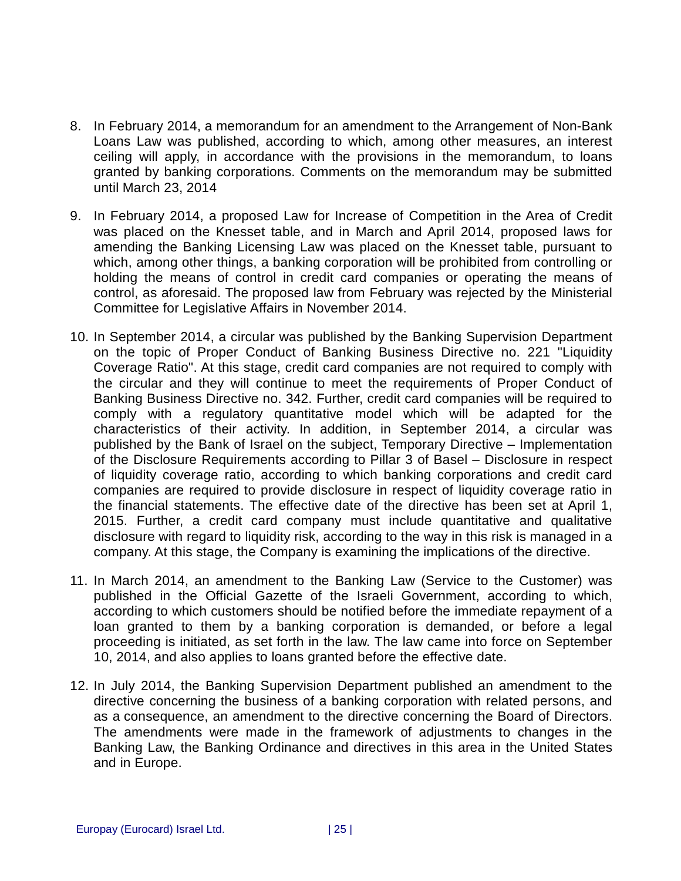8. In February 2014, a memorandum for an amendment to the Arrangement of Non-Bank Loans Law was published, according to which, among other measures, an interest ceiling will apply, in accordance with the provisions in the memorandum, to loans granted by banking corporations. Comments on the memorandum may be submitted until March 23, 2014

9. In February 2014, a proposed Law for Increase of Competition in the Area of Credit was placed on the Knesset table, and in March and April 2014, proposed laws for amending the Banking Licensing Law was placed on the Knesset table, pursuant to which, among other things, a banking corporation will be prohibited from controlling or holding the means of control in credit card companies or operating the means of control, as aforesaid. The proposed law from February was rejected by the Ministerial Committee for Legislative Affairs in November 2014.

10. In September 2014, a circular was published by the Banking Supervision Department on the topic of Proper Conduct of Banking Business Directive no. 221 "Liquidity Coverage Ratio". At this stage, credit card companies are not required to comply with the circular and they will continue to meet the requirements of Proper Conduct of Banking Business Directive no. 342. Further, credit card companies will be required to comply with a regulatory quantitative model which will be adapted for the characteristics of their activity. In addition, in September 2014, a circular was published by the Bank of Israel on the subject, Temporary Directive – Implementation of the Disclosure Requirements according to Pillar 3 of Basel – Disclosure in respect of liquidity coverage ratio, according to which banking corporations and credit card companies are required to provide disclosure in respect of liquidity coverage ratio in the financial statements. The effective date of the directive has been set at April 1, 2015. Further, a credit card company must include quantitative and qualitative disclosure with regard to liquidity risk, according to the way in this risk is managed in a company. At this stage, the Company is examining the implications of the directive.

11. In March 2014, an amendment to the Banking Law (Service to the Customer) was published in the Official Gazette of the Israeli Government, according to which, according to which customers should be notified before the immediate repayment of a loan granted to them by a banking corporation is demanded, or before a legal proceeding is initiated, as set forth in the law. The law came into force on September 10, 2014, and also applies to loans granted before the effective date.

12. In July 2014, the Banking Supervision Department published an amendment to the directive concerning the business of a banking corporation with related persons, and as a consequence, an amendment to the directive concerning the Board of Directors. The amendments were made in the framework of adjustments to changes in the Banking Law, the Banking Ordinance and directives in this area in the United States and in Europe.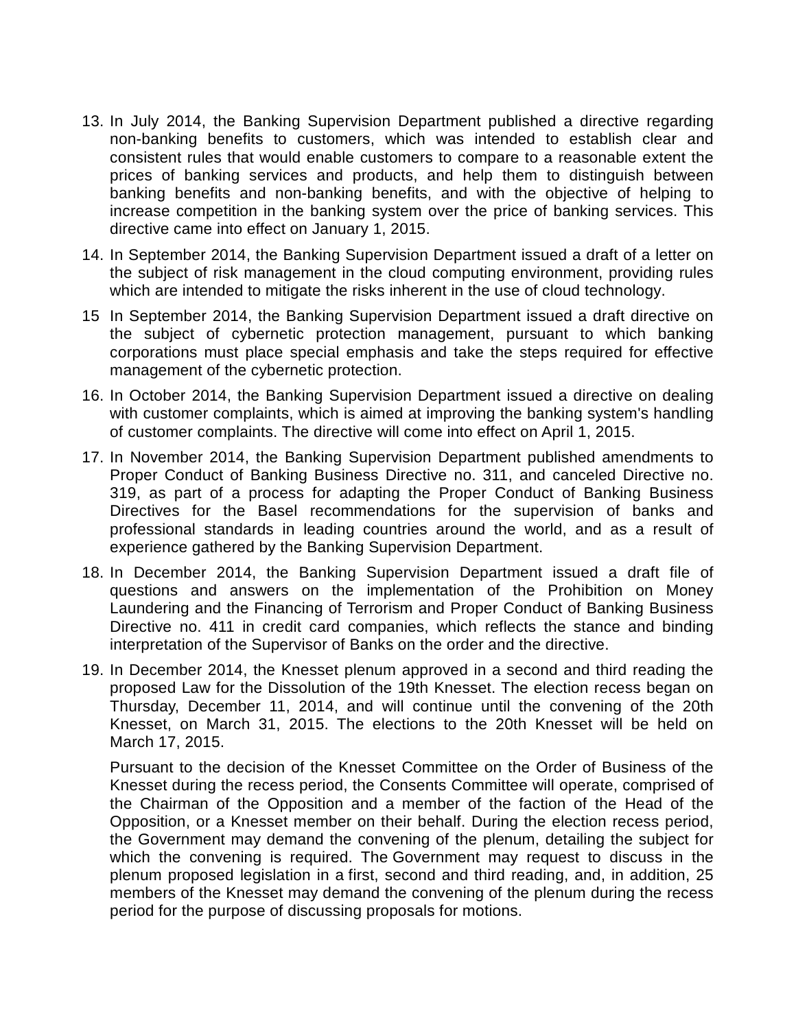13. In July 2014, the Banking Supervision Department published a directive regarding non-banking benefits to customers, which was intended to establish clear and consistent rules that would enable customers to compare to a reasonable extent the prices of banking services and products, and help them to distinguish between banking benefits and non-banking benefits, and with the objective of helping to increase competition in the banking system over the price of banking services. This directive came into effect on January 1, 2015.

14. In September 2014, the Banking Supervision Department issued a draft of a letter on the subject of risk management in the cloud computing environment, providing rules which are intended to mitigate the risks inherent in the use of cloud technology.

15 In September 2014, the Banking Supervision Department issued a draft directive on the subject of cybernetic protection management, pursuant to which banking corporations must place special emphasis and take the steps required for effective management of the cybernetic protection.

16. In October 2014, the Banking Supervision Department issued a directive on dealing with customer complaints, which is aimed at improving the banking system's handling of customer complaints. The directive will come into effect on April 1, 2015.

17. In November 2014, the Banking Supervision Department published amendments to Proper Conduct of Banking Business Directive no. 311, and canceled Directive no. 319, as part of a process for adapting the Proper Conduct of Banking Business Directives for the Basel recommendations for the supervision of banks and professional standards in leading countries around the world, and as a result of experience gathered by the Banking Supervision Department.

18. In December 2014, the Banking Supervision Department issued a draft file of questions and answers on the implementation of the Prohibition on Money Laundering and the Financing of Terrorism and Proper Conduct of Banking Business Directive no. 411 in credit card companies, which reflects the stance and binding interpretation of the Supervisor of Banks on the order and the directive.

19. In December 2014, the Knesset plenum approved in a second and third reading the proposed Law for the Dissolution of the 19th Knesset. The election recess began on Thursday, December 11, 2014, and will continue until the convening of the 20th Knesset, on March 31, 2015. The elections to the 20th Knesset will be held on March 17, 2015.

    Pursuant to the decision of the Knesset Committee on the Order of Business of the Knesset during the recess period, the Consents Committee will operate, comprised of the Chairman of the Opposition and a member of the faction of the Head of the Opposition, or a Knesset member on their behalf. During the election recess period, the Government may demand the convening of the plenum, detailing the subject for which the convening is required. The Government may request to discuss in the plenum proposed legislation in a first, second and third reading, and, in addition, 25 members of the Knesset may demand the convening of the plenum during the recess period for the purpose of discussing proposals for motions.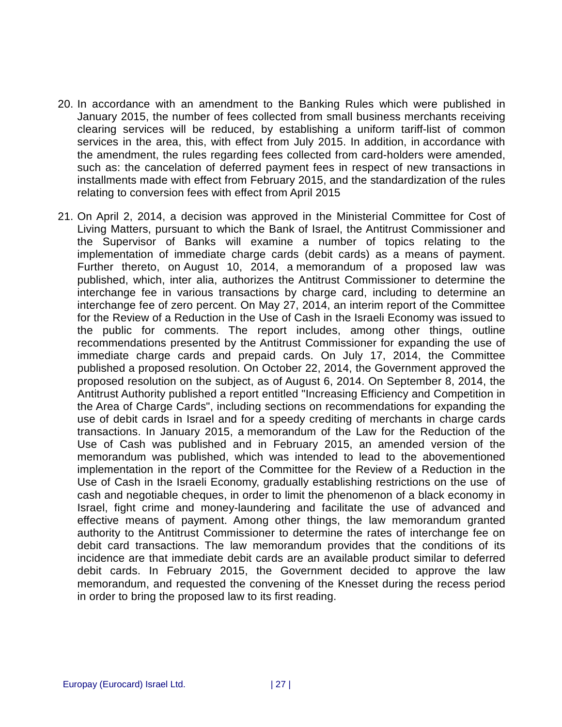20. In accordance with an amendment to the Banking Rules which were published in January 2015, the number of fees collected from small business merchants receiving clearing services will be reduced, by establishing a uniform tariff-list of common services in the area, this, with effect from July 2015. In addition, in accordance with the amendment, the rules regarding fees collected from card-holders were amended, such as: the cancelation of deferred payment fees in respect of new transactions in installments made with effect from February 2015, and the standardization of the rules relating to conversion fees with effect from April 2015

21. On April 2, 2014, a decision was approved in the Ministerial Committee for Cost of Living Matters, pursuant to which the Bank of Israel, the Antitrust Commissioner and the Supervisor of Banks will examine a number of topics relating to the implementation of immediate charge cards (debit cards) as a means of payment. Further thereto, on August 10, 2014, a memorandum of a proposed law was published, which, inter alia, authorizes the Antitrust Commissioner to determine the interchange fee in various transactions by charge card, including to determine an interchange fee of zero percent. On May 27, 2014, an interim report of the Committee for the Review of a Reduction in the Use of Cash in the Israeli Economy was issued to the public for comments. The report includes, among other things, outline recommendations presented by the Antitrust Commissioner for expanding the use of immediate charge cards and prepaid cards. On July 17, 2014, the Committee published a proposed resolution. On October 22, 2014, the Government approved the proposed resolution on the subject, as of August 6, 2014. On September 8, 2014, the Antitrust Authority published a report entitled "Increasing Efficiency and Competition in the Area of Charge Cards", including sections on recommendations for expanding the use of debit cards in Israel and for a speedy crediting of merchants in charge cards transactions. In January 2015, a memorandum of the Law for the Reduction of the Use of Cash was published and in February 2015, an amended version of the memorandum was published, which was intended to lead to the abovementioned implementation in the report of the Committee for the Review of a Reduction in the Use of Cash in the Israeli Economy, gradually establishing restrictions on the use of cash and negotiable cheques, in order to limit the phenomenon of a black economy in Israel, fight crime and money-laundering and facilitate the use of advanced and effective means of payment. Among other things, the law memorandum granted authority to the Antitrust Commissioner to determine the rates of interchange fee on debit card transactions. The law memorandum provides that the conditions of its incidence are that immediate debit cards are an available product similar to deferred debit cards. In February 2015, the Government decided to approve the law memorandum, and requested the convening of the Knesset during the recess period in order to bring the proposed law to its first reading.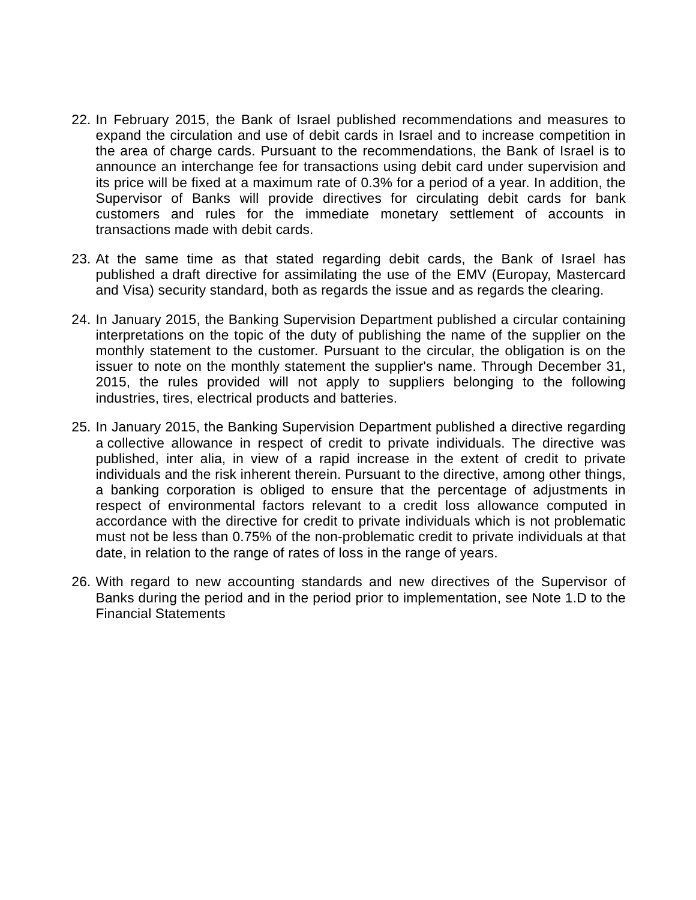22. In February 2015, the Bank of Israel published recommendations and measures to expand the circulation and use of debit cards in Israel and to increase competition in the area of charge cards. Pursuant to the recommendations, the Bank of Israel is to announce an interchange fee for transactions using debit card under supervision and its price will be fixed at a maximum rate of 0.3% for a period of a year. In addition, the Supervisor of Banks will provide directives for circulating debit cards for bank customers and rules for the immediate monetary settlement of accounts in transactions made with debit cards.

23. At the same time as that stated regarding debit cards, the Bank of Israel has published a draft directive for assimilating the use of the EMV (Europay, Mastercard and Visa) security standard, both as regards the issue and as regards the clearing.

24. In January 2015, the Banking Supervision Department published a circular containing interpretations on the topic of the duty of publishing the name of the supplier on the monthly statement to the customer. Pursuant to the circular, the obligation is on the issuer to note on the monthly statement the supplier's name. Through December 31, 2015, the rules provided will not apply to suppliers belonging to the following industries, tires, electrical products and batteries.

25. In January 2015, the Banking Supervision Department published a directive regarding a collective allowance in respect of credit to private individuals. The directive was published, inter alia, in view of a rapid increase in the extent of credit to private individuals and the risk inherent therein. Pursuant to the directive, among other things, a banking corporation is obliged to ensure that the percentage of adjustments in respect of environmental factors relevant to a credit loss allowance computed in accordance with the directive for credit to private individuals which is not problematic must not be less than 0.75% of the non-problematic credit to private individuals at that date, in relation to the range of rates of loss in the range of years.

26. With regard to new accounting standards and new directives of the Supervisor of Banks during the period and in the period prior to implementation, see Note 1.D to the Financial Statements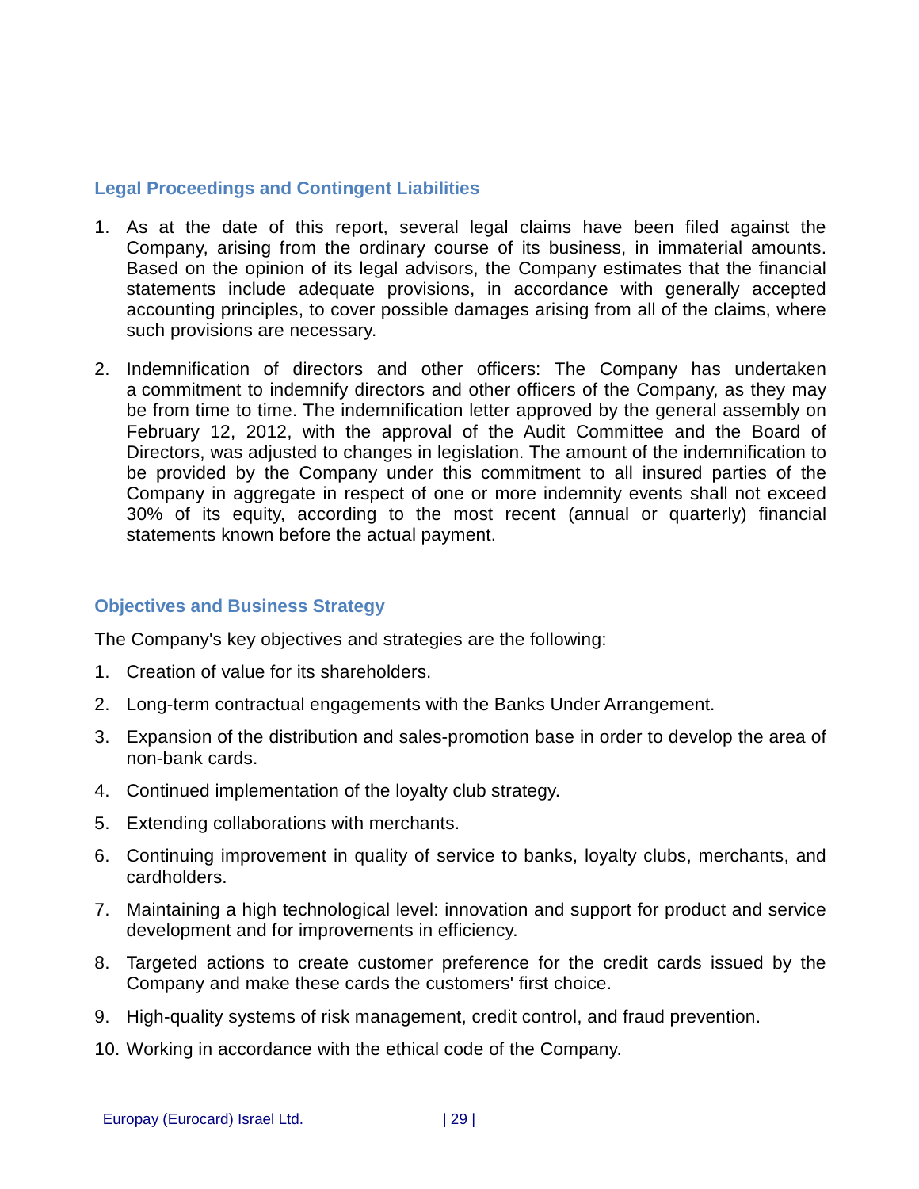## Legal Proceedings and Contingent Liabilities

1. As at the date of this report, several legal claims have been filed against the Company, arising from the ordinary course of its business, in immaterial amounts. Based on the opinion of its legal advisors, the Company estimates that the financial statements include adequate provisions, in accordance with generally accepted accounting principles, to cover possible damages arising from all of the claims, where such provisions are necessary.

2. Indemnification of directors and other officers: The Company has undertaken a commitment to indemnify directors and other officers of the Company, as they may be from time to time. The indemnification letter approved by the general assembly on February 12, 2012, with the approval of the Audit Committee and the Board of Directors, was adjusted to changes in legislation. The amount of the indemnification to be provided by the Company under this commitment to all insured parties of the Company in aggregate in respect of one or more indemnity events shall not exceed 30% of its equity, according to the most recent (annual or quarterly) financial statements known before the actual payment.

## Objectives and Business Strategy

The Company's key objectives and strategies are the following:

1. Creation of value for its shareholders.
2. Long-term contractual engagements with the Banks Under Arrangement.
3. Expansion of the distribution and sales-promotion base in order to develop the area of non-bank cards.
4. Continued implementation of the loyalty club strategy.
5. Extending collaborations with merchants.
6. Continuing improvement in quality of service to banks, loyalty clubs, merchants, and cardholders.
7. Maintaining a high technological level: innovation and support for product and service development and for improvements in efficiency.
8. Targeted actions to create customer preference for the credit cards issued by the Company and make these cards the customers' first choice.
9. High-quality systems of risk management, credit control, and fraud prevention.
10. Working in accordance with the ethical code of the Company.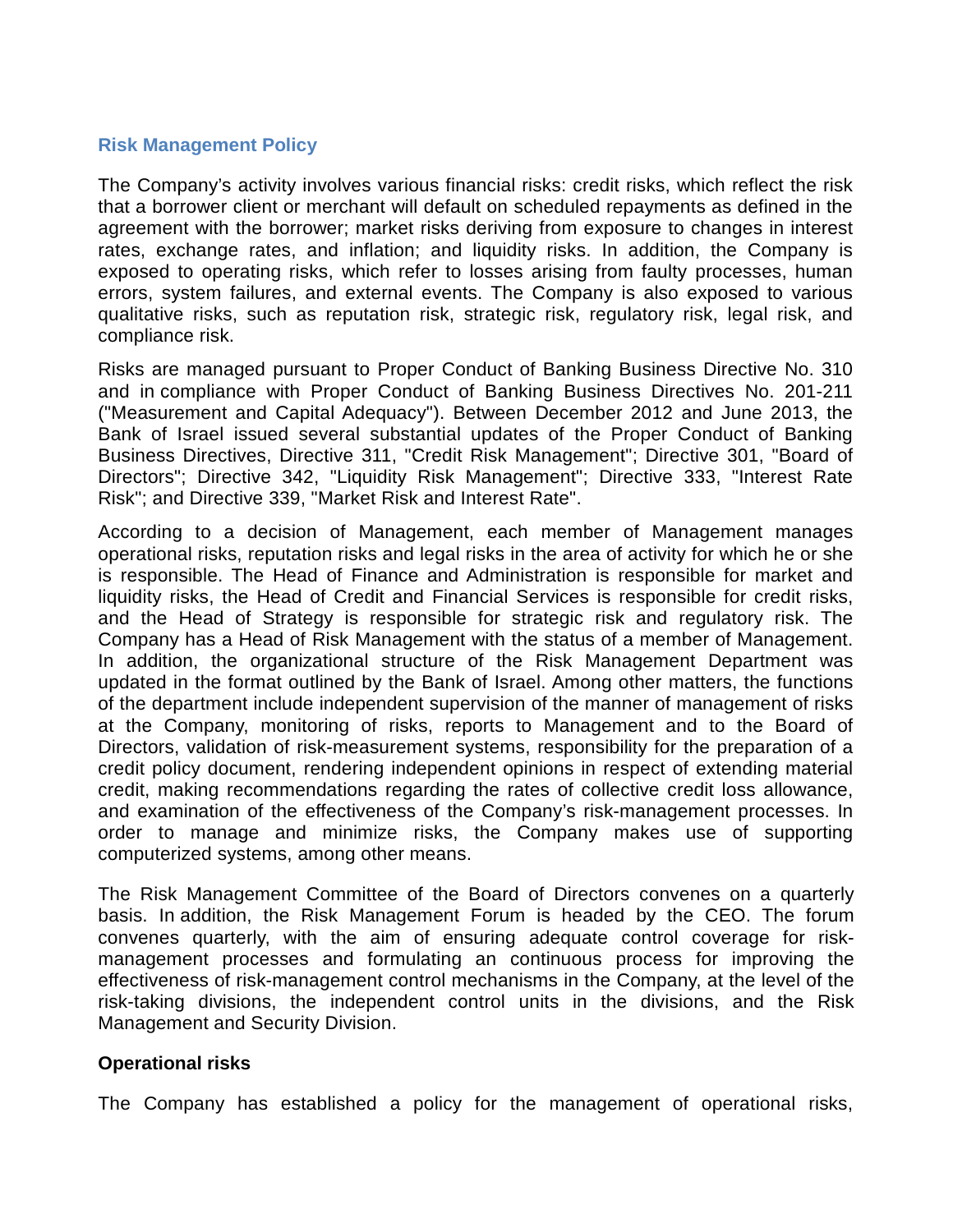## Risk Management Policy

The Company's activity involves various financial risks: credit risks, which reflect the risk that a borrower client or merchant will default on scheduled repayments as defined in the agreement with the borrower; market risks deriving from exposure to changes in interest rates, exchange rates, and inflation; and liquidity risks. In addition, the Company is exposed to operating risks, which refer to losses arising from faulty processes, human errors, system failures, and external events. The Company is also exposed to various qualitative risks, such as reputation risk, strategic risk, regulatory risk, legal risk, and compliance risk.

Risks are managed pursuant to Proper Conduct of Banking Business Directive No. 310 and in compliance with Proper Conduct of Banking Business Directives No. 201-211 ("Measurement and Capital Adequacy"). Between December 2012 and June 2013, the Bank of Israel issued several substantial updates of the Proper Conduct of Banking Business Directives, Directive 311, "Credit Risk Management"; Directive 301, "Board of Directors"; Directive 342, "Liquidity Risk Management"; Directive 333, "Interest Rate Risk"; and Directive 339, "Market Risk and Interest Rate".

According to a decision of Management, each member of Management manages operational risks, reputation risks and legal risks in the area of activity for which he or she is responsible. The Head of Finance and Administration is responsible for market and liquidity risks, the Head of Credit and Financial Services is responsible for credit risks, and the Head of Strategy is responsible for strategic risk and regulatory risk. The Company has a Head of Risk Management with the status of a member of Management. In addition, the organizational structure of the Risk Management Department was updated in the format outlined by the Bank of Israel. Among other matters, the functions of the department include independent supervision of the manner of management of risks at the Company, monitoring of risks, reports to Management and to the Board of Directors, validation of risk-measurement systems, responsibility for the preparation of a credit policy document, rendering independent opinions in respect of extending material credit, making recommendations regarding the rates of collective credit loss allowance, and examination of the effectiveness of the Company's risk-management processes. In order to manage and minimize risks, the Company makes use of supporting computerized systems, among other means.

The Risk Management Committee of the Board of Directors convenes on a quarterly basis. In addition, the Risk Management Forum is headed by the CEO. The forum convenes quarterly, with the aim of ensuring adequate control coverage for risk-management processes and formulating an continuous process for improving the effectiveness of risk-management control mechanisms in the Company, at the level of the risk-taking divisions, the independent control units in the divisions, and the Risk Management and Security Division.

**Operational risks**

The Company has established a policy for the management of operational risks,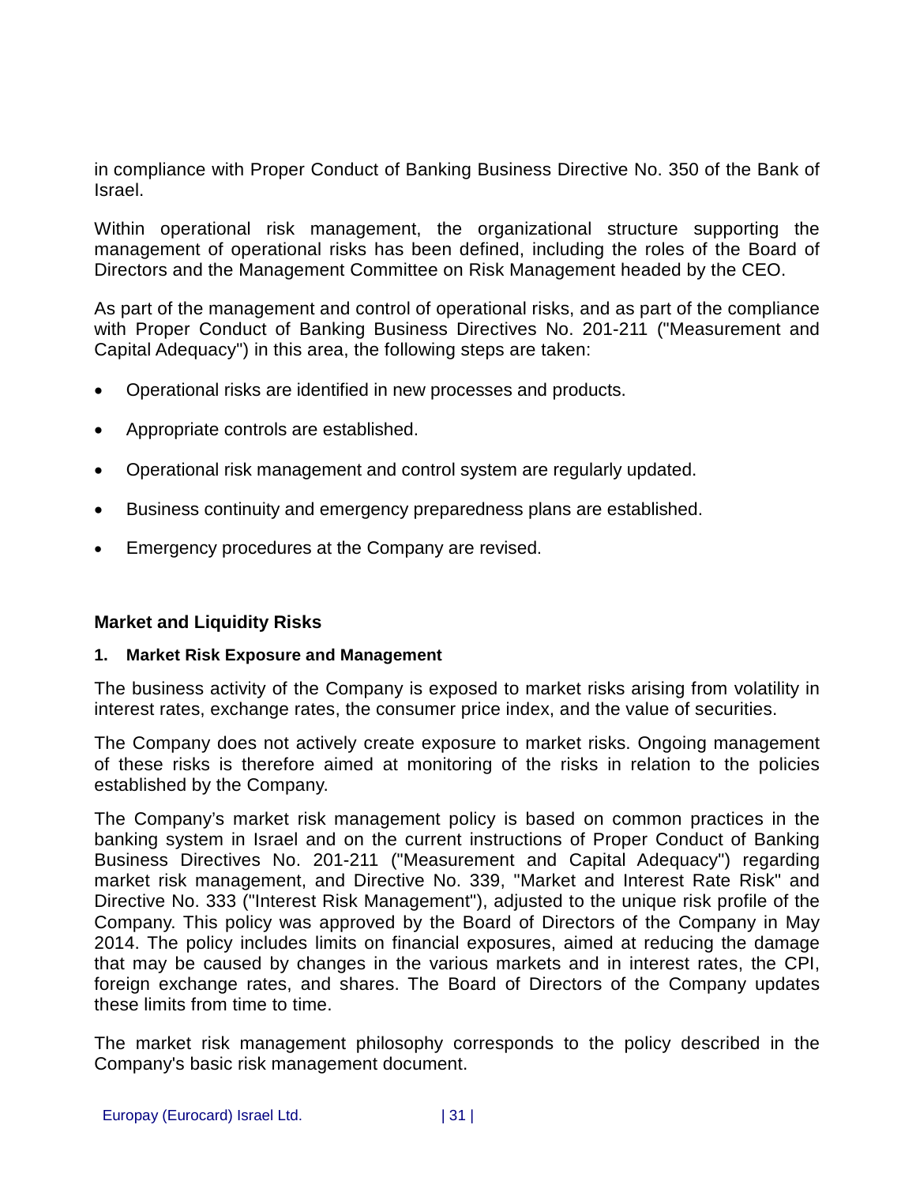in compliance with Proper Conduct of Banking Business Directive No. 350 of the Bank of Israel.

Within operational risk management, the organizational structure supporting the management of operational risks has been defined, including the roles of the Board of Directors and the Management Committee on Risk Management headed by the CEO.

As part of the management and control of operational risks, and as part of the compliance with Proper Conduct of Banking Business Directives No. 201-211 ("Measurement and Capital Adequacy") in this area, the following steps are taken:

- Operational risks are identified in new processes and products.
- Appropriate controls are established.
- Operational risk management and control system are regularly updated.
- Business continuity and emergency preparedness plans are established.
- Emergency procedures at the Company are revised.

## Market and Liquidity Risks

### 1. Market Risk Exposure and Management

The business activity of the Company is exposed to market risks arising from volatility in interest rates, exchange rates, the consumer price index, and the value of securities.

The Company does not actively create exposure to market risks. Ongoing management of these risks is therefore aimed at monitoring of the risks in relation to the policies established by the Company.

The Company's market risk management policy is based on common practices in the banking system in Israel and on the current instructions of Proper Conduct of Banking Business Directives No. 201-211 ("Measurement and Capital Adequacy") regarding market risk management, and Directive No. 339, "Market and Interest Rate Risk" and Directive No. 333 ("Interest Risk Management"), adjusted to the unique risk profile of the Company. This policy was approved by the Board of Directors of the Company in May 2014. The policy includes limits on financial exposures, aimed at reducing the damage that may be caused by changes in the various markets and in interest rates, the CPI, foreign exchange rates, and shares. The Board of Directors of the Company updates these limits from time to time.

The market risk management philosophy corresponds to the policy described in the Company's basic risk management document.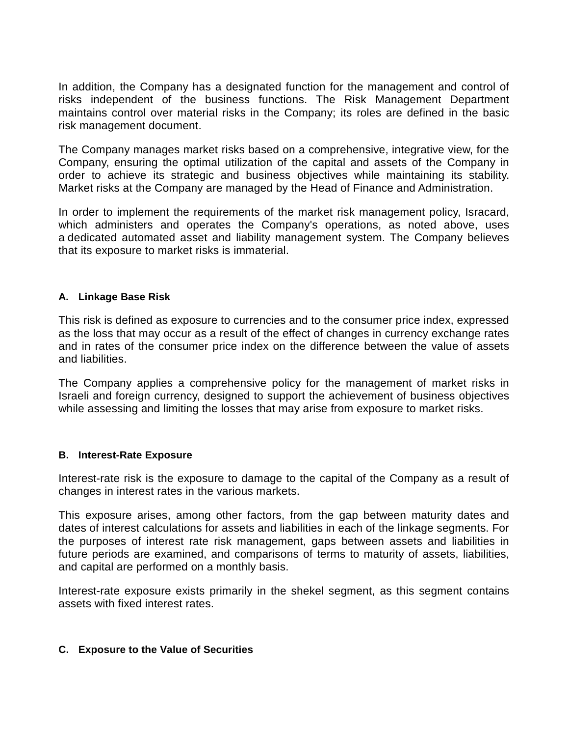In addition, the Company has a designated function for the management and control of risks independent of the business functions. The Risk Management Department maintains control over material risks in the Company; its roles are defined in the basic risk management document.

The Company manages market risks based on a comprehensive, integrative view, for the Company, ensuring the optimal utilization of the capital and assets of the Company in order to achieve its strategic and business objectives while maintaining its stability. Market risks at the Company are managed by the Head of Finance and Administration.

In order to implement the requirements of the market risk management policy, Isracard, which administers and operates the Company's operations, as noted above, uses a dedicated automated asset and liability management system. The Company believes that its exposure to market risks is immaterial.

#### A. Linkage Base Risk

This risk is defined as exposure to currencies and to the consumer price index, expressed as the loss that may occur as a result of the effect of changes in currency exchange rates and in rates of the consumer price index on the difference between the value of assets and liabilities.

The Company applies a comprehensive policy for the management of market risks in Israeli and foreign currency, designed to support the achievement of business objectives while assessing and limiting the losses that may arise from exposure to market risks.

#### B. Interest-Rate Exposure

Interest-rate risk is the exposure to damage to the capital of the Company as a result of changes in interest rates in the various markets.

This exposure arises, among other factors, from the gap between maturity dates and dates of interest calculations for assets and liabilities in each of the linkage segments. For the purposes of interest rate risk management, gaps between assets and liabilities in future periods are examined, and comparisons of terms to maturity of assets, liabilities, and capital are performed on a monthly basis.

Interest-rate exposure exists primarily in the shekel segment, as this segment contains assets with fixed interest rates.

#### C. Exposure to the Value of Securities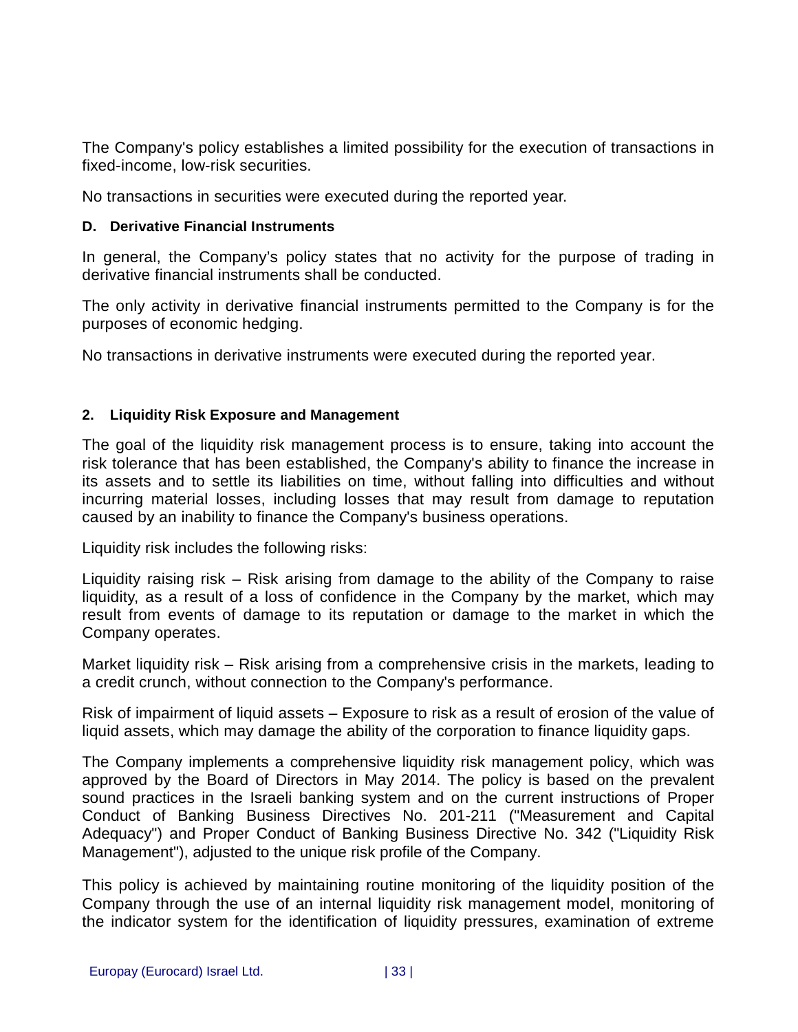The Company's policy establishes a limited possibility for the execution of transactions in fixed-income, low-risk securities.

No transactions in securities were executed during the reported year.

#### D. Derivative Financial Instruments

In general, the Company's policy states that no activity for the purpose of trading in derivative financial instruments shall be conducted.

The only activity in derivative financial instruments permitted to the Company is for the purposes of economic hedging.

No transactions in derivative instruments were executed during the reported year.

### 2. Liquidity Risk Exposure and Management

The goal of the liquidity risk management process is to ensure, taking into account the risk tolerance that has been established, the Company's ability to finance the increase in its assets and to settle its liabilities on time, without falling into difficulties and without incurring material losses, including losses that may result from damage to reputation caused by an inability to finance the Company's business operations.

Liquidity risk includes the following risks:

Liquidity raising risk – Risk arising from damage to the ability of the Company to raise liquidity, as a result of a loss of confidence in the Company by the market, which may result from events of damage to its reputation or damage to the market in which the Company operates.

Market liquidity risk – Risk arising from a comprehensive crisis in the markets, leading to a credit crunch, without connection to the Company's performance.

Risk of impairment of liquid assets – Exposure to risk as a result of erosion of the value of liquid assets, which may damage the ability of the corporation to finance liquidity gaps.

The Company implements a comprehensive liquidity risk management policy, which was approved by the Board of Directors in May 2014. The policy is based on the prevalent sound practices in the Israeli banking system and on the current instructions of Proper Conduct of Banking Business Directives No. 201-211 ("Measurement and Capital Adequacy") and Proper Conduct of Banking Business Directive No. 342 ("Liquidity Risk Management"), adjusted to the unique risk profile of the Company.

This policy is achieved by maintaining routine monitoring of the liquidity position of the Company through the use of an internal liquidity risk management model, monitoring of the indicator system for the identification of liquidity pressures, examination of extreme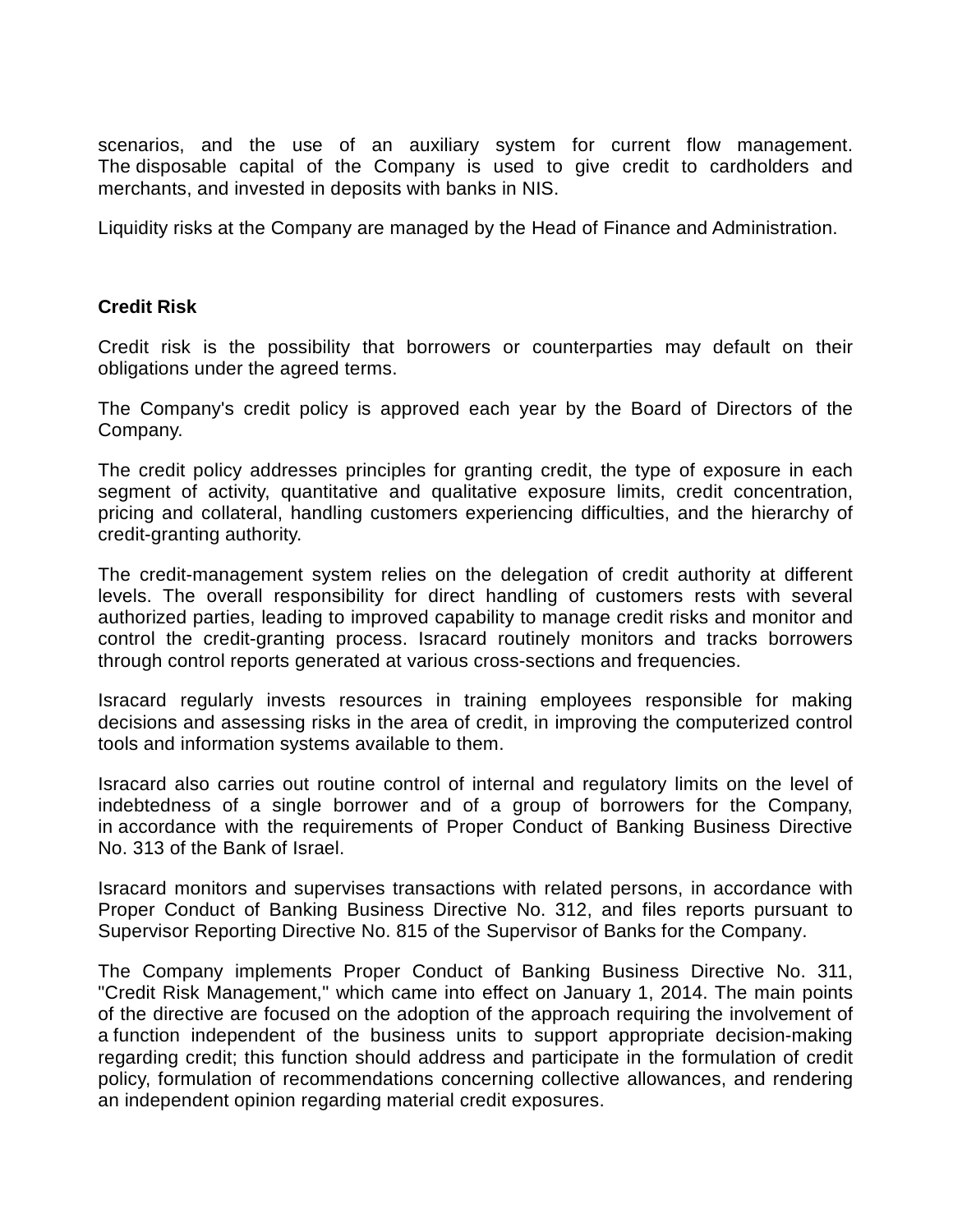scenarios, and the use of an auxiliary system for current flow management. The disposable capital of the Company is used to give credit to cardholders and merchants, and invested in deposits with banks in NIS.

Liquidity risks at the Company are managed by the Head of Finance and Administration.

**Credit Risk**

Credit risk is the possibility that borrowers or counterparties may default on their obligations under the agreed terms.

The Company's credit policy is approved each year by the Board of Directors of the Company.

The credit policy addresses principles for granting credit, the type of exposure in each segment of activity, quantitative and qualitative exposure limits, credit concentration, pricing and collateral, handling customers experiencing difficulties, and the hierarchy of credit-granting authority.

The credit-management system relies on the delegation of credit authority at different levels. The overall responsibility for direct handling of customers rests with several authorized parties, leading to improved capability to manage credit risks and monitor and control the credit-granting process. Isracard routinely monitors and tracks borrowers through control reports generated at various cross-sections and frequencies.

Isracard regularly invests resources in training employees responsible for making decisions and assessing risks in the area of credit, in improving the computerized control tools and information systems available to them.

Isracard also carries out routine control of internal and regulatory limits on the level of indebtedness of a single borrower and of a group of borrowers for the Company, in accordance with the requirements of Proper Conduct of Banking Business Directive No. 313 of the Bank of Israel.

Isracard monitors and supervises transactions with related persons, in accordance with Proper Conduct of Banking Business Directive No. 312, and files reports pursuant to Supervisor Reporting Directive No. 815 of the Supervisor of Banks for the Company.

The Company implements Proper Conduct of Banking Business Directive No. 311, "Credit Risk Management," which came into effect on January 1, 2014. The main points of the directive are focused on the adoption of the approach requiring the involvement of a function independent of the business units to support appropriate decision-making regarding credit; this function should address and participate in the formulation of credit policy, formulation of recommendations concerning collective allowances, and rendering an independent opinion regarding material credit exposures.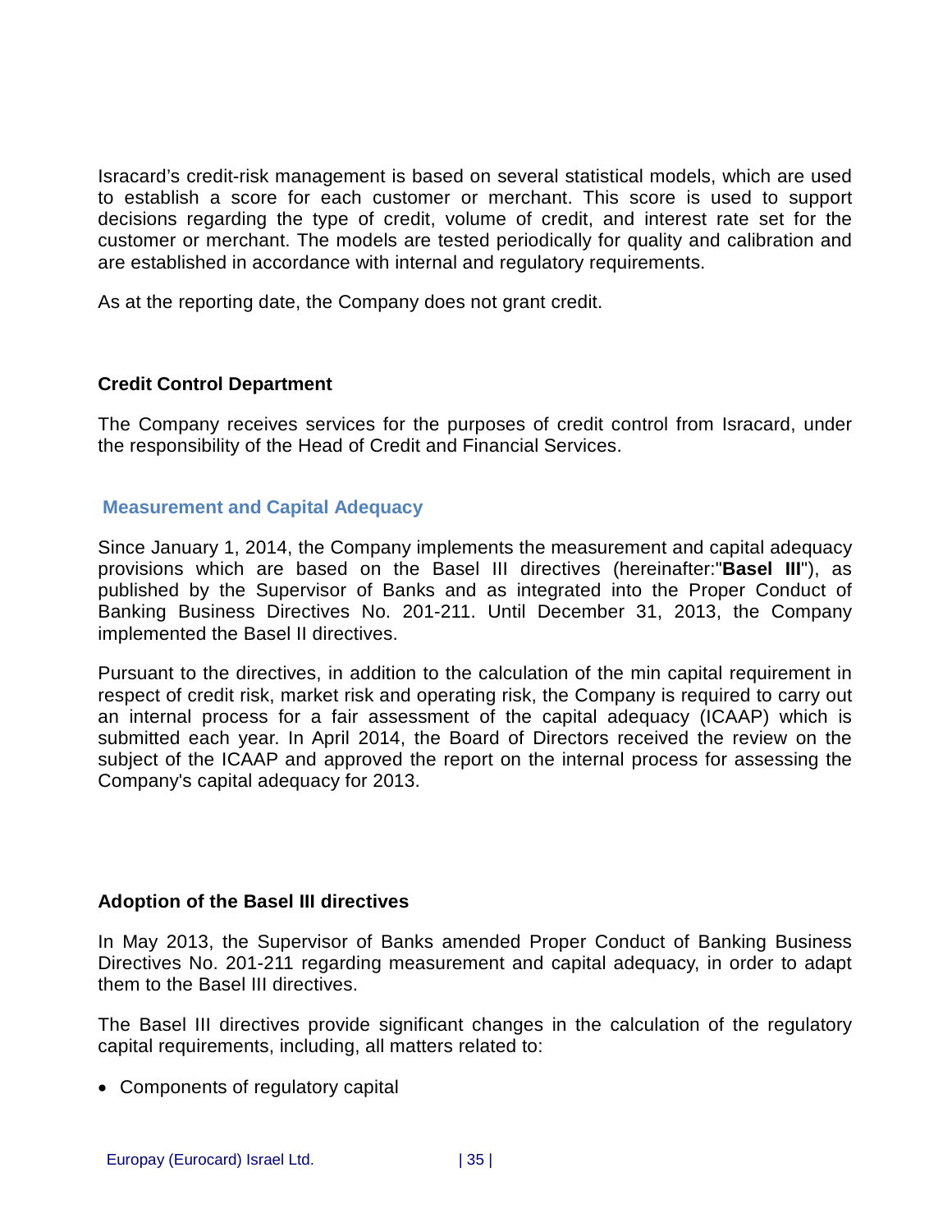Isracard’s credit-risk management is based on several statistical models, which are used to establish a score for each customer or merchant. This score is used to support decisions regarding the type of credit, volume of credit, and interest rate set for the customer or merchant. The models are tested periodically for quality and calibration and are established in accordance with internal and regulatory requirements.

As at the reporting date, the Company does not grant credit.

**Credit Control Department**

The Company receives services for the purposes of credit control from Isracard, under the responsibility of the Head of Credit and Financial Services.

## Measurement and Capital Adequacy

Since January 1, 2014, the Company implements the measurement and capital adequacy provisions which are based on the Basel III directives (hereinafter:"**Basel III**"), as published by the Supervisor of Banks and as integrated into the Proper Conduct of Banking Business Directives No. 201-211. Until December 31, 2013, the Company implemented the Basel II directives.

Pursuant to the directives, in addition to the calculation of the min capital requirement in respect of credit risk, market risk and operating risk, the Company is required to carry out an internal process for a fair assessment of the capital adequacy (ICAAP) which is submitted each year. In April 2014, the Board of Directors received the review on the subject of the ICAAP and approved the report on the internal process for assessing the Company's capital adequacy for 2013.

**Adoption of the Basel III directives**

In May 2013, the Supervisor of Banks amended Proper Conduct of Banking Business Directives No. 201-211 regarding measurement and capital adequacy, in order to adapt them to the Basel III directives.

The Basel III directives provide significant changes in the calculation of the regulatory capital requirements, including, all matters related to:

- Components of regulatory capital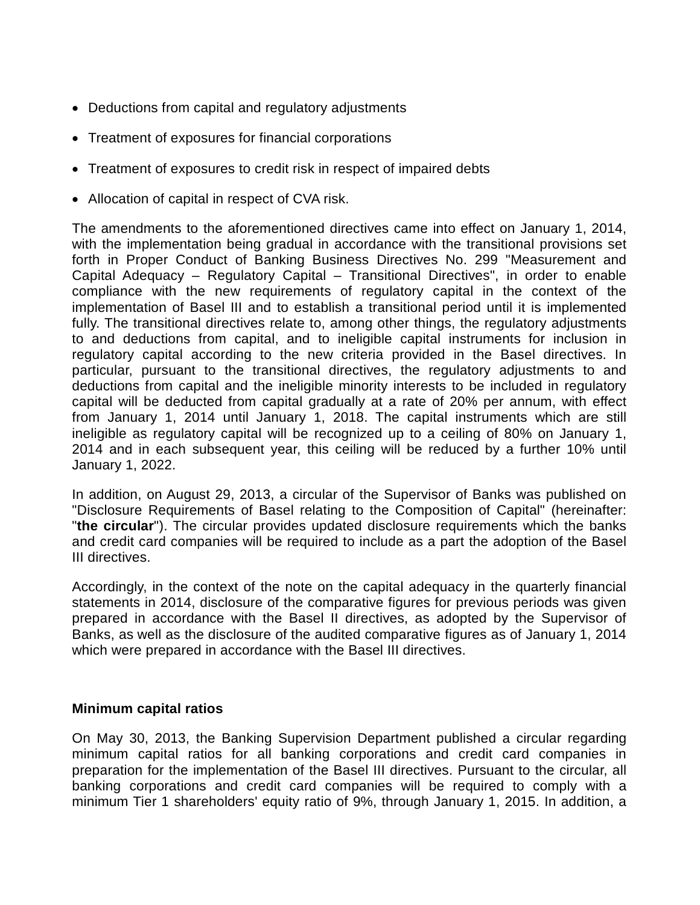- Deductions from capital and regulatory adjustments
- Treatment of exposures for financial corporations
- Treatment of exposures to credit risk in respect of impaired debts
- Allocation of capital in respect of CVA risk.

The amendments to the aforementioned directives came into effect on January 1, 2014, with the implementation being gradual in accordance with the transitional provisions set forth in Proper Conduct of Banking Business Directives No. 299 "Measurement and Capital Adequacy – Regulatory Capital – Transitional Directives", in order to enable compliance with the new requirements of regulatory capital in the context of the implementation of Basel III and to establish a transitional period until it is implemented fully. The transitional directives relate to, among other things, the regulatory adjustments to and deductions from capital, and to ineligible capital instruments for inclusion in regulatory capital according to the new criteria provided in the Basel directives. In particular, pursuant to the transitional directives, the regulatory adjustments to and deductions from capital and the ineligible minority interests to be included in regulatory capital will be deducted from capital gradually at a rate of 20% per annum, with effect from January 1, 2014 until January 1, 2018. The capital instruments which are still ineligible as regulatory capital will be recognized up to a ceiling of 80% on January 1, 2014 and in each subsequent year, this ceiling will be reduced by a further 10% until January 1, 2022.

In addition, on August 29, 2013, a circular of the Supervisor of Banks was published on "Disclosure Requirements of Basel relating to the Composition of Capital" (hereinafter: "**the circular**"). The circular provides updated disclosure requirements which the banks and credit card companies will be required to include as a part the adoption of the Basel III directives.

Accordingly, in the context of the note on the capital adequacy in the quarterly financial statements in 2014, disclosure of the comparative figures for previous periods was given prepared in accordance with the Basel II directives, as adopted by the Supervisor of Banks, as well as the disclosure of the audited comparative figures as of January 1, 2014 which were prepared in accordance with the Basel III directives.

**Minimum capital ratios**

On May 30, 2013, the Banking Supervision Department published a circular regarding minimum capital ratios for all banking corporations and credit card companies in preparation for the implementation of the Basel III directives. Pursuant to the circular, all banking corporations and credit card companies will be required to comply with a minimum Tier 1 shareholders' equity ratio of 9%, through January 1, 2015. In addition, a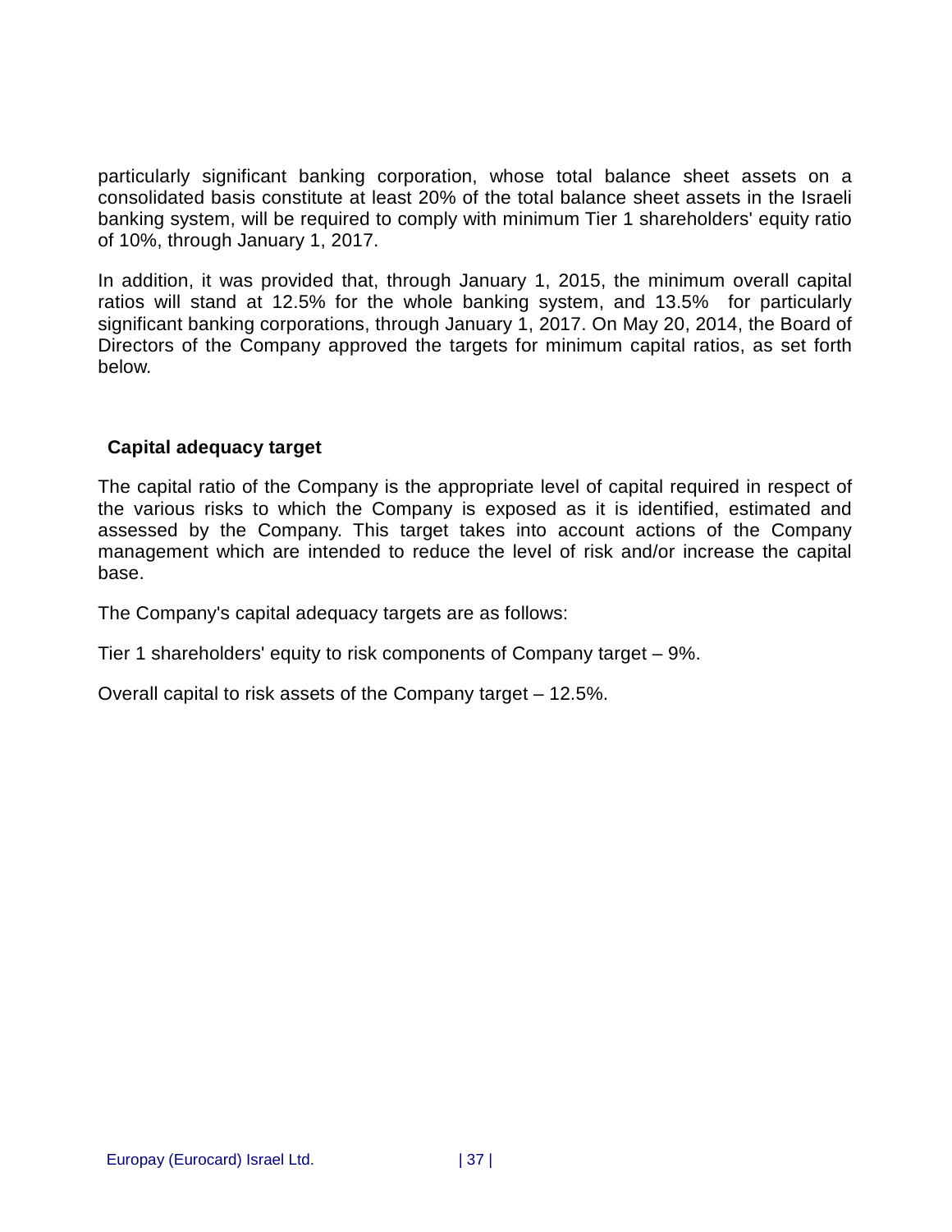particularly significant banking corporation, whose total balance sheet assets on a consolidated basis constitute at least 20% of the total balance sheet assets in the Israeli banking system, will be required to comply with minimum Tier 1 shareholders' equity ratio of 10%, through January 1, 2017.

In addition, it was provided that, through January 1, 2015, the minimum overall capital ratios will stand at 12.5% for the whole banking system, and 13.5% for particularly significant banking corporations, through January 1, 2017. On May 20, 2014, the Board of Directors of the Company approved the targets for minimum capital ratios, as set forth below.

**Capital adequacy target**

The capital ratio of the Company is the appropriate level of capital required in respect of the various risks to which the Company is exposed as it is identified, estimated and assessed by the Company. This target takes into account actions of the Company management which are intended to reduce the level of risk and/or increase the capital base.

The Company's capital adequacy targets are as follows:

Tier 1 shareholders' equity to risk components of Company target – 9%.

Overall capital to risk assets of the Company target – 12.5%.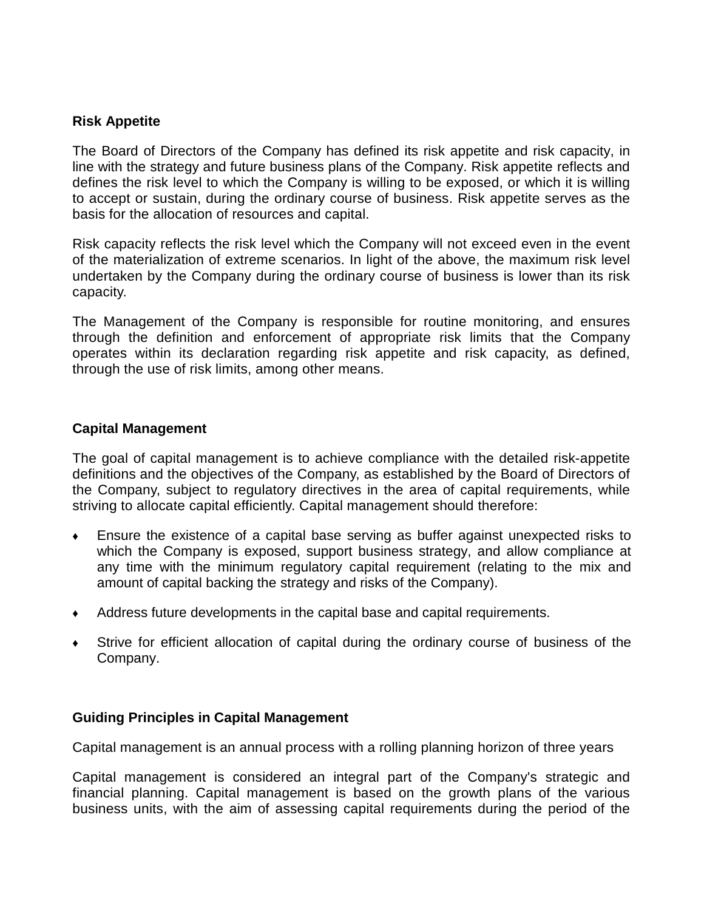**Risk Appetite**

The Board of Directors of the Company has defined its risk appetite and risk capacity, in line with the strategy and future business plans of the Company. Risk appetite reflects and defines the risk level to which the Company is willing to be exposed, or which it is willing to accept or sustain, during the ordinary course of business. Risk appetite serves as the basis for the allocation of resources and capital.

Risk capacity reflects the risk level which the Company will not exceed even in the event of the materialization of extreme scenarios. In light of the above, the maximum risk level undertaken by the Company during the ordinary course of business is lower than its risk capacity.

The Management of the Company is responsible for routine monitoring, and ensures through the definition and enforcement of appropriate risk limits that the Company operates within its declaration regarding risk appetite and risk capacity, as defined, through the use of risk limits, among other means.

**Capital Management**

The goal of capital management is to achieve compliance with the detailed risk-appetite definitions and the objectives of the Company, as established by the Board of Directors of the Company, subject to regulatory directives in the area of capital requirements, while striving to allocate capital efficiently. Capital management should therefore:

- Ensure the existence of a capital base serving as buffer against unexpected risks to which the Company is exposed, support business strategy, and allow compliance at any time with the minimum regulatory capital requirement (relating to the mix and amount of capital backing the strategy and risks of the Company).
- Address future developments in the capital base and capital requirements.
- Strive for efficient allocation of capital during the ordinary course of business of the Company.

**Guiding Principles in Capital Management**

Capital management is an annual process with a rolling planning horizon of three years

Capital management is considered an integral part of the Company's strategic and financial planning. Capital management is based on the growth plans of the various business units, with the aim of assessing capital requirements during the period of the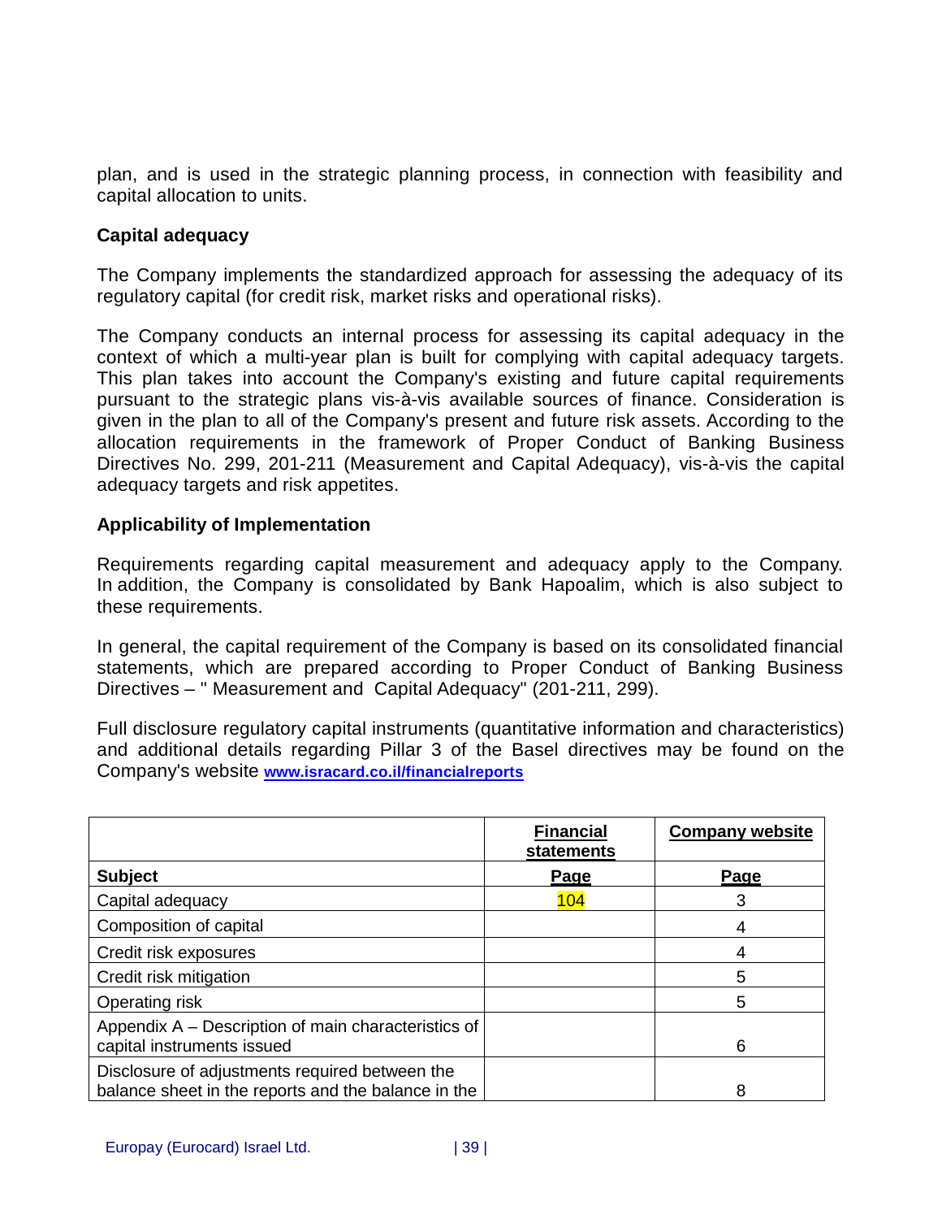plan, and is used in the strategic planning process, in connection with feasibility and capital allocation to units.

**Capital adequacy**

The Company implements the standardized approach for assessing the adequacy of its regulatory capital (for credit risk, market risks and operational risks).

The Company conducts an internal process for assessing its capital adequacy in the context of which a multi-year plan is built for complying with capital adequacy targets. This plan takes into account the Company's existing and future capital requirements pursuant to the strategic plans vis-à-vis available sources of finance. Consideration is given in the plan to all of the Company's present and future risk assets. According to the allocation requirements in the framework of Proper Conduct of Banking Business Directives No. 299, 201-211 (Measurement and Capital Adequacy), vis-à-vis the capital adequacy targets and risk appetites.

**Applicability of Implementation**

Requirements regarding capital measurement and adequacy apply to the Company. In addition, the Company is consolidated by Bank Hapoalim, which is also subject to these requirements.

In general, the capital requirement of the Company is based on its consolidated financial statements, which are prepared according to Proper Conduct of Banking Business Directives – " Measurement and Capital Adequacy" (201-211, 299).

Full disclosure regulatory capital instruments (quantitative information and characteristics) and additional details regarding Pillar 3 of the Basel directives may be found on the Company's website **www.isracard.co.il/financialreports**

| | Financial statements | Company website |
|---|---|---|
| **Subject** | **Page** | **Page** |
| Capital adequacy | 104 | 3 |
| Composition of capital | | 4 |
| Credit risk exposures | | 4 |
| Credit risk mitigation | | 5 |
| Operating risk | | 5 |
| Appendix A – Description of main characteristics of capital instruments issued | | 6 |
| Disclosure of adjustments required between the balance sheet in the reports and the balance in the | | 8 |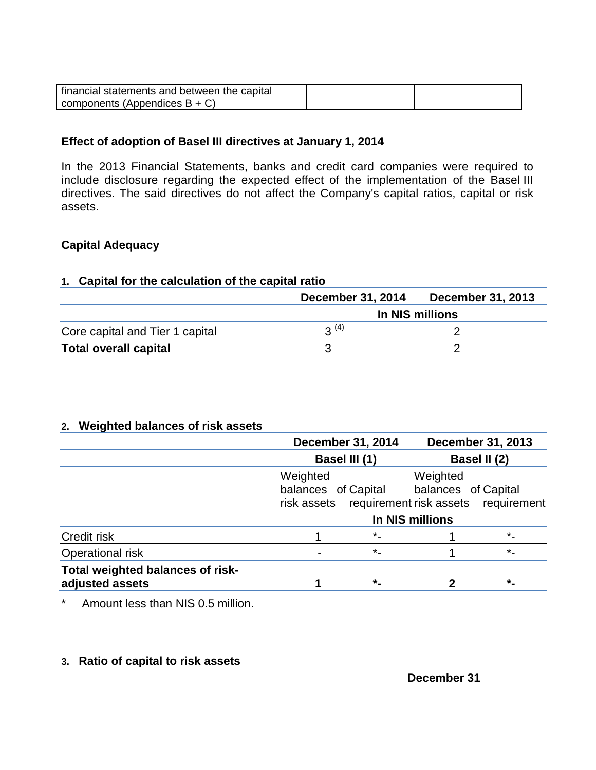| | | |
|---|---|---|
| financial statements and between the capital components (Appendices B + C) | | |

**Effect of adoption of Basel III directives at January 1, 2014**

In the 2013 Financial Statements, banks and credit card companies were required to include disclosure regarding the expected effect of the implementation of the Basel III directives. The said directives do not affect the Company's capital ratios, capital or risk assets.

**Capital Adequacy**

**1. Capital for the calculation of the capital ratio**

| | December 31, 2014 | December 31, 2013 |
|---|---|---|
| | In NIS millions | |
| Core capital and Tier 1 capital | 3 [(4)] | 2 |
| **Total overall capital** | 3 | 2 |

**2. Weighted balances of risk assets**

| | December 31, 2014 | | December 31, 2013 | |
|---|---|---|---|---|
| | Basel III (1) | | Basel II (2) | |
| | Weighted balances risk assets | of Capital requirement | Weighted balances risk assets | of Capital requirement |
| | In NIS millions | | | |
| Credit risk | 1 | *- | 1 | *- |
| Operational risk | - | *- | 1 | *- |
| **Total weighted balances of risk-adjusted assets** | **1** | ***-** | **2** | ***-** |

\* Amount less than NIS 0.5 million.

**3. Ratio of capital to risk assets**

| | December 31 |
|---|---|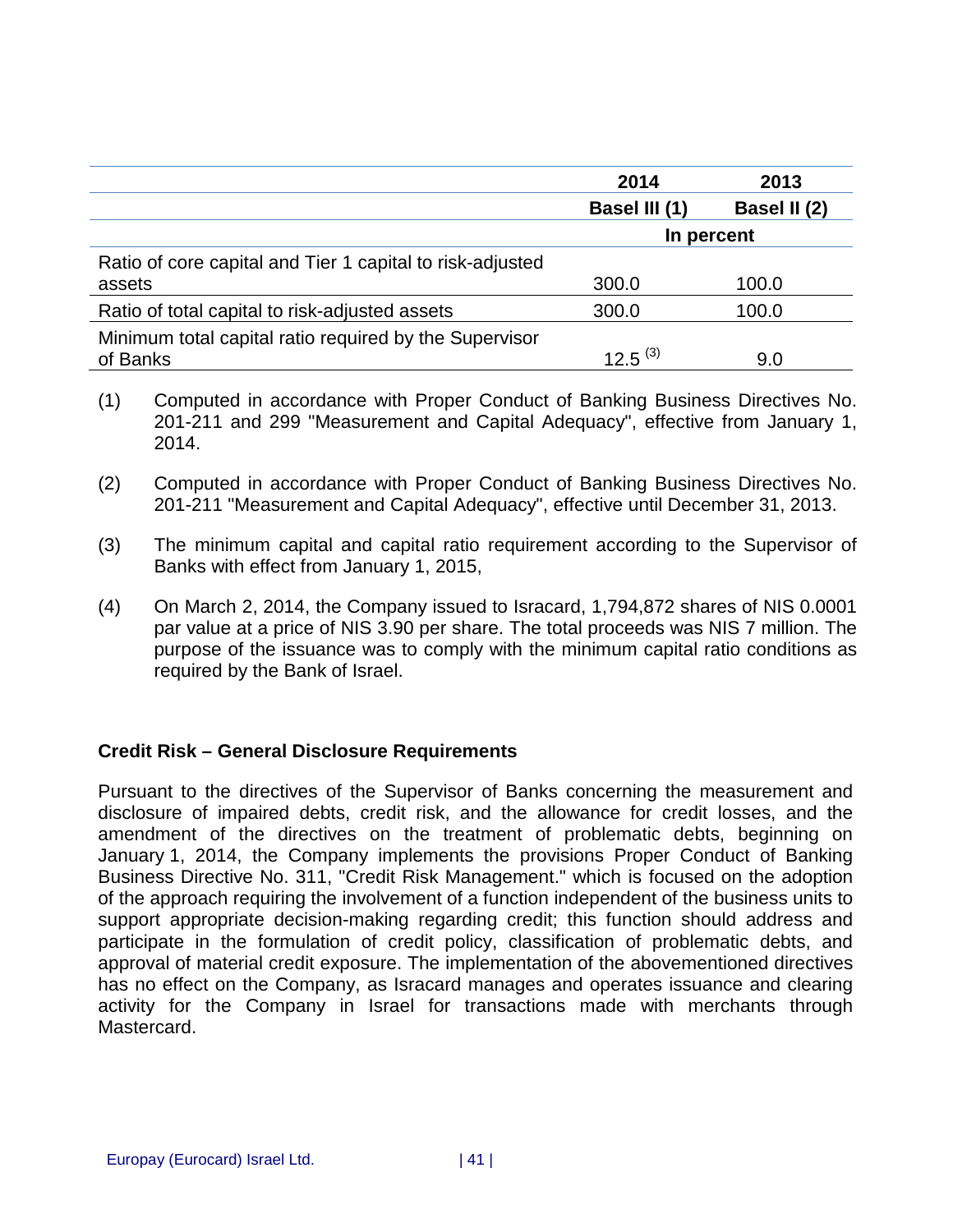| | 2014 | 2013 |
|---|---|---|
| | Basel III (1) | Basel II (2) |
| | In percent | |
| Ratio of core capital and Tier 1 capital to risk-adjusted assets | 300.0 | 100.0 |
| Ratio of total capital to risk-adjusted assets | 300.0 | 100.0 |
| Minimum total capital ratio required by the Supervisor of Banks | 12.5 [(3)] | 9.0 |

(1) Computed in accordance with Proper Conduct of Banking Business Directives No. 201-211 and 299 "Measurement and Capital Adequacy", effective from January 1, 2014.

(2) Computed in accordance with Proper Conduct of Banking Business Directives No. 201-211 "Measurement and Capital Adequacy", effective until December 31, 2013.

(3) The minimum capital and capital ratio requirement according to the Supervisor of Banks with effect from January 1, 2015,

(4) On March 2, 2014, the Company issued to Isracard, 1,794,872 shares of NIS 0.0001 par value at a price of NIS 3.90 per share. The total proceeds was NIS 7 million. The purpose of the issuance was to comply with the minimum capital ratio conditions as required by the Bank of Israel.

**Credit Risk – General Disclosure Requirements**

Pursuant to the directives of the Supervisor of Banks concerning the measurement and disclosure of impaired debts, credit risk, and the allowance for credit losses, and the amendment of the directives on the treatment of problematic debts, beginning on January 1, 2014, the Company implements the provisions Proper Conduct of Banking Business Directive No. 311, "Credit Risk Management." which is focused on the adoption of the approach requiring the involvement of a function independent of the business units to support appropriate decision-making regarding credit; this function should address and participate in the formulation of credit policy, classification of problematic debts, and approval of material credit exposure. The implementation of the abovementioned directives has no effect on the Company, as Isracard manages and operates issuance and clearing activity for the Company in Israel for transactions made with merchants through Mastercard.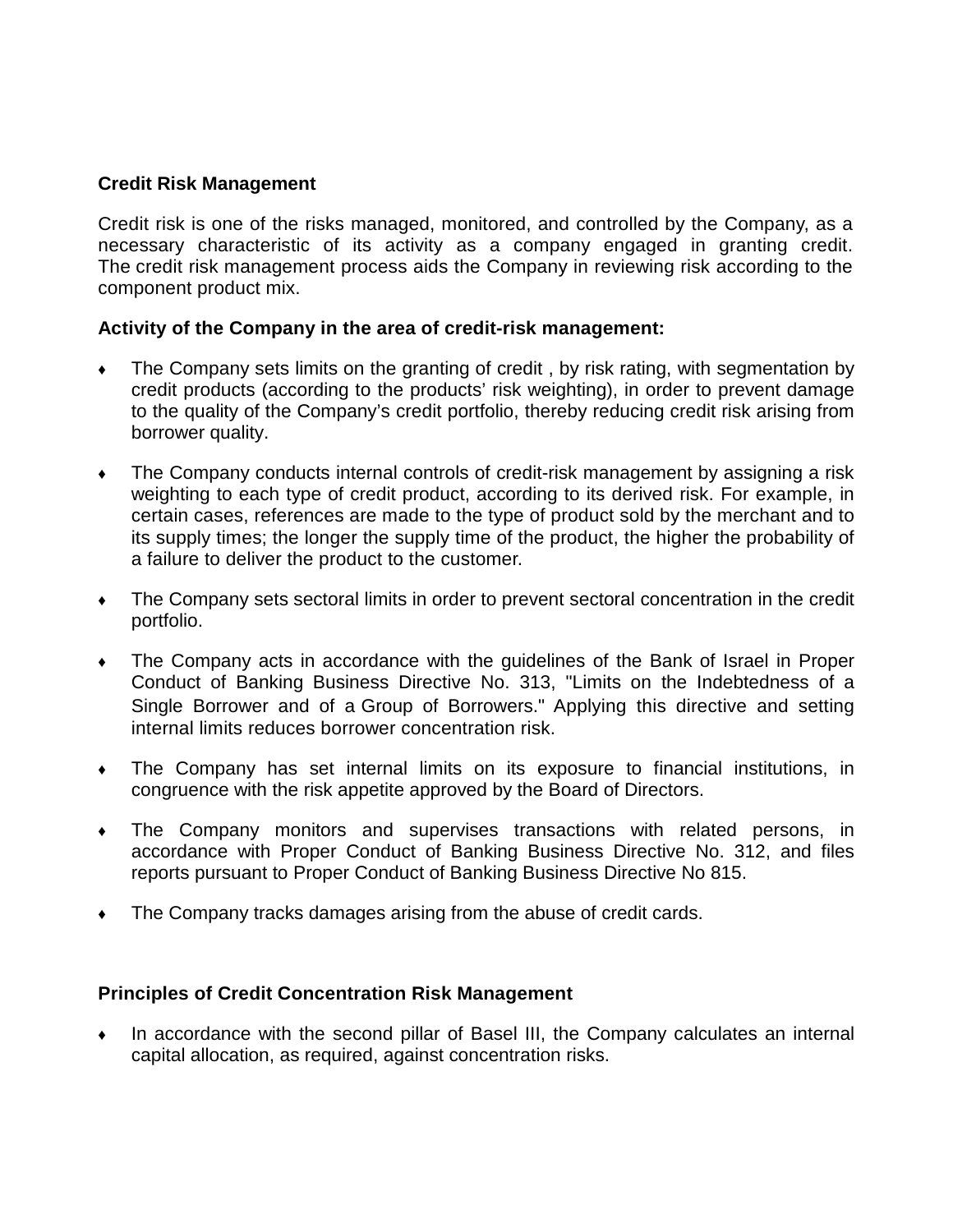**Credit Risk Management**

Credit risk is one of the risks managed, monitored, and controlled by the Company, as a necessary characteristic of its activity as a company engaged in granting credit. The credit risk management process aids the Company in reviewing risk according to the component product mix.

**Activity of the Company in the area of credit-risk management:**

- The Company sets limits on the granting of credit , by risk rating, with segmentation by credit products (according to the products' risk weighting), in order to prevent damage to the quality of the Company's credit portfolio, thereby reducing credit risk arising from borrower quality.
- The Company conducts internal controls of credit-risk management by assigning a risk weighting to each type of credit product, according to its derived risk. For example, in certain cases, references are made to the type of product sold by the merchant and to its supply times; the longer the supply time of the product, the higher the probability of a failure to deliver the product to the customer.
- The Company sets sectoral limits in order to prevent sectoral concentration in the credit portfolio.
- The Company acts in accordance with the guidelines of the Bank of Israel in Proper Conduct of Banking Business Directive No. 313, "Limits on the Indebtedness of a Single Borrower and of a Group of Borrowers." Applying this directive and setting internal limits reduces borrower concentration risk.
- The Company has set internal limits on its exposure to financial institutions, in congruence with the risk appetite approved by the Board of Directors.
- The Company monitors and supervises transactions with related persons, in accordance with Proper Conduct of Banking Business Directive No. 312, and files reports pursuant to Proper Conduct of Banking Business Directive No 815.
- The Company tracks damages arising from the abuse of credit cards.

**Principles of Credit Concentration Risk Management**

- In accordance with the second pillar of Basel III, the Company calculates an internal capital allocation, as required, against concentration risks.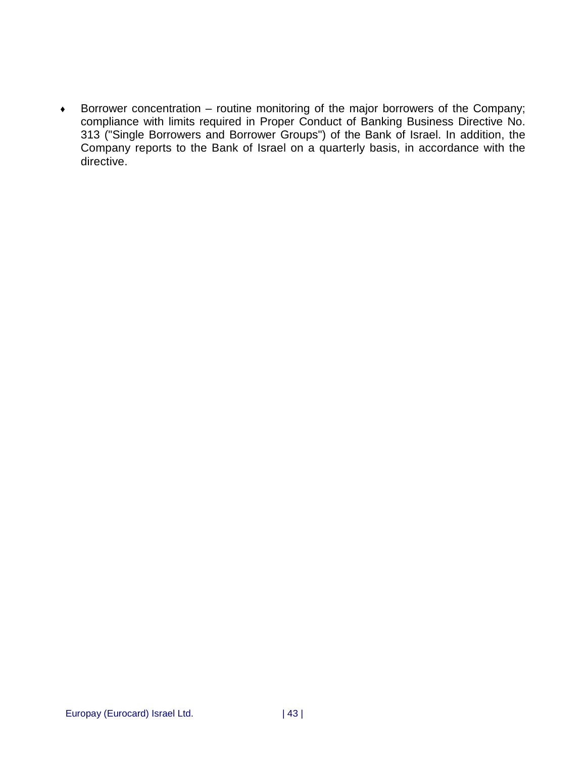- Borrower concentration – routine monitoring of the major borrowers of the Company; compliance with limits required in Proper Conduct of Banking Business Directive No. 313 ("Single Borrowers and Borrower Groups") of the Bank of Israel. In addition, the Company reports to the Bank of Israel on a quarterly basis, in accordance with the directive.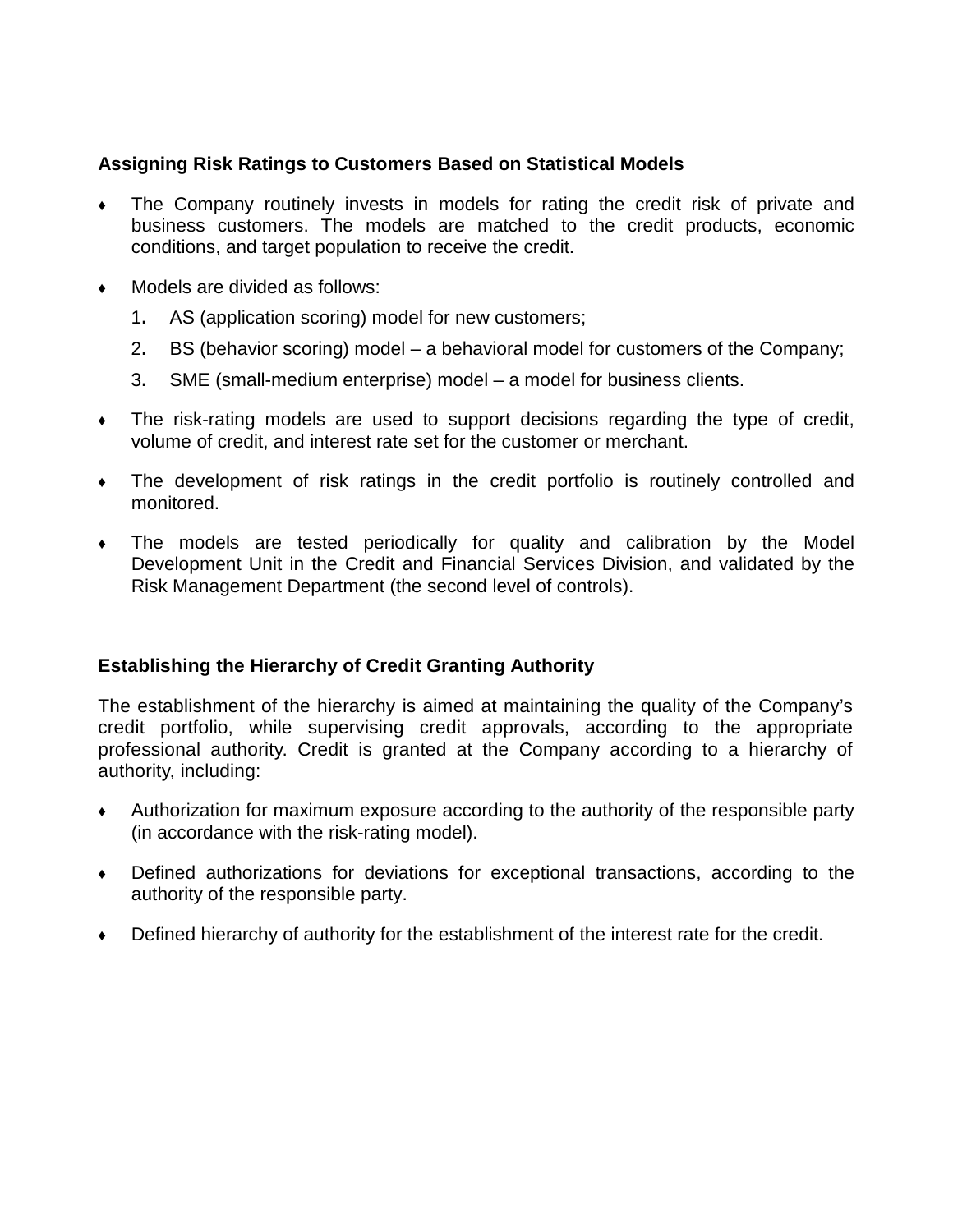**Assigning Risk Ratings to Customers Based on Statistical Models**

- The Company routinely invests in models for rating the credit risk of private and business customers. The models are matched to the credit products, economic conditions, and target population to receive the credit.
- Models are divided as follows:
  1. AS (application scoring) model for new customers;
  2. BS (behavior scoring) model – a behavioral model for customers of the Company;
  3. SME (small-medium enterprise) model – a model for business clients.
- The risk-rating models are used to support decisions regarding the type of credit, volume of credit, and interest rate set for the customer or merchant.
- The development of risk ratings in the credit portfolio is routinely controlled and monitored.
- The models are tested periodically for quality and calibration by the Model Development Unit in the Credit and Financial Services Division, and validated by the Risk Management Department (the second level of controls).

**Establishing the Hierarchy of Credit Granting Authority**

The establishment of the hierarchy is aimed at maintaining the quality of the Company's credit portfolio, while supervising credit approvals, according to the appropriate professional authority. Credit is granted at the Company according to a hierarchy of authority, including:

- Authorization for maximum exposure according to the authority of the responsible party (in accordance with the risk-rating model).
- Defined authorizations for deviations for exceptional transactions, according to the authority of the responsible party.
- Defined hierarchy of authority for the establishment of the interest rate for the credit.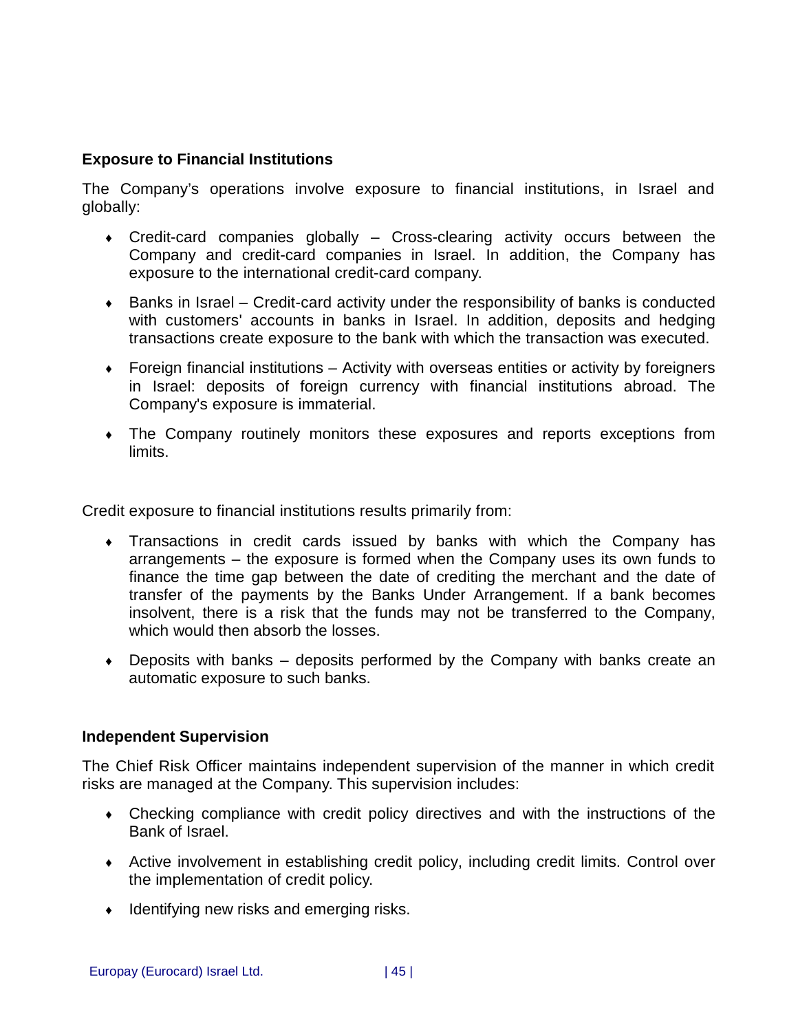**Exposure to Financial Institutions**

The Company's operations involve exposure to financial institutions, in Israel and globally:

- Credit-card companies globally – Cross-clearing activity occurs between the Company and credit-card companies in Israel. In addition, the Company has exposure to the international credit-card company.
- Banks in Israel – Credit-card activity under the responsibility of banks is conducted with customers' accounts in banks in Israel. In addition, deposits and hedging transactions create exposure to the bank with which the transaction was executed.
- Foreign financial institutions – Activity with overseas entities or activity by foreigners in Israel: deposits of foreign currency with financial institutions abroad. The Company's exposure is immaterial.
- The Company routinely monitors these exposures and reports exceptions from limits.

Credit exposure to financial institutions results primarily from:

- Transactions in credit cards issued by banks with which the Company has arrangements – the exposure is formed when the Company uses its own funds to finance the time gap between the date of crediting the merchant and the date of transfer of the payments by the Banks Under Arrangement. If a bank becomes insolvent, there is a risk that the funds may not be transferred to the Company, which would then absorb the losses.
- Deposits with banks – deposits performed by the Company with banks create an automatic exposure to such banks.

**Independent Supervision**

The Chief Risk Officer maintains independent supervision of the manner in which credit risks are managed at the Company. This supervision includes:

- Checking compliance with credit policy directives and with the instructions of the Bank of Israel.
- Active involvement in establishing credit policy, including credit limits. Control over the implementation of credit policy.
- Identifying new risks and emerging risks.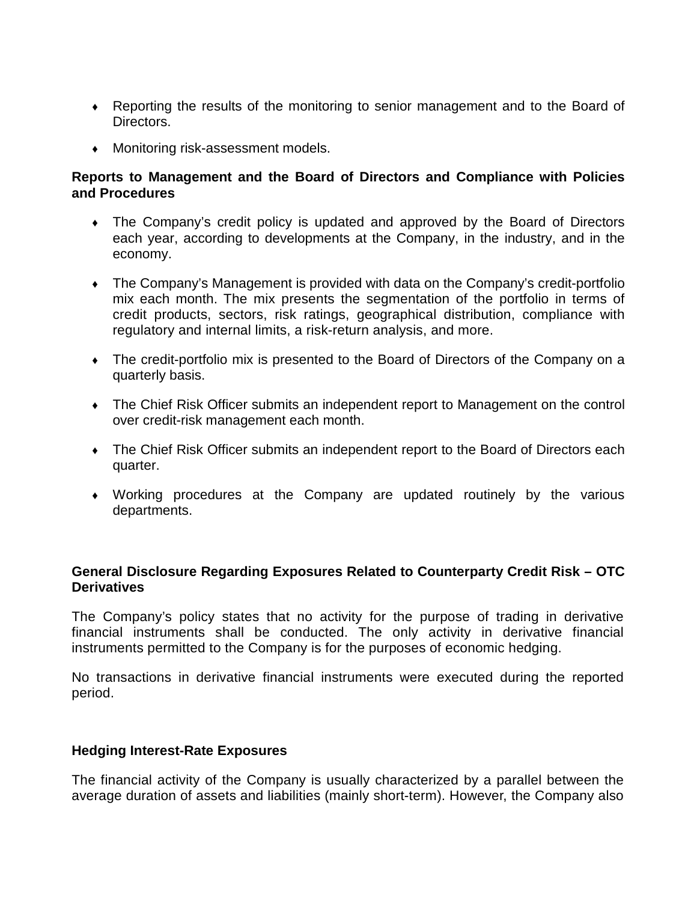- Reporting the results of the monitoring to senior management and to the Board of Directors.
- Monitoring risk-assessment models.

**Reports to Management and the Board of Directors and Compliance with Policies and Procedures**

- The Company's credit policy is updated and approved by the Board of Directors each year, according to developments at the Company, in the industry, and in the economy.
- The Company's Management is provided with data on the Company's credit-portfolio mix each month. The mix presents the segmentation of the portfolio in terms of credit products, sectors, risk ratings, geographical distribution, compliance with regulatory and internal limits, a risk-return analysis, and more.
- The credit-portfolio mix is presented to the Board of Directors of the Company on a quarterly basis.
- The Chief Risk Officer submits an independent report to Management on the control over credit-risk management each month.
- The Chief Risk Officer submits an independent report to the Board of Directors each quarter.
- Working procedures at the Company are updated routinely by the various departments.

**General Disclosure Regarding Exposures Related to Counterparty Credit Risk – OTC Derivatives**

The Company's policy states that no activity for the purpose of trading in derivative financial instruments shall be conducted. The only activity in derivative financial instruments permitted to the Company is for the purposes of economic hedging.

No transactions in derivative financial instruments were executed during the reported period.

**Hedging Interest-Rate Exposures**

The financial activity of the Company is usually characterized by a parallel between the average duration of assets and liabilities (mainly short-term). However, the Company also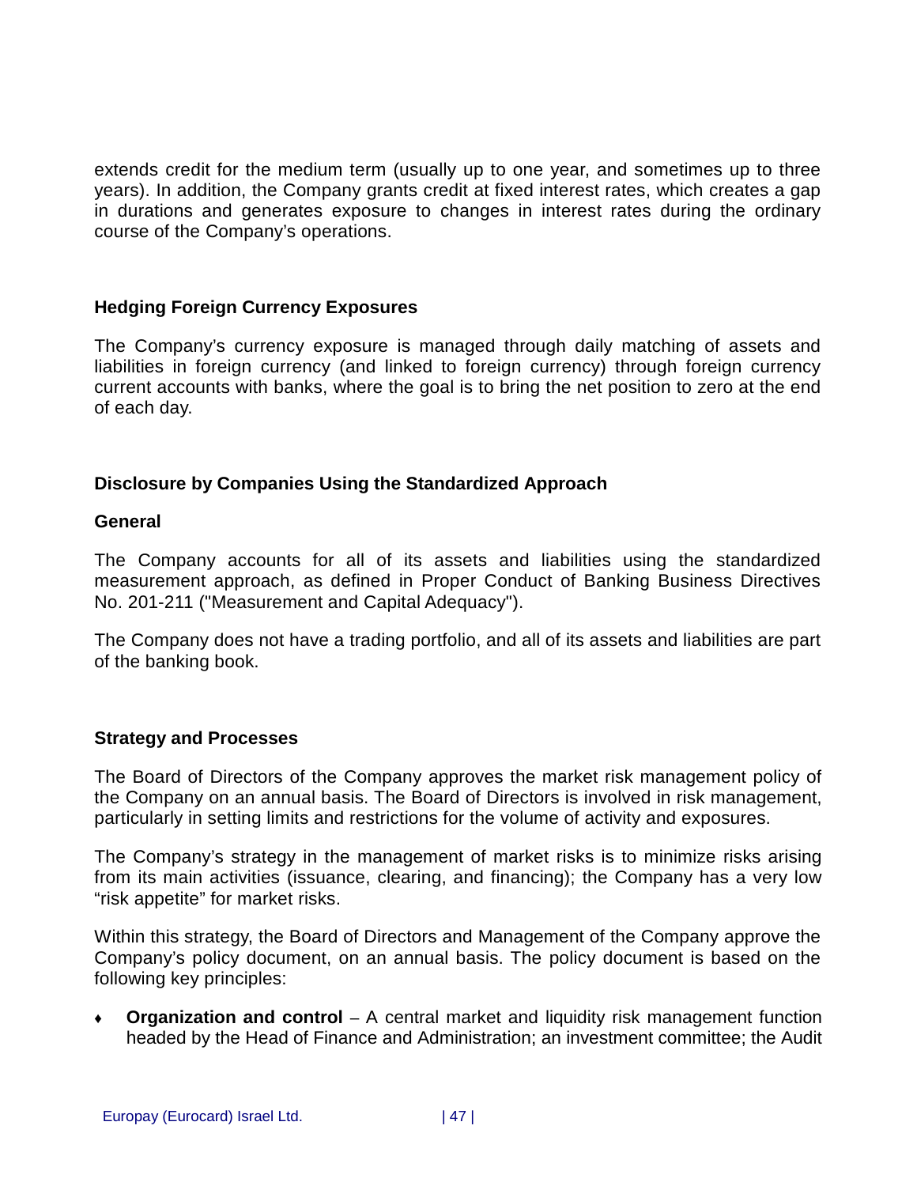extends credit for the medium term (usually up to one year, and sometimes up to three years). In addition, the Company grants credit at fixed interest rates, which creates a gap in durations and generates exposure to changes in interest rates during the ordinary course of the Company's operations.

**Hedging Foreign Currency Exposures**

The Company's currency exposure is managed through daily matching of assets and liabilities in foreign currency (and linked to foreign currency) through foreign currency current accounts with banks, where the goal is to bring the net position to zero at the end of each day.

**Disclosure by Companies Using the Standardized Approach**

**General**

The Company accounts for all of its assets and liabilities using the standardized measurement approach, as defined in Proper Conduct of Banking Business Directives No. 201-211 ("Measurement and Capital Adequacy").

The Company does not have a trading portfolio, and all of its assets and liabilities are part of the banking book.

**Strategy and Processes**

The Board of Directors of the Company approves the market risk management policy of the Company on an annual basis. The Board of Directors is involved in risk management, particularly in setting limits and restrictions for the volume of activity and exposures.

The Company's strategy in the management of market risks is to minimize risks arising from its main activities (issuance, clearing, and financing); the Company has a very low "risk appetite" for market risks.

Within this strategy, the Board of Directors and Management of the Company approve the Company's policy document, on an annual basis. The policy document is based on the following key principles:

- **Organization and control** – A central market and liquidity risk management function headed by the Head of Finance and Administration; an investment committee; the Audit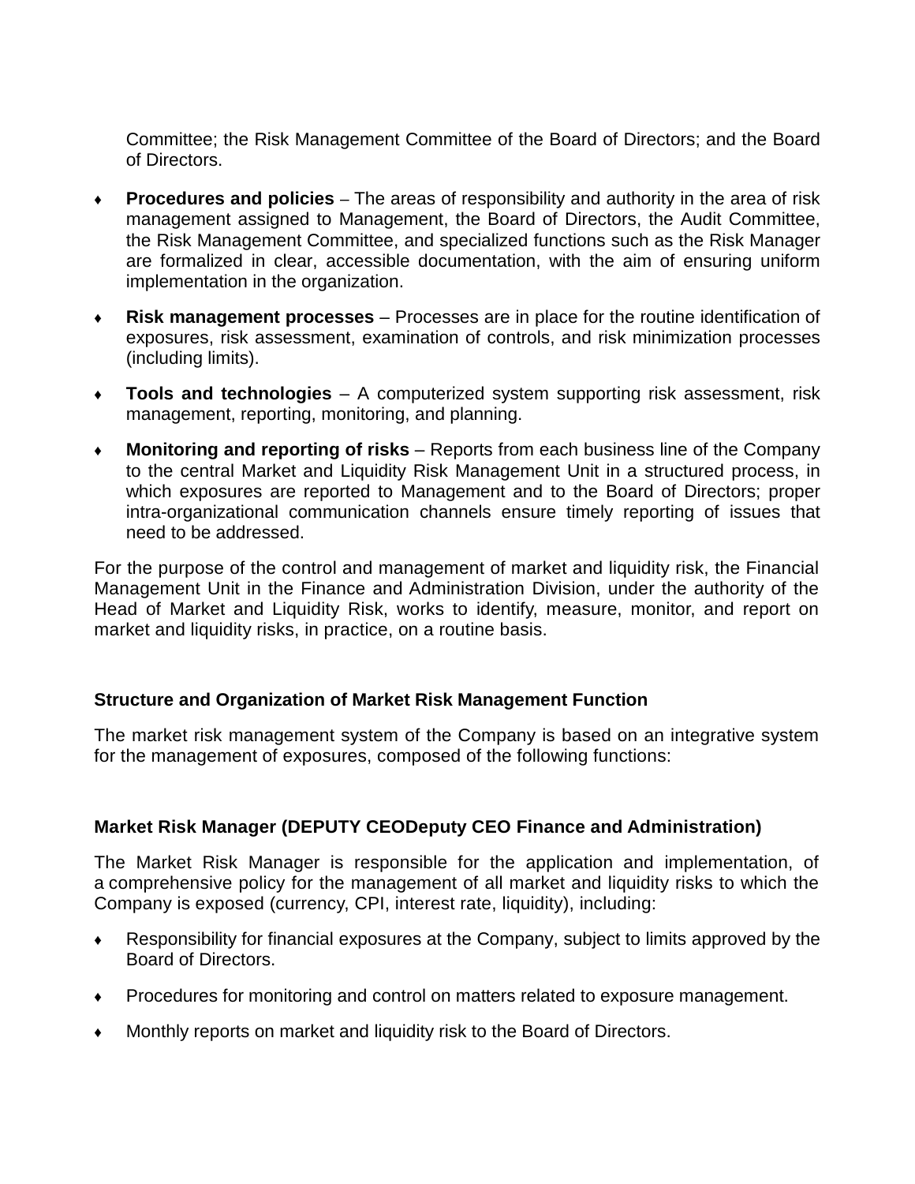Committee; the Risk Management Committee of the Board of Directors; and the Board of Directors.

- **Procedures and policies** – The areas of responsibility and authority in the area of risk management assigned to Management, the Board of Directors, the Audit Committee, the Risk Management Committee, and specialized functions such as the Risk Manager are formalized in clear, accessible documentation, with the aim of ensuring uniform implementation in the organization.

- **Risk management processes** – Processes are in place for the routine identification of exposures, risk assessment, examination of controls, and risk minimization processes (including limits).

- **Tools and technologies** – A computerized system supporting risk assessment, risk management, reporting, monitoring, and planning.

- **Monitoring and reporting of risks** – Reports from each business line of the Company to the central Market and Liquidity Risk Management Unit in a structured process, in which exposures are reported to Management and to the Board of Directors; proper intra-organizational communication channels ensure timely reporting of issues that need to be addressed.

For the purpose of the control and management of market and liquidity risk, the Financial Management Unit in the Finance and Administration Division, under the authority of the Head of Market and Liquidity Risk, works to identify, measure, monitor, and report on market and liquidity risks, in practice, on a routine basis.

### Structure and Organization of Market Risk Management Function

The market risk management system of the Company is based on an integrative system for the management of exposures, composed of the following functions:

### Market Risk Manager (DEPUTY CEODeputy CEO Finance and Administration)

The Market Risk Manager is responsible for the application and implementation, of a comprehensive policy for the management of all market and liquidity risks to which the Company is exposed (currency, CPI, interest rate, liquidity), including:

- Responsibility for financial exposures at the Company, subject to limits approved by the Board of Directors.

- Procedures for monitoring and control on matters related to exposure management.

- Monthly reports on market and liquidity risk to the Board of Directors.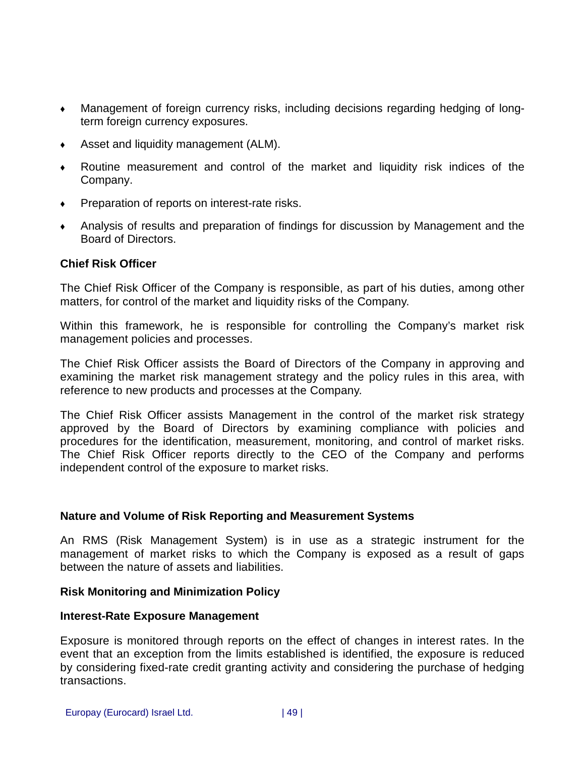- Management of foreign currency risks, including decisions regarding hedging of long-term foreign currency exposures.
- Asset and liquidity management (ALM).
- Routine measurement and control of the market and liquidity risk indices of the Company.
- Preparation of reports on interest-rate risks.
- Analysis of results and preparation of findings for discussion by Management and the Board of Directors.

**Chief Risk Officer**

The Chief Risk Officer of the Company is responsible, as part of his duties, among other matters, for control of the market and liquidity risks of the Company.

Within this framework, he is responsible for controlling the Company's market risk management policies and processes.

The Chief Risk Officer assists the Board of Directors of the Company in approving and examining the market risk management strategy and the policy rules in this area, with reference to new products and processes at the Company.

The Chief Risk Officer assists Management in the control of the market risk strategy approved by the Board of Directors by examining compliance with policies and procedures for the identification, measurement, monitoring, and control of market risks. The Chief Risk Officer reports directly to the CEO of the Company and performs independent control of the exposure to market risks.

**Nature and Volume of Risk Reporting and Measurement Systems**

An RMS (Risk Management System) is in use as a strategic instrument for the management of market risks to which the Company is exposed as a result of gaps between the nature of assets and liabilities.

**Risk Monitoring and Minimization Policy**

**Interest-Rate Exposure Management**

Exposure is monitored through reports on the effect of changes in interest rates. In the event that an exception from the limits established is identified, the exposure is reduced by considering fixed-rate credit granting activity and considering the purchase of hedging transactions.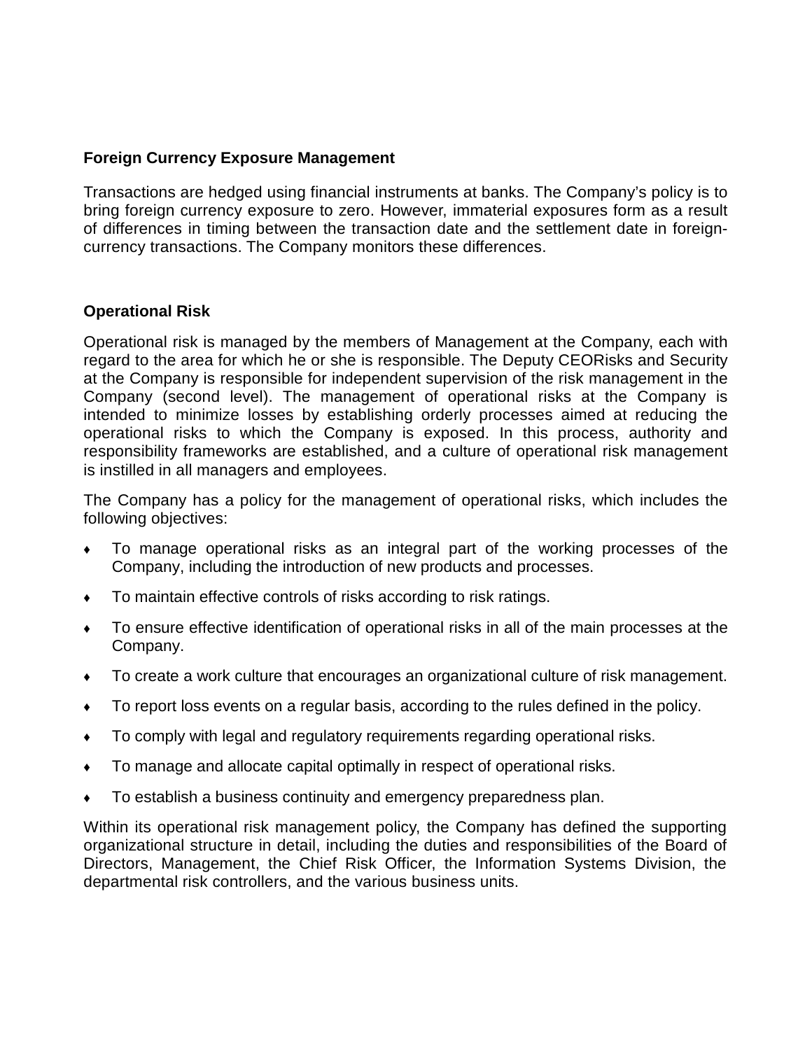**Foreign Currency Exposure Management**

Transactions are hedged using financial instruments at banks. The Company's policy is to bring foreign currency exposure to zero. However, immaterial exposures form as a result of differences in timing between the transaction date and the settlement date in foreign-currency transactions. The Company monitors these differences.

**Operational Risk**

Operational risk is managed by the members of Management at the Company, each with regard to the area for which he or she is responsible. The Deputy CEORisks and Security at the Company is responsible for independent supervision of the risk management in the Company (second level). The management of operational risks at the Company is intended to minimize losses by establishing orderly processes aimed at reducing the operational risks to which the Company is exposed. In this process, authority and responsibility frameworks are established, and a culture of operational risk management is instilled in all managers and employees.

The Company has a policy for the management of operational risks, which includes the following objectives:

- To manage operational risks as an integral part of the working processes of the Company, including the introduction of new products and processes.
- To maintain effective controls of risks according to risk ratings.
- To ensure effective identification of operational risks in all of the main processes at the Company.
- To create a work culture that encourages an organizational culture of risk management.
- To report loss events on a regular basis, according to the rules defined in the policy.
- To comply with legal and regulatory requirements regarding operational risks.
- To manage and allocate capital optimally in respect of operational risks.
- To establish a business continuity and emergency preparedness plan.

Within its operational risk management policy, the Company has defined the supporting organizational structure in detail, including the duties and responsibilities of the Board of Directors, Management, the Chief Risk Officer, the Information Systems Division, the departmental risk controllers, and the various business units.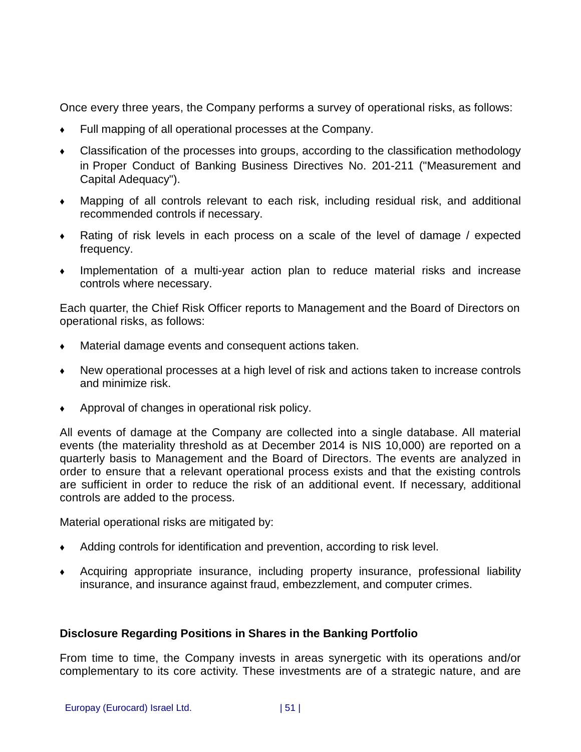Once every three years, the Company performs a survey of operational risks, as follows:

- Full mapping of all operational processes at the Company.
- Classification of the processes into groups, according to the classification methodology in Proper Conduct of Banking Business Directives No. 201-211 ("Measurement and Capital Adequacy").
- Mapping of all controls relevant to each risk, including residual risk, and additional recommended controls if necessary.
- Rating of risk levels in each process on a scale of the level of damage / expected frequency.
- Implementation of a multi-year action plan to reduce material risks and increase controls where necessary.

Each quarter, the Chief Risk Officer reports to Management and the Board of Directors on operational risks, as follows:

- Material damage events and consequent actions taken.
- New operational processes at a high level of risk and actions taken to increase controls and minimize risk.
- Approval of changes in operational risk policy.

All events of damage at the Company are collected into a single database. All material events (the materiality threshold as at December 2014 is NIS 10,000) are reported on a quarterly basis to Management and the Board of Directors. The events are analyzed in order to ensure that a relevant operational process exists and that the existing controls are sufficient in order to reduce the risk of an additional event. If necessary, additional controls are added to the process.

Material operational risks are mitigated by:

- Adding controls for identification and prevention, according to risk level.
- Acquiring appropriate insurance, including property insurance, professional liability insurance, and insurance against fraud, embezzlement, and computer crimes.

**Disclosure Regarding Positions in Shares in the Banking Portfolio**

From time to time, the Company invests in areas synergetic with its operations and/or complementary to its core activity. These investments are of a strategic nature, and are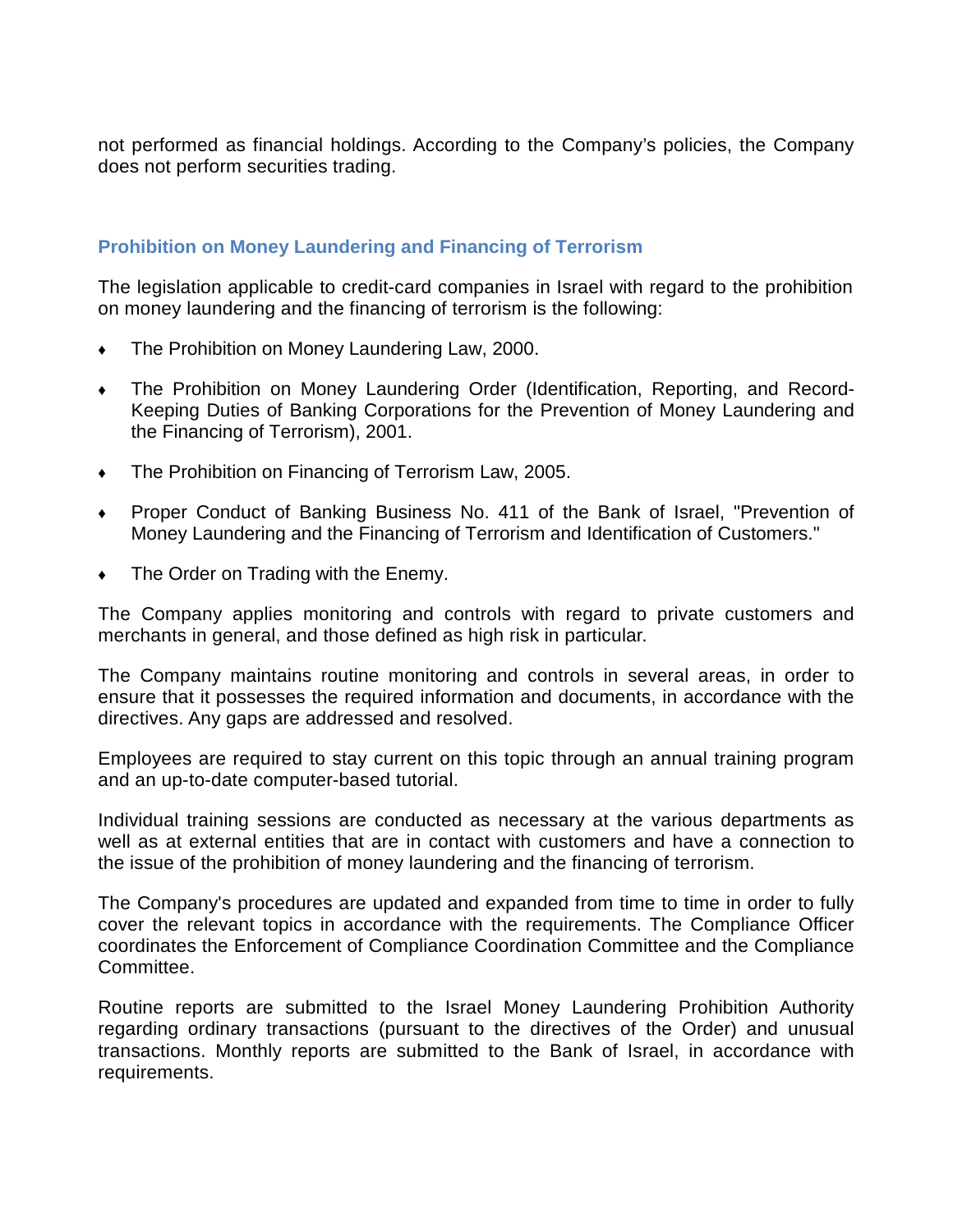not performed as financial holdings. According to the Company's policies, the Company does not perform securities trading.

### Prohibition on Money Laundering and Financing of Terrorism

The legislation applicable to credit-card companies in Israel with regard to the prohibition on money laundering and the financing of terrorism is the following:

- The Prohibition on Money Laundering Law, 2000.
- The Prohibition on Money Laundering Order (Identification, Reporting, and Record-Keeping Duties of Banking Corporations for the Prevention of Money Laundering and the Financing of Terrorism), 2001.
- The Prohibition on Financing of Terrorism Law, 2005.
- Proper Conduct of Banking Business No. 411 of the Bank of Israel, "Prevention of Money Laundering and the Financing of Terrorism and Identification of Customers."
- The Order on Trading with the Enemy.

The Company applies monitoring and controls with regard to private customers and merchants in general, and those defined as high risk in particular.

The Company maintains routine monitoring and controls in several areas, in order to ensure that it possesses the required information and documents, in accordance with the directives. Any gaps are addressed and resolved.

Employees are required to stay current on this topic through an annual training program and an up-to-date computer-based tutorial.

Individual training sessions are conducted as necessary at the various departments as well as at external entities that are in contact with customers and have a connection to the issue of the prohibition of money laundering and the financing of terrorism.

The Company's procedures are updated and expanded from time to time in order to fully cover the relevant topics in accordance with the requirements. The Compliance Officer coordinates the Enforcement of Compliance Coordination Committee and the Compliance Committee.

Routine reports are submitted to the Israel Money Laundering Prohibition Authority regarding ordinary transactions (pursuant to the directives of the Order) and unusual transactions. Monthly reports are submitted to the Bank of Israel, in accordance with requirements.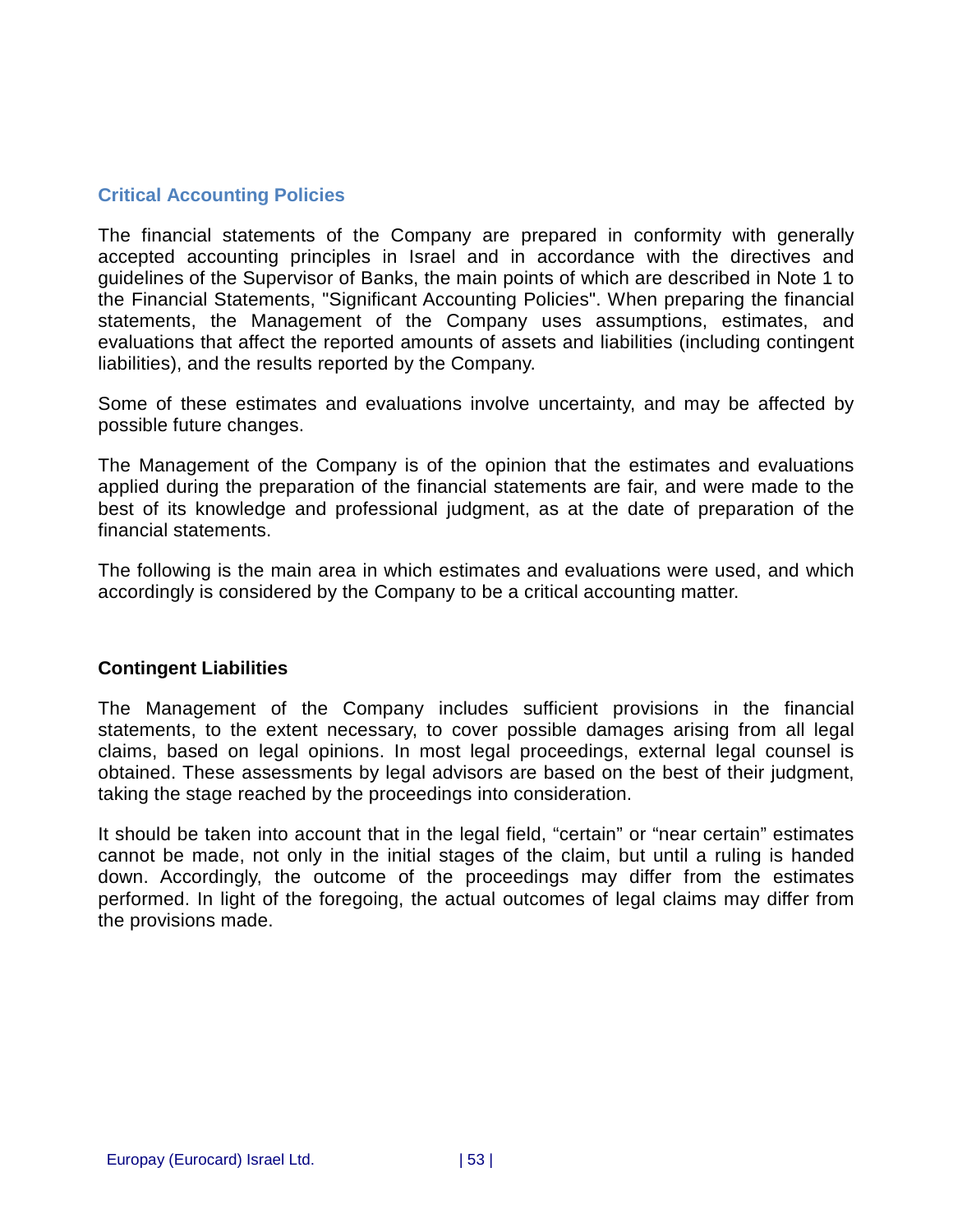## Critical Accounting Policies

The financial statements of the Company are prepared in conformity with generally accepted accounting principles in Israel and in accordance with the directives and guidelines of the Supervisor of Banks, the main points of which are described in Note 1 to the Financial Statements, "Significant Accounting Policies". When preparing the financial statements, the Management of the Company uses assumptions, estimates, and evaluations that affect the reported amounts of assets and liabilities (including contingent liabilities), and the results reported by the Company.

Some of these estimates and evaluations involve uncertainty, and may be affected by possible future changes.

The Management of the Company is of the opinion that the estimates and evaluations applied during the preparation of the financial statements are fair, and were made to the best of its knowledge and professional judgment, as at the date of preparation of the financial statements.

The following is the main area in which estimates and evaluations were used, and which accordingly is considered by the Company to be a critical accounting matter.

### Contingent Liabilities

The Management of the Company includes sufficient provisions in the financial statements, to the extent necessary, to cover possible damages arising from all legal claims, based on legal opinions. In most legal proceedings, external legal counsel is obtained. These assessments by legal advisors are based on the best of their judgment, taking the stage reached by the proceedings into consideration.

It should be taken into account that in the legal field, “certain” or “near certain” estimates cannot be made, not only in the initial stages of the claim, but until a ruling is handed down. Accordingly, the outcome of the proceedings may differ from the estimates performed. In light of the foregoing, the actual outcomes of legal claims may differ from the provisions made.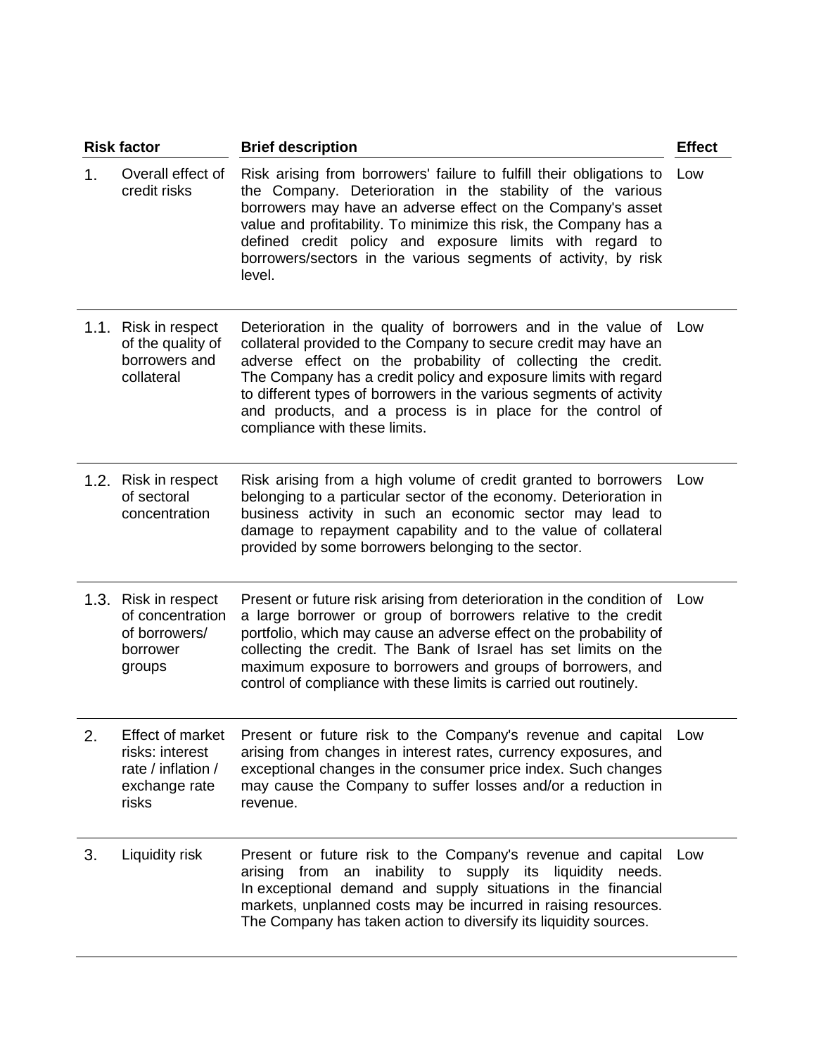| Risk factor | | Brief description | Effect |
|---|---|---|---|
| 1. | Overall effect of credit risks | Risk arising from borrowers' failure to fulfill their obligations to the Company. Deterioration in the stability of the various borrowers may have an adverse effect on the Company's asset value and profitability. To minimize this risk, the Company has a defined credit policy and exposure limits with regard to borrowers/sectors in the various segments of activity, by risk level. | Low |
| 1.1. | Risk in respect of the quality of borrowers and collateral | Deterioration in the quality of borrowers and in the value of collateral provided to the Company to secure credit may have an adverse effect on the probability of collecting the credit. The Company has a credit policy and exposure limits with regard to different types of borrowers in the various segments of activity and products, and a process is in place for the control of compliance with these limits. | Low |
| 1.2. | Risk in respect of sectoral concentration | Risk arising from a high volume of credit granted to borrowers belonging to a particular sector of the economy. Deterioration in business activity in such an economic sector may lead to damage to repayment capability and to the value of collateral provided by some borrowers belonging to the sector. | Low |
| 1.3. | Risk in respect of concentration of borrowers/ borrower groups | Present or future risk arising from deterioration in the condition of a large borrower or group of borrowers relative to the credit portfolio, which may cause an adverse effect on the probability of collecting the credit. The Bank of Israel has set limits on the maximum exposure to borrowers and groups of borrowers, and control of compliance with these limits is carried out routinely. | Low |
| 2. | Effect of market risks: interest rate / inflation / exchange rate risks | Present or future risk to the Company's revenue and capital arising from changes in interest rates, currency exposures, and exceptional changes in the consumer price index. Such changes may cause the Company to suffer losses and/or a reduction in revenue. | Low |
| 3. | Liquidity risk | Present or future risk to the Company's revenue and capital arising from an inability to supply its liquidity needs. In exceptional demand and supply situations in the financial markets, unplanned costs may be incurred in raising resources. The Company has taken action to diversify its liquidity sources. | Low |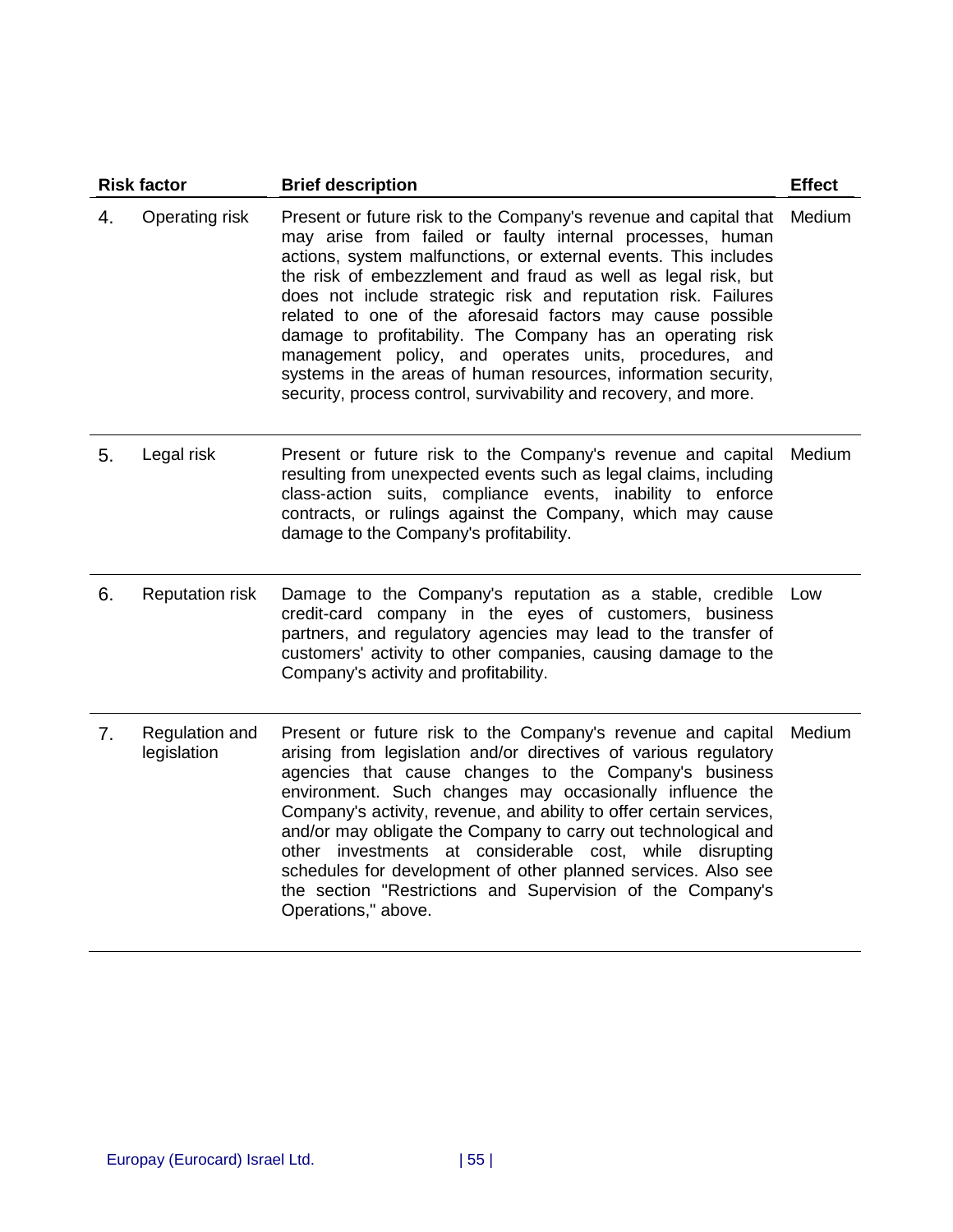| Risk factor | | Brief description | Effect |
|---|---|---|---|
| 4. | Operating risk | Present or future risk to the Company's revenue and capital that may arise from failed or faulty internal processes, human actions, system malfunctions, or external events. This includes the risk of embezzlement and fraud as well as legal risk, but does not include strategic risk and reputation risk. Failures related to one of the aforesaid factors may cause possible damage to profitability. The Company has an operating risk management policy, and operates units, procedures, and systems in the areas of human resources, information security, security, process control, survivability and recovery, and more. | Medium |
| 5. | Legal risk | Present or future risk to the Company's revenue and capital resulting from unexpected events such as legal claims, including class-action suits, compliance events, inability to enforce contracts, or rulings against the Company, which may cause damage to the Company's profitability. | Medium |
| 6. | Reputation risk | Damage to the Company's reputation as a stable, credible credit-card company in the eyes of customers, business partners, and regulatory agencies may lead to the transfer of customers' activity to other companies, causing damage to the Company's activity and profitability. | Low |
| 7. | Regulation and legislation | Present or future risk to the Company's revenue and capital arising from legislation and/or directives of various regulatory agencies that cause changes to the Company's business environment. Such changes may occasionally influence the Company's activity, revenue, and ability to offer certain services, and/or may obligate the Company to carry out technological and other investments at considerable cost, while disrupting schedules for development of other planned services. Also see the section "Restrictions and Supervision of the Company's Operations," above. | Medium |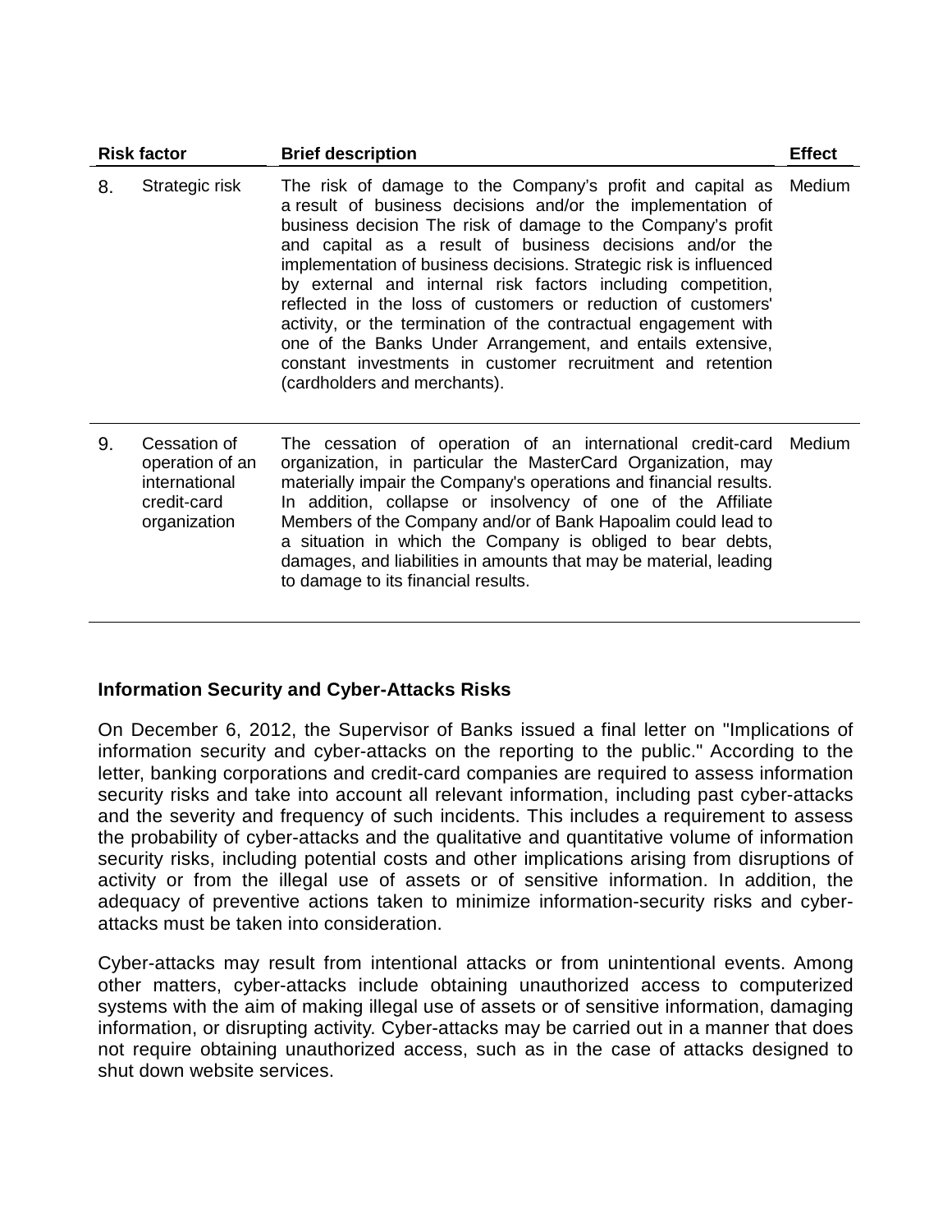| Risk factor | | Brief description | Effect |
|---|---|---|---|
| 8. | Strategic risk | The risk of damage to the Company's profit and capital as a result of business decisions and/or the implementation of business decision The risk of damage to the Company's profit and capital as a result of business decisions and/or the implementation of business decisions. Strategic risk is influenced by external and internal risk factors including competition, reflected in the loss of customers or reduction of customers' activity, or the termination of the contractual engagement with one of the Banks Under Arrangement, and entails extensive, constant investments in customer recruitment and retention (cardholders and merchants). | Medium |
| 9. | Cessation of operation of an international credit-card organization | The cessation of operation of an international credit-card organization, in particular the MasterCard Organization, may materially impair the Company's operations and financial results. In addition, collapse or insolvency of one of the Affiliate Members of the Company and/or of Bank Hapoalim could lead to a situation in which the Company is obliged to bear debts, damages, and liabilities in amounts that may be material, leading to damage to its financial results. | Medium |

**Information Security and Cyber-Attacks Risks**

On December 6, 2012, the Supervisor of Banks issued a final letter on "Implications of information security and cyber-attacks on the reporting to the public." According to the letter, banking corporations and credit-card companies are required to assess information security risks and take into account all relevant information, including past cyber-attacks and the severity and frequency of such incidents. This includes a requirement to assess the probability of cyber-attacks and the qualitative and quantitative volume of information security risks, including potential costs and other implications arising from disruptions of activity or from the illegal use of assets or of sensitive information. In addition, the adequacy of preventive actions taken to minimize information-security risks and cyber-attacks must be taken into consideration.

Cyber-attacks may result from intentional attacks or from unintentional events. Among other matters, cyber-attacks include obtaining unauthorized access to computerized systems with the aim of making illegal use of assets or of sensitive information, damaging information, or disrupting activity. Cyber-attacks may be carried out in a manner that does not require obtaining unauthorized access, such as in the case of attacks designed to shut down website services.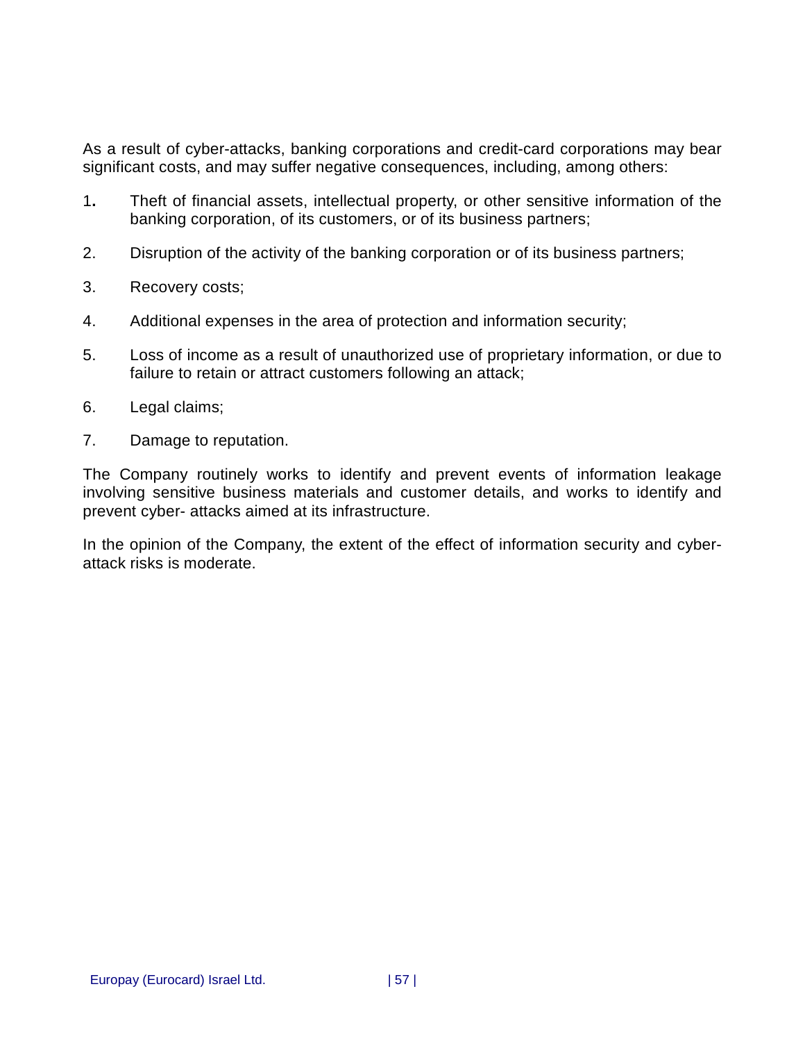As a result of cyber-attacks, banking corporations and credit-card corporations may bear significant costs, and may suffer negative consequences, including, among others:

1. Theft of financial assets, intellectual property, or other sensitive information of the banking corporation, of its customers, or of its business partners;
2. Disruption of the activity of the banking corporation or of its business partners;
3. Recovery costs;
4. Additional expenses in the area of protection and information security;
5. Loss of income as a result of unauthorized use of proprietary information, or due to failure to retain or attract customers following an attack;
6. Legal claims;
7. Damage to reputation.

The Company routinely works to identify and prevent events of information leakage involving sensitive business materials and customer details, and works to identify and prevent cyber- attacks aimed at its infrastructure.

In the opinion of the Company, the extent of the effect of information security and cyber-attack risks is moderate.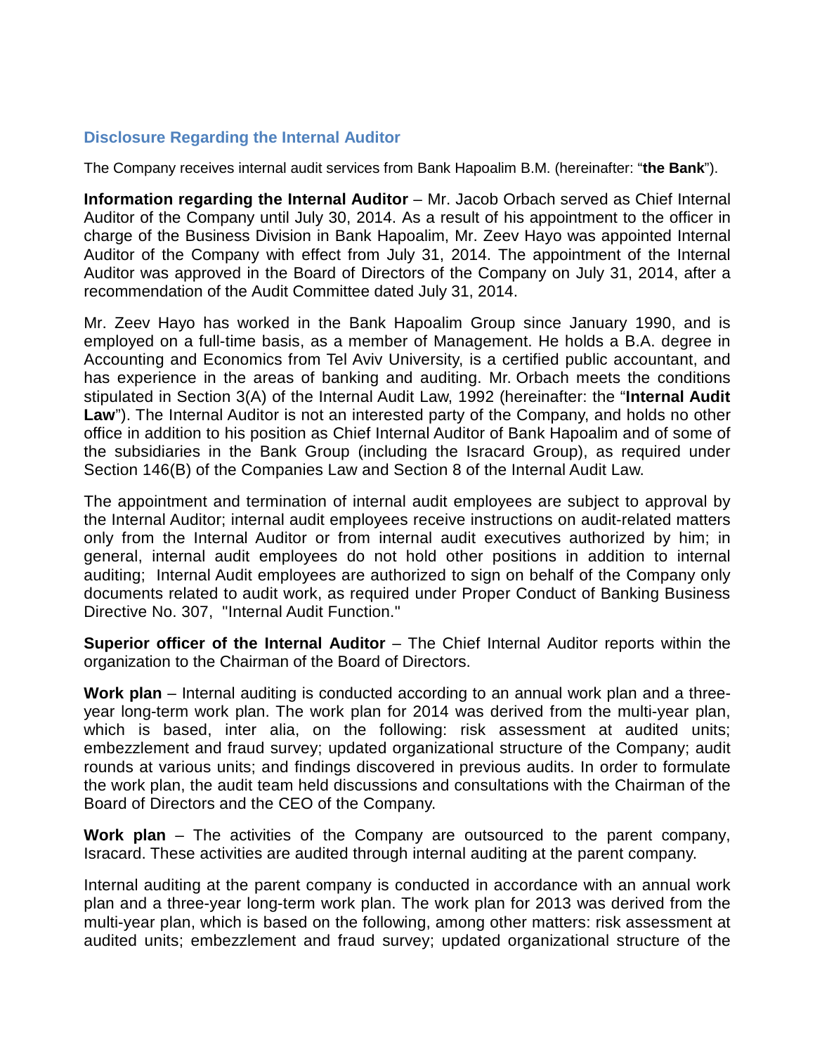## Disclosure Regarding the Internal Auditor

The Company receives internal audit services from Bank Hapoalim B.M. (hereinafter: "**the Bank**").

**Information regarding the Internal Auditor** – Mr. Jacob Orbach served as Chief Internal Auditor of the Company until July 30, 2014. As a result of his appointment to the officer in charge of the Business Division in Bank Hapoalim, Mr. Zeev Hayo was appointed Internal Auditor of the Company with effect from July 31, 2014. The appointment of the Internal Auditor was approved in the Board of Directors of the Company on July 31, 2014, after a recommendation of the Audit Committee dated July 31, 2014.

Mr. Zeev Hayo has worked in the Bank Hapoalim Group since January 1990, and is employed on a full-time basis, as a member of Management. He holds a B.A. degree in Accounting and Economics from Tel Aviv University, is a certified public accountant, and has experience in the areas of banking and auditing. Mr. Orbach meets the conditions stipulated in Section 3(A) of the Internal Audit Law, 1992 (hereinafter: the "**Internal Audit Law**"). The Internal Auditor is not an interested party of the Company, and holds no other office in addition to his position as Chief Internal Auditor of Bank Hapoalim and of some of the subsidiaries in the Bank Group (including the Isracard Group), as required under Section 146(B) of the Companies Law and Section 8 of the Internal Audit Law.

The appointment and termination of internal audit employees are subject to approval by the Internal Auditor; internal audit employees receive instructions on audit-related matters only from the Internal Auditor or from internal audit executives authorized by him; in general, internal audit employees do not hold other positions in addition to internal auditing; Internal Audit employees are authorized to sign on behalf of the Company only documents related to audit work, as required under Proper Conduct of Banking Business Directive No. 307, "Internal Audit Function."

**Superior officer of the Internal Auditor** – The Chief Internal Auditor reports within the organization to the Chairman of the Board of Directors.

**Work plan** – Internal auditing is conducted according to an annual work plan and a three-year long-term work plan. The work plan for 2014 was derived from the multi-year plan, which is based, inter alia, on the following: risk assessment at audited units; embezzlement and fraud survey; updated organizational structure of the Company; audit rounds at various units; and findings discovered in previous audits. In order to formulate the work plan, the audit team held discussions and consultations with the Chairman of the Board of Directors and the CEO of the Company.

**Work plan** – The activities of the Company are outsourced to the parent company, Isracard. These activities are audited through internal auditing at the parent company.

Internal auditing at the parent company is conducted in accordance with an annual work plan and a three-year long-term work plan. The work plan for 2013 was derived from the multi-year plan, which is based on the following, among other matters: risk assessment at audited units; embezzlement and fraud survey; updated organizational structure of the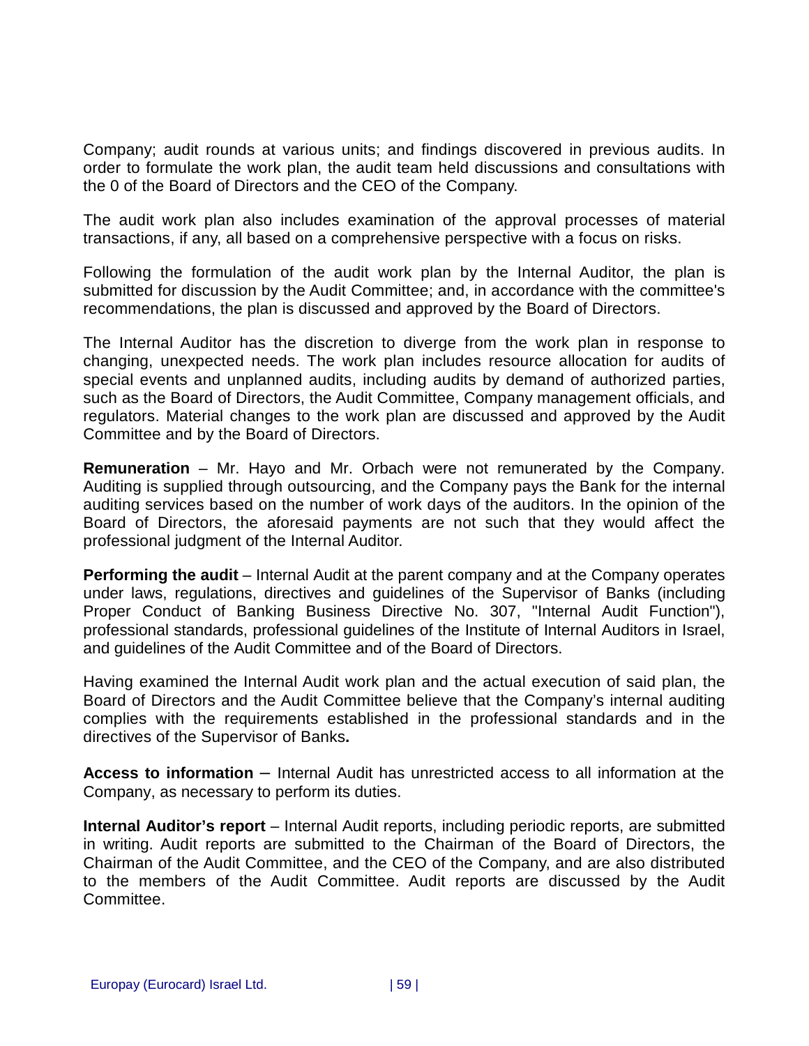Company; audit rounds at various units; and findings discovered in previous audits. In order to formulate the work plan, the audit team held discussions and consultations with the 0 of the Board of Directors and the CEO of the Company.

The audit work plan also includes examination of the approval processes of material transactions, if any, all based on a comprehensive perspective with a focus on risks.

Following the formulation of the audit work plan by the Internal Auditor, the plan is submitted for discussion by the Audit Committee; and, in accordance with the committee's recommendations, the plan is discussed and approved by the Board of Directors.

The Internal Auditor has the discretion to diverge from the work plan in response to changing, unexpected needs. The work plan includes resource allocation for audits of special events and unplanned audits, including audits by demand of authorized parties, such as the Board of Directors, the Audit Committee, Company management officials, and regulators. Material changes to the work plan are discussed and approved by the Audit Committee and by the Board of Directors.

**Remuneration** – Mr. Hayo and Mr. Orbach were not remunerated by the Company. Auditing is supplied through outsourcing, and the Company pays the Bank for the internal auditing services based on the number of work days of the auditors. In the opinion of the Board of Directors, the aforesaid payments are not such that they would affect the professional judgment of the Internal Auditor.

**Performing the audit** – Internal Audit at the parent company and at the Company operates under laws, regulations, directives and guidelines of the Supervisor of Banks (including Proper Conduct of Banking Business Directive No. 307, "Internal Audit Function"), professional standards, professional guidelines of the Institute of Internal Auditors in Israel, and guidelines of the Audit Committee and of the Board of Directors.

Having examined the Internal Audit work plan and the actual execution of said plan, the Board of Directors and the Audit Committee believe that the Company's internal auditing complies with the requirements established in the professional standards and in the directives of the Supervisor of Banks**.**

**Access to information** – Internal Audit has unrestricted access to all information at the Company, as necessary to perform its duties.

**Internal Auditor's report** – Internal Audit reports, including periodic reports, are submitted in writing. Audit reports are submitted to the Chairman of the Board of Directors, the Chairman of the Audit Committee, and the CEO of the Company, and are also distributed to the members of the Audit Committee. Audit reports are discussed by the Audit Committee.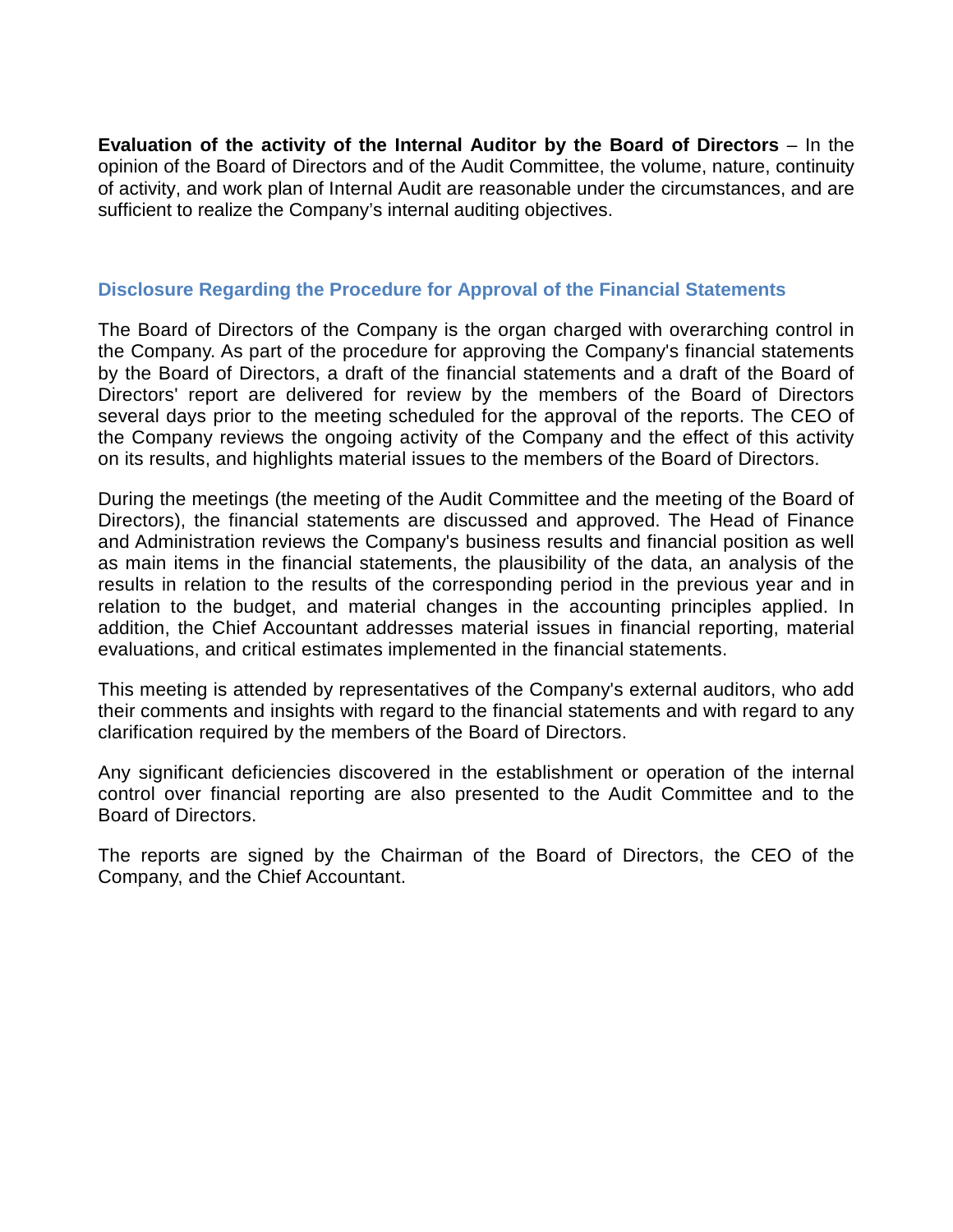**Evaluation of the activity of the Internal Auditor by the Board of Directors** – In the opinion of the Board of Directors and of the Audit Committee, the volume, nature, continuity of activity, and work plan of Internal Audit are reasonable under the circumstances, and are sufficient to realize the Company's internal auditing objectives.

## Disclosure Regarding the Procedure for Approval of the Financial Statements

The Board of Directors of the Company is the organ charged with overarching control in the Company. As part of the procedure for approving the Company's financial statements by the Board of Directors, a draft of the financial statements and a draft of the Board of Directors' report are delivered for review by the members of the Board of Directors several days prior to the meeting scheduled for the approval of the reports. The CEO of the Company reviews the ongoing activity of the Company and the effect of this activity on its results, and highlights material issues to the members of the Board of Directors.

During the meetings (the meeting of the Audit Committee and the meeting of the Board of Directors), the financial statements are discussed and approved. The Head of Finance and Administration reviews the Company's business results and financial position as well as main items in the financial statements, the plausibility of the data, an analysis of the results in relation to the results of the corresponding period in the previous year and in relation to the budget, and material changes in the accounting principles applied. In addition, the Chief Accountant addresses material issues in financial reporting, material evaluations, and critical estimates implemented in the financial statements.

This meeting is attended by representatives of the Company's external auditors, who add their comments and insights with regard to the financial statements and with regard to any clarification required by the members of the Board of Directors.

Any significant deficiencies discovered in the establishment or operation of the internal control over financial reporting are also presented to the Audit Committee and to the Board of Directors.

The reports are signed by the Chairman of the Board of Directors, the CEO of the Company, and the Chief Accountant.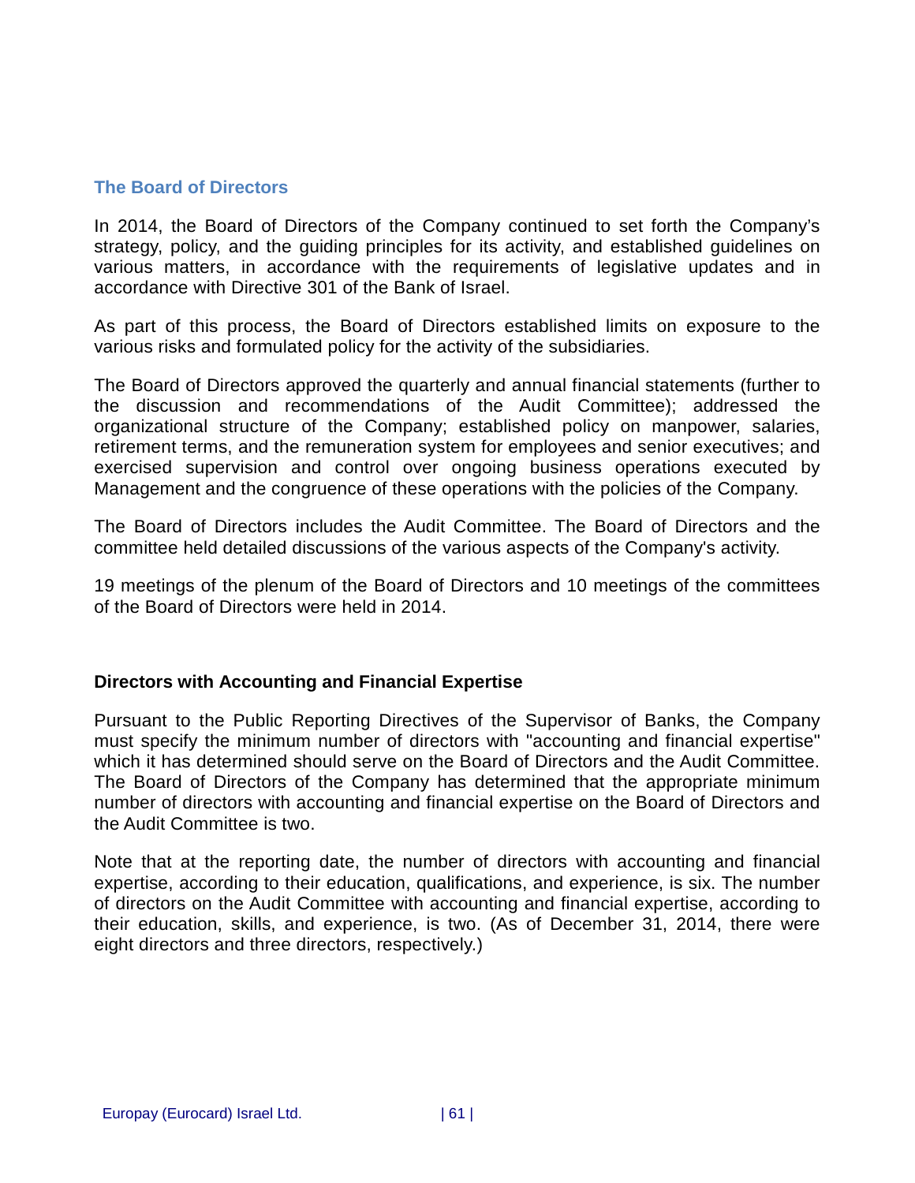## The Board of Directors

In 2014, the Board of Directors of the Company continued to set forth the Company's strategy, policy, and the guiding principles for its activity, and established guidelines on various matters, in accordance with the requirements of legislative updates and in accordance with Directive 301 of the Bank of Israel.

As part of this process, the Board of Directors established limits on exposure to the various risks and formulated policy for the activity of the subsidiaries.

The Board of Directors approved the quarterly and annual financial statements (further to the discussion and recommendations of the Audit Committee); addressed the organizational structure of the Company; established policy on manpower, salaries, retirement terms, and the remuneration system for employees and senior executives; and exercised supervision and control over ongoing business operations executed by Management and the congruence of these operations with the policies of the Company.

The Board of Directors includes the Audit Committee. The Board of Directors and the committee held detailed discussions of the various aspects of the Company's activity.

19 meetings of the plenum of the Board of Directors and 10 meetings of the committees of the Board of Directors were held in 2014.

### Directors with Accounting and Financial Expertise

Pursuant to the Public Reporting Directives of the Supervisor of Banks, the Company must specify the minimum number of directors with "accounting and financial expertise" which it has determined should serve on the Board of Directors and the Audit Committee. The Board of Directors of the Company has determined that the appropriate minimum number of directors with accounting and financial expertise on the Board of Directors and the Audit Committee is two.

Note that at the reporting date, the number of directors with accounting and financial expertise, according to their education, qualifications, and experience, is six. The number of directors on the Audit Committee with accounting and financial expertise, according to their education, skills, and experience, is two. (As of December 31, 2014, there were eight directors and three directors, respectively.)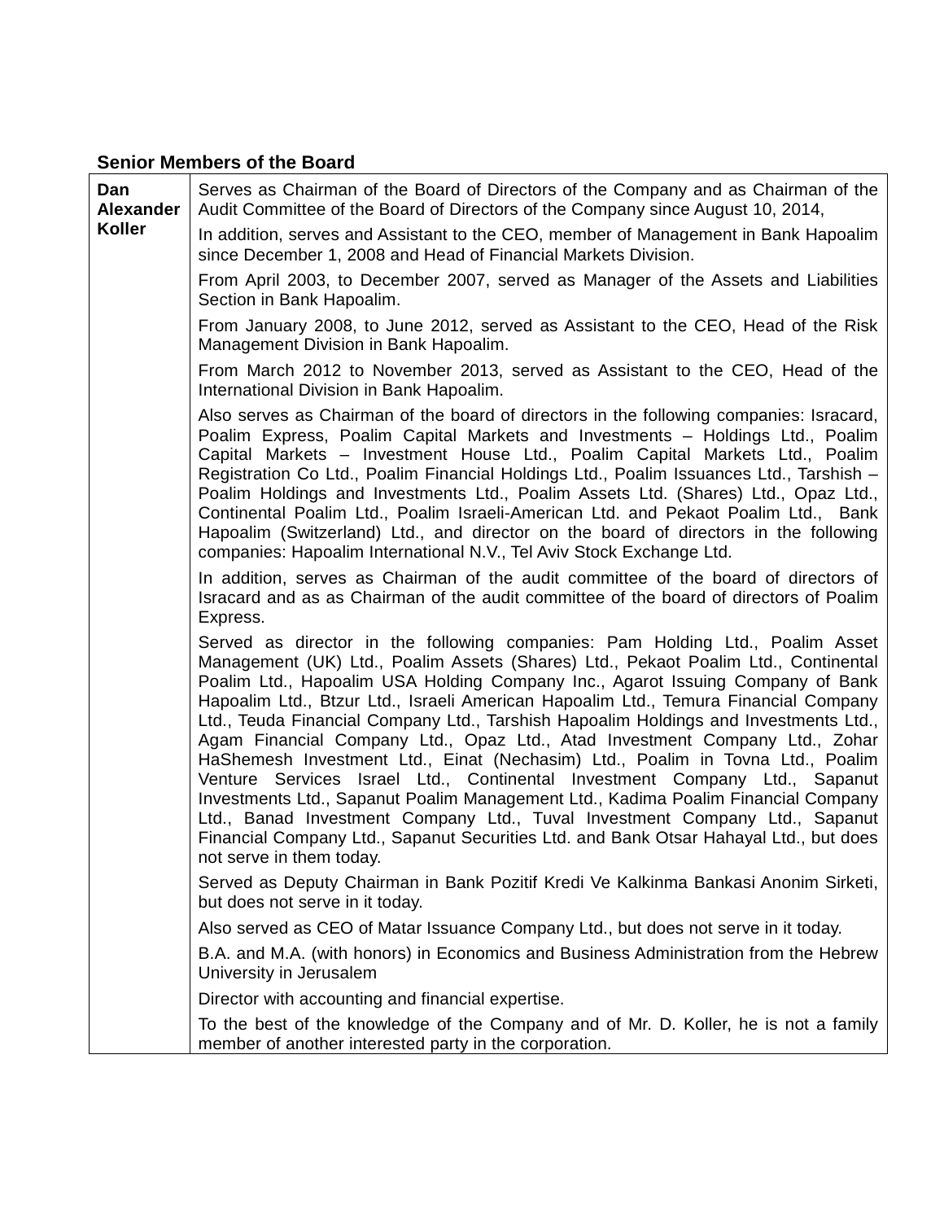**Senior Members of the Board**

| | |
|---|---|
| **Dan Alexander Koller** | Serves as Chairman of the Board of Directors of the Company and as Chairman of the Audit Committee of the Board of Directors of the Company since August 10, 2014,<br><br>In addition, serves and Assistant to the CEO, member of Management in Bank Hapoalim since December 1, 2008 and Head of Financial Markets Division.<br><br>From April 2003, to December 2007, served as Manager of the Assets and Liabilities Section in Bank Hapoalim.<br><br>From January 2008, to June 2012, served as Assistant to the CEO, Head of the Risk Management Division in Bank Hapoalim.<br><br>From March 2012 to November 2013, served as Assistant to the CEO, Head of the International Division in Bank Hapoalim.<br><br>Also serves as Chairman of the board of directors in the following companies: Isracard, Poalim Express, Poalim Capital Markets and Investments – Holdings Ltd., Poalim Capital Markets – Investment House Ltd., Poalim Capital Markets Ltd., Poalim Registration Co Ltd., Poalim Financial Holdings Ltd., Poalim Issuances Ltd., Tarshish – Poalim Holdings and Investments Ltd., Poalim Assets Ltd. (Shares) Ltd., Opaz Ltd., Continental Poalim Ltd., Poalim Israeli-American Ltd. and Pekaot Poalim Ltd., Bank Hapoalim (Switzerland) Ltd., and director on the board of directors in the following companies: Hapoalim International N.V., Tel Aviv Stock Exchange Ltd.<br><br>In addition, serves as Chairman of the audit committee of the board of directors of Isracard and as as Chairman of the audit committee of the board of directors of Poalim Express.<br><br>Served as director in the following companies: Pam Holding Ltd., Poalim Asset Management (UK) Ltd., Poalim Assets (Shares) Ltd., Pekaot Poalim Ltd., Continental Poalim Ltd., Hapoalim USA Holding Company Inc., Agarot Issuing Company of Bank Hapoalim Ltd., Btzur Ltd., Israeli American Hapoalim Ltd., Temura Financial Company Ltd., Teuda Financial Company Ltd., Tarshish Hapoalim Holdings and Investments Ltd., Agam Financial Company Ltd., Opaz Ltd., Atad Investment Company Ltd., Zohar HaShemesh Investment Ltd., Einat (Nechasim) Ltd., Poalim in Tovna Ltd., Poalim Venture Services Israel Ltd., Continental Investment Company Ltd., Sapanut Investments Ltd., Sapanut Poalim Management Ltd., Kadima Poalim Financial Company Ltd., Banad Investment Company Ltd., Tuval Investment Company Ltd., Sapanut Financial Company Ltd., Sapanut Securities Ltd. and Bank Otsar Hahayal Ltd., but does not serve in them today.<br><br>Served as Deputy Chairman in Bank Pozitif Kredi Ve Kalkinma Bankasi Anonim Sirketi, but does not serve in it today.<br><br>Also served as CEO of Matar Issuance Company Ltd., but does not serve in it today.<br><br>B.A. and M.A. (with honors) in Economics and Business Administration from the Hebrew University in Jerusalem<br><br>Director with accounting and financial expertise.<br><br>To the best of the knowledge of the Company and of Mr. D. Koller, he is not a family member of another interested party in the corporation. |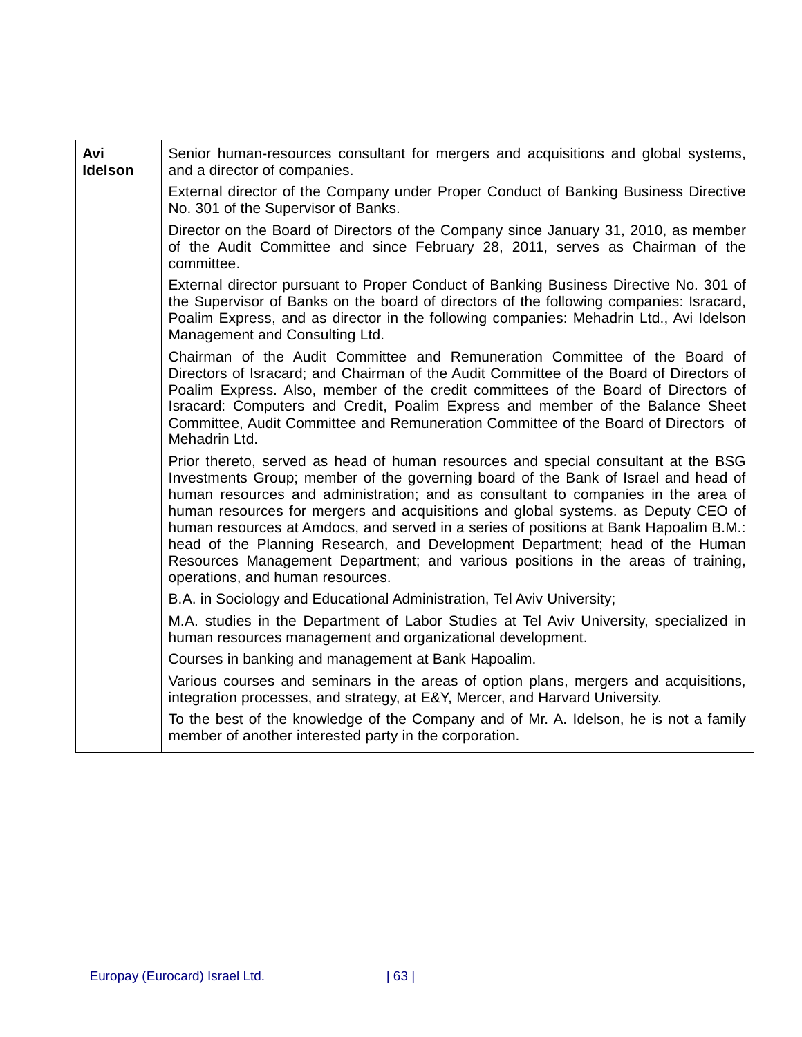| | |
|---|---|
| **Avi Idelson** | Senior human-resources consultant for mergers and acquisitions and global systems, and a director of companies.<br><br>External director of the Company under Proper Conduct of Banking Business Directive No. 301 of the Supervisor of Banks.<br><br>Director on the Board of Directors of the Company since January 31, 2010, as member of the Audit Committee and since February 28, 2011, serves as Chairman of the committee.<br><br>External director pursuant to Proper Conduct of Banking Business Directive No. 301 of the Supervisor of Banks on the board of directors of the following companies: Isracard, Poalim Express, and as director in the following companies: Mehadrin Ltd., Avi Idelson Management and Consulting Ltd.<br><br>Chairman of the Audit Committee and Remuneration Committee of the Board of Directors of Isracard; and Chairman of the Audit Committee of the Board of Directors of Poalim Express. Also, member of the credit committees of the Board of Directors of Isracard: Computers and Credit, Poalim Express and member of the Balance Sheet Committee, Audit Committee and Remuneration Committee of the Board of Directors of Mehadrin Ltd.<br><br>Prior thereto, served as head of human resources and special consultant at the BSG Investments Group; member of the governing board of the Bank of Israel and head of human resources and administration; and as consultant to companies in the area of human resources for mergers and acquisitions and global systems. as Deputy CEO of human resources at Amdocs, and served in a series of positions at Bank Hapoalim B.M.: head of the Planning Research, and Development Department; head of the Human Resources Management Department; and various positions in the areas of training, operations, and human resources.<br><br>B.A. in Sociology and Educational Administration, Tel Aviv University;<br><br>M.A. studies in the Department of Labor Studies at Tel Aviv University, specialized in human resources management and organizational development.<br><br>Courses in banking and management at Bank Hapoalim.<br><br>Various courses and seminars in the areas of option plans, mergers and acquisitions, integration processes, and strategy, at E&Y, Mercer, and Harvard University.<br><br>To the best of the knowledge of the Company and of Mr. A. Idelson, he is not a family member of another interested party in the corporation. |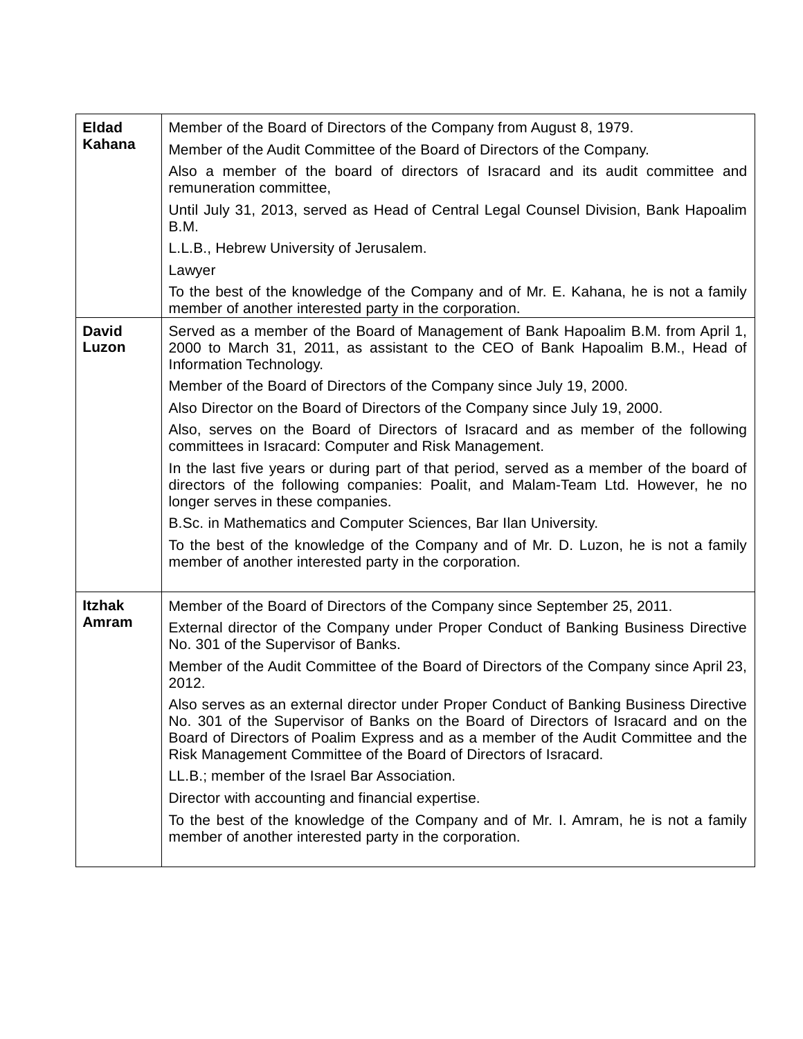| | |
|---|---|
| **Eldad Kahana** | Member of the Board of Directors of the Company from August 8, 1979.<br><br>Member of the Audit Committee of the Board of Directors of the Company.<br><br>Also a member of the board of directors of Isracard and its audit committee and remuneration committee,<br><br>Until July 31, 2013, served as Head of Central Legal Counsel Division, Bank Hapoalim B.M.<br><br>L.L.B., Hebrew University of Jerusalem.<br><br>Lawyer<br><br>To the best of the knowledge of the Company and of Mr. E. Kahana, he is not a family member of another interested party in the corporation. |
| **David Luzon** | Served as a member of the Board of Management of Bank Hapoalim B.M. from April 1, 2000 to March 31, 2011, as assistant to the CEO of Bank Hapoalim B.M., Head of Information Technology.<br><br>Member of the Board of Directors of the Company since July 19, 2000.<br><br>Also Director on the Board of Directors of the Company since July 19, 2000.<br><br>Also, serves on the Board of Directors of Isracard and as member of the following committees in Isracard: Computer and Risk Management.<br><br>In the last five years or during part of that period, served as a member of the board of directors of the following companies: Poalit, and Malam-Team Ltd. However, he no longer serves in these companies.<br><br>B.Sc. in Mathematics and Computer Sciences, Bar Ilan University.<br><br>To the best of the knowledge of the Company and of Mr. D. Luzon, he is not a family member of another interested party in the corporation. |
| **Itzhak Amram** | Member of the Board of Directors of the Company since September 25, 2011.<br><br>External director of the Company under Proper Conduct of Banking Business Directive No. 301 of the Supervisor of Banks.<br><br>Member of the Audit Committee of the Board of Directors of the Company since April 23, 2012.<br><br>Also serves as an external director under Proper Conduct of Banking Business Directive No. 301 of the Supervisor of Banks on the Board of Directors of Isracard and on the Board of Directors of Poalim Express and as a member of the Audit Committee and the Risk Management Committee of the Board of Directors of Isracard.<br><br>LL.B.; member of the Israel Bar Association.<br><br>Director with accounting and financial expertise.<br><br>To the best of the knowledge of the Company and of Mr. I. Amram, he is not a family member of another interested party in the corporation. |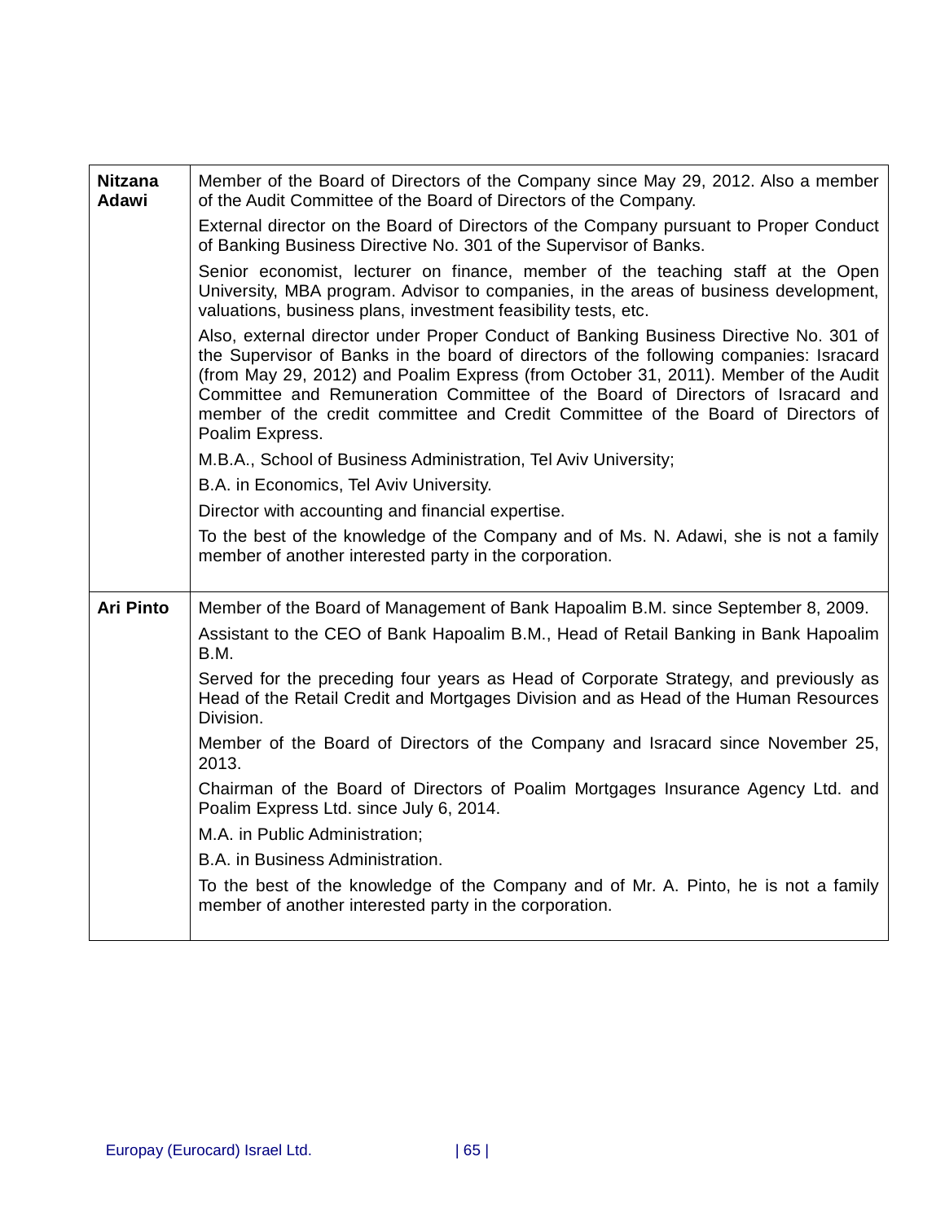| | |
|---|---|
| **Nitzana Adawi** | Member of the Board of Directors of the Company since May 29, 2012. Also a member of the Audit Committee of the Board of Directors of the Company.<br><br>External director on the Board of Directors of the Company pursuant to Proper Conduct of Banking Business Directive No. 301 of the Supervisor of Banks.<br><br>Senior economist, lecturer on finance, member of the teaching staff at the Open University, MBA program. Advisor to companies, in the areas of business development, valuations, business plans, investment feasibility tests, etc.<br><br>Also, external director under Proper Conduct of Banking Business Directive No. 301 of the Supervisor of Banks in the board of directors of the following companies: Isracard (from May 29, 2012) and Poalim Express (from October 31, 2011). Member of the Audit Committee and Remuneration Committee of the Board of Directors of Isracard and member of the credit committee and Credit Committee of the Board of Directors of Poalim Express.<br><br>M.B.A., School of Business Administration, Tel Aviv University;<br><br>B.A. in Economics, Tel Aviv University.<br><br>Director with accounting and financial expertise.<br><br>To the best of the knowledge of the Company and of Ms. N. Adawi, she is not a family member of another interested party in the corporation. |
| **Ari Pinto** | Member of the Board of Management of Bank Hapoalim B.M. since September 8, 2009.<br><br>Assistant to the CEO of Bank Hapoalim B.M., Head of Retail Banking in Bank Hapoalim B.M.<br><br>Served for the preceding four years as Head of Corporate Strategy, and previously as Head of the Retail Credit and Mortgages Division and as Head of the Human Resources Division.<br><br>Member of the Board of Directors of the Company and Isracard since November 25, 2013.<br><br>Chairman of the Board of Directors of Poalim Mortgages Insurance Agency Ltd. and Poalim Express Ltd. since July 6, 2014.<br><br>M.A. in Public Administration;<br><br>B.A. in Business Administration.<br><br>To the best of the knowledge of the Company and of Mr. A. Pinto, he is not a family member of another interested party in the corporation. |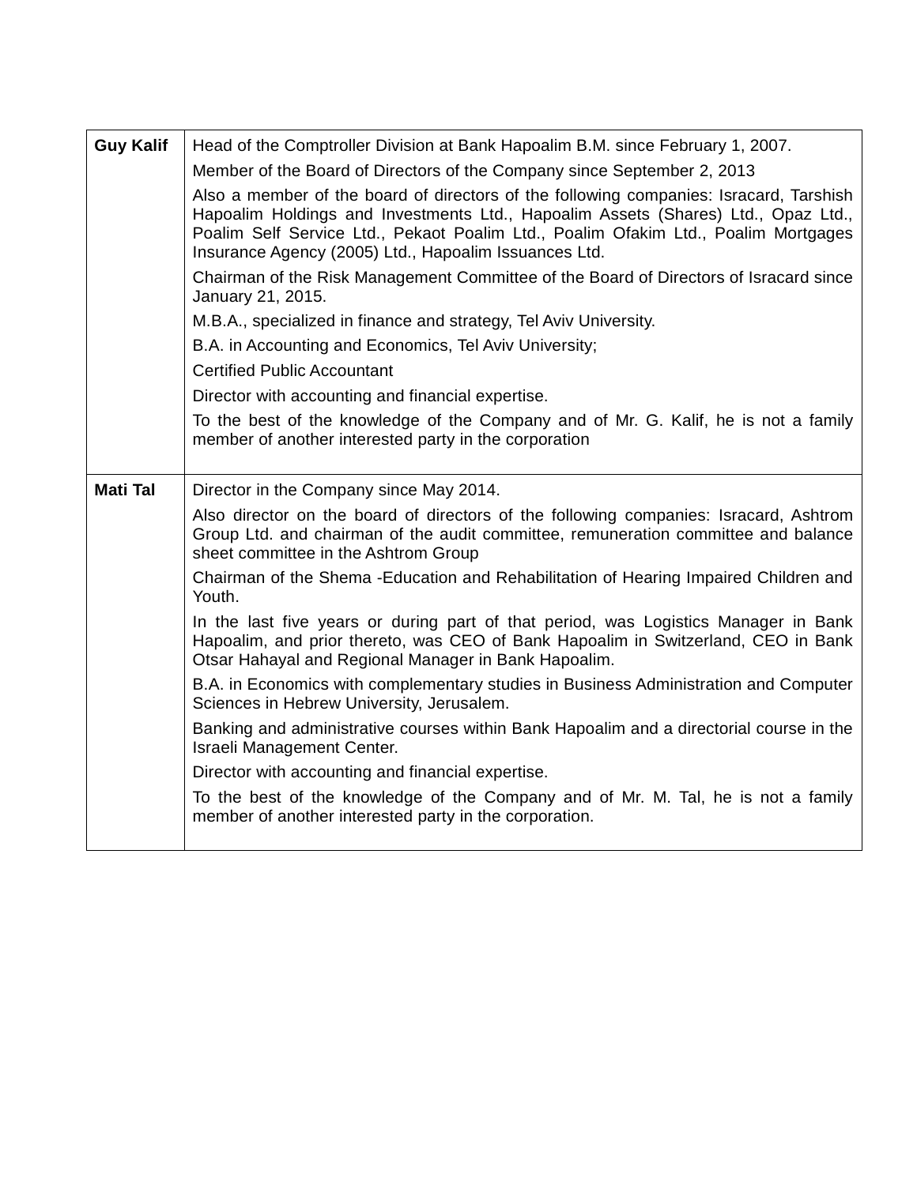| | |
|---|---|
| **Guy Kalif** | Head of the Comptroller Division at Bank Hapoalim B.M. since February 1, 2007.<br>Member of the Board of Directors of the Company since September 2, 2013<br>Also a member of the board of directors of the following companies: Isracard, Tarshish Hapoalim Holdings and Investments Ltd., Hapoalim Assets (Shares) Ltd., Opaz Ltd., Poalim Self Service Ltd., Pekaot Poalim Ltd., Poalim Ofakim Ltd., Poalim Mortgages Insurance Agency (2005) Ltd., Hapoalim Issuances Ltd.<br>Chairman of the Risk Management Committee of the Board of Directors of Isracard since January 21, 2015.<br>M.B.A., specialized in finance and strategy, Tel Aviv University.<br>B.A. in Accounting and Economics, Tel Aviv University;<br>Certified Public Accountant<br>Director with accounting and financial expertise.<br>To the best of the knowledge of the Company and of Mr. G. Kalif, he is not a family member of another interested party in the corporation |
| **Mati Tal** | Director in the Company since May 2014.<br>Also director on the board of directors of the following companies: Isracard, Ashtrom Group Ltd. and chairman of the audit committee, remuneration committee and balance sheet committee in the Ashtrom Group<br>Chairman of the Shema -Education and Rehabilitation of Hearing Impaired Children and Youth.<br>In the last five years or during part of that period, was Logistics Manager in Bank Hapoalim, and prior thereto, was CEO of Bank Hapoalim in Switzerland, CEO in Bank Otsar Hahayal and Regional Manager in Bank Hapoalim.<br>B.A. in Economics with complementary studies in Business Administration and Computer Sciences in Hebrew University, Jerusalem.<br>Banking and administrative courses within Bank Hapoalim and a directorial course in the Israeli Management Center.<br>Director with accounting and financial expertise.<br>To the best of the knowledge of the Company and of Mr. M. Tal, he is not a family member of another interested party in the corporation. |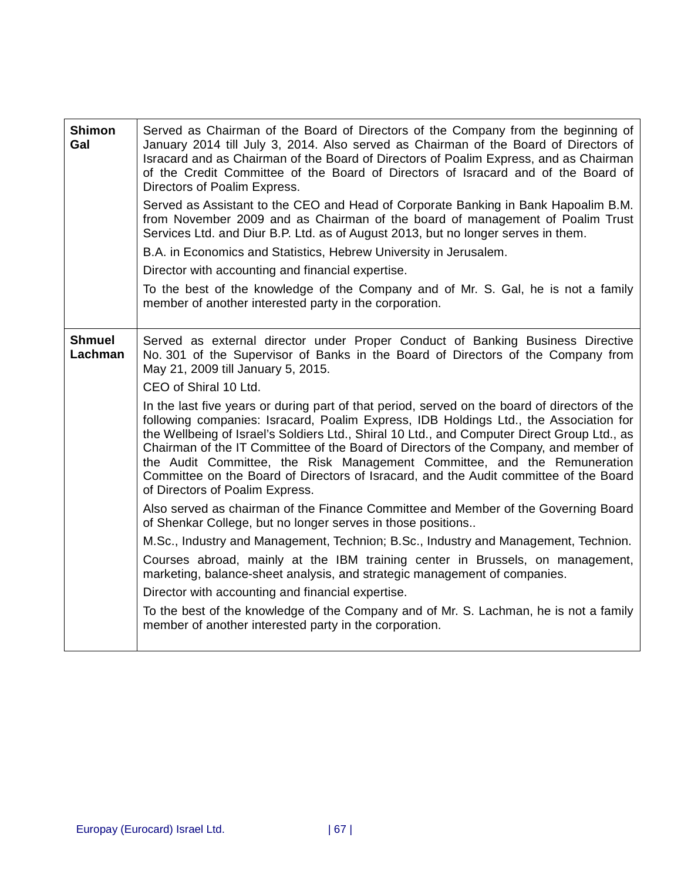| | |
|---|---|
| **Shimon Gal** | Served as Chairman of the Board of Directors of the Company from the beginning of January 2014 till July 3, 2014. Also served as Chairman of the Board of Directors of Isracard and as Chairman of the Board of Directors of Poalim Express, and as Chairman of the Credit Committee of the Board of Directors of Isracard and of the Board of Directors of Poalim Express.<br><br>Served as Assistant to the CEO and Head of Corporate Banking in Bank Hapoalim B.M. from November 2009 and as Chairman of the board of management of Poalim Trust Services Ltd. and Diur B.P. Ltd. as of August 2013, but no longer serves in them.<br><br>B.A. in Economics and Statistics, Hebrew University in Jerusalem.<br><br>Director with accounting and financial expertise.<br><br>To the best of the knowledge of the Company and of Mr. S. Gal, he is not a family member of another interested party in the corporation. |
| **Shmuel Lachman** | Served as external director under Proper Conduct of Banking Business Directive No. 301 of the Supervisor of Banks in the Board of Directors of the Company from May 21, 2009 till January 5, 2015.<br><br>CEO of Shiral 10 Ltd.<br><br>In the last five years or during part of that period, served on the board of directors of the following companies: Isracard, Poalim Express, IDB Holdings Ltd., the Association for the Wellbeing of Israel's Soldiers Ltd., Shiral 10 Ltd., and Computer Direct Group Ltd., as Chairman of the IT Committee of the Board of Directors of the Company, and member of the Audit Committee, the Risk Management Committee, and the Remuneration Committee on the Board of Directors of Isracard, and the Audit committee of the Board of Directors of Poalim Express.<br><br>Also served as chairman of the Finance Committee and Member of the Governing Board of Shenkar College, but no longer serves in those positions..<br><br>M.Sc., Industry and Management, Technion; B.Sc., Industry and Management, Technion.<br><br>Courses abroad, mainly at the IBM training center in Brussels, on management, marketing, balance-sheet analysis, and strategic management of companies.<br><br>Director with accounting and financial expertise.<br><br>To the best of the knowledge of the Company and of Mr. S. Lachman, he is not a family member of another interested party in the corporation. |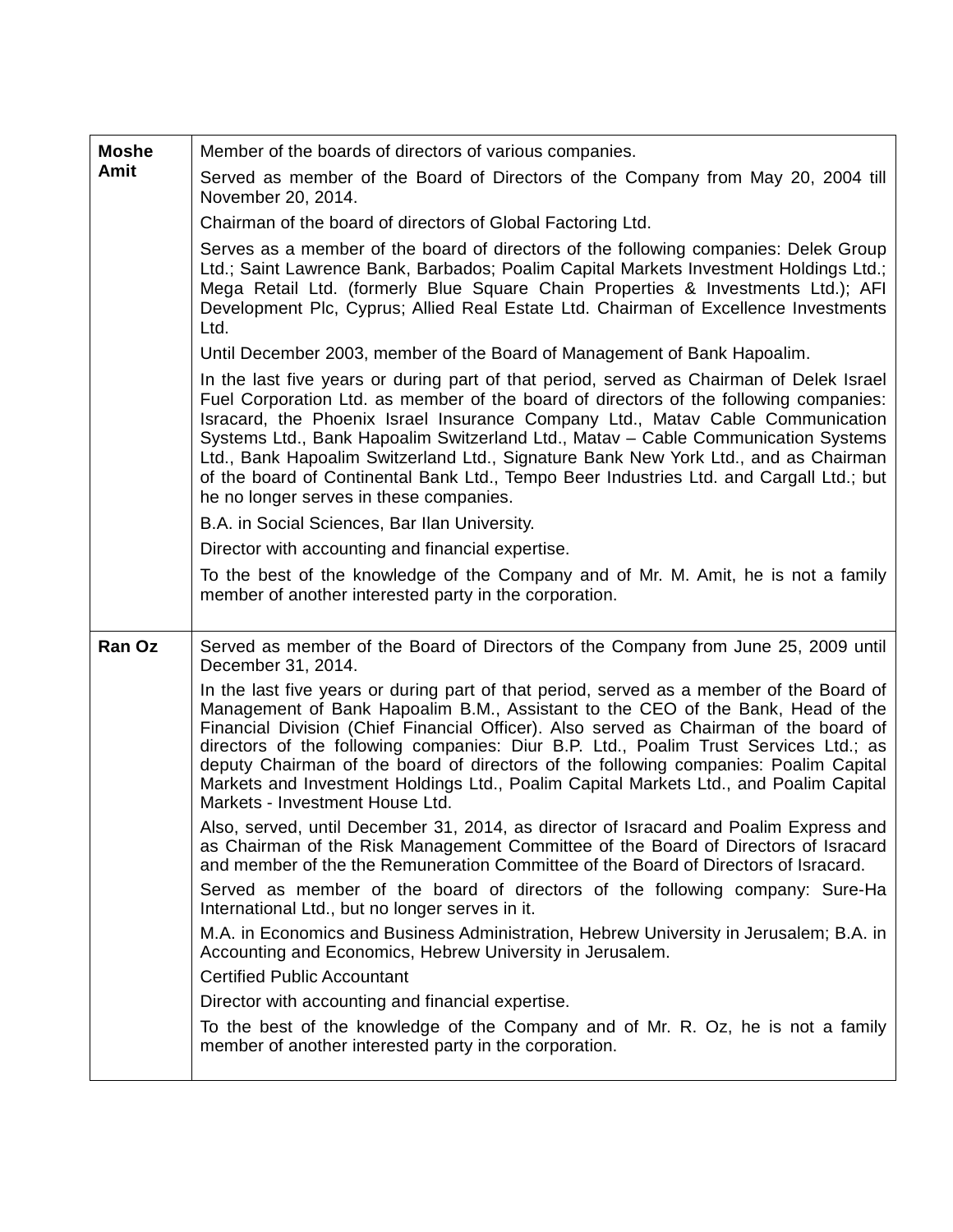| | |
|---|---|
| **Moshe Amit** | Member of the boards of directors of various companies.<br><br>Served as member of the Board of Directors of the Company from May 20, 2004 till November 20, 2014.<br><br>Chairman of the board of directors of Global Factoring Ltd.<br><br>Serves as a member of the board of directors of the following companies: Delek Group Ltd.; Saint Lawrence Bank, Barbados; Poalim Capital Markets Investment Holdings Ltd.; Mega Retail Ltd. (formerly Blue Square Chain Properties & Investments Ltd.); AFI Development Plc, Cyprus; Allied Real Estate Ltd. Chairman of Excellence Investments Ltd.<br><br>Until December 2003, member of the Board of Management of Bank Hapoalim.<br><br>In the last five years or during part of that period, served as Chairman of Delek Israel Fuel Corporation Ltd. as member of the board of directors of the following companies: Isracard, the Phoenix Israel Insurance Company Ltd., Matav Cable Communication Systems Ltd., Bank Hapoalim Switzerland Ltd., Matav – Cable Communication Systems Ltd., Bank Hapoalim Switzerland Ltd., Signature Bank New York Ltd., and as Chairman of the board of Continental Bank Ltd., Tempo Beer Industries Ltd. and Cargall Ltd.; but he no longer serves in these companies.<br><br>B.A. in Social Sciences, Bar Ilan University.<br><br>Director with accounting and financial expertise.<br><br>To the best of the knowledge of the Company and of Mr. M. Amit, he is not a family member of another interested party in the corporation. |
| **Ran Oz** | Served as member of the Board of Directors of the Company from June 25, 2009 until December 31, 2014.<br><br>In the last five years or during part of that period, served as a member of the Board of Management of Bank Hapoalim B.M., Assistant to the CEO of the Bank, Head of the Financial Division (Chief Financial Officer). Also served as Chairman of the board of directors of the following companies: Diur B.P. Ltd., Poalim Trust Services Ltd.; as deputy Chairman of the board of directors of the following companies: Poalim Capital Markets and Investment Holdings Ltd., Poalim Capital Markets Ltd., and Poalim Capital Markets - Investment House Ltd.<br><br>Also, served, until December 31, 2014, as director of Isracard and Poalim Express and as Chairman of the Risk Management Committee of the Board of Directors of Isracard and member of the the Remuneration Committee of the Board of Directors of Isracard.<br><br>Served as member of the board of directors of the following company: Sure-Ha International Ltd., but no longer serves in it.<br><br>M.A. in Economics and Business Administration, Hebrew University in Jerusalem; B.A. in Accounting and Economics, Hebrew University in Jerusalem.<br><br>Certified Public Accountant<br><br>Director with accounting and financial expertise.<br><br>To the best of the knowledge of the Company and of Mr. R. Oz, he is not a family member of another interested party in the corporation. |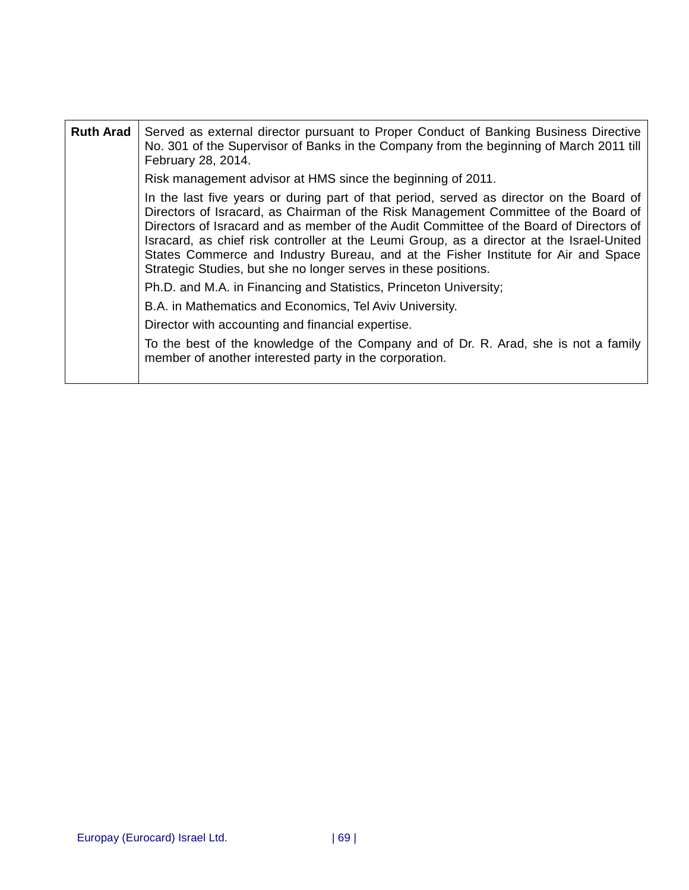| | |
|---|---|
| **Ruth Arad** | Served as external director pursuant to Proper Conduct of Banking Business Directive No. 301 of the Supervisor of Banks in the Company from the beginning of March 2011 till February 28, 2014.<br><br>Risk management advisor at HMS since the beginning of 2011.<br><br>In the last five years or during part of that period, served as director on the Board of Directors of Isracard, as Chairman of the Risk Management Committee of the Board of Directors of Isracard and as member of the Audit Committee of the Board of Directors of Isracard, as chief risk controller at the Leumi Group, as a director at the Israel-United States Commerce and Industry Bureau, and at the Fisher Institute for Air and Space Strategic Studies, but she no longer serves in these positions.<br><br>Ph.D. and M.A. in Financing and Statistics, Princeton University;<br><br>B.A. in Mathematics and Economics, Tel Aviv University.<br><br>Director with accounting and financial expertise.<br><br>To the best of the knowledge of the Company and of Dr. R. Arad, she is not a family member of another interested party in the corporation. |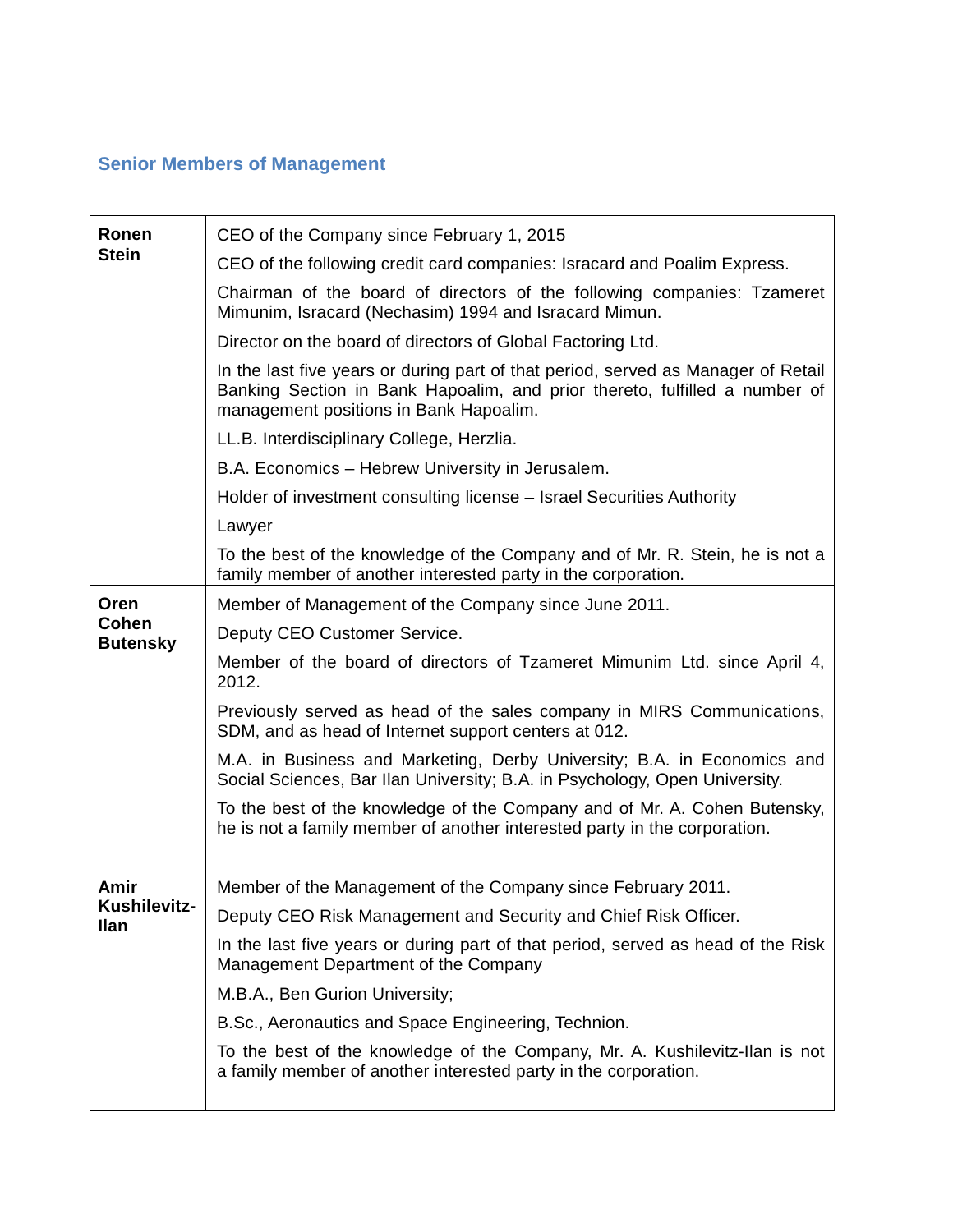## Senior Members of Management

| | |
|---|---|
| **Ronen Stein** | CEO of the Company since February 1, 2015<br><br>CEO of the following credit card companies: Isracard and Poalim Express.<br><br>Chairman of the board of directors of the following companies: Tzameret Mimunim, Isracard (Nechasim) 1994 and Isracard Mimun.<br><br>Director on the board of directors of Global Factoring Ltd.<br><br>In the last five years or during part of that period, served as Manager of Retail Banking Section in Bank Hapoalim, and prior thereto, fulfilled a number of management positions in Bank Hapoalim.<br><br>LL.B. Interdisciplinary College, Herzlia.<br><br>B.A. Economics – Hebrew University in Jerusalem.<br><br>Holder of investment consulting license – Israel Securities Authority<br><br>Lawyer<br><br>To the best of the knowledge of the Company and of Mr. R. Stein, he is not a family member of another interested party in the corporation. |
| **Oren Cohen Butensky** | Member of Management of the Company since June 2011.<br><br>Deputy CEO Customer Service.<br><br>Member of the board of directors of Tzameret Mimunim Ltd. since April 4, 2012.<br><br>Previously served as head of the sales company in MIRS Communications, SDM, and as head of Internet support centers at 012.<br><br>M.A. in Business and Marketing, Derby University; B.A. in Economics and Social Sciences, Bar Ilan University; B.A. in Psychology, Open University.<br><br>To the best of the knowledge of the Company and of Mr. A. Cohen Butensky, he is not a family member of another interested party in the corporation. |
| **Amir Kushilevitz-Ilan** | Member of the Management of the Company since February 2011.<br><br>Deputy CEO Risk Management and Security and Chief Risk Officer.<br><br>In the last five years or during part of that period, served as head of the Risk Management Department of the Company<br><br>M.B.A., Ben Gurion University;<br><br>B.Sc., Aeronautics and Space Engineering, Technion.<br><br>To the best of the knowledge of the Company, Mr. A. Kushilevitz-Ilan is not a family member of another interested party in the corporation. |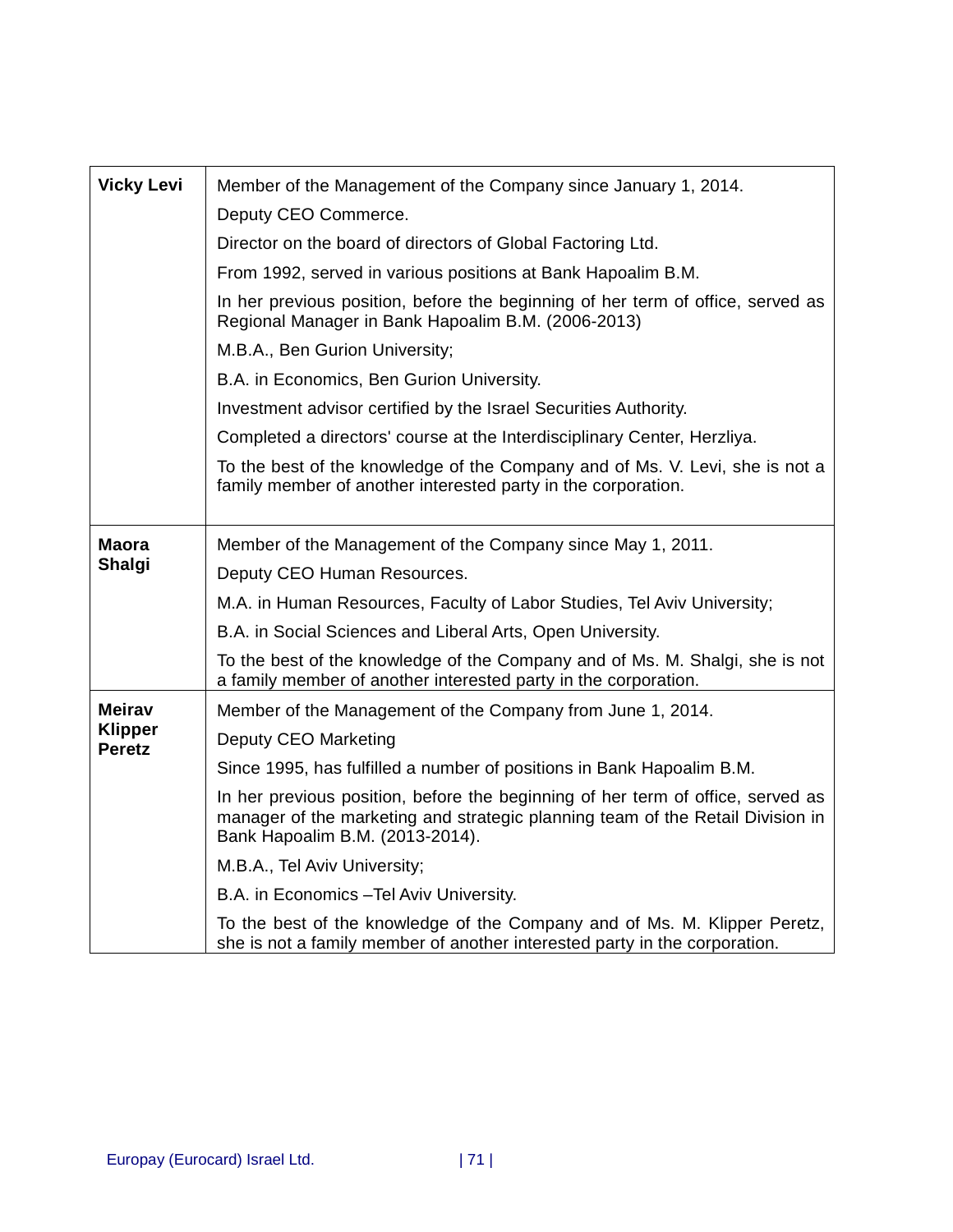| | |
|---|---|
| **Vicky Levi** | Member of the Management of the Company since January 1, 2014.<br>Deputy CEO Commerce.<br>Director on the board of directors of Global Factoring Ltd.<br>From 1992, served in various positions at Bank Hapoalim B.M.<br>In her previous position, before the beginning of her term of office, served as Regional Manager in Bank Hapoalim B.M. (2006-2013)<br>M.B.A., Ben Gurion University;<br>B.A. in Economics, Ben Gurion University.<br>Investment advisor certified by the Israel Securities Authority.<br>Completed a directors' course at the Interdisciplinary Center, Herzliya.<br>To the best of the knowledge of the Company and of Ms. V. Levi, she is not a family member of another interested party in the corporation. |
| **Maora Shalgi** | Member of the Management of the Company since May 1, 2011.<br>Deputy CEO Human Resources.<br>M.A. in Human Resources, Faculty of Labor Studies, Tel Aviv University;<br>B.A. in Social Sciences and Liberal Arts, Open University.<br>To the best of the knowledge of the Company and of Ms. M. Shalgi, she is not a family member of another interested party in the corporation. |
| **Meirav Klipper Peretz** | Member of the Management of the Company from June 1, 2014.<br>Deputy CEO Marketing<br>Since 1995, has fulfilled a number of positions in Bank Hapoalim B.M.<br>In her previous position, before the beginning of her term of office, served as manager of the marketing and strategic planning team of the Retail Division in Bank Hapoalim B.M. (2013-2014).<br>M.B.A., Tel Aviv University;<br>B.A. in Economics –Tel Aviv University.<br>To the best of the knowledge of the Company and of Ms. M. Klipper Peretz, she is not a family member of another interested party in the corporation. |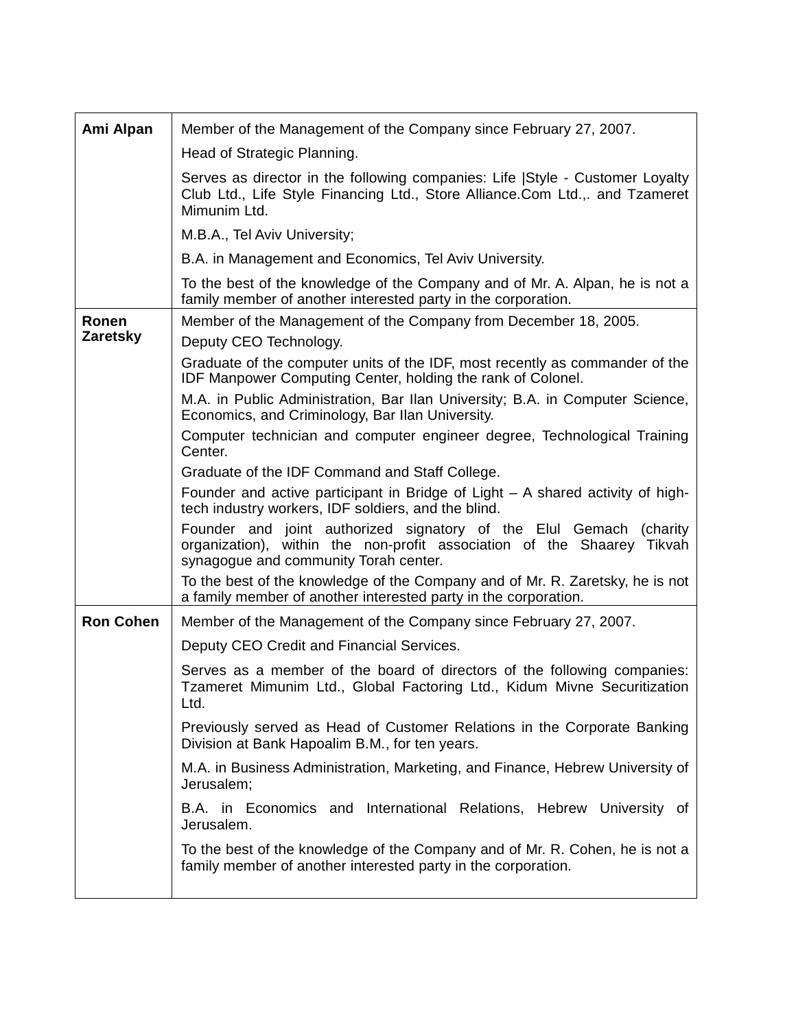| | |
|---|---|
| **Ami Alpan** | Member of the Management of the Company since February 27, 2007.<br>Head of Strategic Planning.<br>Serves as director in the following companies: Life \|Style - Customer Loyalty Club Ltd., Life Style Financing Ltd., Store Alliance.Com Ltd.,. and Tzameret Mimunim Ltd.<br>M.B.A., Tel Aviv University;<br>B.A. in Management and Economics, Tel Aviv University.<br>To the best of the knowledge of the Company and of Mr. A. Alpan, he is not a family member of another interested party in the corporation. |
| **Ronen Zaretsky** | Member of the Management of the Company from December 18, 2005.<br>Deputy CEO Technology.<br>Graduate of the computer units of the IDF, most recently as commander of the IDF Manpower Computing Center, holding the rank of Colonel.<br>M.A. in Public Administration, Bar Ilan University; B.A. in Computer Science, Economics, and Criminology, Bar Ilan University.<br>Computer technician and computer engineer degree, Technological Training Center.<br>Graduate of the IDF Command and Staff College.<br>Founder and active participant in Bridge of Light – A shared activity of high-tech industry workers, IDF soldiers, and the blind.<br>Founder and joint authorized signatory of the Elul Gemach (charity organization), within the non-profit association of the Shaarey Tikvah synagogue and community Torah center.<br>To the best of the knowledge of the Company and of Mr. R. Zaretsky, he is not a family member of another interested party in the corporation. |
| **Ron Cohen** | Member of the Management of the Company since February 27, 2007.<br>Deputy CEO Credit and Financial Services.<br>Serves as a member of the board of directors of the following companies: Tzameret Mimunim Ltd., Global Factoring Ltd., Kidum Mivne Securitization Ltd.<br>Previously served as Head of Customer Relations in the Corporate Banking Division at Bank Hapoalim B.M., for ten years.<br>M.A. in Business Administration, Marketing, and Finance, Hebrew University of Jerusalem;<br>B.A. in Economics and International Relations, Hebrew University of Jerusalem.<br>To the best of the knowledge of the Company and of Mr. R. Cohen, he is not a family member of another interested party in the corporation. |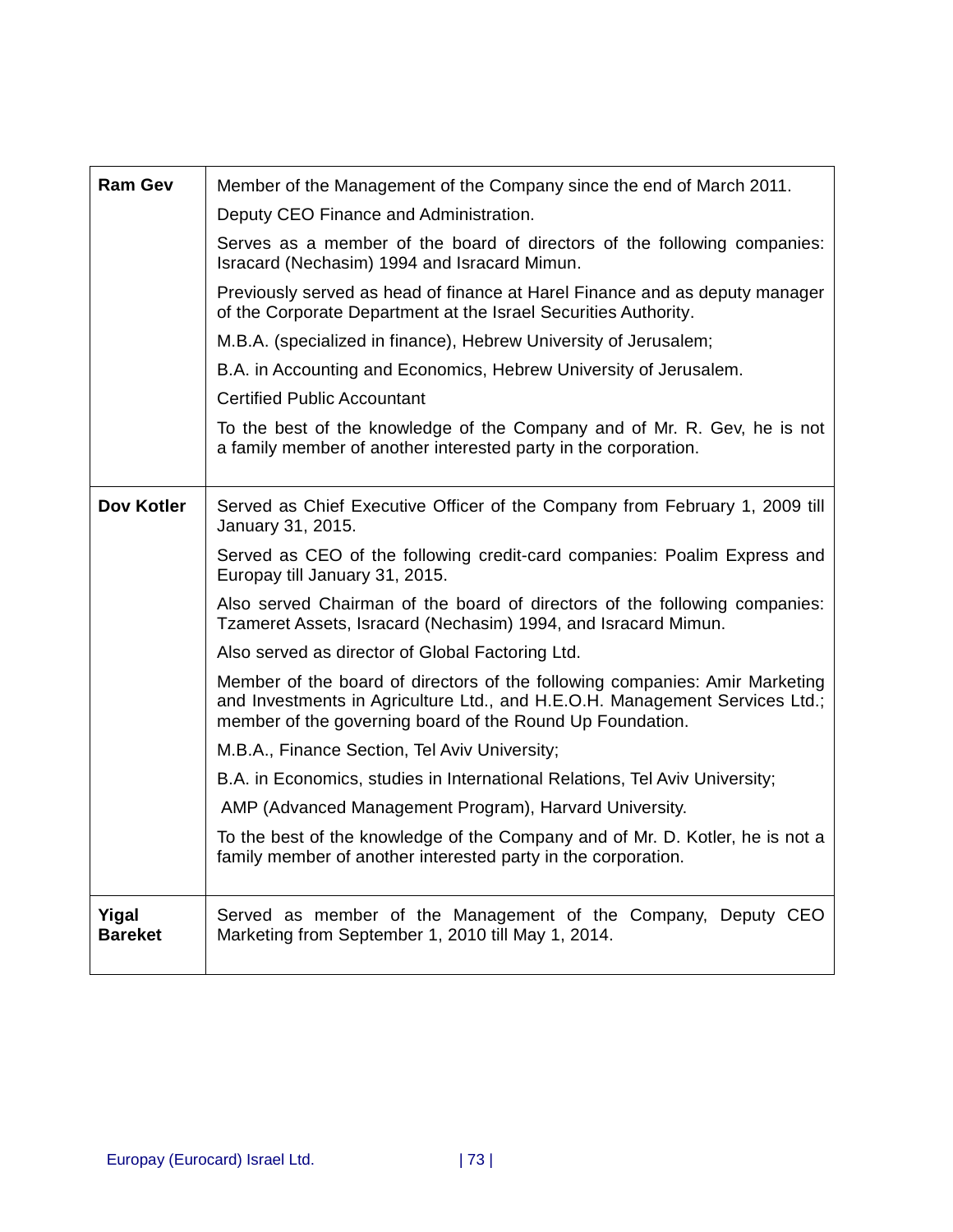| | |
|---|---|
| **Ram Gev** | Member of the Management of the Company since the end of March 2011.<br><br>Deputy CEO Finance and Administration.<br><br>Serves as a member of the board of directors of the following companies: Isracard (Nechasim) 1994 and Isracard Mimun.<br><br>Previously served as head of finance at Harel Finance and as deputy manager of the Corporate Department at the Israel Securities Authority.<br><br>M.B.A. (specialized in finance), Hebrew University of Jerusalem;<br><br>B.A. in Accounting and Economics, Hebrew University of Jerusalem.<br><br>Certified Public Accountant<br><br>To the best of the knowledge of the Company and of Mr. R. Gev, he is not a family member of another interested party in the corporation. |
| **Dov Kotler** | Served as Chief Executive Officer of the Company from February 1, 2009 till January 31, 2015.<br><br>Served as CEO of the following credit-card companies: Poalim Express and Europay till January 31, 2015.<br><br>Also served Chairman of the board of directors of the following companies: Tzameret Assets, Isracard (Nechasim) 1994, and Isracard Mimun.<br><br>Also served as director of Global Factoring Ltd.<br><br>Member of the board of directors of the following companies: Amir Marketing and Investments in Agriculture Ltd., and H.E.O.H. Management Services Ltd.; member of the governing board of the Round Up Foundation.<br><br>M.B.A., Finance Section, Tel Aviv University;<br><br>B.A. in Economics, studies in International Relations, Tel Aviv University;<br><br>AMP (Advanced Management Program), Harvard University.<br><br>To the best of the knowledge of the Company and of Mr. D. Kotler, he is not a family member of another interested party in the corporation. |
| **Yigal Bareket** | Served as member of the Management of the Company, Deputy CEO Marketing from September 1, 2010 till May 1, 2014. |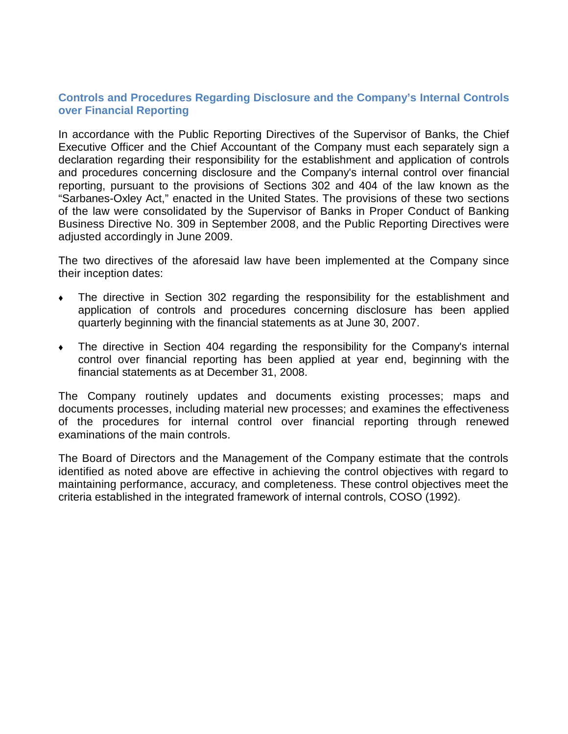## Controls and Procedures Regarding Disclosure and the Company's Internal Controls over Financial Reporting

In accordance with the Public Reporting Directives of the Supervisor of Banks, the Chief Executive Officer and the Chief Accountant of the Company must each separately sign a declaration regarding their responsibility for the establishment and application of controls and procedures concerning disclosure and the Company's internal control over financial reporting, pursuant to the provisions of Sections 302 and 404 of the law known as the "Sarbanes-Oxley Act," enacted in the United States. The provisions of these two sections of the law were consolidated by the Supervisor of Banks in Proper Conduct of Banking Business Directive No. 309 in September 2008, and the Public Reporting Directives were adjusted accordingly in June 2009.

The two directives of the aforesaid law have been implemented at the Company since their inception dates:

- The directive in Section 302 regarding the responsibility for the establishment and application of controls and procedures concerning disclosure has been applied quarterly beginning with the financial statements as at June 30, 2007.
- The directive in Section 404 regarding the responsibility for the Company's internal control over financial reporting has been applied at year end, beginning with the financial statements as at December 31, 2008.

The Company routinely updates and documents existing processes; maps and documents processes, including material new processes; and examines the effectiveness of the procedures for internal control over financial reporting through renewed examinations of the main controls.

The Board of Directors and the Management of the Company estimate that the controls identified as noted above are effective in achieving the control objectives with regard to maintaining performance, accuracy, and completeness. These control objectives meet the criteria established in the integrated framework of internal controls, COSO (1992).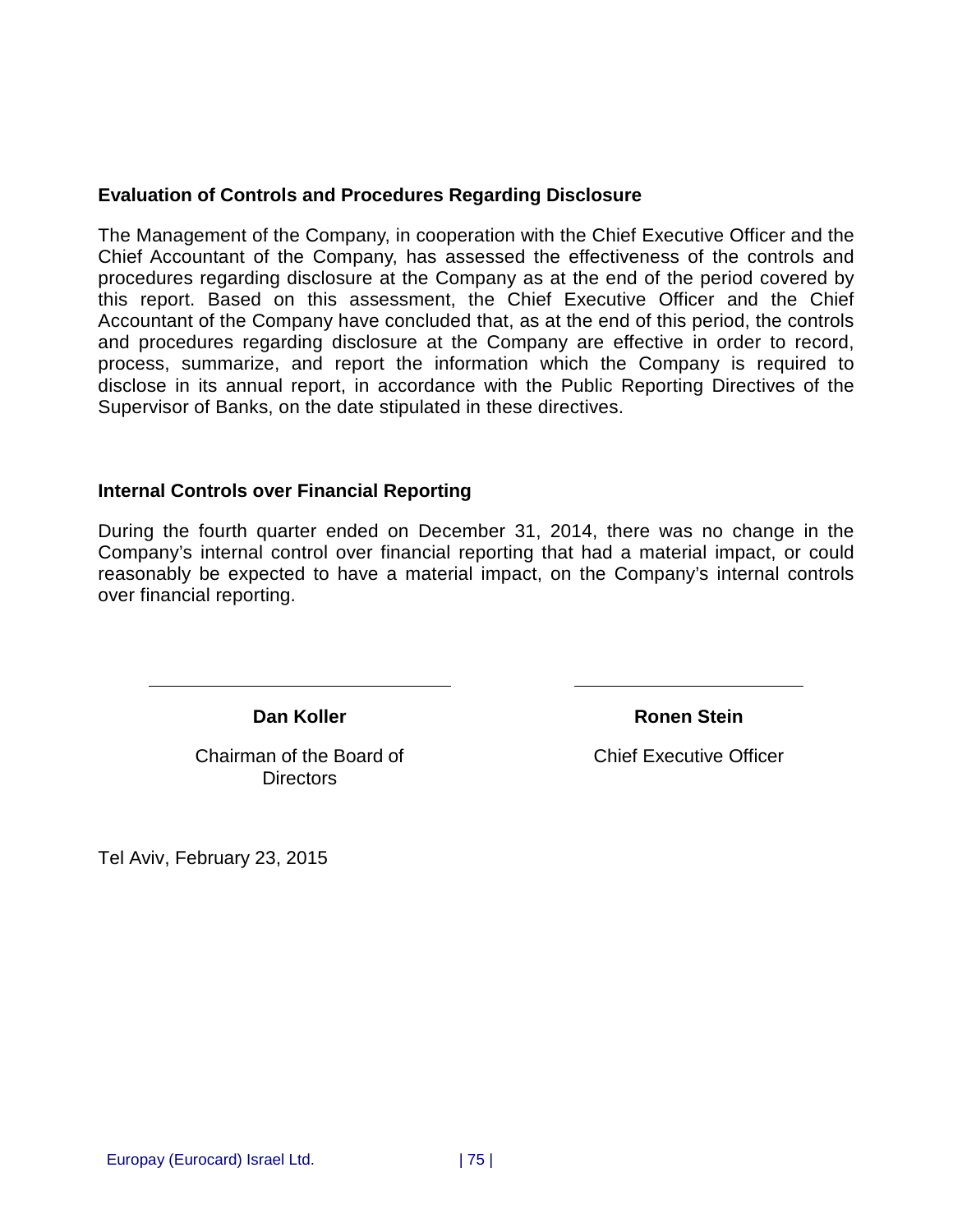### Evaluation of Controls and Procedures Regarding Disclosure

The Management of the Company, in cooperation with the Chief Executive Officer and the Chief Accountant of the Company, has assessed the effectiveness of the controls and procedures regarding disclosure at the Company as at the end of the period covered by this report. Based on this assessment, the Chief Executive Officer and the Chief Accountant of the Company have concluded that, as at the end of this period, the controls and procedures regarding disclosure at the Company are effective in order to record, process, summarize, and report the information which the Company is required to disclose in its annual report, in accordance with the Public Reporting Directives of the Supervisor of Banks, on the date stipulated in these directives.

### Internal Controls over Financial Reporting

During the fourth quarter ended on December 31, 2014, there was no change in the Company's internal control over financial reporting that had a material impact, or could reasonably be expected to have a material impact, on the Company's internal controls over financial reporting.

| | |
|---|---|
| **Dan Koller** | **Ronen Stein** |
| Chairman of the Board of Directors | Chief Executive Officer |

Tel Aviv, February 23, 2015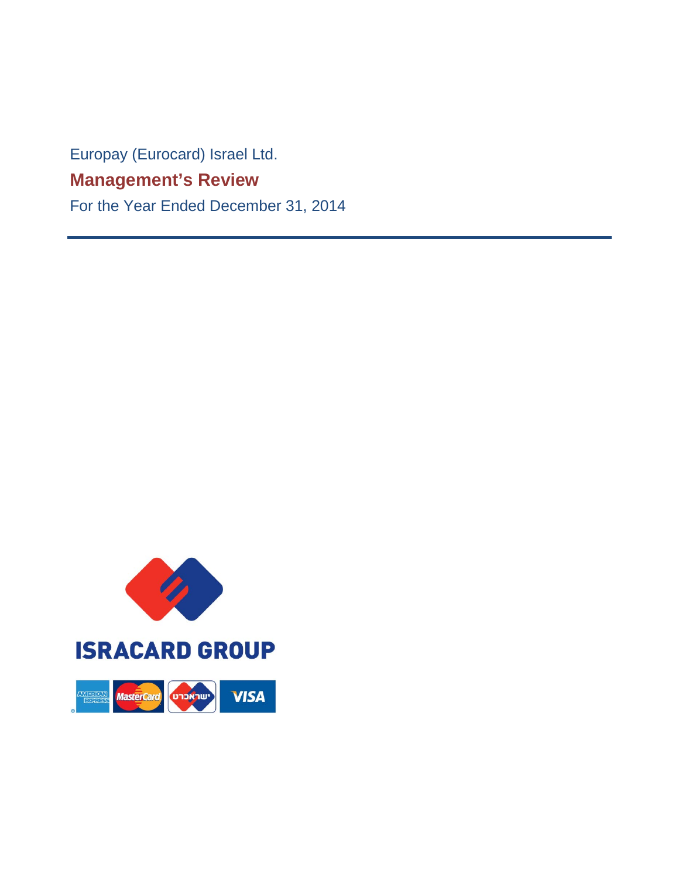Europay (Eurocard) Israel Ltd.

# Management's Review

For the Year Ended December 31, 2014

ISRACARD GROUP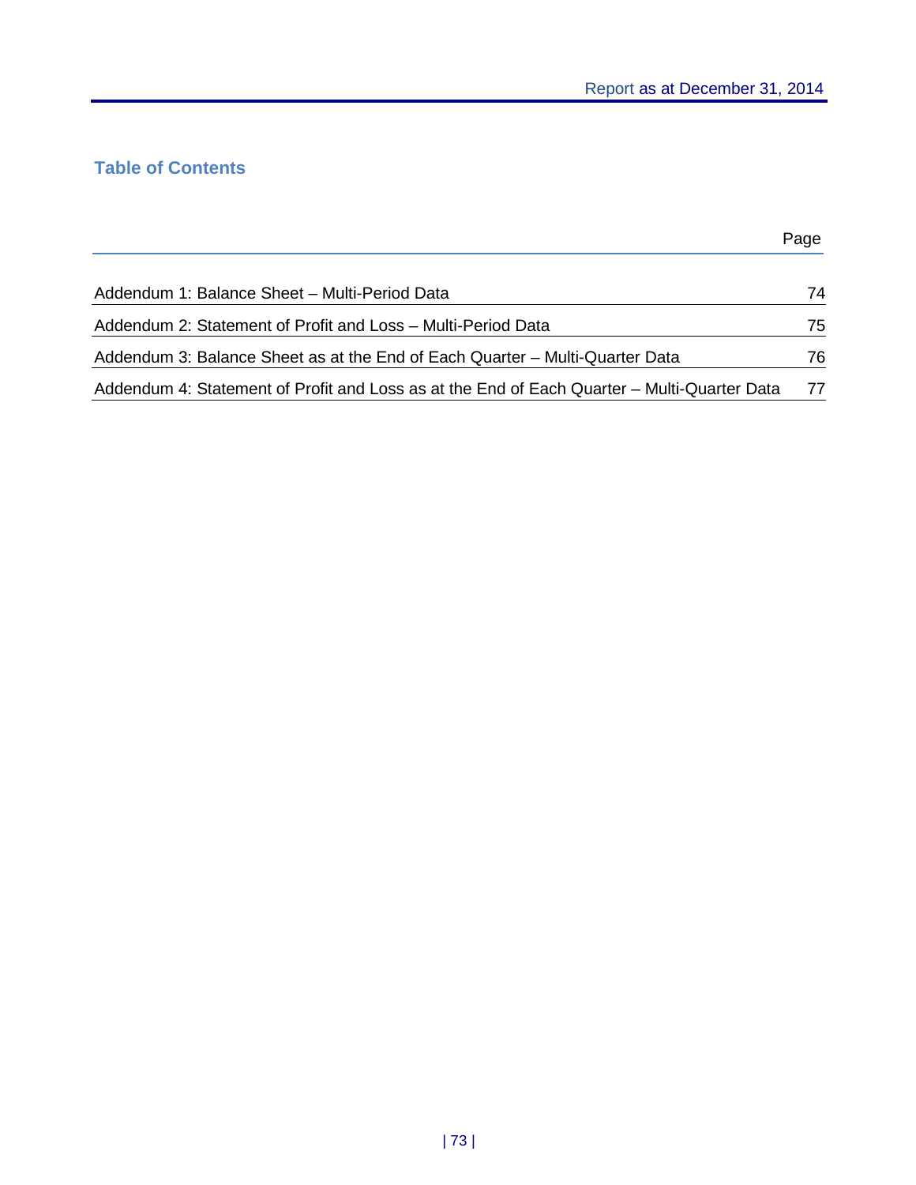## Table of Contents

| | Page |
|---|---|
| Addendum 1: Balance Sheet – Multi-Period Data | 74 |
| Addendum 2: Statement of Profit and Loss – Multi-Period Data | 75 |
| Addendum 3: Balance Sheet as at the End of Each Quarter – Multi-Quarter Data | 76 |
| Addendum 4: Statement of Profit and Loss as at the End of Each Quarter – Multi-Quarter Data | 77 |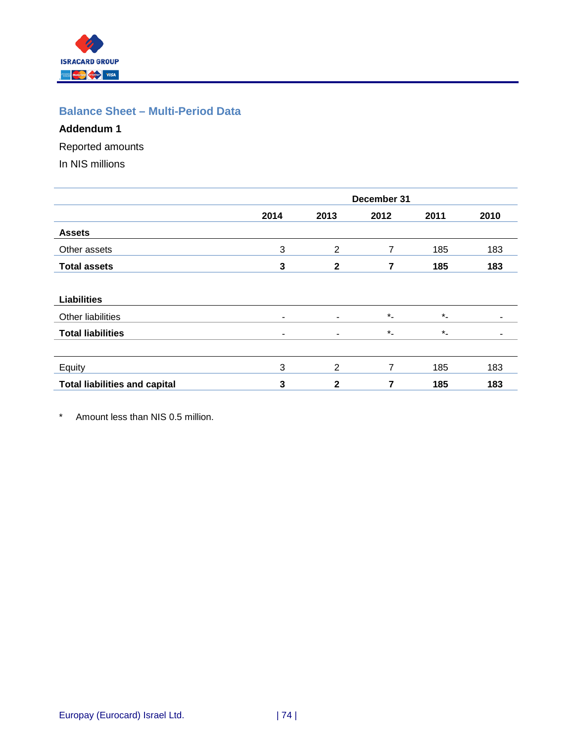## Balance Sheet – Multi-Period Data

**Addendum 1**

Reported amounts

In NIS millions

| | December 31 | | | | |
|---|---|---|---|---|---|
| | **2014** | **2013** | **2012** | **2011** | **2010** |
| **Assets** | | | | | |
| Other assets | 3 | 2 | 7 | 185 | 183 |
| **Total assets** | **3** | **2** | **7** | **185** | **183** |
| **Liabilities** | | | | | |
| Other liabilities | - | - | *- | *- | - |
| **Total liabilities** | - | - | *- | *- | - |
| Equity | 3 | 2 | 7 | 185 | 183 |
| **Total liabilities and capital** | **3** | **2** | **7** | **185** | **183** |

\* Amount less than NIS 0.5 million.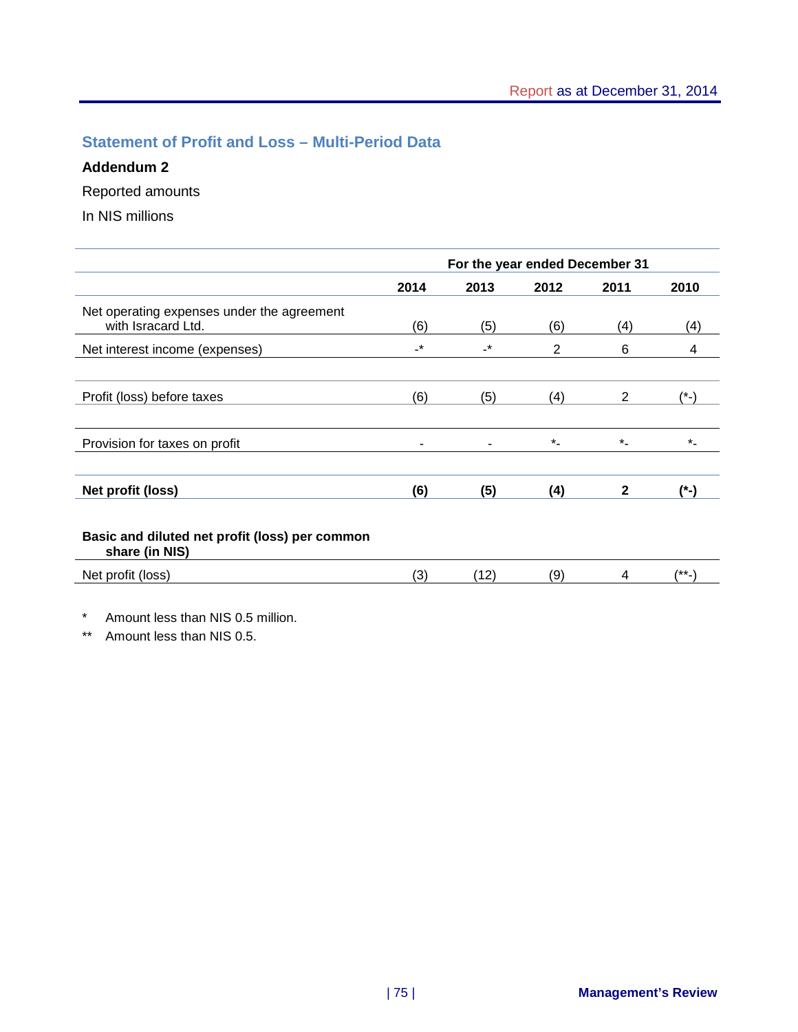## Statement of Profit and Loss – Multi-Period Data

**Addendum 2**

Reported amounts

In NIS millions

| | For the year ended December 31 | | | | |
|---|---|---|---|---|---|
| | **2014** | **2013** | **2012** | **2011** | **2010** |
| Net operating expenses under the agreement with Isracard Ltd. | (6) | (5) | (6) | (4) | (4) |
| Net interest income (expenses) | -* | -* | 2 | 6 | 4 |
| Profit (loss) before taxes | (6) | (5) | (4) | 2 | (*-) |
| Provision for taxes on profit | - | - | *- | *- | *- |
| **Net profit (loss)** | **(6)** | **(5)** | **(4)** | **2** | **(*-)** |
| **Basic and diluted net profit (loss) per common share (in NIS)** | | | | | |
| Net profit (loss) | (3) | (12) | (9) | 4 | (**-) |

\* Amount less than NIS 0.5 million.

\** Amount less than NIS 0.5.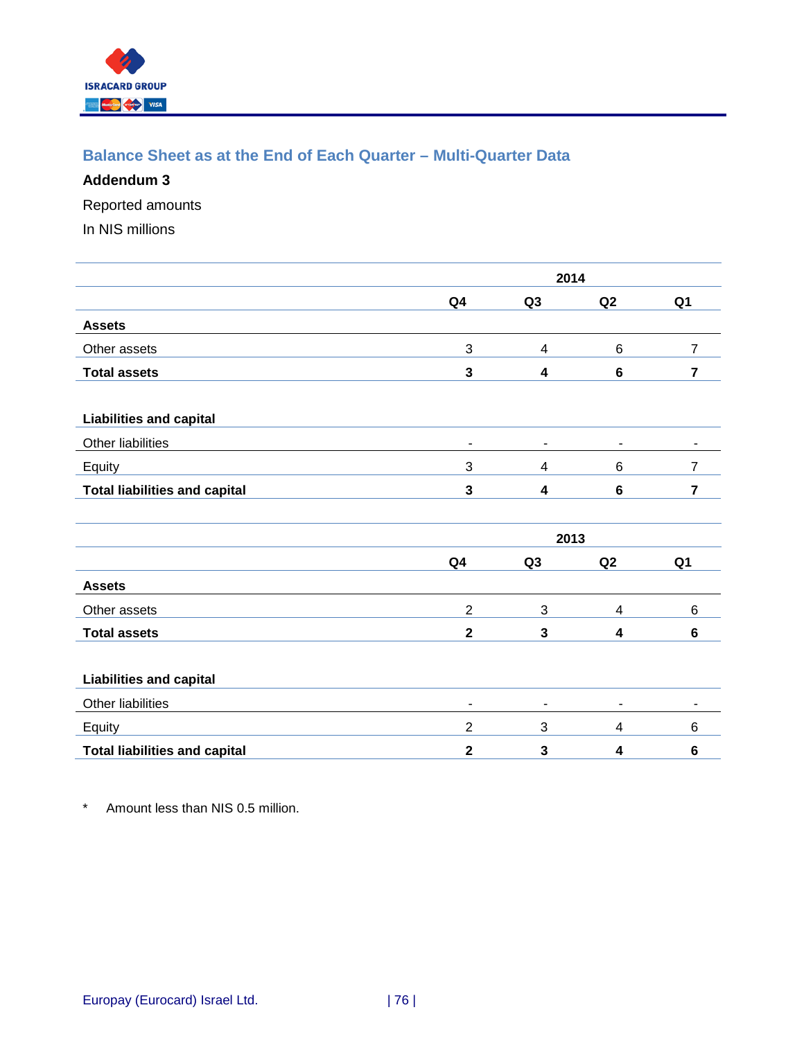## Balance Sheet as at the End of Each Quarter – Multi-Quarter Data

**Addendum 3**

Reported amounts

In NIS millions

| | 2014 | | | |
|---|---|---|---|---|
| | **Q4** | **Q3** | **Q2** | **Q1** |
| **Assets** | | | | |
| Other assets | 3 | 4 | 6 | 7 |
| **Total assets** | **3** | **4** | **6** | **7** |
| **Liabilities and capital** | | | | |
| Other liabilities | - | - | - | - |
| Equity | 3 | 4 | 6 | 7 |
| **Total liabilities and capital** | **3** | **4** | **6** | **7** |

| | 2013 | | | |
|---|---|---|---|---|
| | **Q4** | **Q3** | **Q2** | **Q1** |
| **Assets** | | | | |
| Other assets | 2 | 3 | 4 | 6 |
| **Total assets** | **2** | **3** | **4** | **6** |
| **Liabilities and capital** | | | | |
| Other liabilities | - | - | - | - |
| Equity | 2 | 3 | 4 | 6 |
| **Total liabilities and capital** | **2** | **3** | **4** | **6** |

\* Amount less than NIS 0.5 million.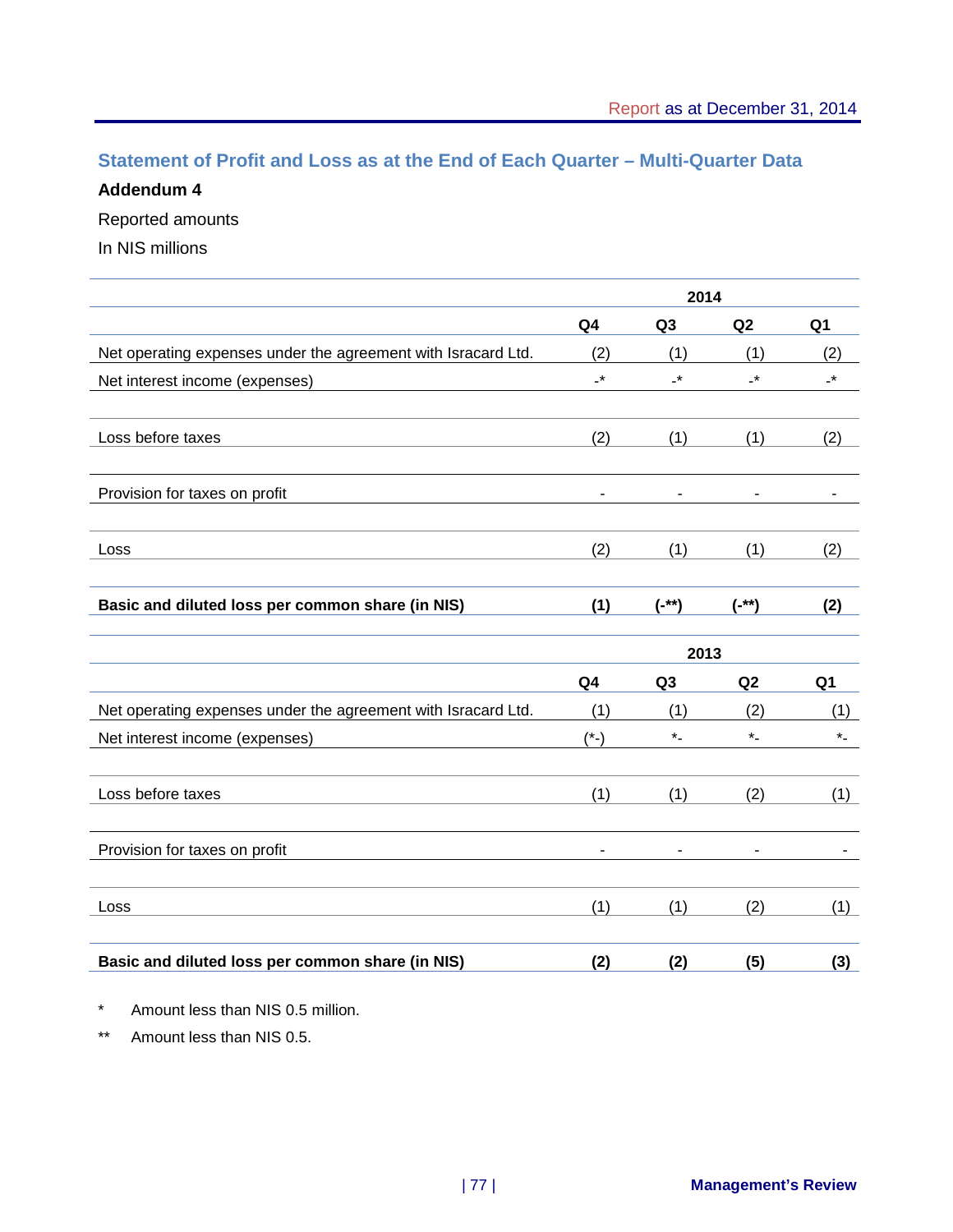## Statement of Profit and Loss as at the End of Each Quarter – Multi-Quarter Data

**Addendum 4**

Reported amounts

In NIS millions

| | 2014 | | | |
|---|---|---|---|---|
| | **Q4** | **Q3** | **Q2** | **Q1** |
| Net operating expenses under the agreement with Isracard Ltd. | (2) | (1) | (1) | (2) |
| Net interest income (expenses) | -* | -* | -* | -* |
| Loss before taxes | (2) | (1) | (1) | (2) |
| Provision for taxes on profit | - | - | - | - |
| Loss | (2) | (1) | (1) | (2) |
| **Basic and diluted loss per common share (in NIS)** | **(1)** | **(-**)** | **(-**)** | **(2)** |

| | 2013 | | | |
|---|---|---|---|---|
| | **Q4** | **Q3** | **Q2** | **Q1** |
| Net operating expenses under the agreement with Isracard Ltd. | (1) | (1) | (2) | (1) |
| Net interest income (expenses) | (*-) | *- | *- | *- |
| Loss before taxes | (1) | (1) | (2) | (1) |
| Provision for taxes on profit | - | - | - | - |
| Loss | (1) | (1) | (2) | (1) |
| **Basic and diluted loss per common share (in NIS)** | **(2)** | **(2)** | **(5)** | **(3)** |

\* Amount less than NIS 0.5 million.

\** Amount less than NIS 0.5.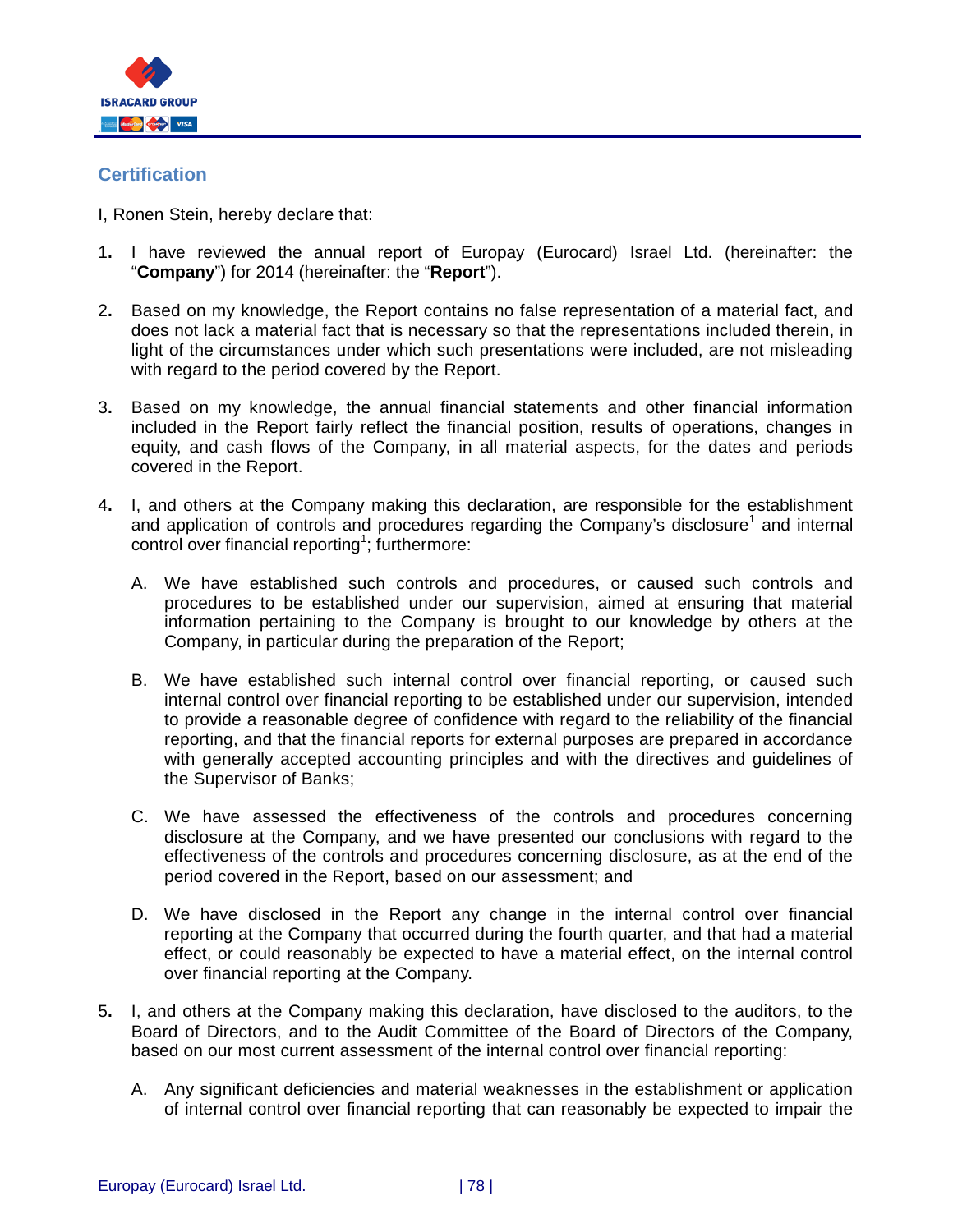## Certification

I, Ronen Stein, hereby declare that:

1. I have reviewed the annual report of Europay (Eurocard) Israel Ltd. (hereinafter: the "**Company**") for 2014 (hereinafter: the "**Report**").

2. Based on my knowledge, the Report contains no false representation of a material fact, and does not lack a material fact that is necessary so that the representations included therein, in light of the circumstances under which such presentations were included, are not misleading with regard to the period covered by the Report.

3. Based on my knowledge, the annual financial statements and other financial information included in the Report fairly reflect the financial position, results of operations, changes in equity, and cash flows of the Company, in all material aspects, for the dates and periods covered in the Report.

4. I, and others at the Company making this declaration, are responsible for the establishment and application of controls and procedures regarding the Company's disclosure[1] and internal control over financial reporting[1]; furthermore:

   A. We have established such controls and procedures, or caused such controls and procedures to be established under our supervision, aimed at ensuring that material information pertaining to the Company is brought to our knowledge by others at the Company, in particular during the preparation of the Report;

   B. We have established such internal control over financial reporting, or caused such internal control over financial reporting to be established under our supervision, intended to provide a reasonable degree of confidence with regard to the reliability of the financial reporting, and that the financial reports for external purposes are prepared in accordance with generally accepted accounting principles and with the directives and guidelines of the Supervisor of Banks;

   C. We have assessed the effectiveness of the controls and procedures concerning disclosure at the Company, and we have presented our conclusions with regard to the effectiveness of the controls and procedures concerning disclosure, as at the end of the period covered in the Report, based on our assessment; and

   D. We have disclosed in the Report any change in the internal control over financial reporting at the Company that occurred during the fourth quarter, and that had a material effect, or could reasonably be expected to have a material effect, on the internal control over financial reporting at the Company.

5. I, and others at the Company making this declaration, have disclosed to the auditors, to the Board of Directors, and to the Audit Committee of the Board of Directors of the Company, based on our most current assessment of the internal control over financial reporting:

   A. Any significant deficiencies and material weaknesses in the establishment or application of internal control over financial reporting that can reasonably be expected to impair the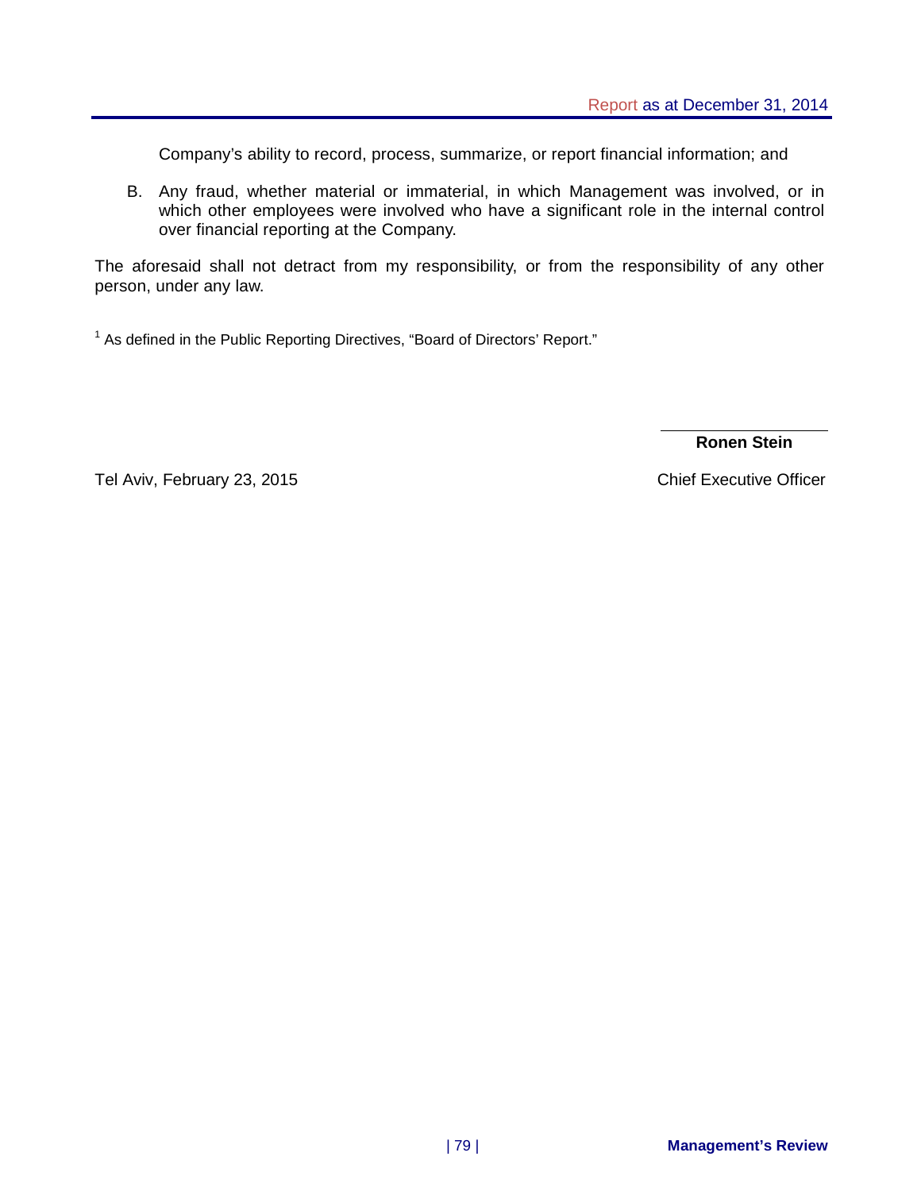Company's ability to record, process, summarize, or report financial information; and

B. Any fraud, whether material or immaterial, in which Management was involved, or in which other employees were involved who have a significant role in the internal control over financial reporting at the Company.

The aforesaid shall not detract from my responsibility, or from the responsibility of any other person, under any law.

[1] As defined in the Public Reporting Directives, "Board of Directors' Report."

**Ronen Stein**

Tel Aviv, February 23, 2015 Chief Executive Officer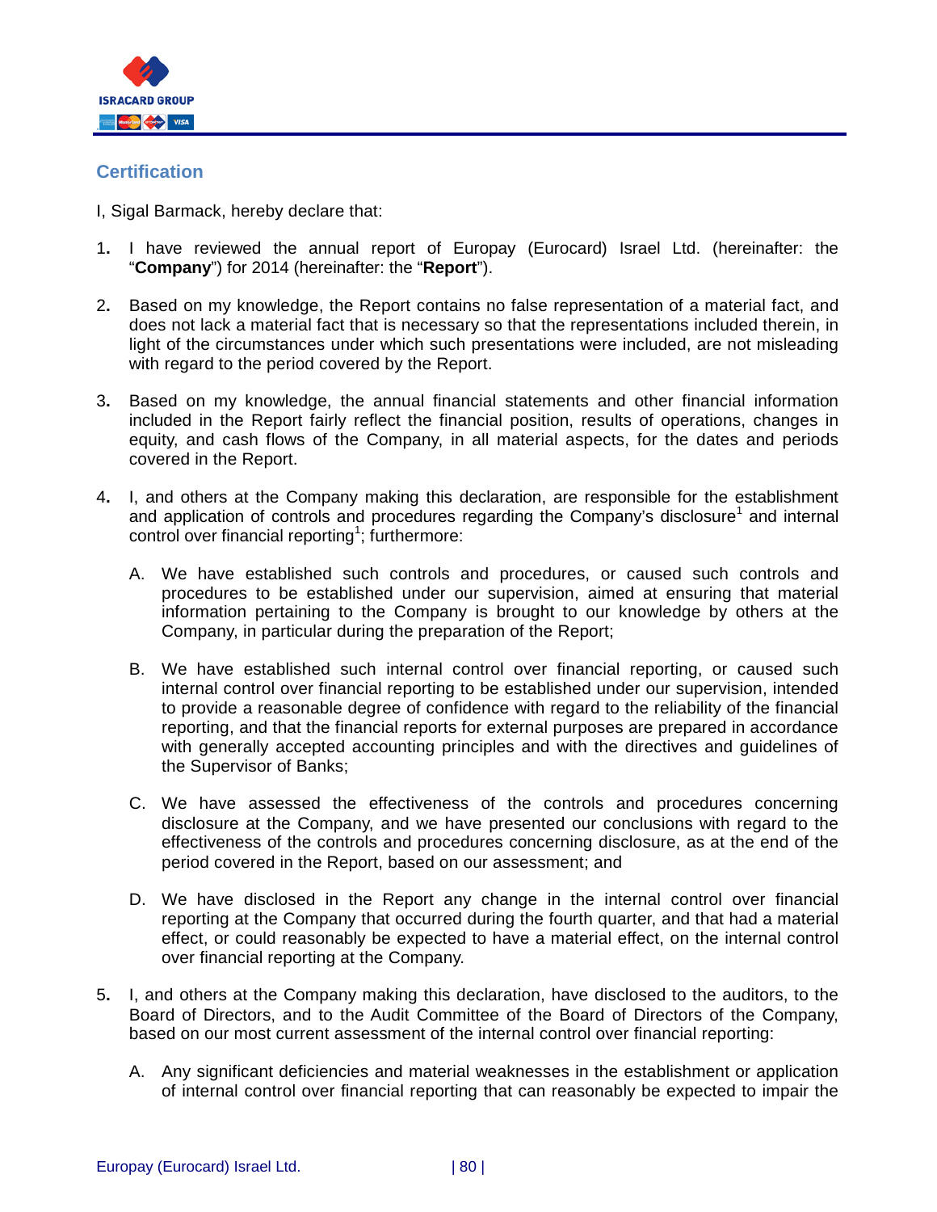## Certification

I, Sigal Barmack, hereby declare that:

1. I have reviewed the annual report of Europay (Eurocard) Israel Ltd. (hereinafter: the "**Company**") for 2014 (hereinafter: the "**Report**").

2. Based on my knowledge, the Report contains no false representation of a material fact, and does not lack a material fact that is necessary so that the representations included therein, in light of the circumstances under which such presentations were included, are not misleading with regard to the period covered by the Report.

3. Based on my knowledge, the annual financial statements and other financial information included in the Report fairly reflect the financial position, results of operations, changes in equity, and cash flows of the Company, in all material aspects, for the dates and periods covered in the Report.

4. I, and others at the Company making this declaration, are responsible for the establishment and application of controls and procedures regarding the Company's disclosure[1] and internal control over financial reporting[1]; furthermore:

   A. We have established such controls and procedures, or caused such controls and procedures to be established under our supervision, aimed at ensuring that material information pertaining to the Company is brought to our knowledge by others at the Company, in particular during the preparation of the Report;

   B. We have established such internal control over financial reporting, or caused such internal control over financial reporting to be established under our supervision, intended to provide a reasonable degree of confidence with regard to the reliability of the financial reporting, and that the financial reports for external purposes are prepared in accordance with generally accepted accounting principles and with the directives and guidelines of the Supervisor of Banks;

   C. We have assessed the effectiveness of the controls and procedures concerning disclosure at the Company, and we have presented our conclusions with regard to the effectiveness of the controls and procedures concerning disclosure, as at the end of the period covered in the Report, based on our assessment; and

   D. We have disclosed in the Report any change in the internal control over financial reporting at the Company that occurred during the fourth quarter, and that had a material effect, or could reasonably be expected to have a material effect, on the internal control over financial reporting at the Company.

5. I, and others at the Company making this declaration, have disclosed to the auditors, to the Board of Directors, and to the Audit Committee of the Board of Directors of the Company, based on our most current assessment of the internal control over financial reporting:

   A. Any significant deficiencies and material weaknesses in the establishment or application of internal control over financial reporting that can reasonably be expected to impair the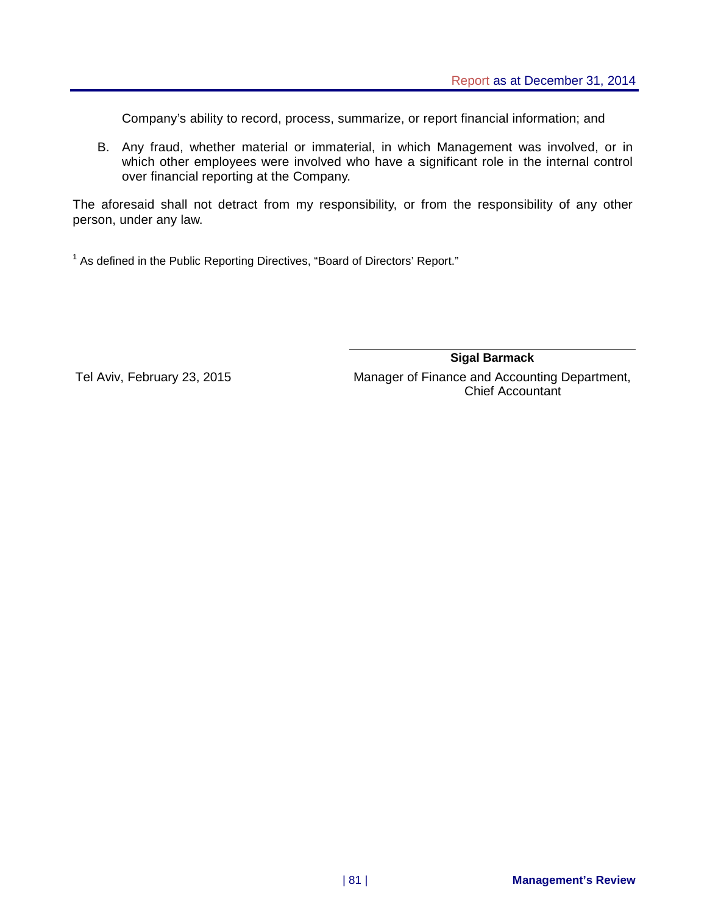Company's ability to record, process, summarize, or report financial information; and

B. Any fraud, whether material or immaterial, in which Management was involved, or in which other employees were involved who have a significant role in the internal control over financial reporting at the Company.

The aforesaid shall not detract from my responsibility, or from the responsibility of any other person, under any law.

[1] As defined in the Public Reporting Directives, "Board of Directors' Report."

**Sigal Barmack**

Tel Aviv, February 23, 2015

Manager of Finance and Accounting Department, Chief Accountant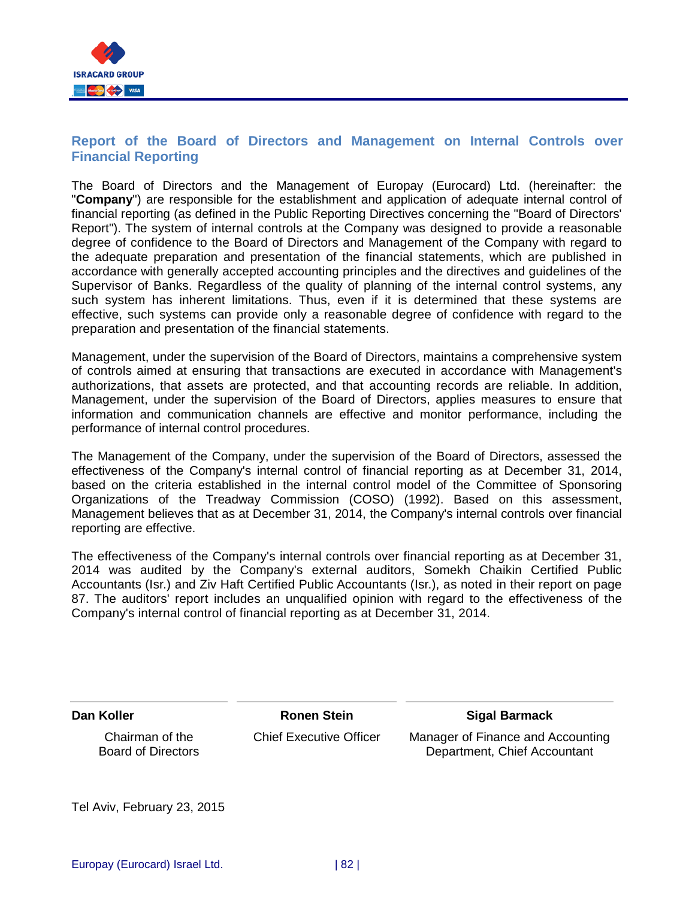## Report of the Board of Directors and Management on Internal Controls over Financial Reporting

The Board of Directors and the Management of Europay (Eurocard) Ltd. (hereinafter: the "**Company**") are responsible for the establishment and application of adequate internal control of financial reporting (as defined in the Public Reporting Directives concerning the "Board of Directors' Report"). The system of internal controls at the Company was designed to provide a reasonable degree of confidence to the Board of Directors and Management of the Company with regard to the adequate preparation and presentation of the financial statements, which are published in accordance with generally accepted accounting principles and the directives and guidelines of the Supervisor of Banks. Regardless of the quality of planning of the internal control systems, any such system has inherent limitations. Thus, even if it is determined that these systems are effective, such systems can provide only a reasonable degree of confidence with regard to the preparation and presentation of the financial statements.

Management, under the supervision of the Board of Directors, maintains a comprehensive system of controls aimed at ensuring that transactions are executed in accordance with Management's authorizations, that assets are protected, and that accounting records are reliable. In addition, Management, under the supervision of the Board of Directors, applies measures to ensure that information and communication channels are effective and monitor performance, including the performance of internal control procedures.

The Management of the Company, under the supervision of the Board of Directors, assessed the effectiveness of the Company's internal control of financial reporting as at December 31, 2014, based on the criteria established in the internal control model of the Committee of Sponsoring Organizations of the Treadway Commission (COSO) (1992). Based on this assessment, Management believes that as at December 31, 2014, the Company's internal controls over financial reporting are effective.

The effectiveness of the Company's internal controls over financial reporting as at December 31, 2014 was audited by the Company's external auditors, Somekh Chaikin Certified Public Accountants (Isr.) and Ziv Haft Certified Public Accountants (Isr.), as noted in their report on page 87. The auditors' report includes an unqualified opinion with regard to the effectiveness of the Company's internal control of financial reporting as at December 31, 2014.

| | | |
|---|---|---|
| **Dan Koller** | **Ronen Stein** | **Sigal Barmack** |
| Chairman of the Board of Directors | Chief Executive Officer | Manager of Finance and Accounting Department, Chief Accountant |

Tel Aviv, February 23, 2015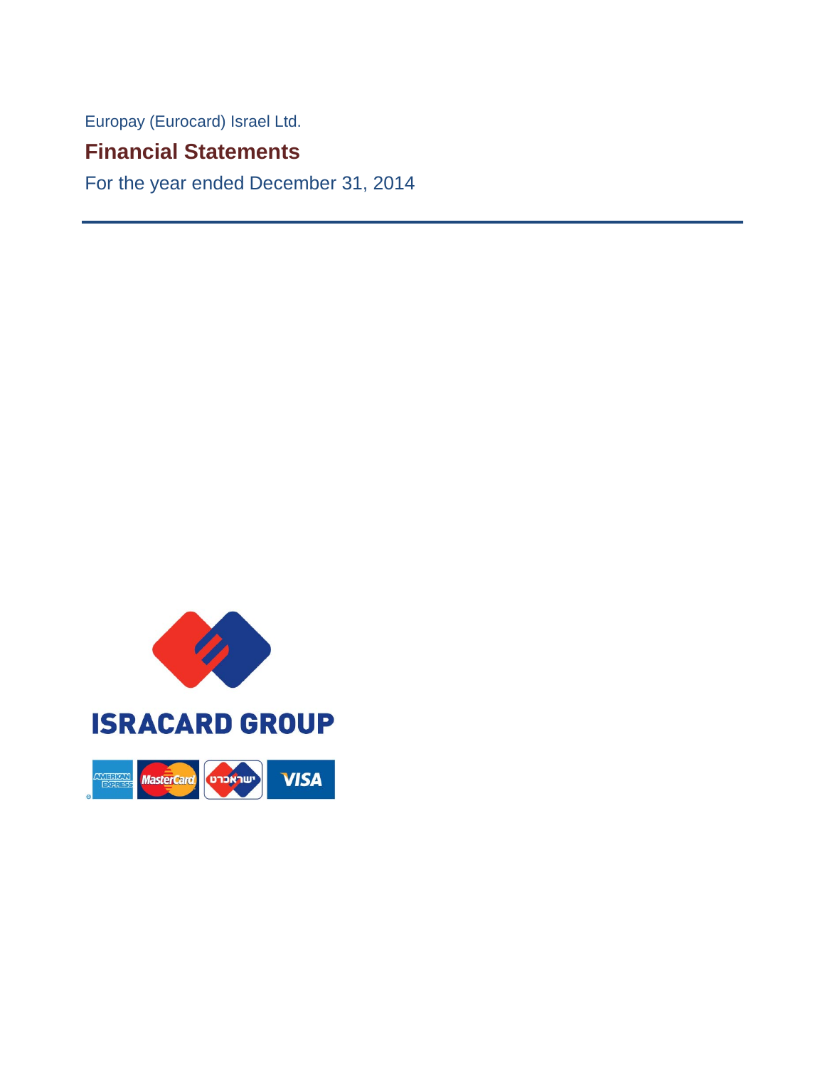Europay (Eurocard) Israel Ltd.

# Financial Statements

For the year ended December 31, 2014

ISRACARD GROUP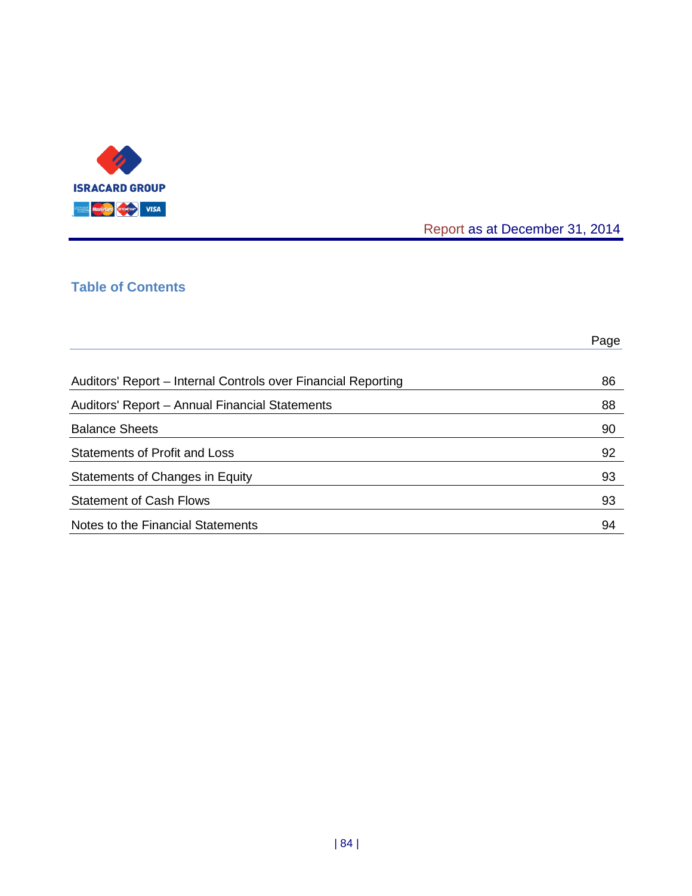ISRACARD GROUP

Report as at December 31, 2014

## Table of Contents

| | Page |
|---|---|
| Auditors' Report – Internal Controls over Financial Reporting | 86 |
| Auditors' Report – Annual Financial Statements | 88 |
| Balance Sheets | 90 |
| Statements of Profit and Loss | 92 |
| Statements of Changes in Equity | 93 |
| Statement of Cash Flows | 93 |
| Notes to the Financial Statements | 94 |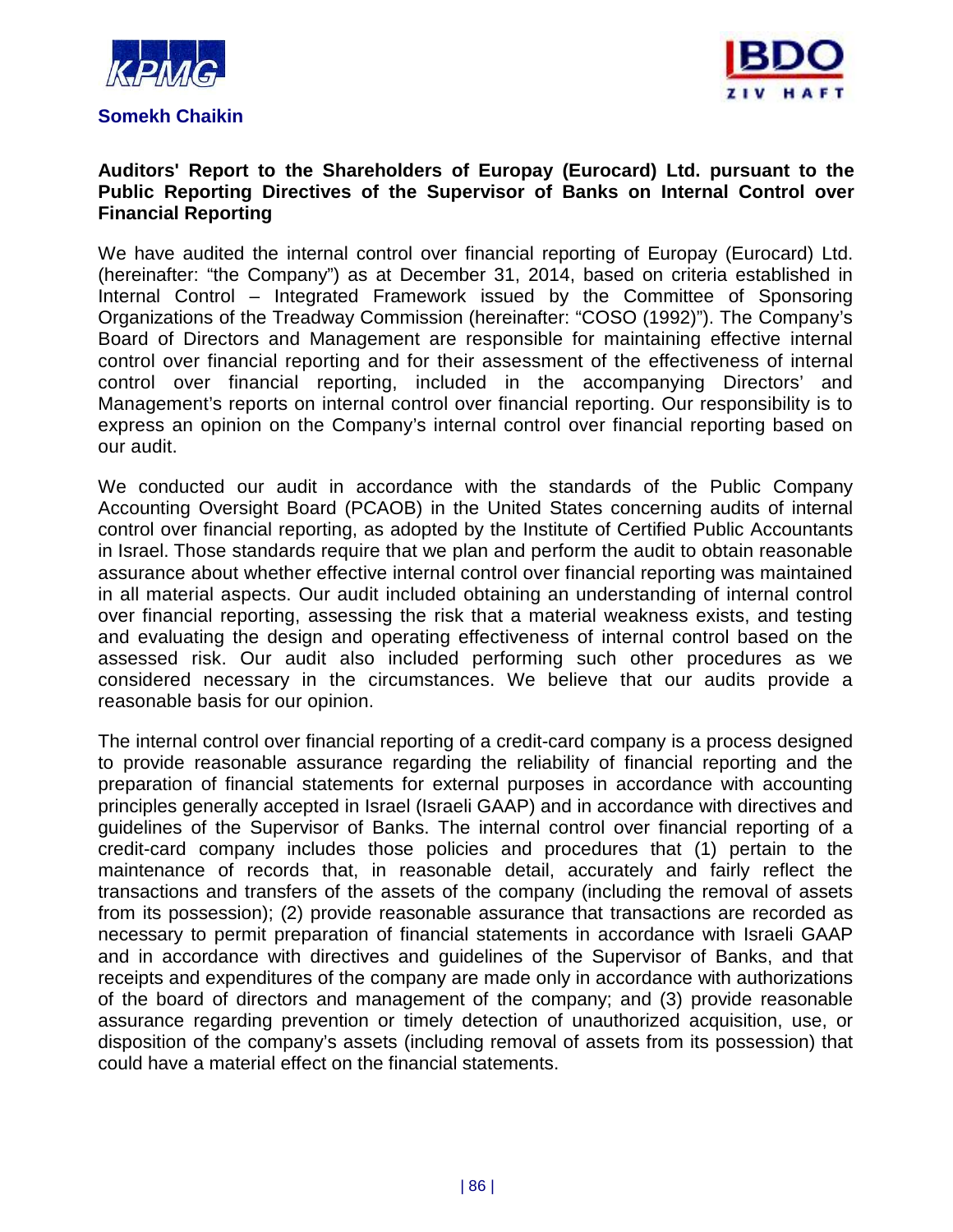Somekh Chaikin

## Auditors' Report to the Shareholders of Europay (Eurocard) Ltd. pursuant to the Public Reporting Directives of the Supervisor of Banks on Internal Control over Financial Reporting

We have audited the internal control over financial reporting of Europay (Eurocard) Ltd. (hereinafter: "the Company") as at December 31, 2014, based on criteria established in Internal Control – Integrated Framework issued by the Committee of Sponsoring Organizations of the Treadway Commission (hereinafter: "COSO (1992)"). The Company's Board of Directors and Management are responsible for maintaining effective internal control over financial reporting and for their assessment of the effectiveness of internal control over financial reporting, included in the accompanying Directors' and Management's reports on internal control over financial reporting. Our responsibility is to express an opinion on the Company's internal control over financial reporting based on our audit.

We conducted our audit in accordance with the standards of the Public Company Accounting Oversight Board (PCAOB) in the United States concerning audits of internal control over financial reporting, as adopted by the Institute of Certified Public Accountants in Israel. Those standards require that we plan and perform the audit to obtain reasonable assurance about whether effective internal control over financial reporting was maintained in all material aspects. Our audit included obtaining an understanding of internal control over financial reporting, assessing the risk that a material weakness exists, and testing and evaluating the design and operating effectiveness of internal control based on the assessed risk. Our audit also included performing such other procedures as we considered necessary in the circumstances. We believe that our audits provide a reasonable basis for our opinion.

The internal control over financial reporting of a credit-card company is a process designed to provide reasonable assurance regarding the reliability of financial reporting and the preparation of financial statements for external purposes in accordance with accounting principles generally accepted in Israel (Israeli GAAP) and in accordance with directives and guidelines of the Supervisor of Banks. The internal control over financial reporting of a credit-card company includes those policies and procedures that (1) pertain to the maintenance of records that, in reasonable detail, accurately and fairly reflect the transactions and transfers of the assets of the company (including the removal of assets from its possession); (2) provide reasonable assurance that transactions are recorded as necessary to permit preparation of financial statements in accordance with Israeli GAAP and in accordance with directives and guidelines of the Supervisor of Banks, and that receipts and expenditures of the company are made only in accordance with authorizations of the board of directors and management of the company; and (3) provide reasonable assurance regarding prevention or timely detection of unauthorized acquisition, use, or disposition of the company's assets (including removal of assets from its possession) that could have a material effect on the financial statements.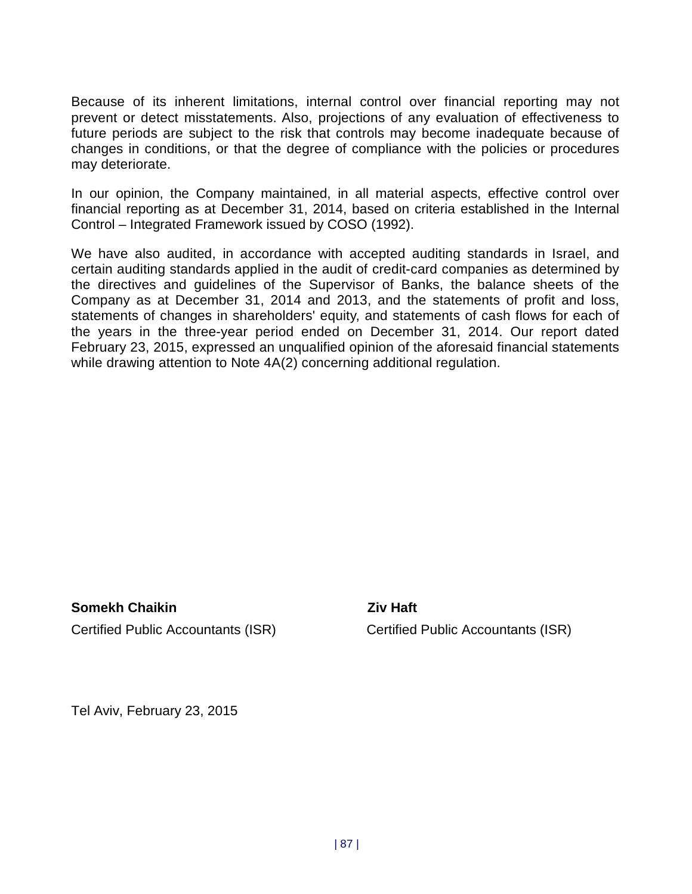Because of its inherent limitations, internal control over financial reporting may not prevent or detect misstatements. Also, projections of any evaluation of effectiveness to future periods are subject to the risk that controls may become inadequate because of changes in conditions, or that the degree of compliance with the policies or procedures may deteriorate.

In our opinion, the Company maintained, in all material aspects, effective control over financial reporting as at December 31, 2014, based on criteria established in the Internal Control – Integrated Framework issued by COSO (1992).

We have also audited, in accordance with accepted auditing standards in Israel, and certain auditing standards applied in the audit of credit-card companies as determined by the directives and guidelines of the Supervisor of Banks, the balance sheets of the Company as at December 31, 2014 and 2013, and the statements of profit and loss, statements of changes in shareholders' equity, and statements of cash flows for each of the years in the three-year period ended on December 31, 2014. Our report dated February 23, 2015, expressed an unqualified opinion of the aforesaid financial statements while drawing attention to Note 4A(2) concerning additional regulation.

**Somekh Chaikin**
Certified Public Accountants (ISR)

**Ziv Haft**
Certified Public Accountants (ISR)

Tel Aviv, February 23, 2015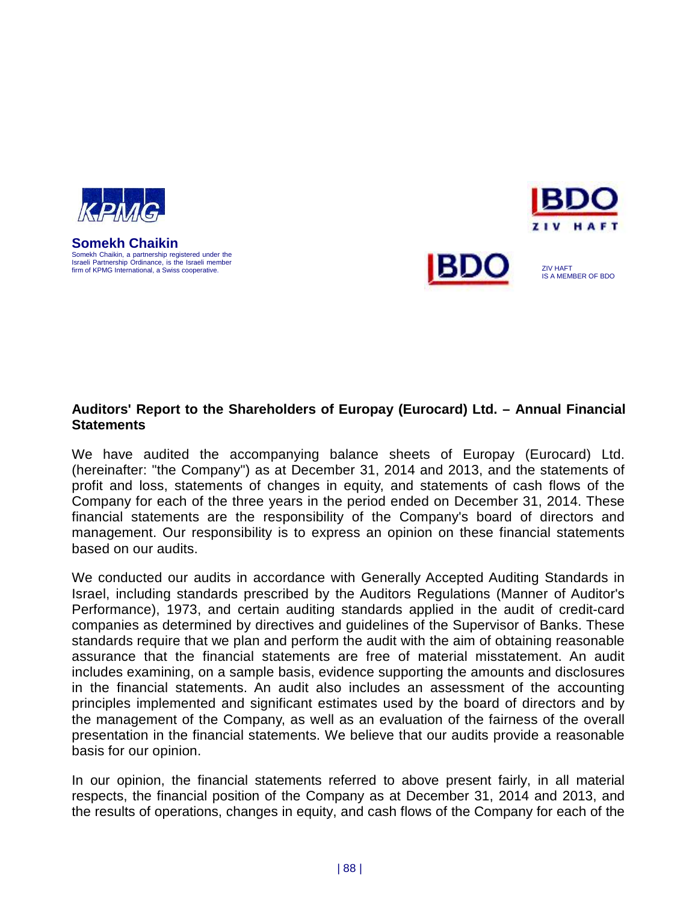**Somekh Chaikin**
Somekh Chaikin, a partnership registered under the Israeli Partnership Ordinance, is the Israeli member firm of KPMG International, a Swiss cooperative.

ZIV HAFT
IS A MEMBER OF BDO

## Auditors' Report to the Shareholders of Europay (Eurocard) Ltd. – Annual Financial Statements

We have audited the accompanying balance sheets of Europay (Eurocard) Ltd. (hereinafter: "the Company") as at December 31, 2014 and 2013, and the statements of profit and loss, statements of changes in equity, and statements of cash flows of the Company for each of the three years in the period ended on December 31, 2014. These financial statements are the responsibility of the Company's board of directors and management. Our responsibility is to express an opinion on these financial statements based on our audits.

We conducted our audits in accordance with Generally Accepted Auditing Standards in Israel, including standards prescribed by the Auditors Regulations (Manner of Auditor's Performance), 1973, and certain auditing standards applied in the audit of credit-card companies as determined by directives and guidelines of the Supervisor of Banks. These standards require that we plan and perform the audit with the aim of obtaining reasonable assurance that the financial statements are free of material misstatement. An audit includes examining, on a sample basis, evidence supporting the amounts and disclosures in the financial statements. An audit also includes an assessment of the accounting principles implemented and significant estimates used by the board of directors and by the management of the Company, as well as an evaluation of the fairness of the overall presentation in the financial statements. We believe that our audits provide a reasonable basis for our opinion.

In our opinion, the financial statements referred to above present fairly, in all material respects, the financial position of the Company as at December 31, 2014 and 2013, and the results of operations, changes in equity, and cash flows of the Company for each of the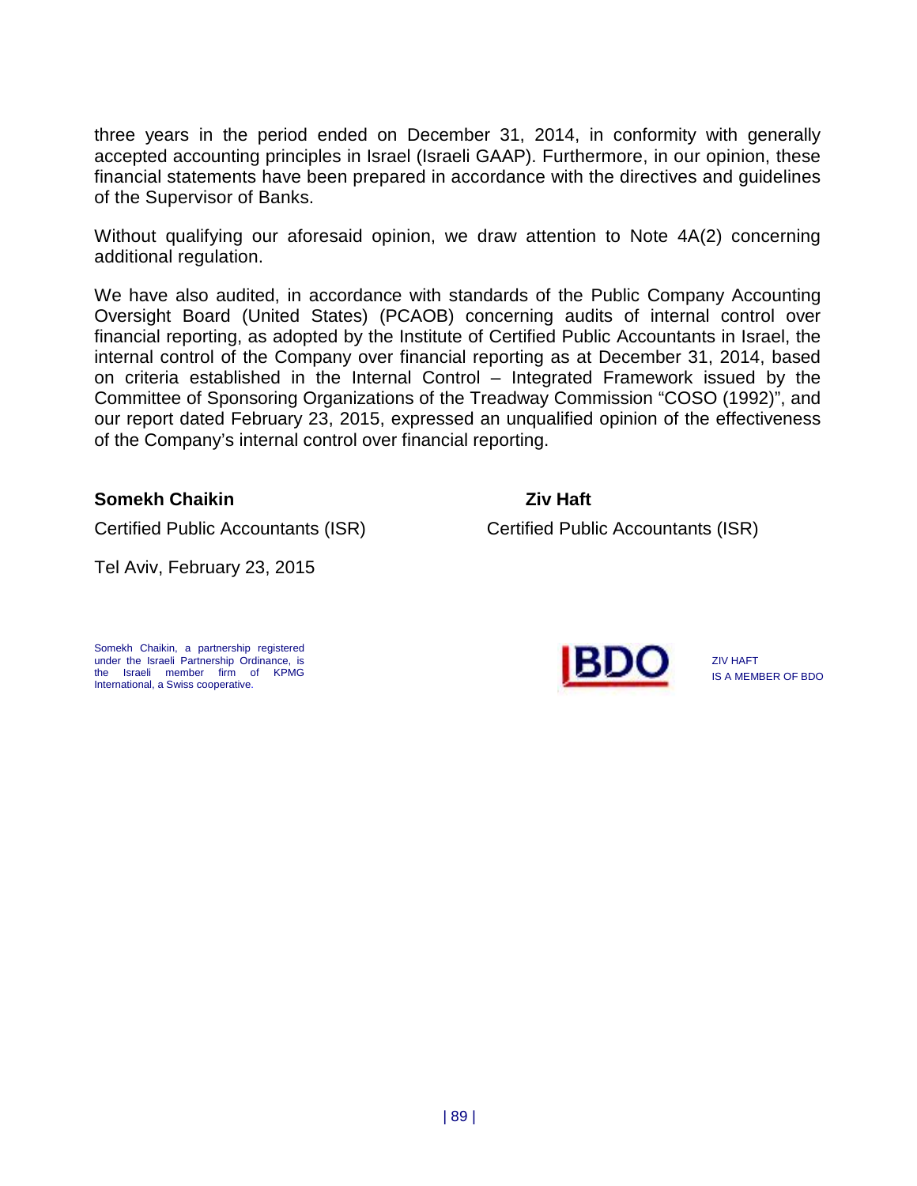three years in the period ended on December 31, 2014, in conformity with generally accepted accounting principles in Israel (Israeli GAAP). Furthermore, in our opinion, these financial statements have been prepared in accordance with the directives and guidelines of the Supervisor of Banks.

Without qualifying our aforesaid opinion, we draw attention to Note 4A(2) concerning additional regulation.

We have also audited, in accordance with standards of the Public Company Accounting Oversight Board (United States) (PCAOB) concerning audits of internal control over financial reporting, as adopted by the Institute of Certified Public Accountants in Israel, the internal control of the Company over financial reporting as at December 31, 2014, based on criteria established in the Internal Control – Integrated Framework issued by the Committee of Sponsoring Organizations of the Treadway Commission "COSO (1992)", and our report dated February 23, 2015, expressed an unqualified opinion of the effectiveness of the Company's internal control over financial reporting.

**Somekh Chaikin**
Certified Public Accountants (ISR)

**Ziv Haft**
Certified Public Accountants (ISR)

Tel Aviv, February 23, 2015

Somekh Chaikin, a partnership registered under the Israeli Partnership Ordinance, is the Israeli member firm of KPMG International, a Swiss cooperative.

BDO

ZIV HAFT
IS A MEMBER OF BDO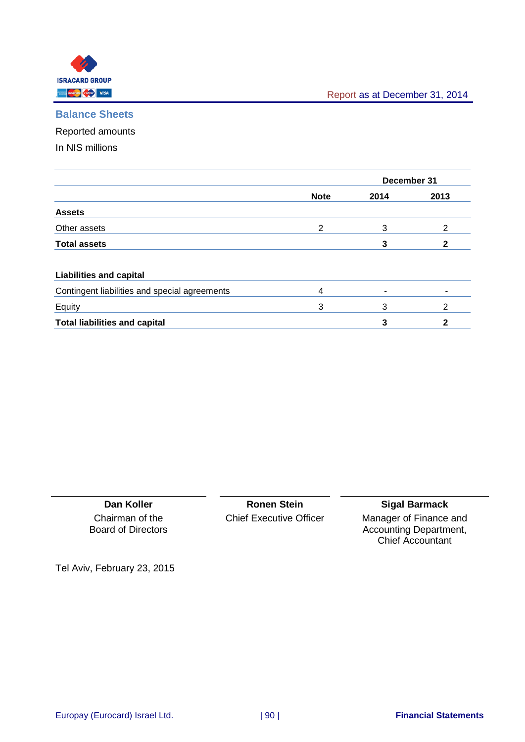## Balance Sheets

Reported amounts

In NIS millions

| | | December 31 | |
|---|---|---|---|
| | **Note** | **2014** | **2013** |
| **Assets** | | | |
| Other assets | 2 | 3 | 2 |
| **Total assets** | | **3** | **2** |
| | | | |
| **Liabilities and capital** | | | |
| Contingent liabilities and special agreements | 4 | - | - |
| Equity | 3 | 3 | 2 |
| **Total liabilities and capital** | | **3** | **2** |

| **Dan Koller** | **Ronen Stein** | **Sigal Barmack** |
|---|---|---|
| Chairman of the Board of Directors | Chief Executive Officer | Manager of Finance and Accounting Department, Chief Accountant |

Tel Aviv, February 23, 2015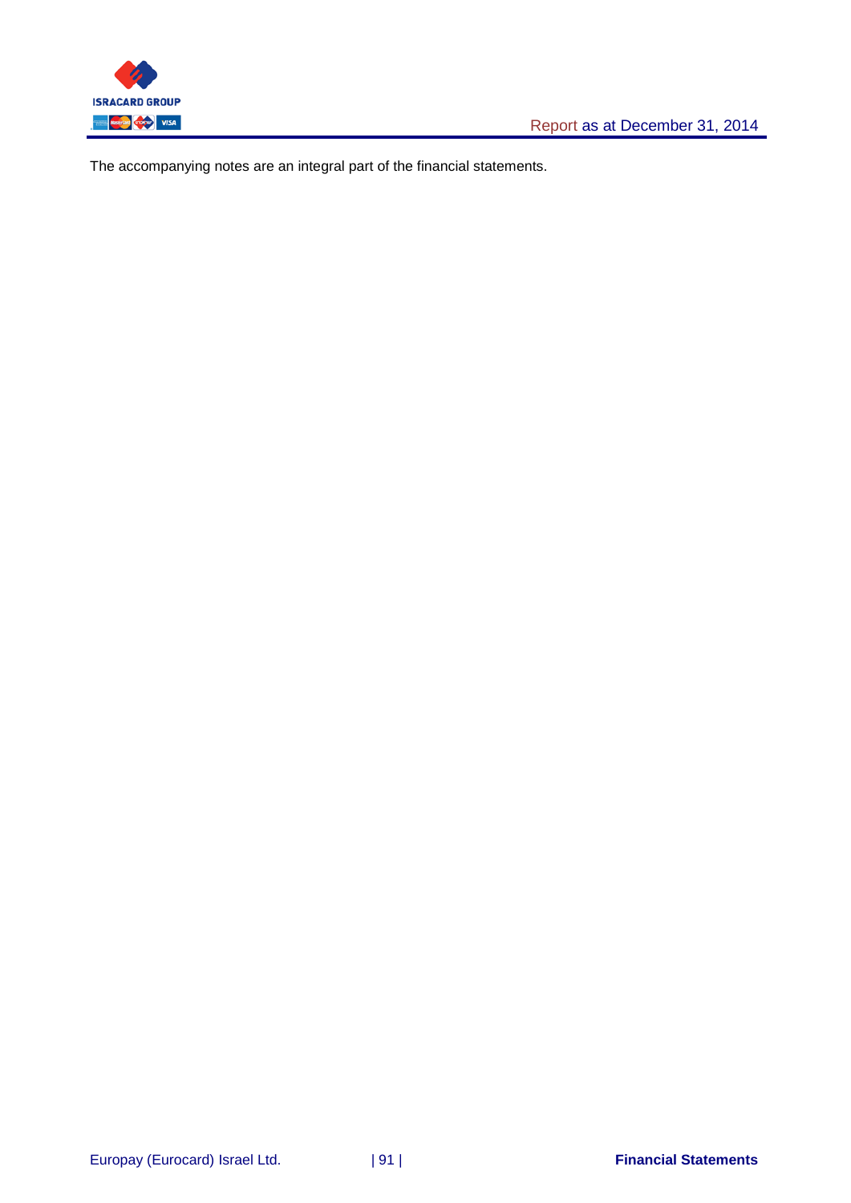The accompanying notes are an integral part of the financial statements.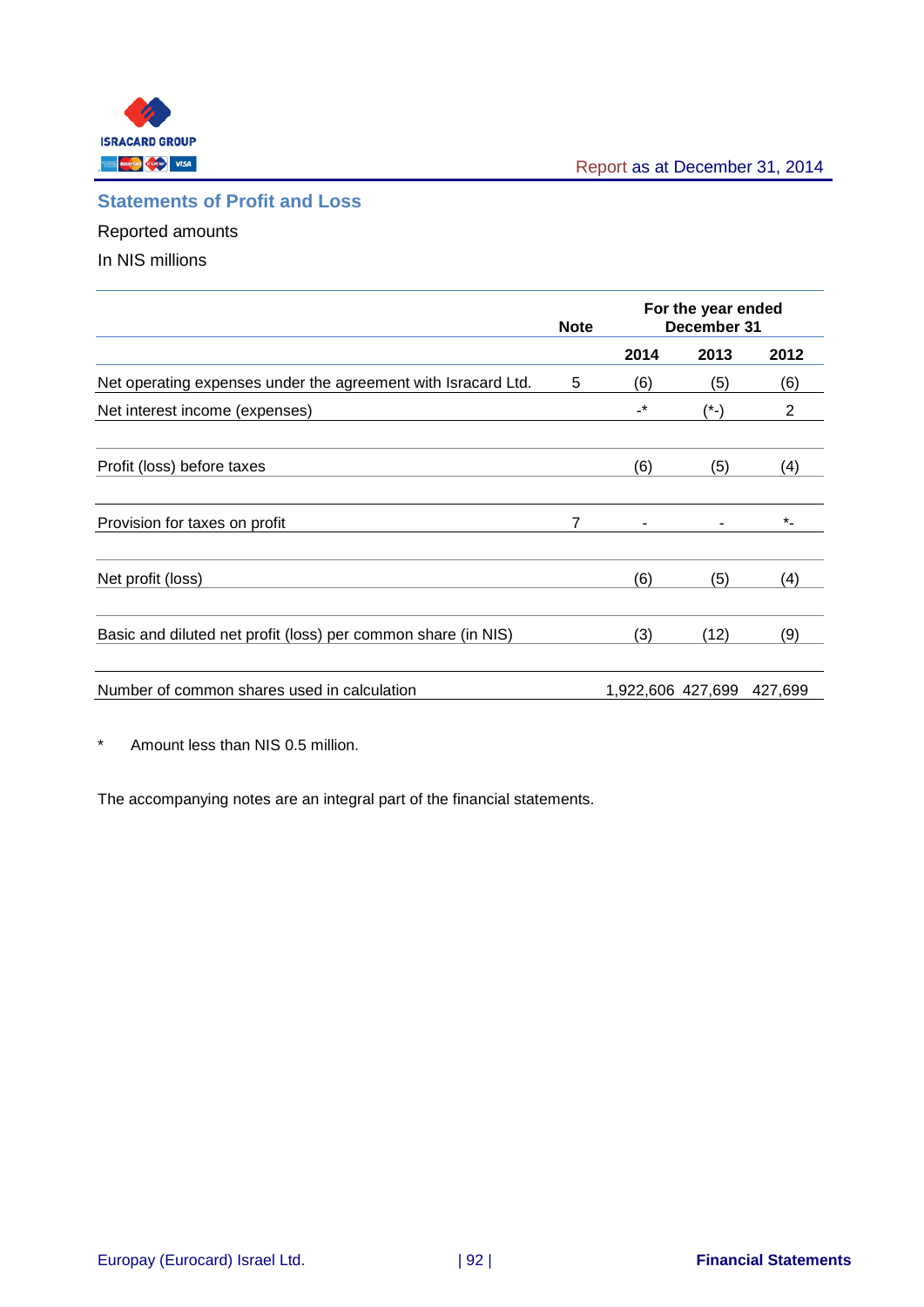## Statements of Profit and Loss

Reported amounts

In NIS millions

| | Note | For the year ended December 31 | | |
|---|---|---|---|---|
| | | 2014 | 2013 | 2012 |
| Net operating expenses under the agreement with Isracard Ltd. | 5 | (6) | (5) | (6) |
| Net interest income (expenses) | | -* | (*-) | 2 |
| Profit (loss) before taxes | | (6) | (5) | (4) |
| Provision for taxes on profit | 7 | - | - | *- |
| Net profit (loss) | | (6) | (5) | (4) |
| Basic and diluted net profit (loss) per common share (in NIS) | | (3) | (12) | (9) |
| Number of common shares used in calculation | | 1,922,606 | 427,699 | 427,699 |

\* Amount less than NIS 0.5 million.

The accompanying notes are an integral part of the financial statements.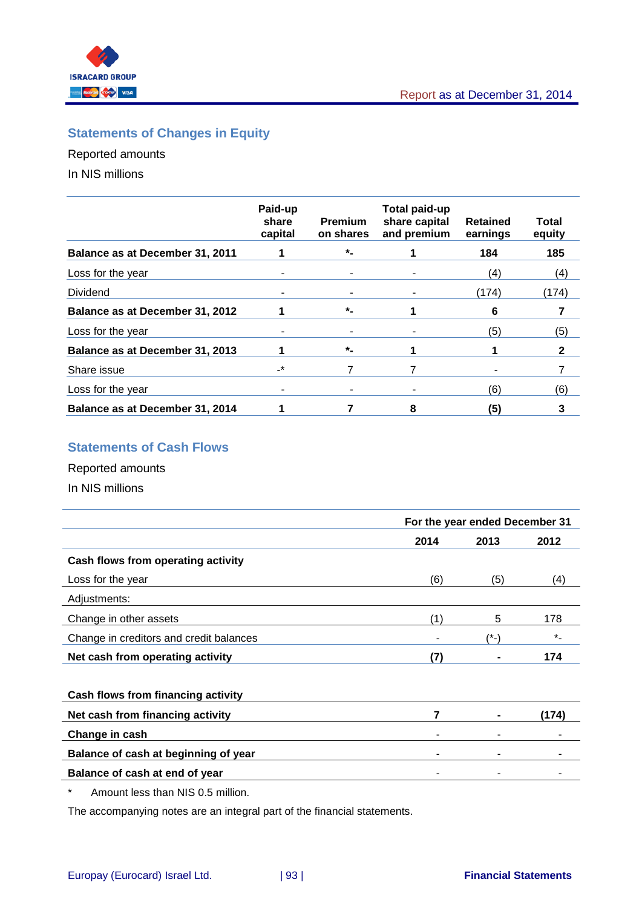## Statements of Changes in Equity

Reported amounts

In NIS millions

| | Paid-up share capital | Premium on shares | Total paid-up share capital and premium | Retained earnings | Total equity |
|---|---|---|---|---|---|
| **Balance as at December 31, 2011** | **1** | ***-** | **1** | **184** | **185** |
| Loss for the year | - | - | - | (4) | (4) |
| Dividend | - | - | - | (174) | (174) |
| **Balance as at December 31, 2012** | **1** | ***-** | **1** | **6** | **7** |
| Loss for the year | - | - | - | (5) | (5) |
| **Balance as at December 31, 2013** | **1** | ***-** | **1** | **1** | **2** |
| Share issue | -* | 7 | 7 | - | 7 |
| Loss for the year | - | - | - | (6) | (6) |
| **Balance as at December 31, 2014** | **1** | **7** | **8** | **(5)** | **3** |

## Statements of Cash Flows

Reported amounts

In NIS millions

| | For the year ended December 31 | | |
|---|---|---|---|
| | **2014** | **2013** | **2012** |
| **Cash flows from operating activity** | | | |
| Loss for the year | (6) | (5) | (4) |
| Adjustments: | | | |
| Change in other assets | (1) | 5 | 178 |
| Change in creditors and credit balances | - | (*-) | *- |
| **Net cash from operating activity** | **(7)** | **-** | **174** |
| | | | |
| **Cash flows from financing activity** | | | |
| **Net cash from financing activity** | **7** | **-** | **(174)** |
| **Change in cash** | - | - | - |
| **Balance of cash at beginning of year** | - | - | - |
| **Balance of cash at end of year** | - | - | - |

\* Amount less than NIS 0.5 million.

The accompanying notes are an integral part of the financial statements.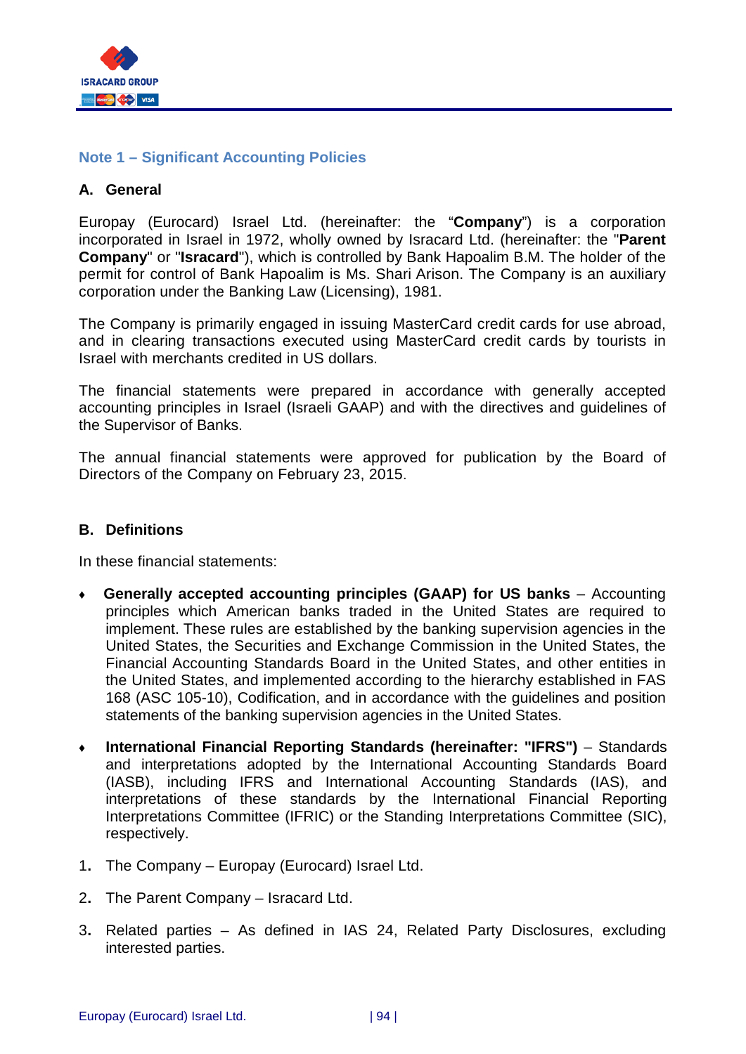## Note 1 – Significant Accounting Policies

### A. General

Europay (Eurocard) Israel Ltd. (hereinafter: the "**Company**") is a corporation incorporated in Israel in 1972, wholly owned by Isracard Ltd. (hereinafter: the "**Parent Company**" or "**Isracard**"), which is controlled by Bank Hapoalim B.M. The holder of the permit for control of Bank Hapoalim is Ms. Shari Arison. The Company is an auxiliary corporation under the Banking Law (Licensing), 1981.

The Company is primarily engaged in issuing MasterCard credit cards for use abroad, and in clearing transactions executed using MasterCard credit cards by tourists in Israel with merchants credited in US dollars.

The financial statements were prepared in accordance with generally accepted accounting principles in Israel (Israeli GAAP) and with the directives and guidelines of the Supervisor of Banks.

The annual financial statements were approved for publication by the Board of Directors of the Company on February 23, 2015.

### B. Definitions

In these financial statements:

- **Generally accepted accounting principles (GAAP) for US banks** – Accounting principles which American banks traded in the United States are required to implement. These rules are established by the banking supervision agencies in the United States, the Securities and Exchange Commission in the United States, the Financial Accounting Standards Board in the United States, and other entities in the United States, and implemented according to the hierarchy established in FAS 168 (ASC 105-10), Codification, and in accordance with the guidelines and position statements of the banking supervision agencies in the United States.
- **International Financial Reporting Standards (hereinafter: "IFRS")** – Standards and interpretations adopted by the International Accounting Standards Board (IASB), including IFRS and International Accounting Standards (IAS), and interpretations of these standards by the International Financial Reporting Interpretations Committee (IFRIC) or the Standing Interpretations Committee (SIC), respectively.

1. The Company – Europay (Eurocard) Israel Ltd.
2. The Parent Company – Isracard Ltd.
3. Related parties – As defined in IAS 24, Related Party Disclosures, excluding interested parties.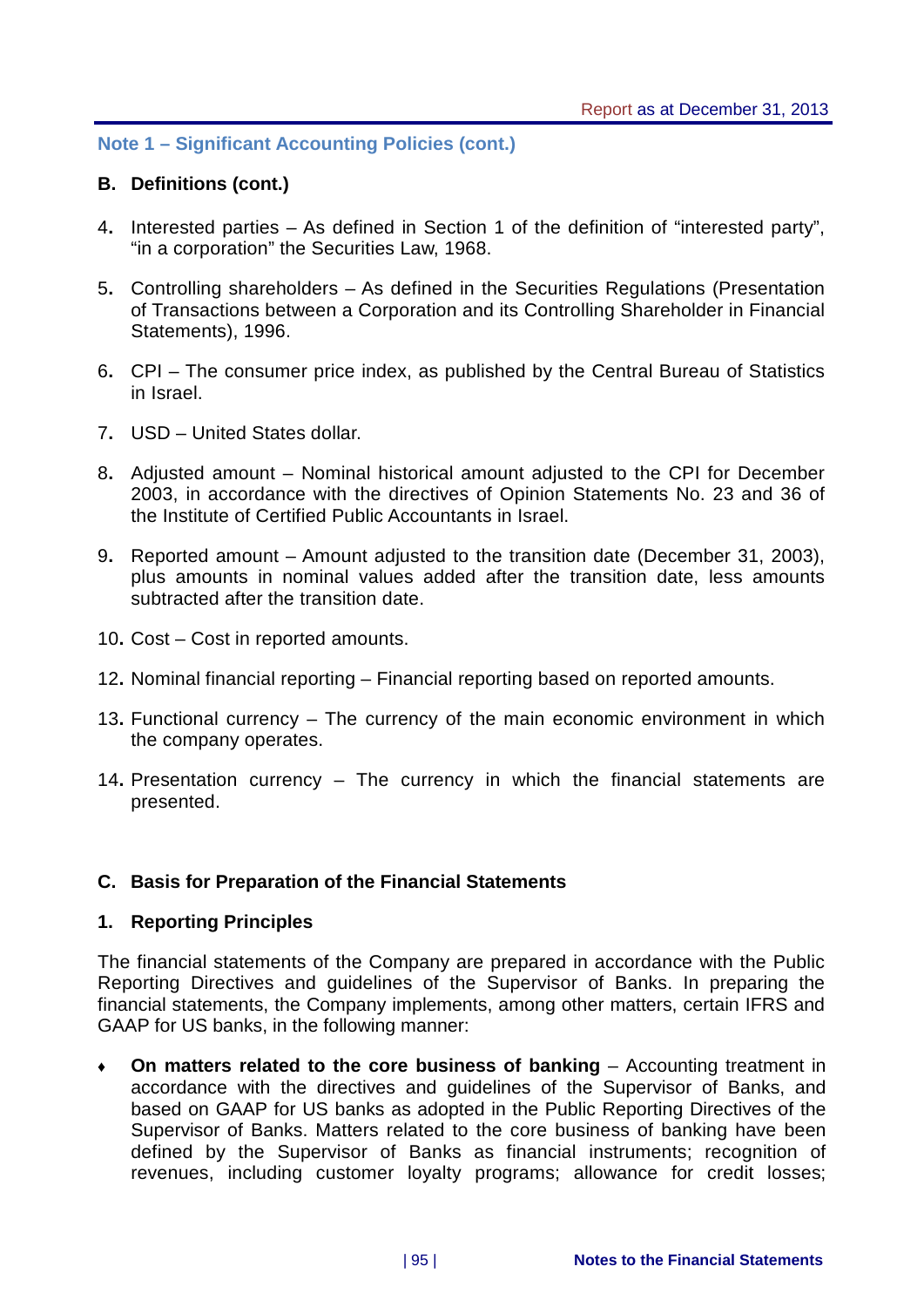## Note 1 – Significant Accounting Policies (cont.)

### B. Definitions (cont.)

4. Interested parties – As defined in Section 1 of the definition of "interested party", "in a corporation" the Securities Law, 1968.

5. Controlling shareholders – As defined in the Securities Regulations (Presentation of Transactions between a Corporation and its Controlling Shareholder in Financial Statements), 1996.

6. CPI – The consumer price index, as published by the Central Bureau of Statistics in Israel.

7. USD – United States dollar.

8. Adjusted amount – Nominal historical amount adjusted to the CPI for December 2003, in accordance with the directives of Opinion Statements No. 23 and 36 of the Institute of Certified Public Accountants in Israel.

9. Reported amount – Amount adjusted to the transition date (December 31, 2003), plus amounts in nominal values added after the transition date, less amounts subtracted after the transition date.

10. Cost – Cost in reported amounts.

12. Nominal financial reporting – Financial reporting based on reported amounts.

13. Functional currency – The currency of the main economic environment in which the company operates.

14. Presentation currency – The currency in which the financial statements are presented.

### C. Basis for Preparation of the Financial Statements

#### 1. Reporting Principles

The financial statements of the Company are prepared in accordance with the Public Reporting Directives and guidelines of the Supervisor of Banks. In preparing the financial statements, the Company implements, among other matters, certain IFRS and GAAP for US banks, in the following manner:

- **On matters related to the core business of banking** – Accounting treatment in accordance with the directives and guidelines of the Supervisor of Banks, and based on GAAP for US banks as adopted in the Public Reporting Directives of the Supervisor of Banks. Matters related to the core business of banking have been defined by the Supervisor of Banks as financial instruments; recognition of revenues, including customer loyalty programs; allowance for credit losses;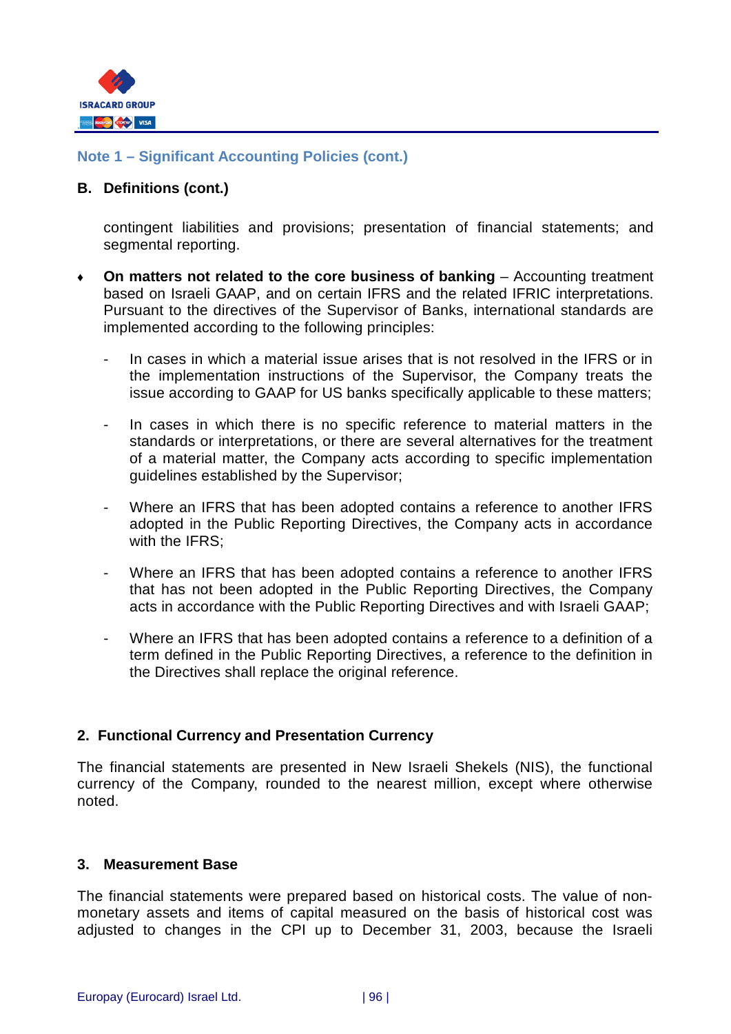## Note 1 – Significant Accounting Policies (cont.)

**B. Definitions (cont.)**

contingent liabilities and provisions; presentation of financial statements; and segmental reporting.

- **On matters not related to the core business of banking** – Accounting treatment based on Israeli GAAP, and on certain IFRS and the related IFRIC interpretations. Pursuant to the directives of the Supervisor of Banks, international standards are implemented according to the following principles:
  - In cases in which a material issue arises that is not resolved in the IFRS or in the implementation instructions of the Supervisor, the Company treats the issue according to GAAP for US banks specifically applicable to these matters;
  - In cases in which there is no specific reference to material matters in the standards or interpretations, or there are several alternatives for the treatment of a material matter, the Company acts according to specific implementation guidelines established by the Supervisor;
  - Where an IFRS that has been adopted contains a reference to another IFRS adopted in the Public Reporting Directives, the Company acts in accordance with the IFRS;
  - Where an IFRS that has been adopted contains a reference to another IFRS that has not been adopted in the Public Reporting Directives, the Company acts in accordance with the Public Reporting Directives and with Israeli GAAP;
  - Where an IFRS that has been adopted contains a reference to a definition of a term defined in the Public Reporting Directives, a reference to the definition in the Directives shall replace the original reference.

**2. Functional Currency and Presentation Currency**

The financial statements are presented in New Israeli Shekels (NIS), the functional currency of the Company, rounded to the nearest million, except where otherwise noted.

**3. Measurement Base**

The financial statements were prepared based on historical costs. The value of non-monetary assets and items of capital measured on the basis of historical cost was adjusted to changes in the CPI up to December 31, 2003, because the Israeli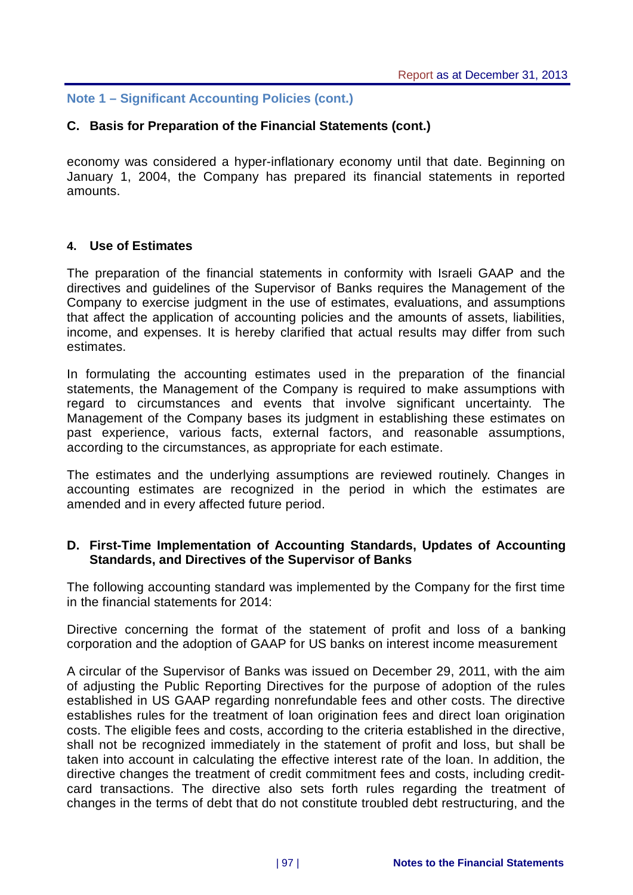## Note 1 – Significant Accounting Policies (cont.)

### C. Basis for Preparation of the Financial Statements (cont.)

economy was considered a hyper-inflationary economy until that date. Beginning on January 1, 2004, the Company has prepared its financial statements in reported amounts.

#### 4. Use of Estimates

The preparation of the financial statements in conformity with Israeli GAAP and the directives and guidelines of the Supervisor of Banks requires the Management of the Company to exercise judgment in the use of estimates, evaluations, and assumptions that affect the application of accounting policies and the amounts of assets, liabilities, income, and expenses. It is hereby clarified that actual results may differ from such estimates.

In formulating the accounting estimates used in the preparation of the financial statements, the Management of the Company is required to make assumptions with regard to circumstances and events that involve significant uncertainty. The Management of the Company bases its judgment in establishing these estimates on past experience, various facts, external factors, and reasonable assumptions, according to the circumstances, as appropriate for each estimate.

The estimates and the underlying assumptions are reviewed routinely. Changes in accounting estimates are recognized in the period in which the estimates are amended and in every affected future period.

### D. First-Time Implementation of Accounting Standards, Updates of Accounting Standards, and Directives of the Supervisor of Banks

The following accounting standard was implemented by the Company for the first time in the financial statements for 2014:

Directive concerning the format of the statement of profit and loss of a banking corporation and the adoption of GAAP for US banks on interest income measurement

A circular of the Supervisor of Banks was issued on December 29, 2011, with the aim of adjusting the Public Reporting Directives for the purpose of adoption of the rules established in US GAAP regarding nonrefundable fees and other costs. The directive establishes rules for the treatment of loan origination fees and direct loan origination costs. The eligible fees and costs, according to the criteria established in the directive, shall not be recognized immediately in the statement of profit and loss, but shall be taken into account in calculating the effective interest rate of the loan. In addition, the directive changes the treatment of credit commitment fees and costs, including credit-card transactions. The directive also sets forth rules regarding the treatment of changes in the terms of debt that do not constitute troubled debt restructuring, and the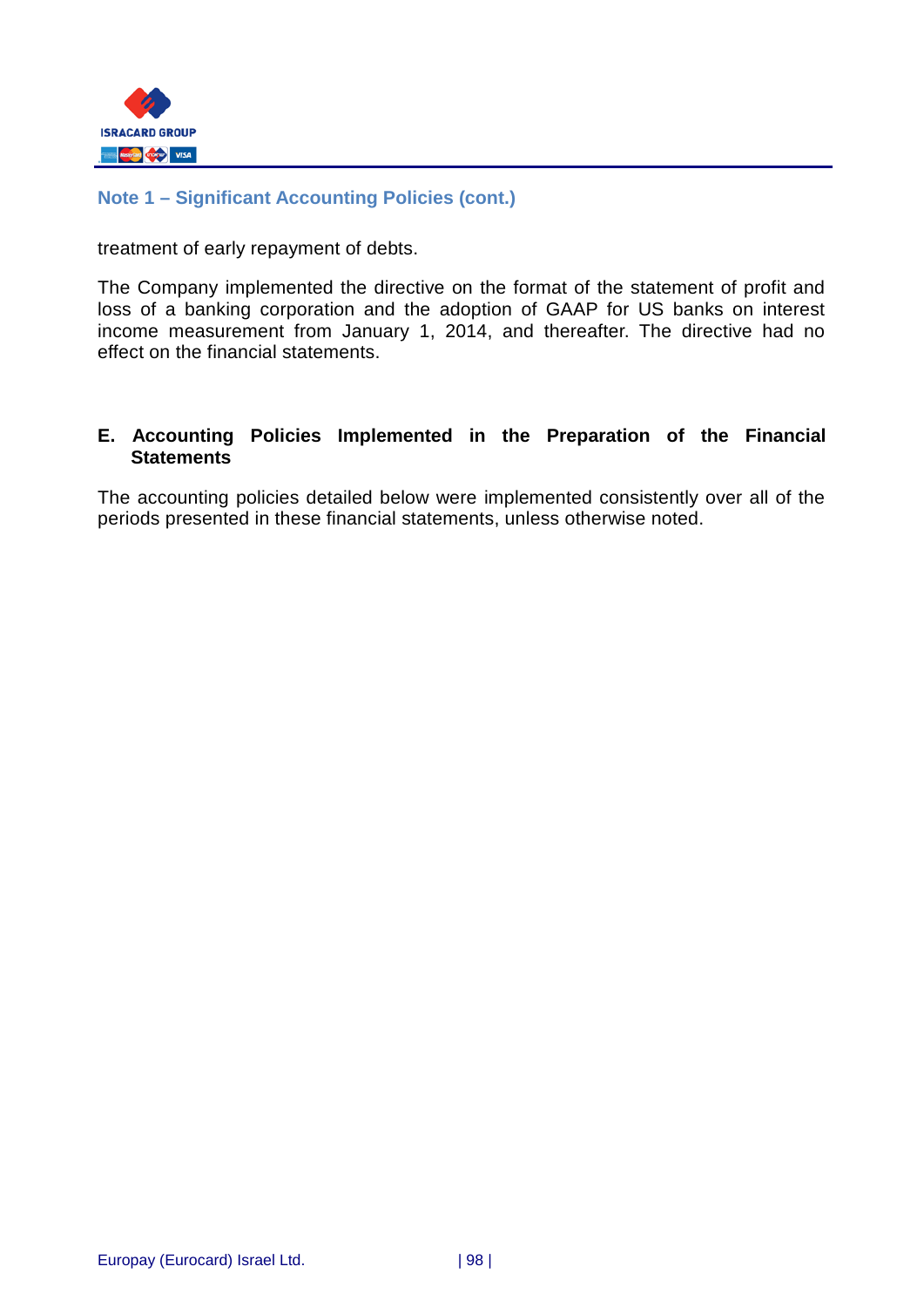## Note 1 – Significant Accounting Policies (cont.)

treatment of early repayment of debts.

The Company implemented the directive on the format of the statement of profit and loss of a banking corporation and the adoption of GAAP for US banks on interest income measurement from January 1, 2014, and thereafter. The directive had no effect on the financial statements.

### E. Accounting Policies Implemented in the Preparation of the Financial Statements

The accounting policies detailed below were implemented consistently over all of the periods presented in these financial statements, unless otherwise noted.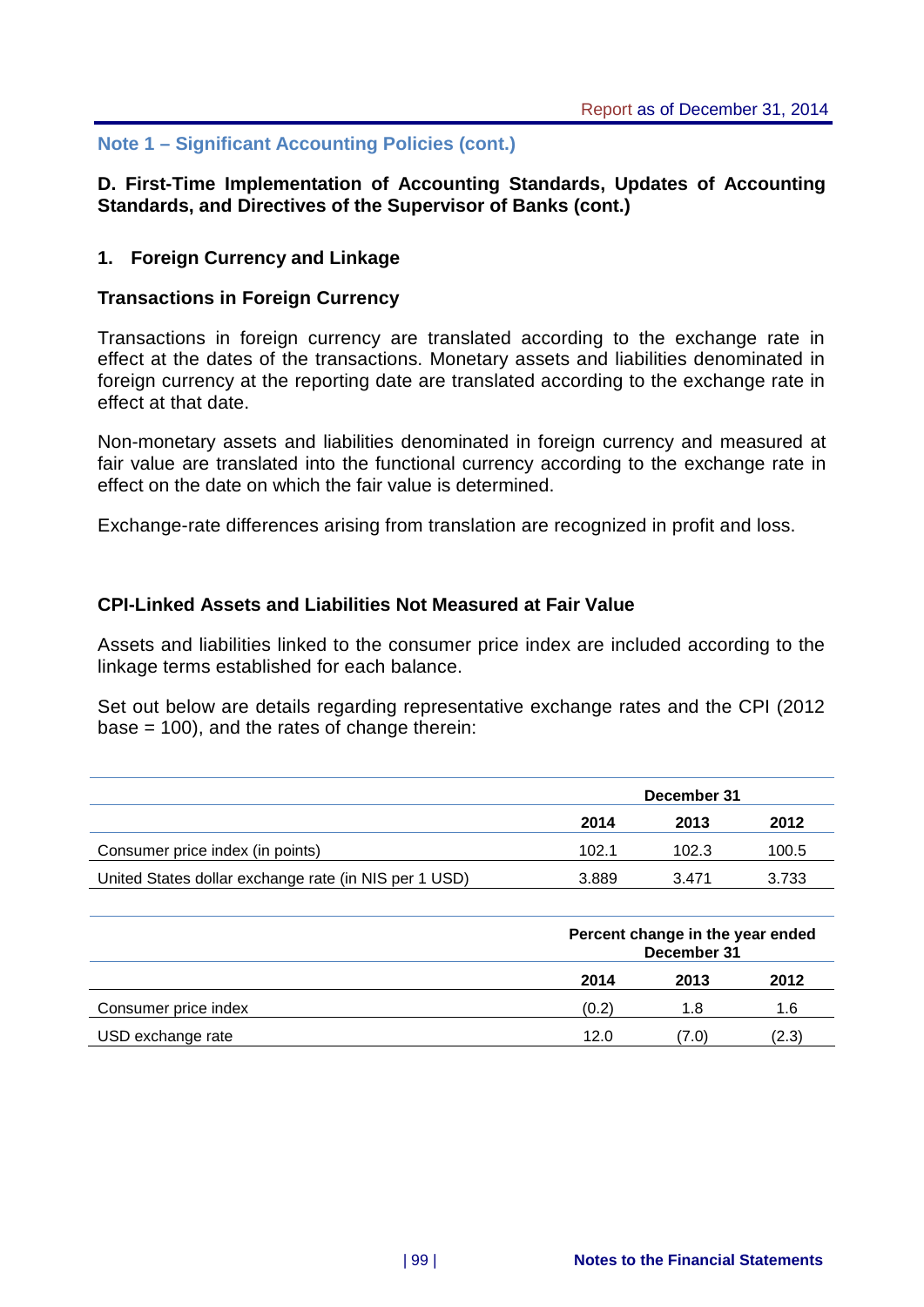## Note 1 – Significant Accounting Policies (cont.)

### D. First-Time Implementation of Accounting Standards, Updates of Accounting Standards, and Directives of the Supervisor of Banks (cont.)

### 1. Foreign Currency and Linkage

#### Transactions in Foreign Currency

Transactions in foreign currency are translated according to the exchange rate in effect at the dates of the transactions. Monetary assets and liabilities denominated in foreign currency at the reporting date are translated according to the exchange rate in effect at that date.

Non-monetary assets and liabilities denominated in foreign currency and measured at fair value are translated into the functional currency according to the exchange rate in effect on the date on which the fair value is determined.

Exchange-rate differences arising from translation are recognized in profit and loss.

#### CPI-Linked Assets and Liabilities Not Measured at Fair Value

Assets and liabilities linked to the consumer price index are included according to the linkage terms established for each balance.

Set out below are details regarding representative exchange rates and the CPI (2012 base = 100), and the rates of change therein:

| | December 31 | | |
|---|---|---|---|
| | **2014** | **2013** | **2012** |
| Consumer price index (in points) | 102.1 | 102.3 | 100.5 |
| United States dollar exchange rate (in NIS per 1 USD) | 3.889 | 3.471 | 3.733 |

| | Percent change in the year ended December 31 | | |
|---|---|---|---|
| | **2014** | **2013** | **2012** |
| Consumer price index | (0.2) | 1.8 | 1.6 |
| USD exchange rate | 12.0 | (7.0) | (2.3) |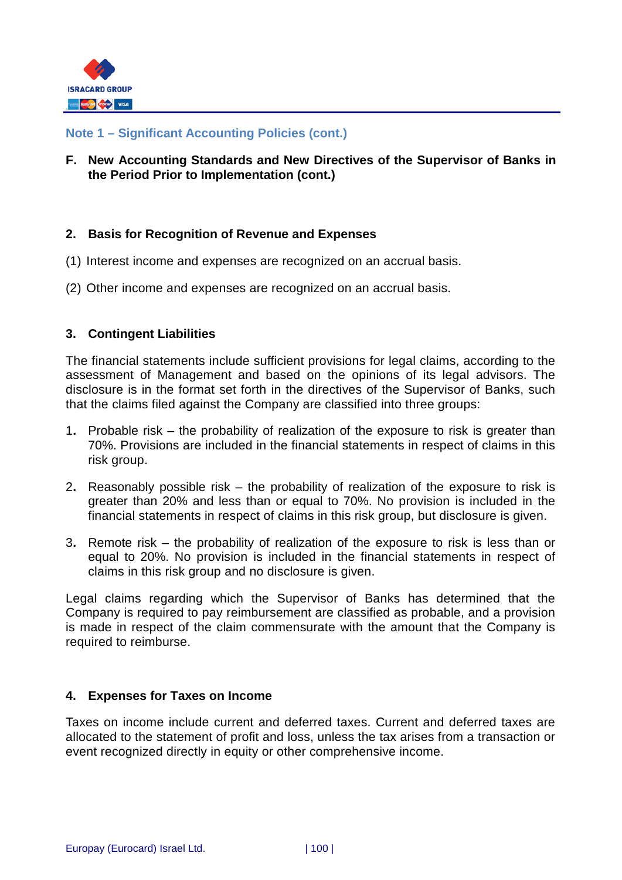## Note 1 – Significant Accounting Policies (cont.)

### F. New Accounting Standards and New Directives of the Supervisor of Banks in the Period Prior to Implementation (cont.)

#### 2. Basis for Recognition of Revenue and Expenses

(1) Interest income and expenses are recognized on an accrual basis.

(2) Other income and expenses are recognized on an accrual basis.

#### 3. Contingent Liabilities

The financial statements include sufficient provisions for legal claims, according to the assessment of Management and based on the opinions of its legal advisors. The disclosure is in the format set forth in the directives of the Supervisor of Banks, such that the claims filed against the Company are classified into three groups:

1. Probable risk – the probability of realization of the exposure to risk is greater than 70%. Provisions are included in the financial statements in respect of claims in this risk group.

2. Reasonably possible risk – the probability of realization of the exposure to risk is greater than 20% and less than or equal to 70%. No provision is included in the financial statements in respect of claims in this risk group, but disclosure is given.

3. Remote risk – the probability of realization of the exposure to risk is less than or equal to 20%. No provision is included in the financial statements in respect of claims in this risk group and no disclosure is given.

Legal claims regarding which the Supervisor of Banks has determined that the Company is required to pay reimbursement are classified as probable, and a provision is made in respect of the claim commensurate with the amount that the Company is required to reimburse.

#### 4. Expenses for Taxes on Income

Taxes on income include current and deferred taxes. Current and deferred taxes are allocated to the statement of profit and loss, unless the tax arises from a transaction or event recognized directly in equity or other comprehensive income.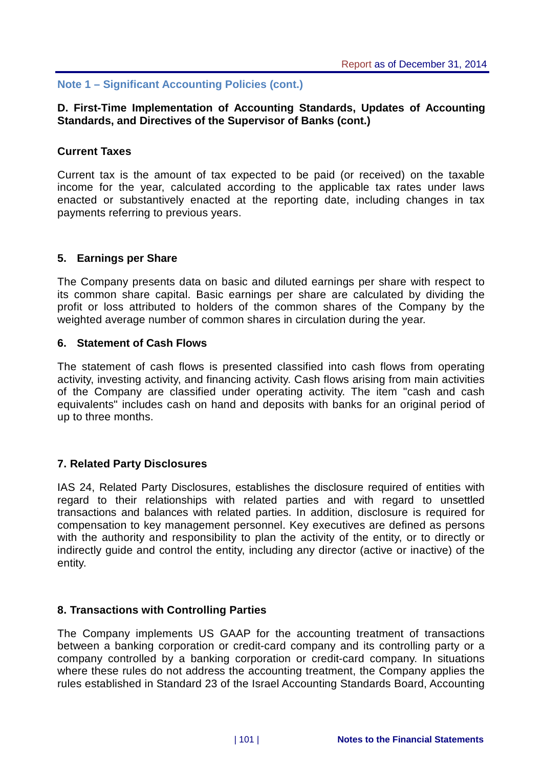## Note 1 – Significant Accounting Policies (cont.)

### D. First-Time Implementation of Accounting Standards, Updates of Accounting Standards, and Directives of the Supervisor of Banks (cont.)

#### Current Taxes

Current tax is the amount of tax expected to be paid (or received) on the taxable income for the year, calculated according to the applicable tax rates under laws enacted or substantively enacted at the reporting date, including changes in tax payments referring to previous years.

#### 5. Earnings per Share

The Company presents data on basic and diluted earnings per share with respect to its common share capital. Basic earnings per share are calculated by dividing the profit or loss attributed to holders of the common shares of the Company by the weighted average number of common shares in circulation during the year.

#### 6. Statement of Cash Flows

The statement of cash flows is presented classified into cash flows from operating activity, investing activity, and financing activity. Cash flows arising from main activities of the Company are classified under operating activity. The item "cash and cash equivalents" includes cash on hand and deposits with banks for an original period of up to three months.

#### 7. Related Party Disclosures

IAS 24, Related Party Disclosures, establishes the disclosure required of entities with regard to their relationships with related parties and with regard to unsettled transactions and balances with related parties. In addition, disclosure is required for compensation to key management personnel. Key executives are defined as persons with the authority and responsibility to plan the activity of the entity, or to directly or indirectly guide and control the entity, including any director (active or inactive) of the entity.

#### 8. Transactions with Controlling Parties

The Company implements US GAAP for the accounting treatment of transactions between a banking corporation or credit-card company and its controlling party or a company controlled by a banking corporation or credit-card company. In situations where these rules do not address the accounting treatment, the Company applies the rules established in Standard 23 of the Israel Accounting Standards Board, Accounting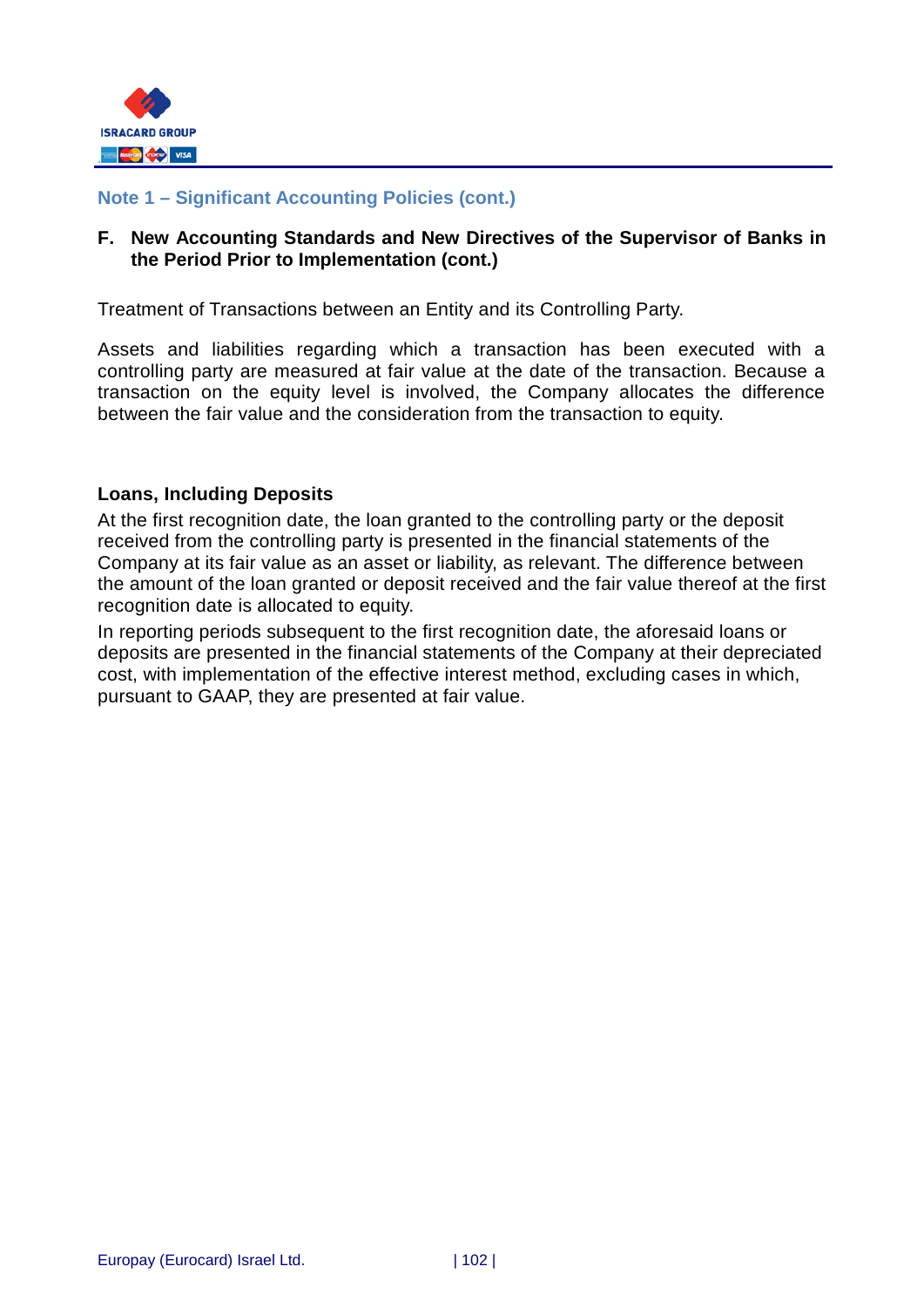## Note 1 – Significant Accounting Policies (cont.)

### F. New Accounting Standards and New Directives of the Supervisor of Banks in the Period Prior to Implementation (cont.)

Treatment of Transactions between an Entity and its Controlling Party.

Assets and liabilities regarding which a transaction has been executed with a controlling party are measured at fair value at the date of the transaction. Because a transaction on the equity level is involved, the Company allocates the difference between the fair value and the consideration from the transaction to equity.

**Loans, Including Deposits**

At the first recognition date, the loan granted to the controlling party or the deposit received from the controlling party is presented in the financial statements of the Company at its fair value as an asset or liability, as relevant. The difference between the amount of the loan granted or deposit received and the fair value thereof at the first recognition date is allocated to equity.

In reporting periods subsequent to the first recognition date, the aforesaid loans or deposits are presented in the financial statements of the Company at their depreciated cost, with implementation of the effective interest method, excluding cases in which, pursuant to GAAP, they are presented at fair value.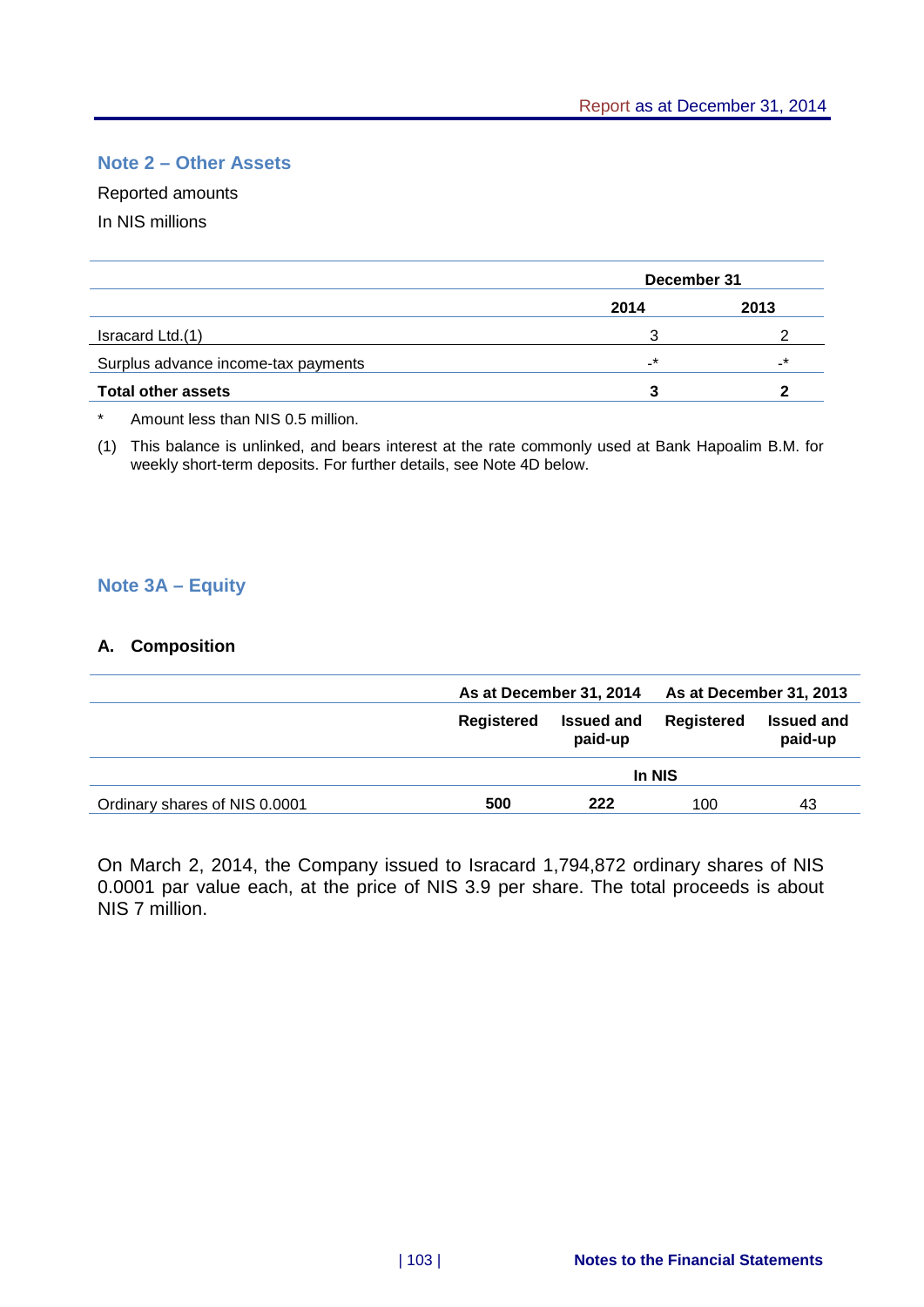## Note 2 – Other Assets

Reported amounts

In NIS millions

| | December 31 | |
|---|---|---|
| | 2014 | 2013 |
| Isracard Ltd.(1) | 3 | 2 |
| Surplus advance income-tax payments | -* | -* |
| **Total other assets** | **3** | **2** |

\* Amount less than NIS 0.5 million.

(1) This balance is unlinked, and bears interest at the rate commonly used at Bank Hapoalim B.M. for weekly short-term deposits. For further details, see Note 4D below.

## Note 3A – Equity

### A. Composition

| | As at December 31, 2014 | | As at December 31, 2013 | |
|---|---|---|---|---|
| | Registered | Issued and paid-up | Registered | Issued and paid-up |
| | In NIS | | | |
| Ordinary shares of NIS 0.0001 | **500** | **222** | 100 | 43 |

On March 2, 2014, the Company issued to Isracard 1,794,872 ordinary shares of NIS 0.0001 par value each, at the price of NIS 3.9 per share. The total proceeds is about NIS 7 million.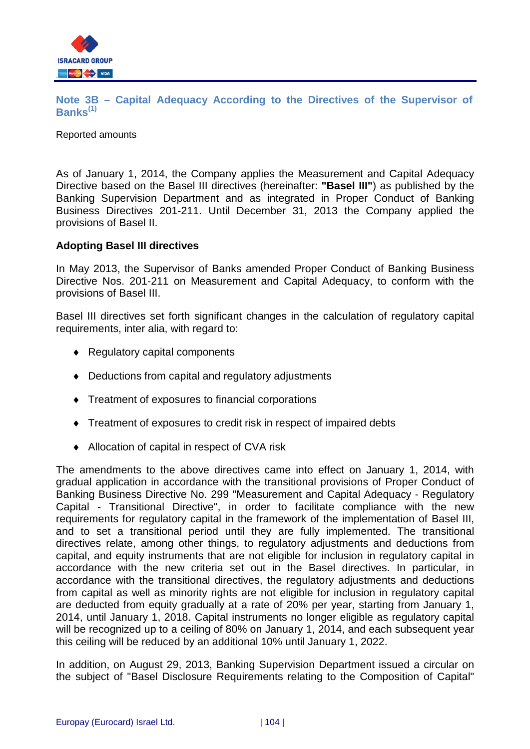## Note 3B – Capital Adequacy According to the Directives of the Supervisor of Banks[(1)]

Reported amounts

As of January 1, 2014, the Company applies the Measurement and Capital Adequacy Directive based on the Basel III directives (hereinafter: **"Basel III"**) as published by the Banking Supervision Department and as integrated in Proper Conduct of Banking Business Directives 201-211. Until December 31, 2013 the Company applied the provisions of Basel II.

### Adopting Basel III directives

In May 2013, the Supervisor of Banks amended Proper Conduct of Banking Business Directive Nos. 201-211 on Measurement and Capital Adequacy, to conform with the provisions of Basel III.

Basel III directives set forth significant changes in the calculation of regulatory capital requirements, inter alia, with regard to:

- Regulatory capital components
- Deductions from capital and regulatory adjustments
- Treatment of exposures to financial corporations
- Treatment of exposures to credit risk in respect of impaired debts
- Allocation of capital in respect of CVA risk

The amendments to the above directives came into effect on January 1, 2014, with gradual application in accordance with the transitional provisions of Proper Conduct of Banking Business Directive No. 299 "Measurement and Capital Adequacy - Regulatory Capital - Transitional Directive", in order to facilitate compliance with the new requirements for regulatory capital in the framework of the implementation of Basel III, and to set a transitional period until they are fully implemented. The transitional directives relate, among other things, to regulatory adjustments and deductions from capital, and equity instruments that are not eligible for inclusion in regulatory capital in accordance with the new criteria set out in the Basel directives. In particular, in accordance with the transitional directives, the regulatory adjustments and deductions from capital as well as minority rights are not eligible for inclusion in regulatory capital are deducted from equity gradually at a rate of 20% per year, starting from January 1, 2014, until January 1, 2018. Capital instruments no longer eligible as regulatory capital will be recognized up to a ceiling of 80% on January 1, 2014, and each subsequent year this ceiling will be reduced by an additional 10% until January 1, 2022.

In addition, on August 29, 2013, Banking Supervision Department issued a circular on the subject of "Basel Disclosure Requirements relating to the Composition of Capital"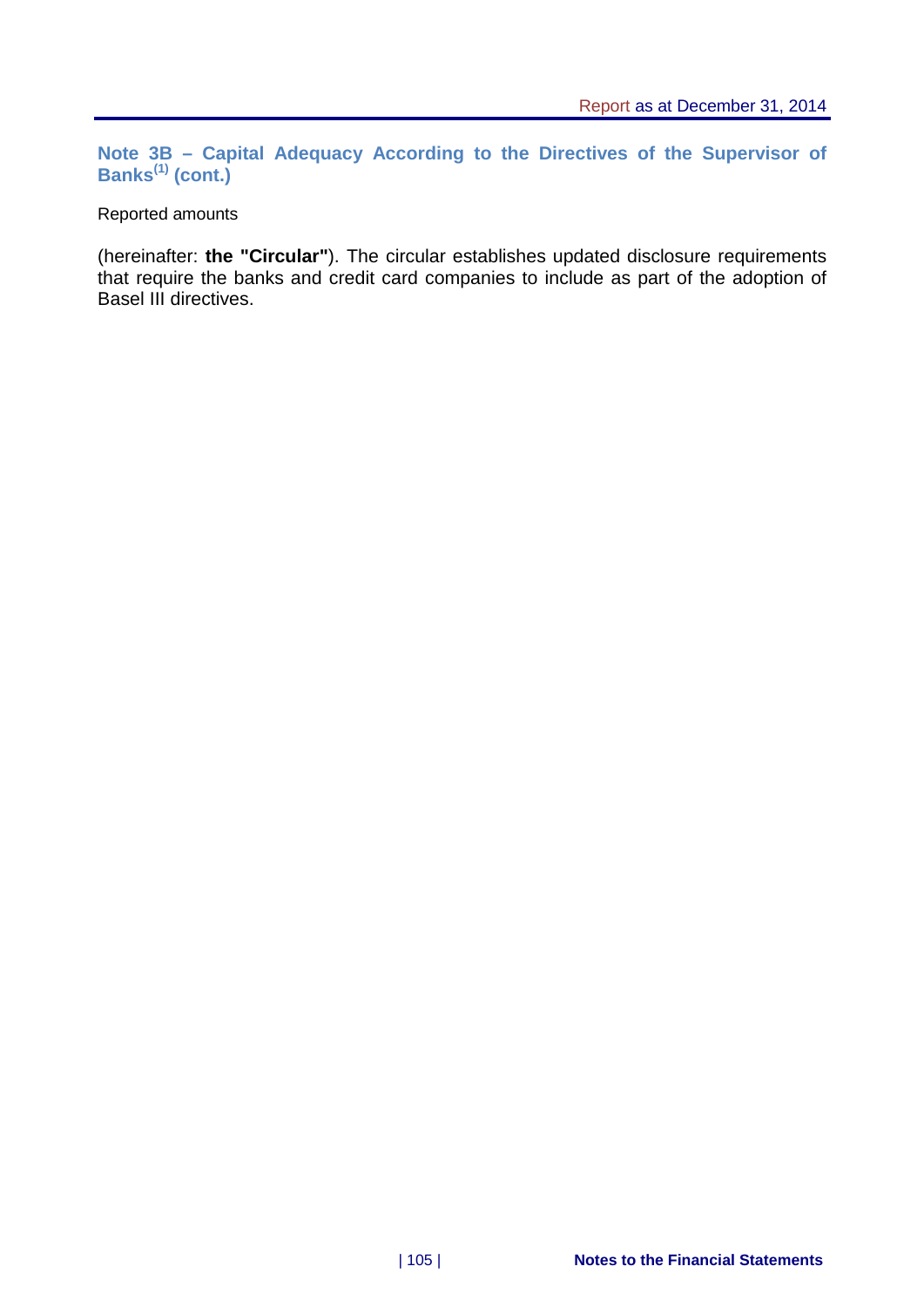## Note 3B – Capital Adequacy According to the Directives of the Supervisor of Banks[1] (cont.)

Reported amounts

(hereinafter: **the "Circular"**). The circular establishes updated disclosure requirements that require the banks and credit card companies to include as part of the adoption of Basel III directives.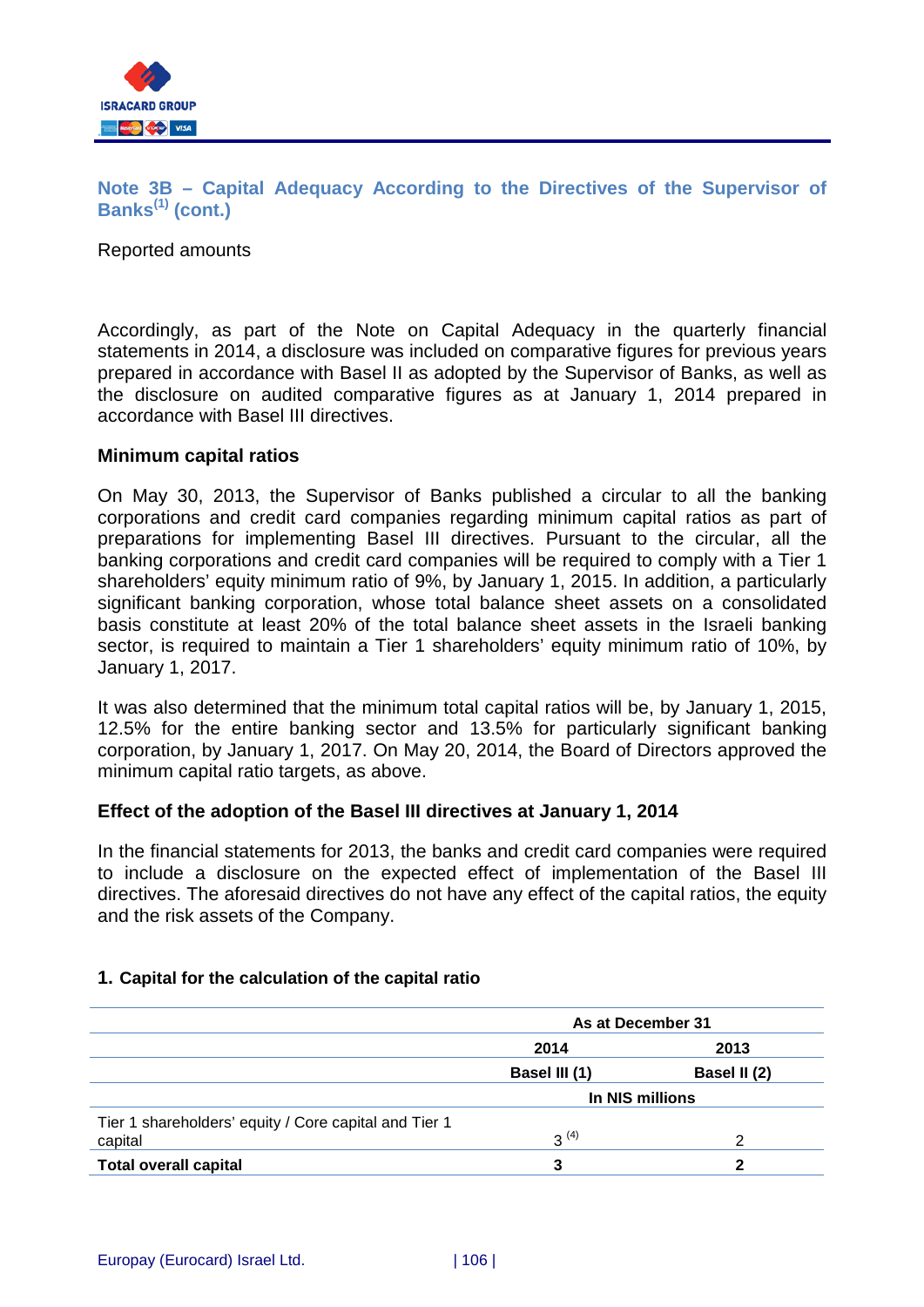## Note 3B – Capital Adequacy According to the Directives of the Supervisor of Banks[1] (cont.)

Reported amounts

Accordingly, as part of the Note on Capital Adequacy in the quarterly financial statements in 2014, a disclosure was included on comparative figures for previous years prepared in accordance with Basel II as adopted by the Supervisor of Banks, as well as the disclosure on audited comparative figures as at January 1, 2014 prepared in accordance with Basel III directives.

**Minimum capital ratios**

On May 30, 2013, the Supervisor of Banks published a circular to all the banking corporations and credit card companies regarding minimum capital ratios as part of preparations for implementing Basel III directives. Pursuant to the circular, all the banking corporations and credit card companies will be required to comply with a Tier 1 shareholders' equity minimum ratio of 9%, by January 1, 2015. In addition, a particularly significant banking corporation, whose total balance sheet assets on a consolidated basis constitute at least 20% of the total balance sheet assets in the Israeli banking sector, is required to maintain a Tier 1 shareholders' equity minimum ratio of 10%, by January 1, 2017.

It was also determined that the minimum total capital ratios will be, by January 1, 2015, 12.5% for the entire banking sector and 13.5% for particularly significant banking corporation, by January 1, 2017. On May 20, 2014, the Board of Directors approved the minimum capital ratio targets, as above.

**Effect of the adoption of the Basel III directives at January 1, 2014**

In the financial statements for 2013, the banks and credit card companies were required to include a disclosure on the expected effect of implementation of the Basel III directives. The aforesaid directives do not have any effect of the capital ratios, the equity and the risk assets of the Company.

**1. Capital for the calculation of the capital ratio**

| | As at December 31 | |
|---|---|---|
| | 2014 | 2013 |
| | Basel III (1) | Basel II (2) |
| | In NIS millions | |
| Tier 1 shareholders' equity / Core capital and Tier 1 capital | 3 [4] | 2 |
| **Total overall capital** | **3** | **2** |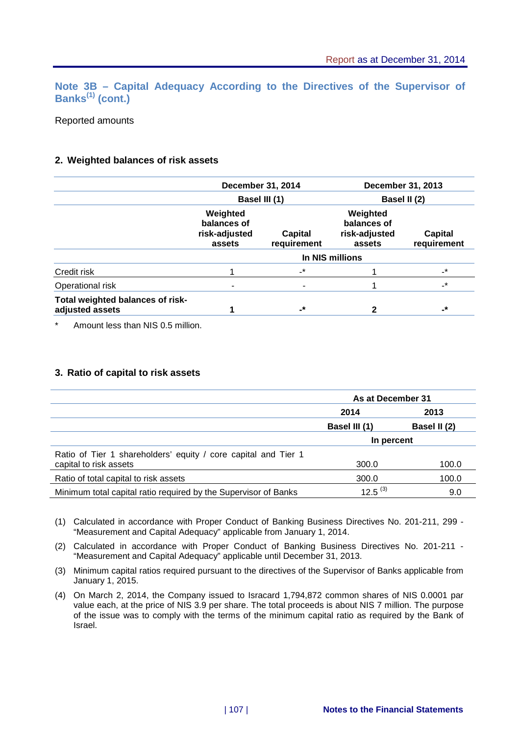## Note 3B – Capital Adequacy According to the Directives of the Supervisor of Banks(1) (cont.)

Reported amounts

### 2. Weighted balances of risk assets

| | December 31, 2014 | | December 31, 2013 | |
|---|---|---|---|---|
| | Basel III (1) | | Basel II (2) | |
| | Weighted balances of risk-adjusted assets | Capital requirement | Weighted balances of risk-adjusted assets | Capital requirement |
| | In NIS millions | | | |
| Credit risk | 1 | -* | 1 | -* |
| Operational risk | - | - | 1 | -* |
| **Total weighted balances of risk-adjusted assets** | **1** | **-*** | **2** | **-*** |

\* Amount less than NIS 0.5 million.

### 3. Ratio of capital to risk assets

| | As at December 31 | |
|---|---|---|
| | 2014 | 2013 |
| | Basel III (1) | Basel II (2) |
| | In percent | |
| Ratio of Tier 1 shareholders' equity / core capital and Tier 1 capital to risk assets | 300.0 | 100.0 |
| Ratio of total capital to risk assets | 300.0 | 100.0 |
| Minimum total capital ratio required by the Supervisor of Banks | 12.5 (3) | 9.0 |

(1) Calculated in accordance with Proper Conduct of Banking Business Directives No. 201-211, 299 - "Measurement and Capital Adequacy" applicable from January 1, 2014.

(2) Calculated in accordance with Proper Conduct of Banking Business Directives No. 201-211 - "Measurement and Capital Adequacy" applicable until December 31, 2013.

(3) Minimum capital ratios required pursuant to the directives of the Supervisor of Banks applicable from January 1, 2015.

(4) On March 2, 2014, the Company issued to Isracard 1,794,872 common shares of NIS 0.0001 par value each, at the price of NIS 3.9 per share. The total proceeds is about NIS 7 million. The purpose of the issue was to comply with the terms of the minimum capital ratio as required by the Bank of Israel.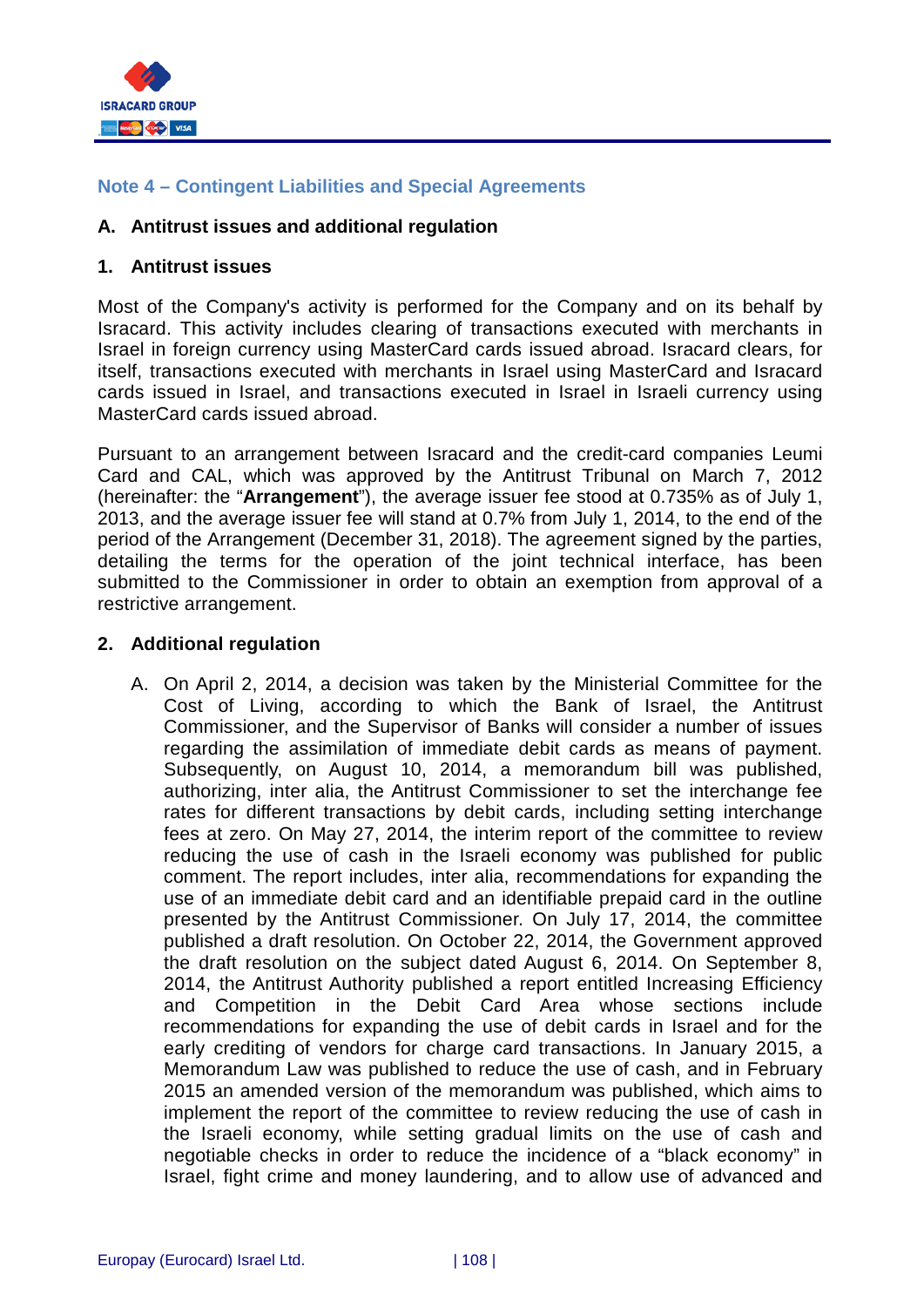## Note 4 – Contingent Liabilities and Special Agreements

### A. Antitrust issues and additional regulation

#### 1. Antitrust issues

Most of the Company's activity is performed for the Company and on its behalf by Isracard. This activity includes clearing of transactions executed with merchants in Israel in foreign currency using MasterCard cards issued abroad. Isracard clears, for itself, transactions executed with merchants in Israel using MasterCard and Isracard cards issued in Israel, and transactions executed in Israel in Israeli currency using MasterCard cards issued abroad.

Pursuant to an arrangement between Isracard and the credit-card companies Leumi Card and CAL, which was approved by the Antitrust Tribunal on March 7, 2012 (hereinafter: the "**Arrangement**"), the average issuer fee stood at 0.735% as of July 1, 2013, and the average issuer fee will stand at 0.7% from July 1, 2014, to the end of the period of the Arrangement (December 31, 2018). The agreement signed by the parties, detailing the terms for the operation of the joint technical interface, has been submitted to the Commissioner in order to obtain an exemption from approval of a restrictive arrangement.

#### 2. Additional regulation

A. On April 2, 2014, a decision was taken by the Ministerial Committee for the Cost of Living, according to which the Bank of Israel, the Antitrust Commissioner, and the Supervisor of Banks will consider a number of issues regarding the assimilation of immediate debit cards as means of payment. Subsequently, on August 10, 2014, a memorandum bill was published, authorizing, inter alia, the Antitrust Commissioner to set the interchange fee rates for different transactions by debit cards, including setting interchange fees at zero. On May 27, 2014, the interim report of the committee to review reducing the use of cash in the Israeli economy was published for public comment. The report includes, inter alia, recommendations for expanding the use of an immediate debit card and an identifiable prepaid card in the outline presented by the Antitrust Commissioner. On July 17, 2014, the committee published a draft resolution. On October 22, 2014, the Government approved the draft resolution on the subject dated August 6, 2014. On September 8, 2014, the Antitrust Authority published a report entitled Increasing Efficiency and Competition in the Debit Card Area whose sections include recommendations for expanding the use of debit cards in Israel and for the early crediting of vendors for charge card transactions. In January 2015, a Memorandum Law was published to reduce the use of cash, and in February 2015 an amended version of the memorandum was published, which aims to implement the report of the committee to review reducing the use of cash in the Israeli economy, while setting gradual limits on the use of cash and negotiable checks in order to reduce the incidence of a "black economy" in Israel, fight crime and money laundering, and to allow use of advanced and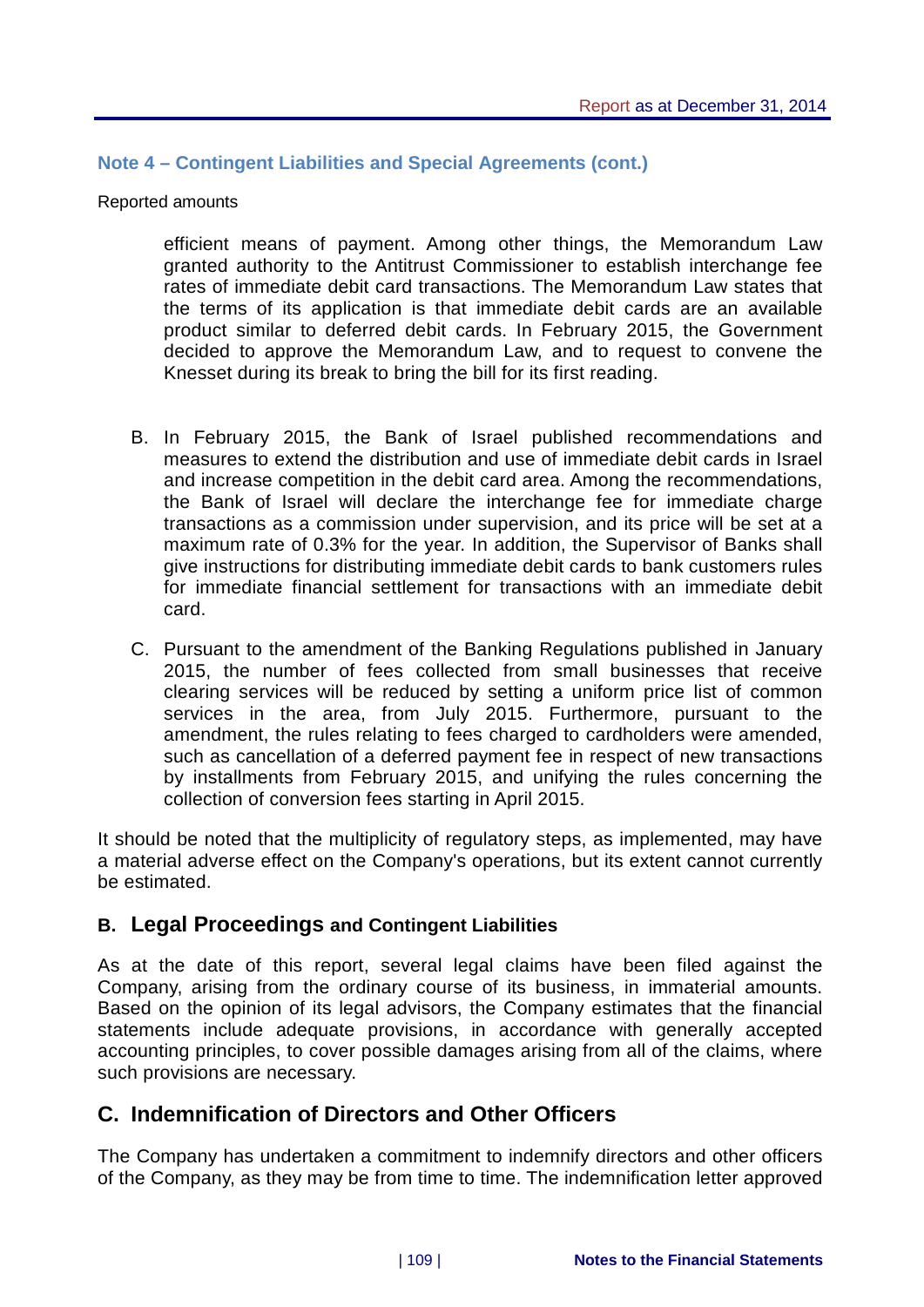## Note 4 – Contingent Liabilities and Special Agreements (cont.)

Reported amounts

efficient means of payment. Among other things, the Memorandum Law granted authority to the Antitrust Commissioner to establish interchange fee rates of immediate debit card transactions. The Memorandum Law states that the terms of its application is that immediate debit cards are an available product similar to deferred debit cards. In February 2015, the Government decided to approve the Memorandum Law, and to request to convene the Knesset during its break to bring the bill for its first reading.

B. In February 2015, the Bank of Israel published recommendations and measures to extend the distribution and use of immediate debit cards in Israel and increase competition in the debit card area. Among the recommendations, the Bank of Israel will declare the interchange fee for immediate charge transactions as a commission under supervision, and its price will be set at a maximum rate of 0.3% for the year. In addition, the Supervisor of Banks shall give instructions for distributing immediate debit cards to bank customers rules for immediate financial settlement for transactions with an immediate debit card.

C. Pursuant to the amendment of the Banking Regulations published in January 2015, the number of fees collected from small businesses that receive clearing services will be reduced by setting a uniform price list of common services in the area, from July 2015. Furthermore, pursuant to the amendment, the rules relating to fees charged to cardholders were amended, such as cancellation of a deferred payment fee in respect of new transactions by installments from February 2015, and unifying the rules concerning the collection of conversion fees starting in April 2015.

It should be noted that the multiplicity of regulatory steps, as implemented, may have a material adverse effect on the Company's operations, but its extent cannot currently be estimated.

## B. Legal Proceedings and Contingent Liabilities

As at the date of this report, several legal claims have been filed against the Company, arising from the ordinary course of its business, in immaterial amounts. Based on the opinion of its legal advisors, the Company estimates that the financial statements include adequate provisions, in accordance with generally accepted accounting principles, to cover possible damages arising from all of the claims, where such provisions are necessary.

## C. Indemnification of Directors and Other Officers

The Company has undertaken a commitment to indemnify directors and other officers of the Company, as they may be from time to time. The indemnification letter approved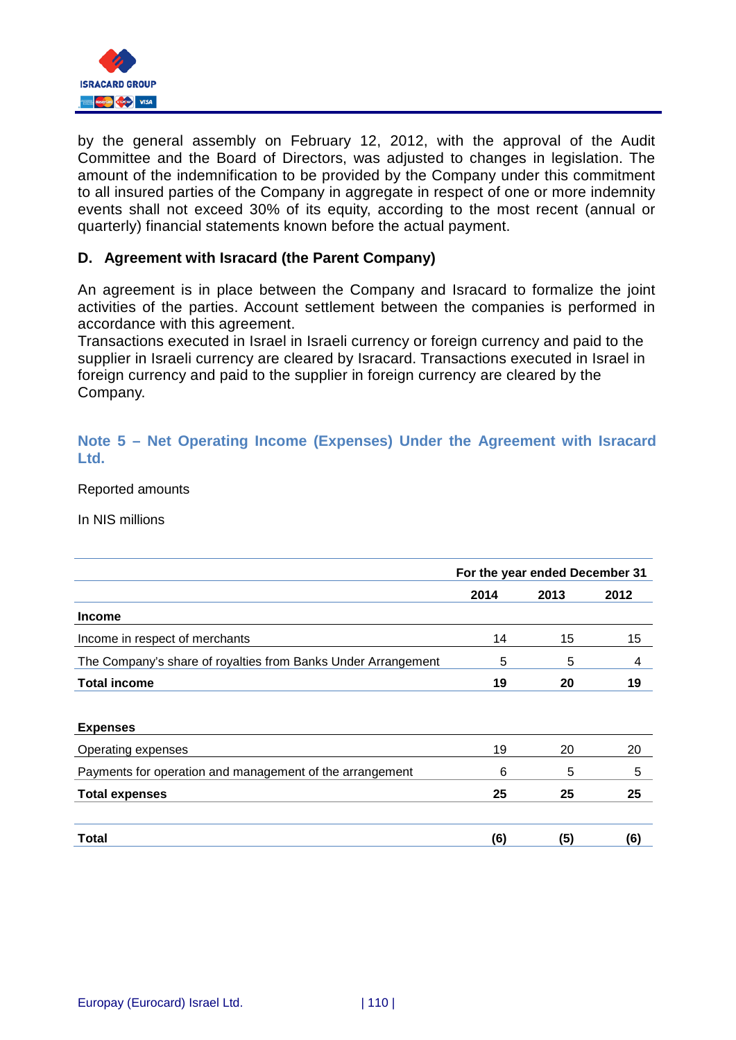by the general assembly on February 12, 2012, with the approval of the Audit Committee and the Board of Directors, was adjusted to changes in legislation. The amount of the indemnification to be provided by the Company under this commitment to all insured parties of the Company in aggregate in respect of one or more indemnity events shall not exceed 30% of its equity, according to the most recent (annual or quarterly) financial statements known before the actual payment.

### D. Agreement with Isracard (the Parent Company)

An agreement is in place between the Company and Isracard to formalize the joint activities of the parties. Account settlement between the companies is performed in accordance with this agreement.
Transactions executed in Israel in Israeli currency or foreign currency and paid to the supplier in Israeli currency are cleared by Isracard. Transactions executed in Israel in foreign currency and paid to the supplier in foreign currency are cleared by the Company.

## Note 5 – Net Operating Income (Expenses) Under the Agreement with Isracard Ltd.

Reported amounts

In NIS millions

| | For the year ended December 31 | | |
|---|---|---|---|
| | **2014** | **2013** | **2012** |
| **Income** | | | |
| Income in respect of merchants | 14 | 15 | 15 |
| The Company's share of royalties from Banks Under Arrangement | 5 | 5 | 4 |
| **Total income** | **19** | **20** | **19** |
| **Expenses** | | | |
| Operating expenses | 19 | 20 | 20 |
| Payments for operation and management of the arrangement | 6 | 5 | 5 |
| **Total expenses** | **25** | **25** | **25** |
| **Total** | **(6)** | **(5)** | **(6)** |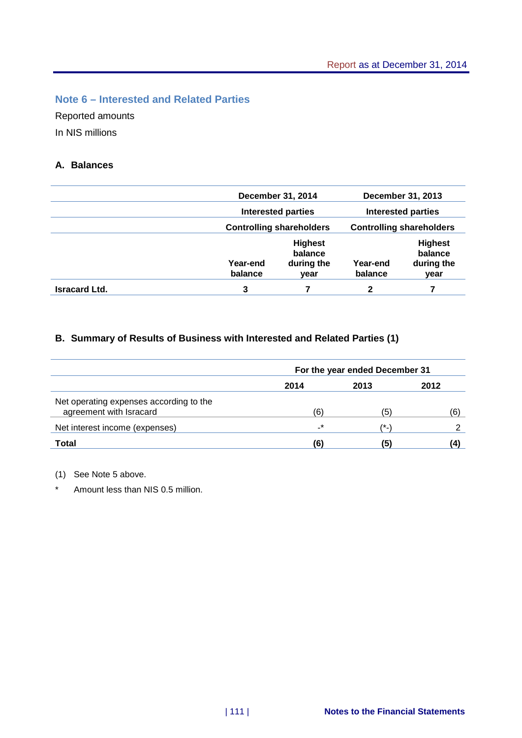## Note 6 – Interested and Related Parties

Reported amounts

In NIS millions

### A. Balances

| | December 31, 2014 | | December 31, 2013 | |
|---|---|---|---|---|
| | Interested parties | | Interested parties | |
| | Controlling shareholders | | Controlling shareholders | |
| | Year-end balance | Highest balance during the year | Year-end balance | Highest balance during the year |
| **Isracard Ltd.** | **3** | **7** | **2** | **7** |

### B. Summary of Results of Business with Interested and Related Parties (1)

| | For the year ended December 31 | | |
|---|---|---|---|
| | 2014 | 2013 | 2012 |
| Net operating expenses according to the agreement with Isracard | (6) | (5) | (6) |
| Net interest income (expenses) | -* | (*-) | 2 |
| **Total** | **(6)** | **(5)** | **(4)** |

(1) See Note 5 above.

* Amount less than NIS 0.5 million.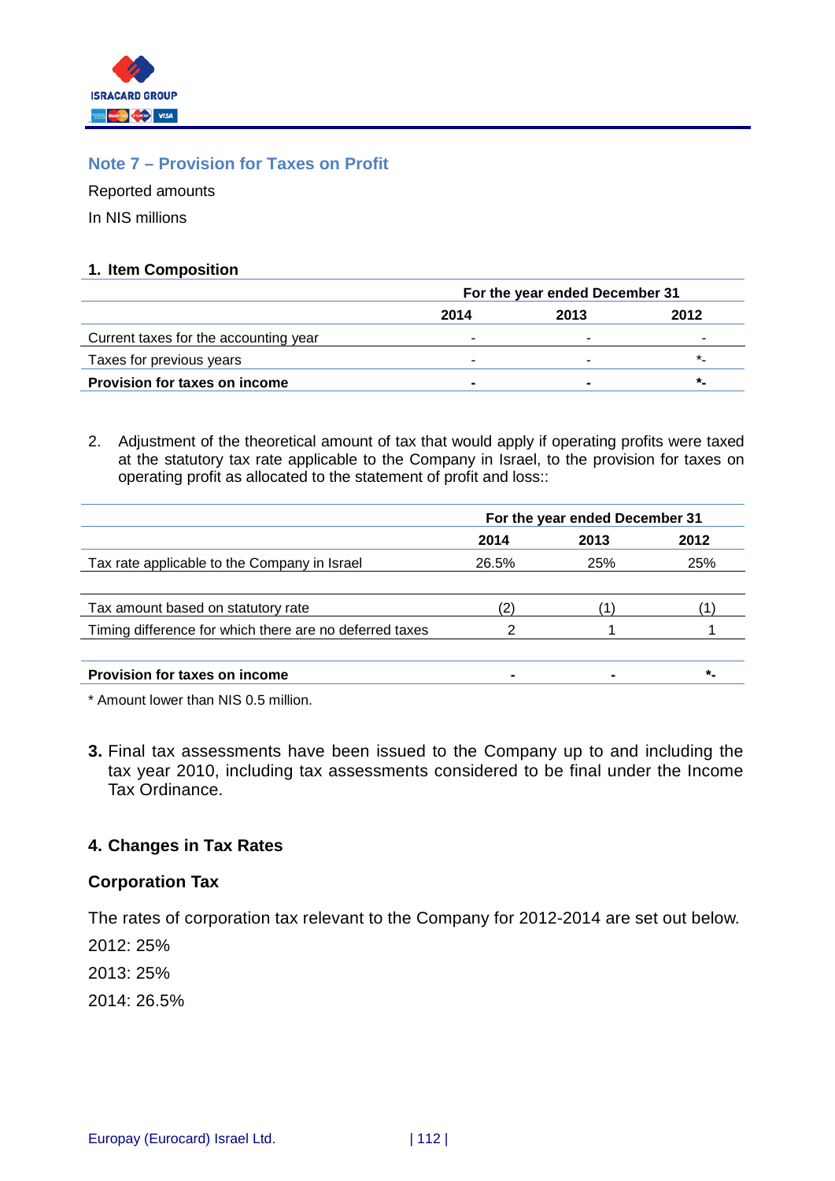## Note 7 – Provision for Taxes on Profit

Reported amounts

In NIS millions

### 1. Item Composition

| | For the year ended December 31 | | |
|---|---|---|---|
| | 2014 | 2013 | 2012 |
| Current taxes for the accounting year | - | - | - |
| Taxes for previous years | - | - | *- |
| **Provision for taxes on income** | **-** | **-** | ***-** |

2. Adjustment of the theoretical amount of tax that would apply if operating profits were taxed at the statutory tax rate applicable to the Company in Israel, to the provision for taxes on operating profit as allocated to the statement of profit and loss::

| | For the year ended December 31 | | |
|---|---|---|---|
| | 2014 | 2013 | 2012 |
| Tax rate applicable to the Company in Israel | 26.5% | 25% | 25% |
| | | | |
| Tax amount based on statutory rate | (2) | (1) | (1) |
| Timing difference for which there are no deferred taxes | 2 | 1 | 1 |
| | | | |
| **Provision for taxes on income** | **-** | **-** | ***-** |

* Amount lower than NIS 0.5 million.

**3.** Final tax assessments have been issued to the Company up to and including the tax year 2010, including tax assessments considered to be final under the Income Tax Ordinance.

### 4. Changes in Tax Rates

#### Corporation Tax

The rates of corporation tax relevant to the Company for 2012-2014 are set out below.

2012: 25%

2013: 25%

2014: 26.5%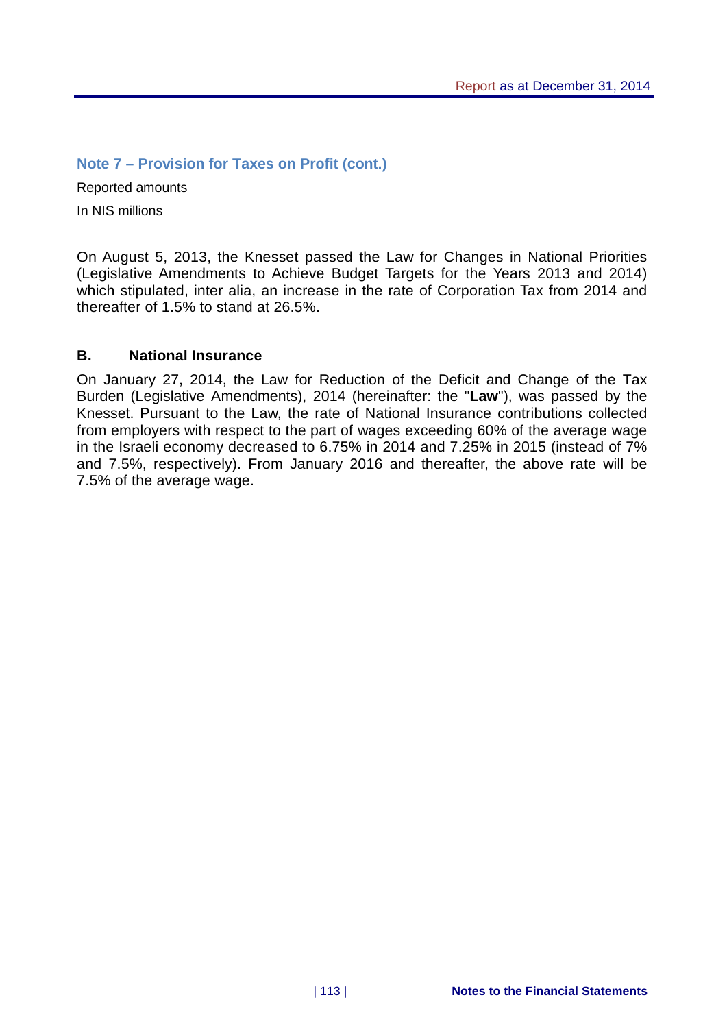## Note 7 – Provision for Taxes on Profit (cont.)

Reported amounts

In NIS millions

On August 5, 2013, the Knesset passed the Law for Changes in National Priorities (Legislative Amendments to Achieve Budget Targets for the Years 2013 and 2014) which stipulated, inter alia, an increase in the rate of Corporation Tax from 2014 and thereafter of 1.5% to stand at 26.5%.

### B. National Insurance

On January 27, 2014, the Law for Reduction of the Deficit and Change of the Tax Burden (Legislative Amendments), 2014 (hereinafter: the "**Law**"), was passed by the Knesset. Pursuant to the Law, the rate of National Insurance contributions collected from employers with respect to the part of wages exceeding 60% of the average wage in the Israeli economy decreased to 6.75% in 2014 and 7.25% in 2015 (instead of 7% and 7.5%, respectively). From January 2016 and thereafter, the above rate will be 7.5% of the average wage.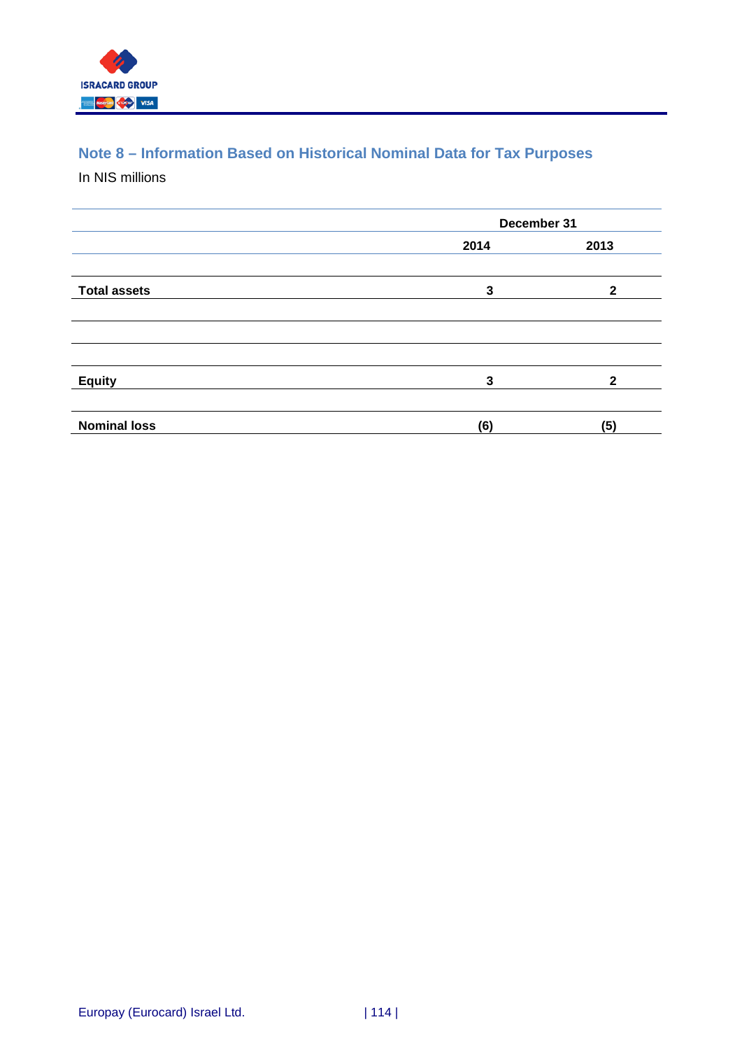## Note 8 – Information Based on Historical Nominal Data for Tax Purposes

In NIS millions

| | December 31 | |
|---|---|---|
| | 2014 | 2013 |
| **Total assets** | **3** | **2** |
| **Equity** | **3** | **2** |
| **Nominal loss** | **(6)** | **(5)** |